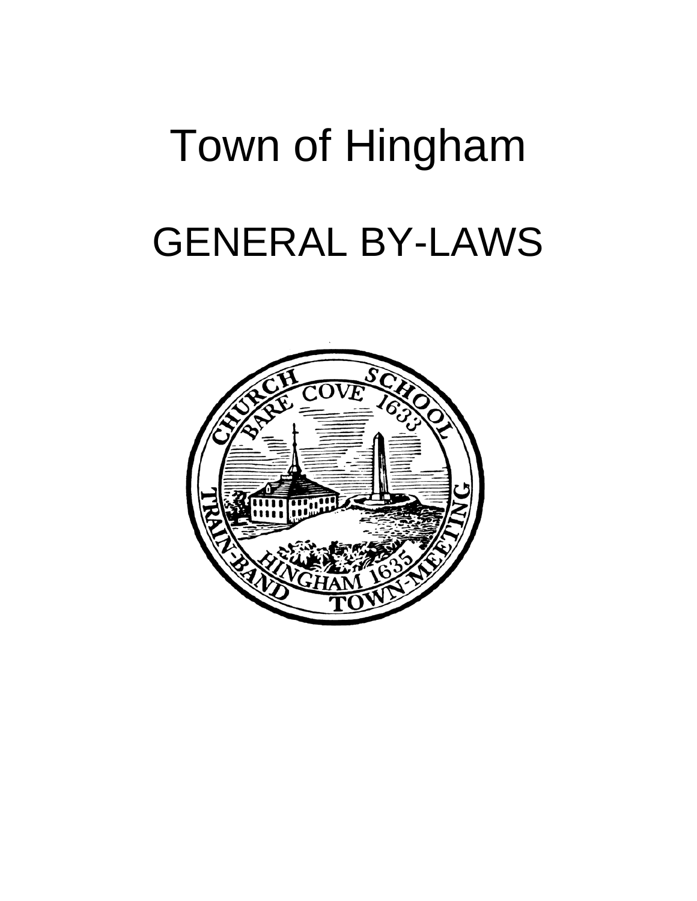# Town of Hingham

# GENERAL BY-LAWS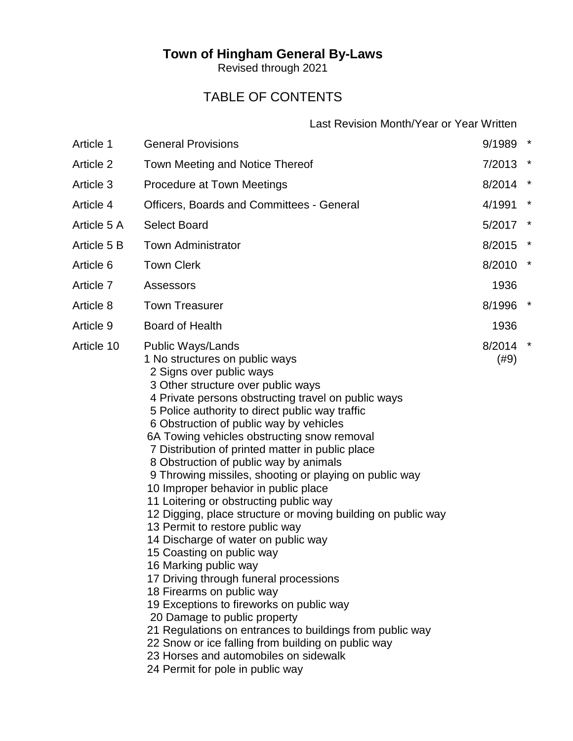**Town of Hingham General By-Laws**

Revised through 2021

TABLE OF CONTENTS

| | | Last Revision Month/Year or Year Written | |
|---|---|---|---|
| Article 1 | General Provisions | 9/1989 | * |
| Article 2 | Town Meeting and Notice Thereof | 7/2013 | * |
| Article 3 | Procedure at Town Meetings | 8/2014 | * |
| Article 4 | Officers, Boards and Committees - General | 4/1991 | * |
| Article 5 A | Select Board | 5/2017 | * |
| Article 5 B | Town Administrator | 8/2015 | * |
| Article 6 | Town Clerk | 8/2010 | * |
| Article 7 | Assessors | 1936 | |
| Article 8 | Town Treasurer | 8/1996 | * |
| Article 9 | Board of Health | 1936 | |
| Article 10 | Public Ways/Lands<br>1 No structures on public ways<br>2 Signs over public ways<br>3 Other structure over public ways<br>4 Private persons obstructing travel on public ways<br>5 Police authority to direct public way traffic<br>6 Obstruction of public way by vehicles<br>6A Towing vehicles obstructing snow removal<br>7 Distribution of printed matter in public place<br>8 Obstruction of public way by animals<br>9 Throwing missiles, shooting or playing on public way<br>10 Improper behavior in public place<br>11 Loitering or obstructing public way<br>12 Digging, place structure or moving building on public way<br>13 Permit to restore public way<br>14 Discharge of water on public way<br>15 Coasting on public way<br>16 Marking public way<br>17 Driving through funeral processions<br>18 Firearms on public way<br>19 Exceptions to fireworks on public way<br>20 Damage to public property<br>21 Regulations on entrances to buildings from public way<br>22 Snow or ice falling from building on public way<br>23 Horses and automobiles on sidewalk<br>24 Permit for pole in public way | 8/2014<br>(#9) | * |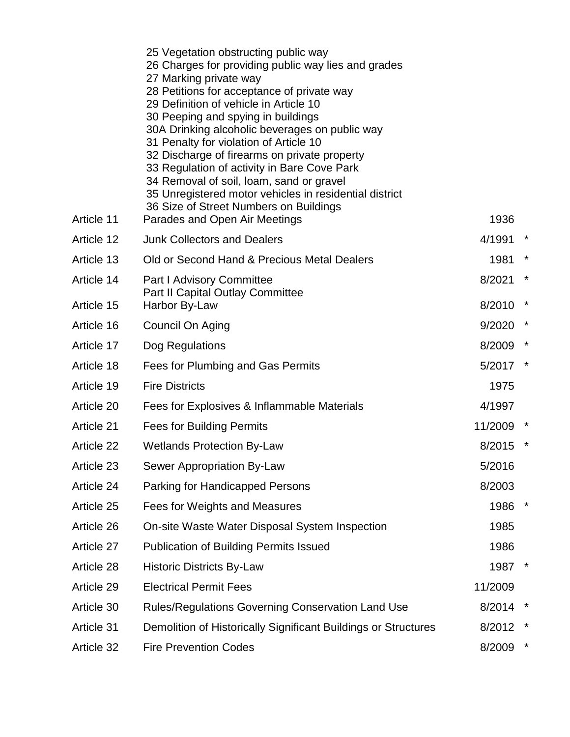| | | | |
|---|---|---|---|
| | 25 Vegetation obstructing public way<br>26 Charges for providing public way lies and grades<br>27 Marking private way<br>28 Petitions for acceptance of private way<br>29 Definition of vehicle in Article 10<br>30 Peeping and spying in buildings<br>30A Drinking alcoholic beverages on public way<br>31 Penalty for violation of Article 10<br>32 Discharge of firearms on private property<br>33 Regulation of activity in Bare Cove Park<br>34 Removal of soil, loam, sand or gravel<br>35 Unregistered motor vehicles in residential district<br>36 Size of Street Numbers on Buildings | | |
| Article 11 | Parades and Open Air Meetings | 1936 | |
| Article 12 | Junk Collectors and Dealers | 4/1991 | * |
| Article 13 | Old or Second Hand & Precious Metal Dealers | 1981 | * |
| Article 14 | Part I Advisory Committee<br>Part II Capital Outlay Committee | 8/2021 | * |
| Article 15 | Harbor By-Law | 8/2010 | * |
| Article 16 | Council On Aging | 9/2020 | * |
| Article 17 | Dog Regulations | 8/2009 | * |
| Article 18 | Fees for Plumbing and Gas Permits | 5/2017 | * |
| Article 19 | Fire Districts | 1975 | |
| Article 20 | Fees for Explosives & Inflammable Materials | 4/1997 | |
| Article 21 | Fees for Building Permits | 11/2009 | * |
| Article 22 | Wetlands Protection By-Law | 8/2015 | * |
| Article 23 | Sewer Appropriation By-Law | 5/2016 | |
| Article 24 | Parking for Handicapped Persons | 8/2003 | |
| Article 25 | Fees for Weights and Measures | 1986 | * |
| Article 26 | On-site Waste Water Disposal System Inspection | 1985 | |
| Article 27 | Publication of Building Permits Issued | 1986 | |
| Article 28 | Historic Districts By-Law | 1987 | * |
| Article 29 | Electrical Permit Fees | 11/2009 | |
| Article 30 | Rules/Regulations Governing Conservation Land Use | 8/2014 | * |
| Article 31 | Demolition of Historically Significant Buildings or Structures | 8/2012 | * |
| Article 32 | Fire Prevention Codes | 8/2009 | * |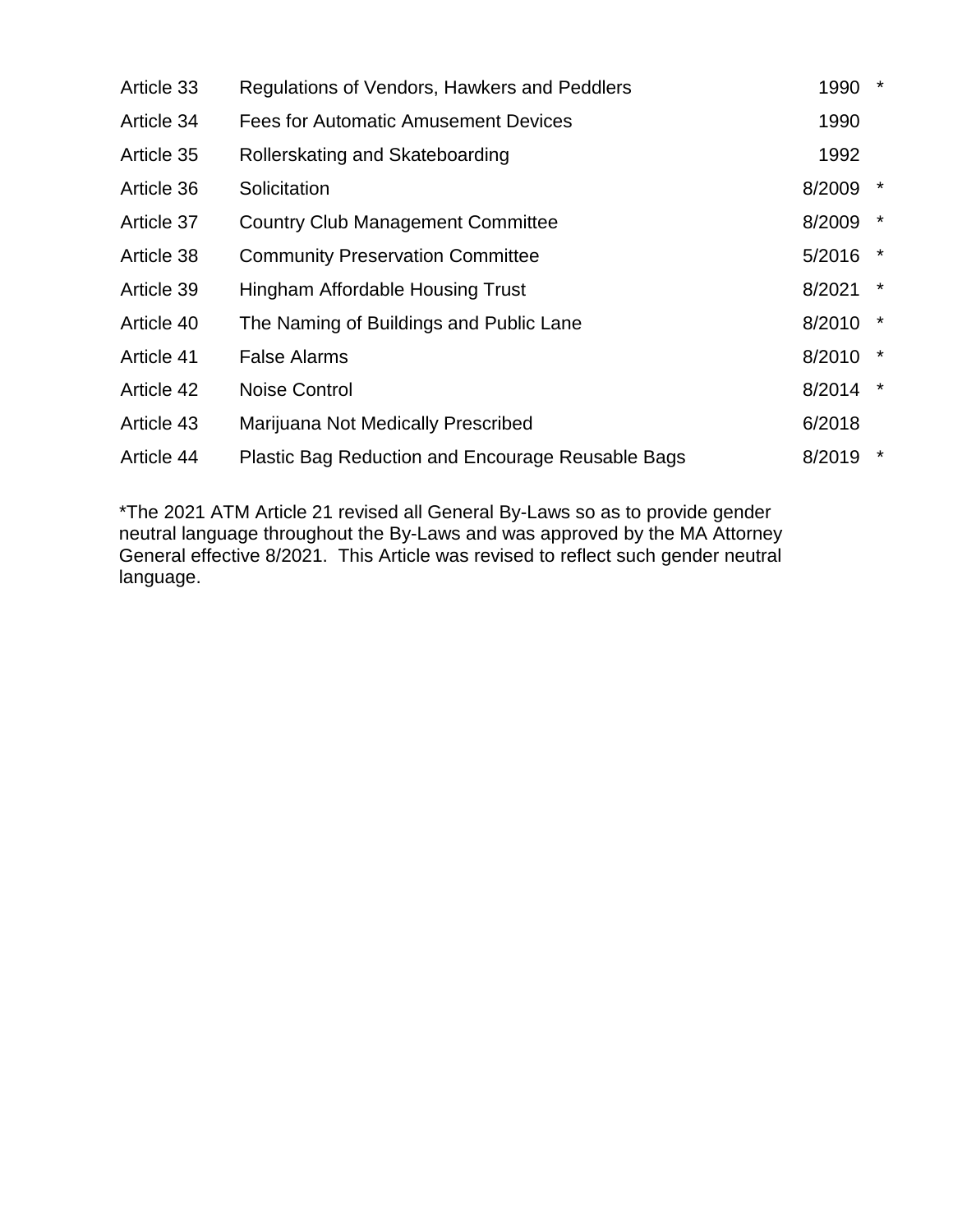| | | | |
|---|---|---|---|
| Article 33 | Regulations of Vendors, Hawkers and Peddlers | 1990 | * |
| Article 34 | Fees for Automatic Amusement Devices | 1990 | |
| Article 35 | Rollerskating and Skateboarding | 1992 | |
| Article 36 | Solicitation | 8/2009 | * |
| Article 37 | Country Club Management Committee | 8/2009 | * |
| Article 38 | Community Preservation Committee | 5/2016 | * |
| Article 39 | Hingham Affordable Housing Trust | 8/2021 | * |
| Article 40 | The Naming of Buildings and Public Lane | 8/2010 | * |
| Article 41 | False Alarms | 8/2010 | * |
| Article 42 | Noise Control | 8/2014 | * |
| Article 43 | Marijuana Not Medically Prescribed | 6/2018 | |
| Article 44 | Plastic Bag Reduction and Encourage Reusable Bags | 8/2019 | * |

*The 2021 ATM Article 21 revised all General By-Laws so as to provide gender neutral language throughout the By-Laws and was approved by the MA Attorney General effective 8/2021. This Article was revised to reflect such gender neutral language.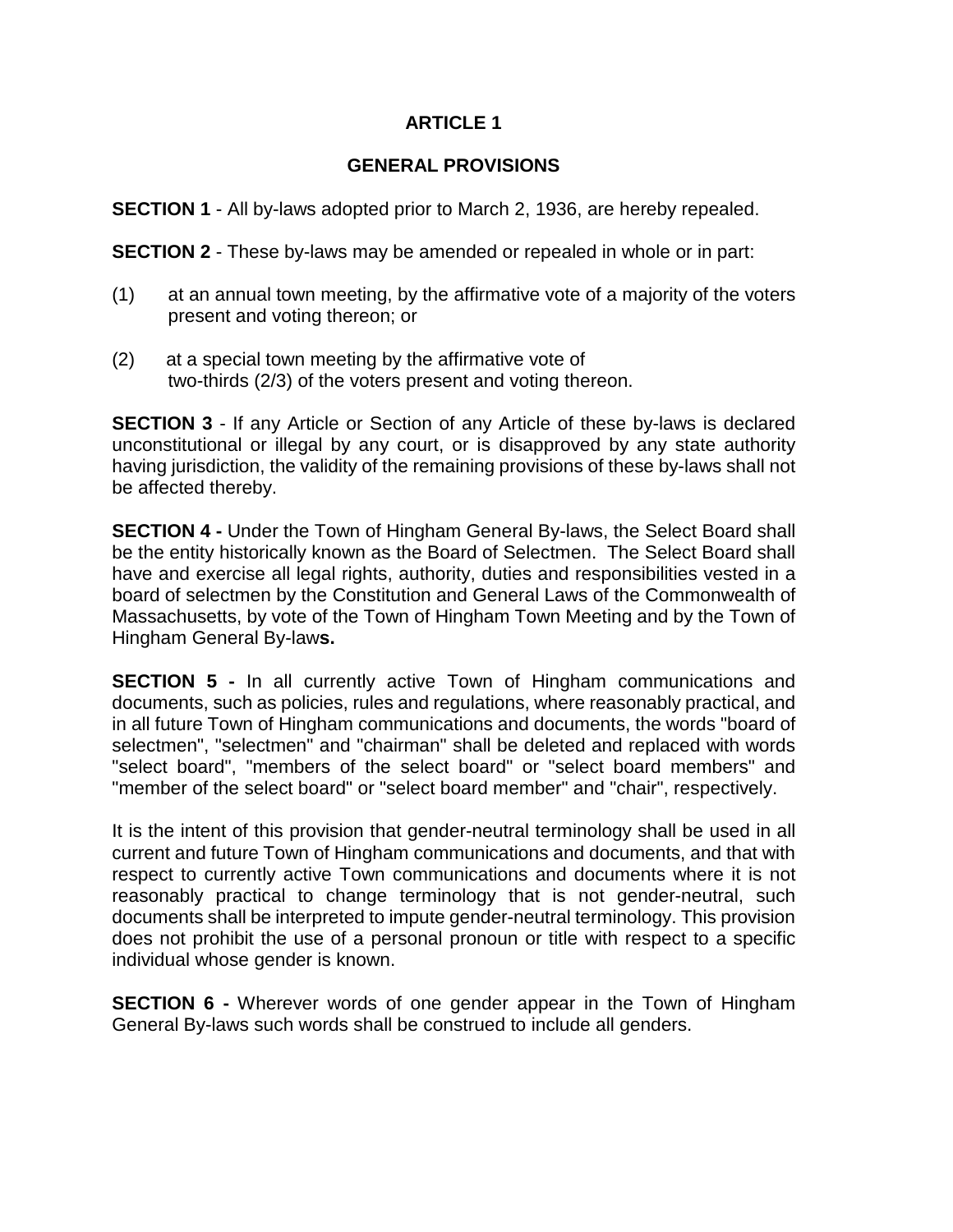# ARTICLE 1

## GENERAL PROVISIONS

**SECTION 1** - All by-laws adopted prior to March 2, 1936, are hereby repealed.

**SECTION 2** - These by-laws may be amended or repealed in whole or in part:

(1) at an annual town meeting, by the affirmative vote of a majority of the voters present and voting thereon; or

(2) at a special town meeting by the affirmative vote of two-thirds (2/3) of the voters present and voting thereon.

**SECTION 3** - If any Article or Section of any Article of these by-laws is declared unconstitutional or illegal by any court, or is disapproved by any state authority having jurisdiction, the validity of the remaining provisions of these by-laws shall not be affected thereby.

**SECTION 4 -** Under the Town of Hingham General By-laws, the Select Board shall be the entity historically known as the Board of Selectmen. The Select Board shall have and exercise all legal rights, authority, duties and responsibilities vested in a board of selectmen by the Constitution and General Laws of the Commonwealth of Massachusetts, by vote of the Town of Hingham Town Meeting and by the Town of Hingham General By-law**s.**

**SECTION 5 -** In all currently active Town of Hingham communications and documents, such as policies, rules and regulations, where reasonably practical, and in all future Town of Hingham communications and documents, the words "board of selectmen", "selectmen" and "chairman" shall be deleted and replaced with words "select board", "members of the select board" or "select board members" and "member of the select board" or "select board member" and "chair", respectively.

It is the intent of this provision that gender-neutral terminology shall be used in all current and future Town of Hingham communications and documents, and that with respect to currently active Town communications and documents where it is not reasonably practical to change terminology that is not gender-neutral, such documents shall be interpreted to impute gender-neutral terminology. This provision does not prohibit the use of a personal pronoun or title with respect to a specific individual whose gender is known.

**SECTION 6 -** Wherever words of one gender appear in the Town of Hingham General By-laws such words shall be construed to include all genders.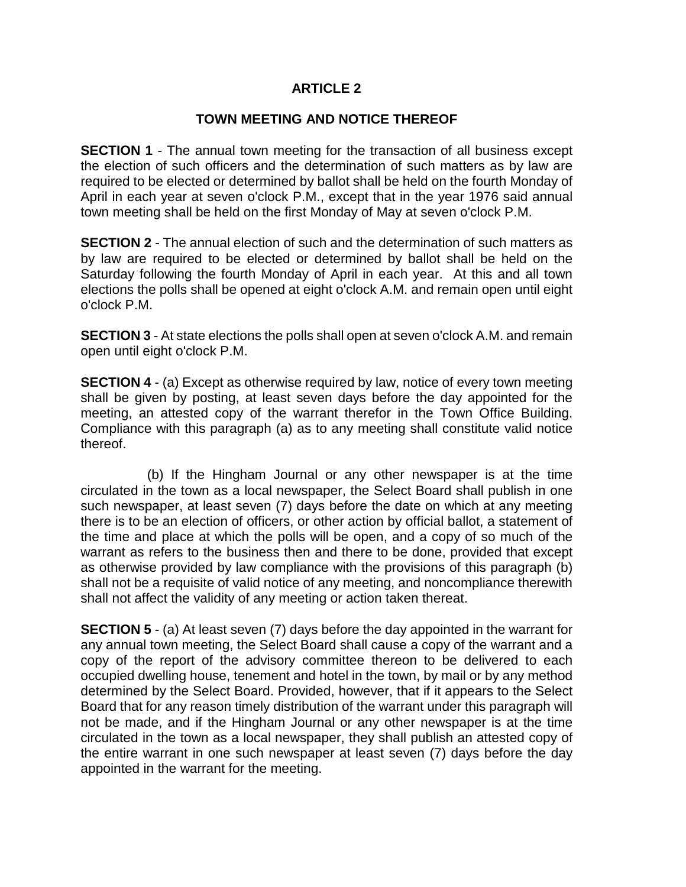# ARTICLE 2

## TOWN MEETING AND NOTICE THEREOF

**SECTION 1** - The annual town meeting for the transaction of all business except the election of such officers and the determination of such matters as by law are required to be elected or determined by ballot shall be held on the fourth Monday of April in each year at seven o'clock P.M., except that in the year 1976 said annual town meeting shall be held on the first Monday of May at seven o'clock P.M.

**SECTION 2** - The annual election of such and the determination of such matters as by law are required to be elected or determined by ballot shall be held on the Saturday following the fourth Monday of April in each year. At this and all town elections the polls shall be opened at eight o'clock A.M. and remain open until eight o'clock P.M.

**SECTION 3** - At state elections the polls shall open at seven o'clock A.M. and remain open until eight o'clock P.M.

**SECTION 4** - (a) Except as otherwise required by law, notice of every town meeting shall be given by posting, at least seven days before the day appointed for the meeting, an attested copy of the warrant therefor in the Town Office Building. Compliance with this paragraph (a) as to any meeting shall constitute valid notice thereof.

(b) If the Hingham Journal or any other newspaper is at the time circulated in the town as a local newspaper, the Select Board shall publish in one such newspaper, at least seven (7) days before the date on which at any meeting there is to be an election of officers, or other action by official ballot, a statement of the time and place at which the polls will be open, and a copy of so much of the warrant as refers to the business then and there to be done, provided that except as otherwise provided by law compliance with the provisions of this paragraph (b) shall not be a requisite of valid notice of any meeting, and noncompliance therewith shall not affect the validity of any meeting or action taken thereat.

**SECTION 5** - (a) At least seven (7) days before the day appointed in the warrant for any annual town meeting, the Select Board shall cause a copy of the warrant and a copy of the report of the advisory committee thereon to be delivered to each occupied dwelling house, tenement and hotel in the town, by mail or by any method determined by the Select Board. Provided, however, that if it appears to the Select Board that for any reason timely distribution of the warrant under this paragraph will not be made, and if the Hingham Journal or any other newspaper is at the time circulated in the town as a local newspaper, they shall publish an attested copy of the entire warrant in one such newspaper at least seven (7) days before the day appointed in the warrant for the meeting.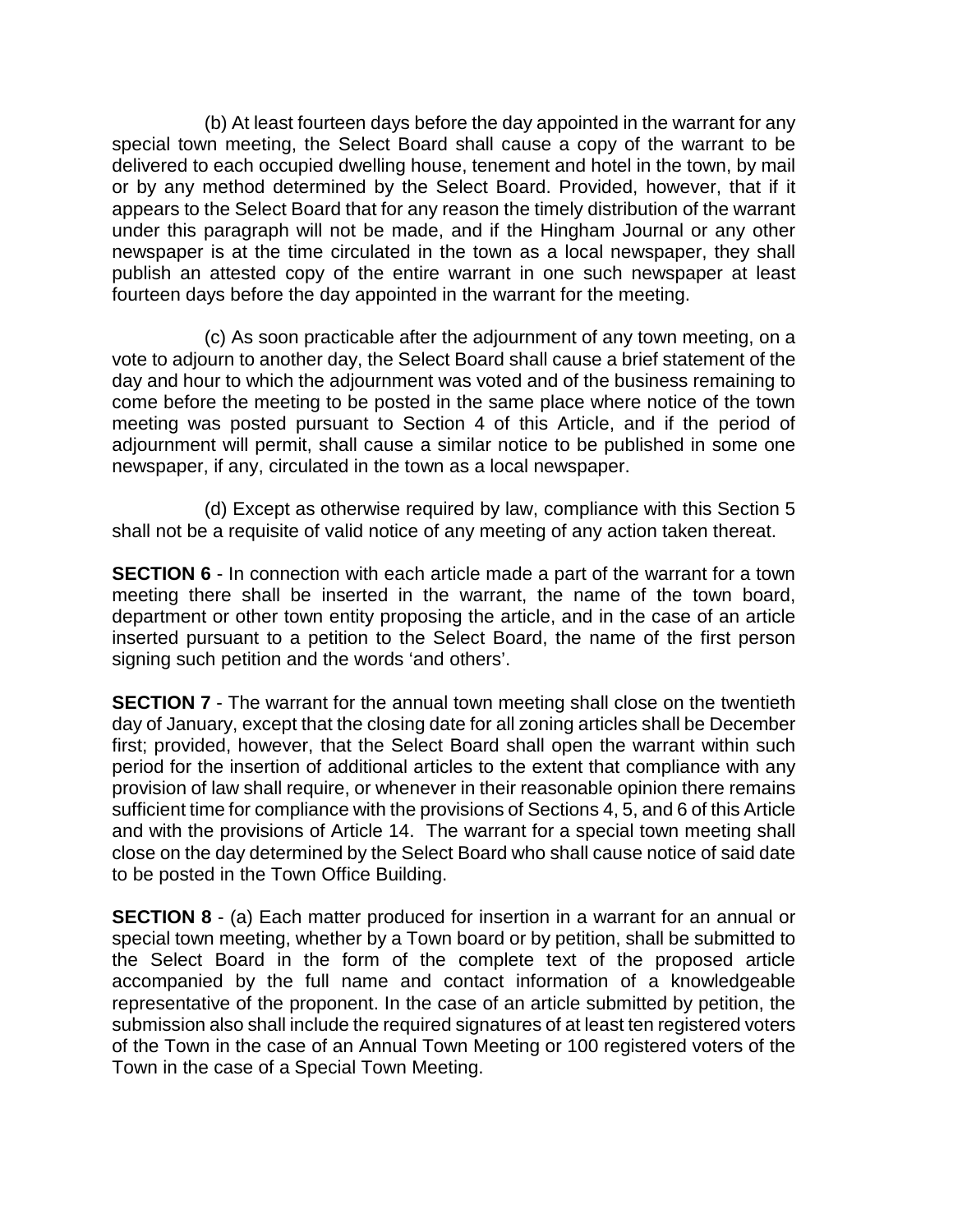(b) At least fourteen days before the day appointed in the warrant for any special town meeting, the Select Board shall cause a copy of the warrant to be delivered to each occupied dwelling house, tenement and hotel in the town, by mail or by any method determined by the Select Board. Provided, however, that if it appears to the Select Board that for any reason the timely distribution of the warrant under this paragraph will not be made, and if the Hingham Journal or any other newspaper is at the time circulated in the town as a local newspaper, they shall publish an attested copy of the entire warrant in one such newspaper at least fourteen days before the day appointed in the warrant for the meeting.

(c) As soon practicable after the adjournment of any town meeting, on a vote to adjourn to another day, the Select Board shall cause a brief statement of the day and hour to which the adjournment was voted and of the business remaining to come before the meeting to be posted in the same place where notice of the town meeting was posted pursuant to Section 4 of this Article, and if the period of adjournment will permit, shall cause a similar notice to be published in some one newspaper, if any, circulated in the town as a local newspaper.

(d) Except as otherwise required by law, compliance with this Section 5 shall not be a requisite of valid notice of any meeting of any action taken thereat.

**SECTION 6** - In connection with each article made a part of the warrant for a town meeting there shall be inserted in the warrant, the name of the town board, department or other town entity proposing the article, and in the case of an article inserted pursuant to a petition to the Select Board, the name of the first person signing such petition and the words 'and others'.

**SECTION 7** - The warrant for the annual town meeting shall close on the twentieth day of January, except that the closing date for all zoning articles shall be December first; provided, however, that the Select Board shall open the warrant within such period for the insertion of additional articles to the extent that compliance with any provision of law shall require, or whenever in their reasonable opinion there remains sufficient time for compliance with the provisions of Sections 4, 5, and 6 of this Article and with the provisions of Article 14. The warrant for a special town meeting shall close on the day determined by the Select Board who shall cause notice of said date to be posted in the Town Office Building.

**SECTION 8** - (a) Each matter produced for insertion in a warrant for an annual or special town meeting, whether by a Town board or by petition, shall be submitted to the Select Board in the form of the complete text of the proposed article accompanied by the full name and contact information of a knowledgeable representative of the proponent. In the case of an article submitted by petition, the submission also shall include the required signatures of at least ten registered voters of the Town in the case of an Annual Town Meeting or 100 registered voters of the Town in the case of a Special Town Meeting.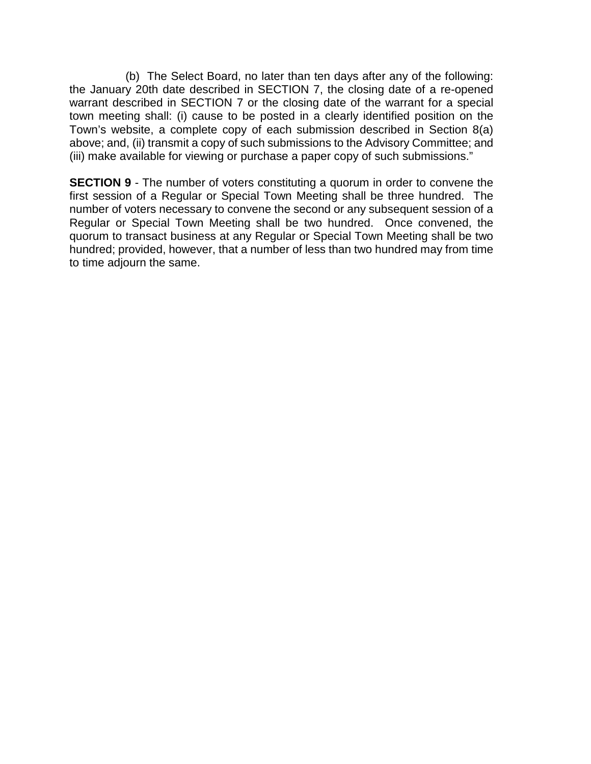(b) The Select Board, no later than ten days after any of the following: the January 20th date described in SECTION 7, the closing date of a re-opened warrant described in SECTION 7 or the closing date of the warrant for a special town meeting shall: (i) cause to be posted in a clearly identified position on the Town's website, a complete copy of each submission described in Section 8(a) above; and, (ii) transmit a copy of such submissions to the Advisory Committee; and (iii) make available for viewing or purchase a paper copy of such submissions."

**SECTION 9** - The number of voters constituting a quorum in order to convene the first session of a Regular or Special Town Meeting shall be three hundred. The number of voters necessary to convene the second or any subsequent session of a Regular or Special Town Meeting shall be two hundred. Once convened, the quorum to transact business at any Regular or Special Town Meeting shall be two hundred; provided, however, that a number of less than two hundred may from time to time adjourn the same.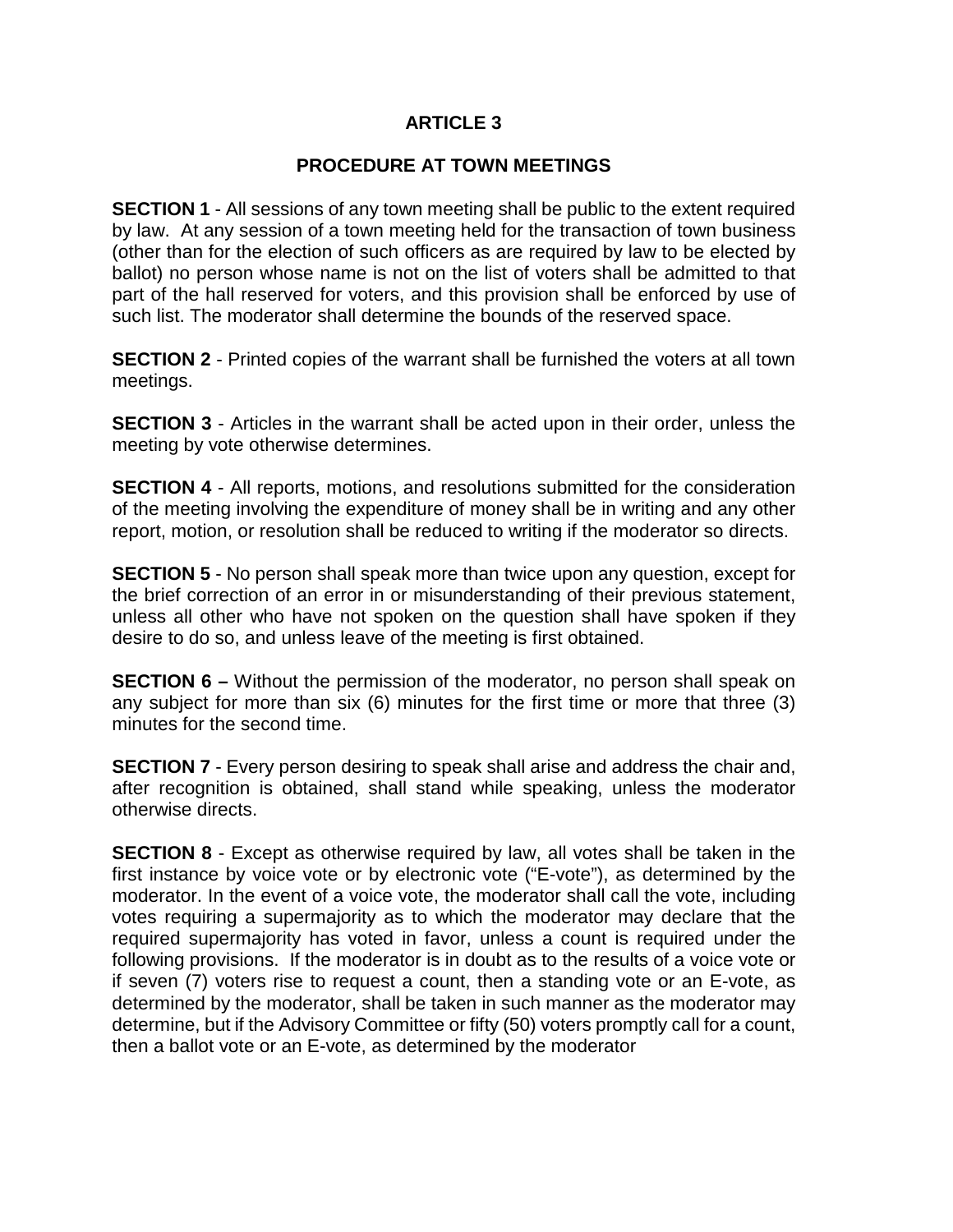# ARTICLE 3

## PROCEDURE AT TOWN MEETINGS

**SECTION 1** - All sessions of any town meeting shall be public to the extent required by law. At any session of a town meeting held for the transaction of town business (other than for the election of such officers as are required by law to be elected by ballot) no person whose name is not on the list of voters shall be admitted to that part of the hall reserved for voters, and this provision shall be enforced by use of such list. The moderator shall determine the bounds of the reserved space.

**SECTION 2** - Printed copies of the warrant shall be furnished the voters at all town meetings.

**SECTION 3** - Articles in the warrant shall be acted upon in their order, unless the meeting by vote otherwise determines.

**SECTION 4** - All reports, motions, and resolutions submitted for the consideration of the meeting involving the expenditure of money shall be in writing and any other report, motion, or resolution shall be reduced to writing if the moderator so directs.

**SECTION 5** - No person shall speak more than twice upon any question, except for the brief correction of an error in or misunderstanding of their previous statement, unless all other who have not spoken on the question shall have spoken if they desire to do so, and unless leave of the meeting is first obtained.

**SECTION 6 –** Without the permission of the moderator, no person shall speak on any subject for more than six (6) minutes for the first time or more that three (3) minutes for the second time.

**SECTION 7** - Every person desiring to speak shall arise and address the chair and, after recognition is obtained, shall stand while speaking, unless the moderator otherwise directs.

**SECTION 8** - Except as otherwise required by law, all votes shall be taken in the first instance by voice vote or by electronic vote ("E-vote"), as determined by the moderator. In the event of a voice vote, the moderator shall call the vote, including votes requiring a supermajority as to which the moderator may declare that the required supermajority has voted in favor, unless a count is required under the following provisions. If the moderator is in doubt as to the results of a voice vote or if seven (7) voters rise to request a count, then a standing vote or an E-vote, as determined by the moderator, shall be taken in such manner as the moderator may determine, but if the Advisory Committee or fifty (50) voters promptly call for a count, then a ballot vote or an E-vote, as determined by the moderator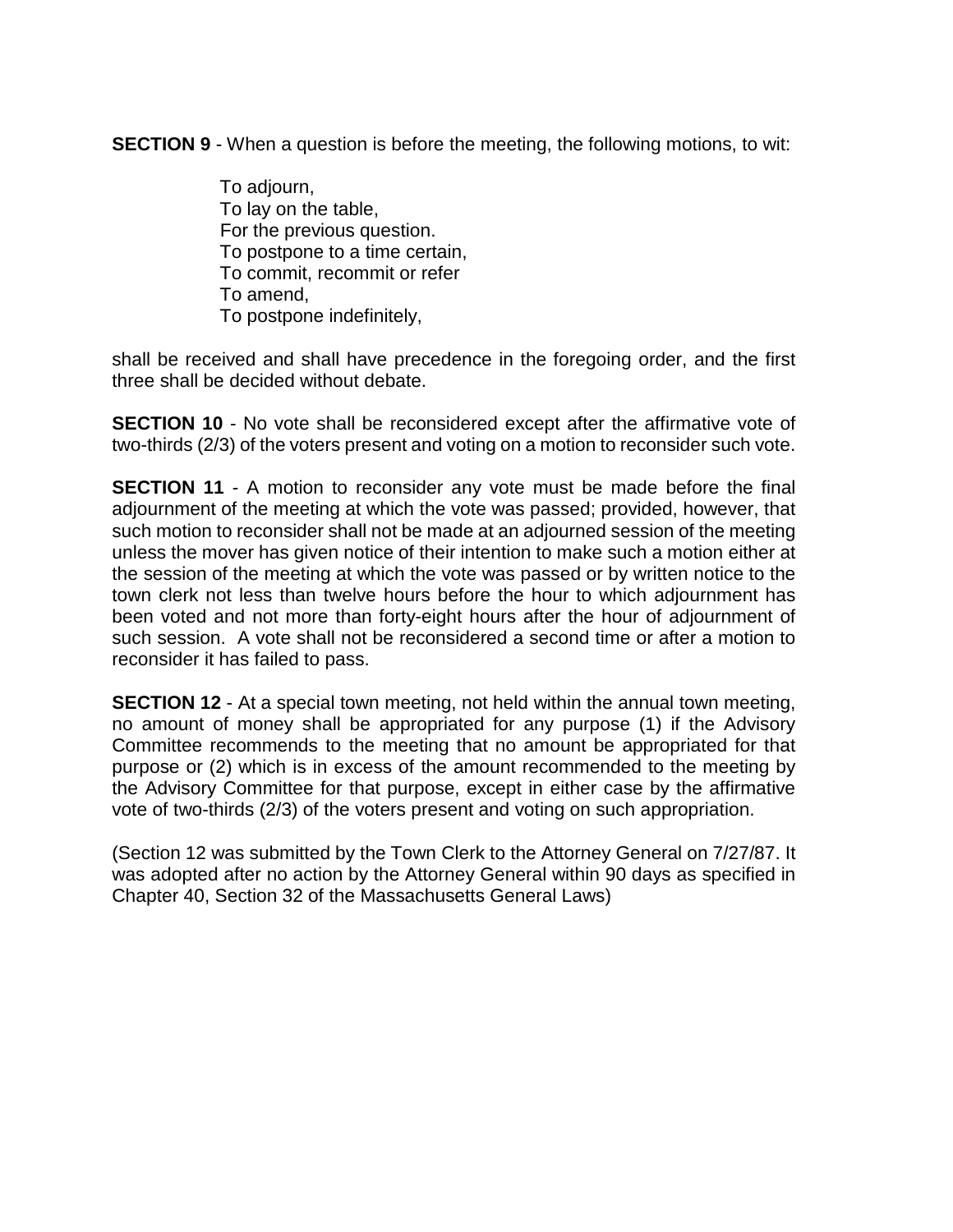**SECTION 9** - When a question is before the meeting, the following motions, to wit:

To adjourn,
To lay on the table,
For the previous question.
To postpone to a time certain,
To commit, recommit or refer
To amend,
To postpone indefinitely,

shall be received and shall have precedence in the foregoing order, and the first three shall be decided without debate.

**SECTION 10** - No vote shall be reconsidered except after the affirmative vote of two-thirds (2/3) of the voters present and voting on a motion to reconsider such vote.

**SECTION 11** - A motion to reconsider any vote must be made before the final adjournment of the meeting at which the vote was passed; provided, however, that such motion to reconsider shall not be made at an adjourned session of the meeting unless the mover has given notice of their intention to make such a motion either at the session of the meeting at which the vote was passed or by written notice to the town clerk not less than twelve hours before the hour to which adjournment has been voted and not more than forty-eight hours after the hour of adjournment of such session. A vote shall not be reconsidered a second time or after a motion to reconsider it has failed to pass.

**SECTION 12** - At a special town meeting, not held within the annual town meeting, no amount of money shall be appropriated for any purpose (1) if the Advisory Committee recommends to the meeting that no amount be appropriated for that purpose or (2) which is in excess of the amount recommended to the meeting by the Advisory Committee for that purpose, except in either case by the affirmative vote of two-thirds (2/3) of the voters present and voting on such appropriation.

(Section 12 was submitted by the Town Clerk to the Attorney General on 7/27/87. It was adopted after no action by the Attorney General within 90 days as specified in Chapter 40, Section 32 of the Massachusetts General Laws)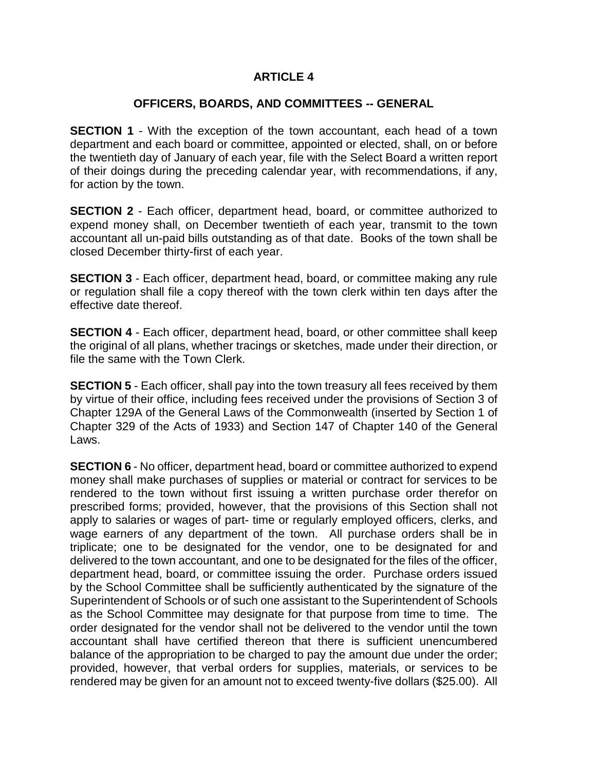# ARTICLE 4

## OFFICERS, BOARDS, AND COMMITTEES -- GENERAL

**SECTION 1** - With the exception of the town accountant, each head of a town department and each board or committee, appointed or elected, shall, on or before the twentieth day of January of each year, file with the Select Board a written report of their doings during the preceding calendar year, with recommendations, if any, for action by the town.

**SECTION 2** - Each officer, department head, board, or committee authorized to expend money shall, on December twentieth of each year, transmit to the town accountant all un-paid bills outstanding as of that date. Books of the town shall be closed December thirty-first of each year.

**SECTION 3** - Each officer, department head, board, or committee making any rule or regulation shall file a copy thereof with the town clerk within ten days after the effective date thereof.

**SECTION 4** - Each officer, department head, board, or other committee shall keep the original of all plans, whether tracings or sketches, made under their direction, or file the same with the Town Clerk.

**SECTION 5** - Each officer, shall pay into the town treasury all fees received by them by virtue of their office, including fees received under the provisions of Section 3 of Chapter 129A of the General Laws of the Commonwealth (inserted by Section 1 of Chapter 329 of the Acts of 1933) and Section 147 of Chapter 140 of the General Laws.

**SECTION 6** - No officer, department head, board or committee authorized to expend money shall make purchases of supplies or material or contract for services to be rendered to the town without first issuing a written purchase order therefor on prescribed forms; provided, however, that the provisions of this Section shall not apply to salaries or wages of part- time or regularly employed officers, clerks, and wage earners of any department of the town. All purchase orders shall be in triplicate; one to be designated for the vendor, one to be designated for and delivered to the town accountant, and one to be designated for the files of the officer, department head, board, or committee issuing the order. Purchase orders issued by the School Committee shall be sufficiently authenticated by the signature of the Superintendent of Schools or of such one assistant to the Superintendent of Schools as the School Committee may designate for that purpose from time to time. The order designated for the vendor shall not be delivered to the vendor until the town accountant shall have certified thereon that there is sufficient unencumbered balance of the appropriation to be charged to pay the amount due under the order; provided, however, that verbal orders for supplies, materials, or services to be rendered may be given for an amount not to exceed twenty-five dollars ($25.00). All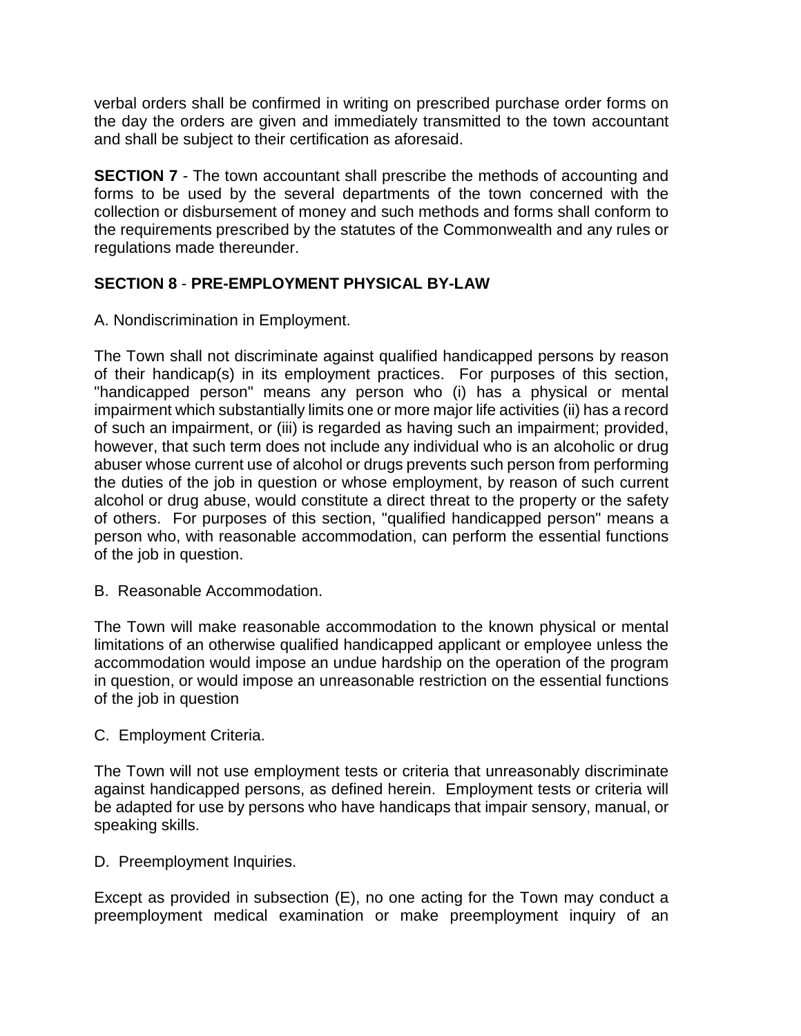verbal orders shall be confirmed in writing on prescribed purchase order forms on the day the orders are given and immediately transmitted to the town accountant and shall be subject to their certification as aforesaid.

**SECTION 7** - The town accountant shall prescribe the methods of accounting and forms to be used by the several departments of the town concerned with the collection or disbursement of money and such methods and forms shall conform to the requirements prescribed by the statutes of the Commonwealth and any rules or regulations made thereunder.

**SECTION 8** - **PRE-EMPLOYMENT PHYSICAL BY-LAW**

A. Nondiscrimination in Employment.

The Town shall not discriminate against qualified handicapped persons by reason of their handicap(s) in its employment practices. For purposes of this section, "handicapped person" means any person who (i) has a physical or mental impairment which substantially limits one or more major life activities (ii) has a record of such an impairment, or (iii) is regarded as having such an impairment; provided, however, that such term does not include any individual who is an alcoholic or drug abuser whose current use of alcohol or drugs prevents such person from performing the duties of the job in question or whose employment, by reason of such current alcohol or drug abuse, would constitute a direct threat to the property or the safety of others. For purposes of this section, "qualified handicapped person" means a person who, with reasonable accommodation, can perform the essential functions of the job in question.

B. Reasonable Accommodation.

The Town will make reasonable accommodation to the known physical or mental limitations of an otherwise qualified handicapped applicant or employee unless the accommodation would impose an undue hardship on the operation of the program in question, or would impose an unreasonable restriction on the essential functions of the job in question

C. Employment Criteria.

The Town will not use employment tests or criteria that unreasonably discriminate against handicapped persons, as defined herein. Employment tests or criteria will be adapted for use by persons who have handicaps that impair sensory, manual, or speaking skills.

D. Preemployment Inquiries.

Except as provided in subsection (E), no one acting for the Town may conduct a preemployment medical examination or make preemployment inquiry of an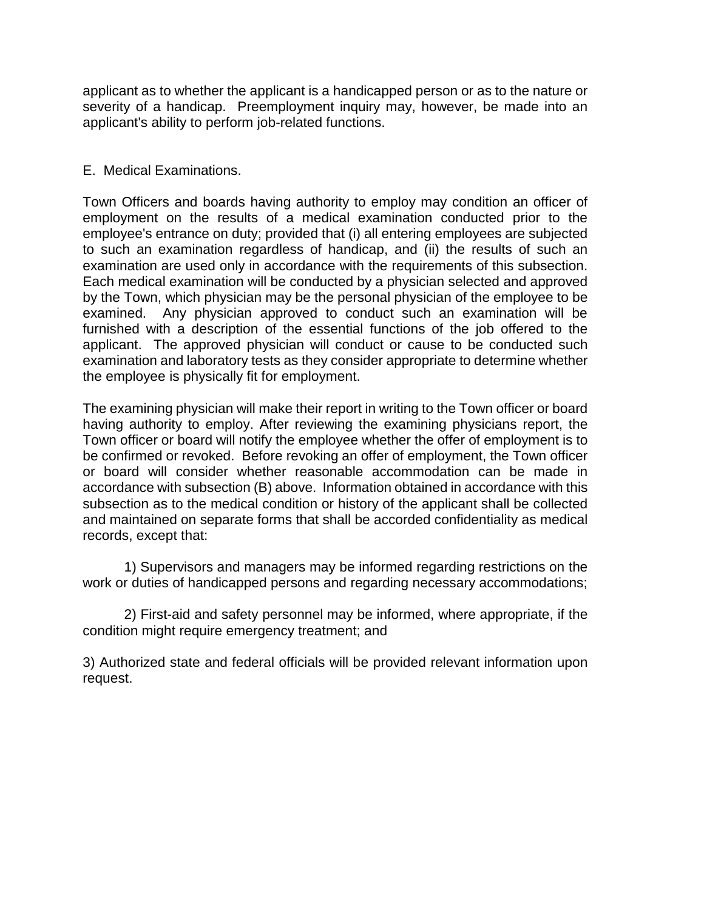applicant as to whether the applicant is a handicapped person or as to the nature or severity of a handicap. Preemployment inquiry may, however, be made into an applicant's ability to perform job-related functions.

E. Medical Examinations.

Town Officers and boards having authority to employ may condition an officer of employment on the results of a medical examination conducted prior to the employee's entrance on duty; provided that (i) all entering employees are subjected to such an examination regardless of handicap, and (ii) the results of such an examination are used only in accordance with the requirements of this subsection. Each medical examination will be conducted by a physician selected and approved by the Town, which physician may be the personal physician of the employee to be examined. Any physician approved to conduct such an examination will be furnished with a description of the essential functions of the job offered to the applicant. The approved physician will conduct or cause to be conducted such examination and laboratory tests as they consider appropriate to determine whether the employee is physically fit for employment.

The examining physician will make their report in writing to the Town officer or board having authority to employ. After reviewing the examining physicians report, the Town officer or board will notify the employee whether the offer of employment is to be confirmed or revoked. Before revoking an offer of employment, the Town officer or board will consider whether reasonable accommodation can be made in accordance with subsection (B) above. Information obtained in accordance with this subsection as to the medical condition or history of the applicant shall be collected and maintained on separate forms that shall be accorded confidentiality as medical records, except that:

1) Supervisors and managers may be informed regarding restrictions on the work or duties of handicapped persons and regarding necessary accommodations;

2) First-aid and safety personnel may be informed, where appropriate, if the condition might require emergency treatment; and

3) Authorized state and federal officials will be provided relevant information upon request.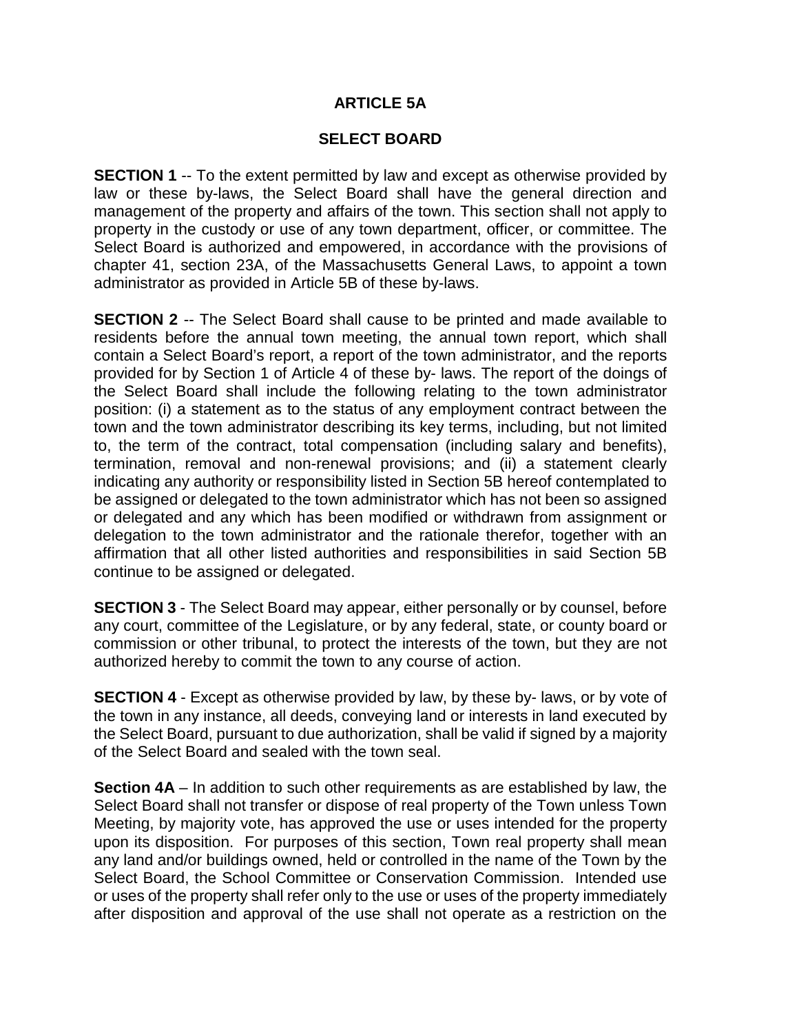# ARTICLE 5A

## SELECT BOARD

**SECTION 1** -- To the extent permitted by law and except as otherwise provided by law or these by-laws, the Select Board shall have the general direction and management of the property and affairs of the town. This section shall not apply to property in the custody or use of any town department, officer, or committee. The Select Board is authorized and empowered, in accordance with the provisions of chapter 41, section 23A, of the Massachusetts General Laws, to appoint a town administrator as provided in Article 5B of these by-laws.

**SECTION 2** -- The Select Board shall cause to be printed and made available to residents before the annual town meeting, the annual town report, which shall contain a Select Board's report, a report of the town administrator, and the reports provided for by Section 1 of Article 4 of these by- laws. The report of the doings of the Select Board shall include the following relating to the town administrator position: (i) a statement as to the status of any employment contract between the town and the town administrator describing its key terms, including, but not limited to, the term of the contract, total compensation (including salary and benefits), termination, removal and non-renewal provisions; and (ii) a statement clearly indicating any authority or responsibility listed in Section 5B hereof contemplated to be assigned or delegated to the town administrator which has not been so assigned or delegated and any which has been modified or withdrawn from assignment or delegation to the town administrator and the rationale therefor, together with an affirmation that all other listed authorities and responsibilities in said Section 5B continue to be assigned or delegated.

**SECTION 3** - The Select Board may appear, either personally or by counsel, before any court, committee of the Legislature, or by any federal, state, or county board or commission or other tribunal, to protect the interests of the town, but they are not authorized hereby to commit the town to any course of action.

**SECTION 4** - Except as otherwise provided by law, by these by- laws, or by vote of the town in any instance, all deeds, conveying land or interests in land executed by the Select Board, pursuant to due authorization, shall be valid if signed by a majority of the Select Board and sealed with the town seal.

**Section 4A** – In addition to such other requirements as are established by law, the Select Board shall not transfer or dispose of real property of the Town unless Town Meeting, by majority vote, has approved the use or uses intended for the property upon its disposition. For purposes of this section, Town real property shall mean any land and/or buildings owned, held or controlled in the name of the Town by the Select Board, the School Committee or Conservation Commission. Intended use or uses of the property shall refer only to the use or uses of the property immediately after disposition and approval of the use shall not operate as a restriction on the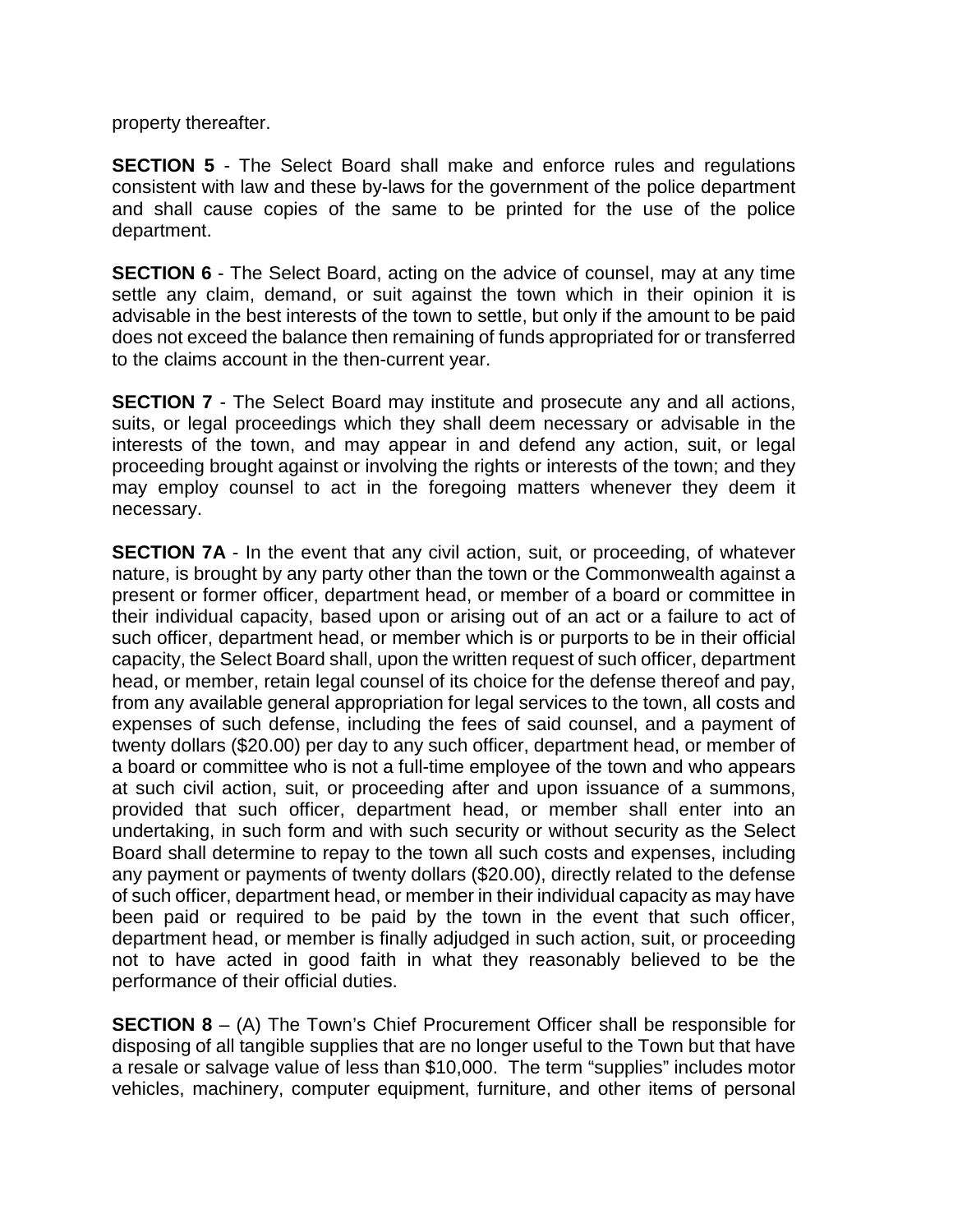property thereafter.

**SECTION 5** - The Select Board shall make and enforce rules and regulations consistent with law and these by-laws for the government of the police department and shall cause copies of the same to be printed for the use of the police department.

**SECTION 6** - The Select Board, acting on the advice of counsel, may at any time settle any claim, demand, or suit against the town which in their opinion it is advisable in the best interests of the town to settle, but only if the amount to be paid does not exceed the balance then remaining of funds appropriated for or transferred to the claims account in the then-current year.

**SECTION 7** - The Select Board may institute and prosecute any and all actions, suits, or legal proceedings which they shall deem necessary or advisable in the interests of the town, and may appear in and defend any action, suit, or legal proceeding brought against or involving the rights or interests of the town; and they may employ counsel to act in the foregoing matters whenever they deem it necessary.

**SECTION 7A** - In the event that any civil action, suit, or proceeding, of whatever nature, is brought by any party other than the town or the Commonwealth against a present or former officer, department head, or member of a board or committee in their individual capacity, based upon or arising out of an act or a failure to act of such officer, department head, or member which is or purports to be in their official capacity, the Select Board shall, upon the written request of such officer, department head, or member, retain legal counsel of its choice for the defense thereof and pay, from any available general appropriation for legal services to the town, all costs and expenses of such defense, including the fees of said counsel, and a payment of twenty dollars ($20.00) per day to any such officer, department head, or member of a board or committee who is not a full-time employee of the town and who appears at such civil action, suit, or proceeding after and upon issuance of a summons, provided that such officer, department head, or member shall enter into an undertaking, in such form and with such security or without security as the Select Board shall determine to repay to the town all such costs and expenses, including any payment or payments of twenty dollars ($20.00), directly related to the defense of such officer, department head, or member in their individual capacity as may have been paid or required to be paid by the town in the event that such officer, department head, or member is finally adjudged in such action, suit, or proceeding not to have acted in good faith in what they reasonably believed to be the performance of their official duties.

**SECTION 8** – (A) The Town's Chief Procurement Officer shall be responsible for disposing of all tangible supplies that are no longer useful to the Town but that have a resale or salvage value of less than $10,000. The term "supplies" includes motor vehicles, machinery, computer equipment, furniture, and other items of personal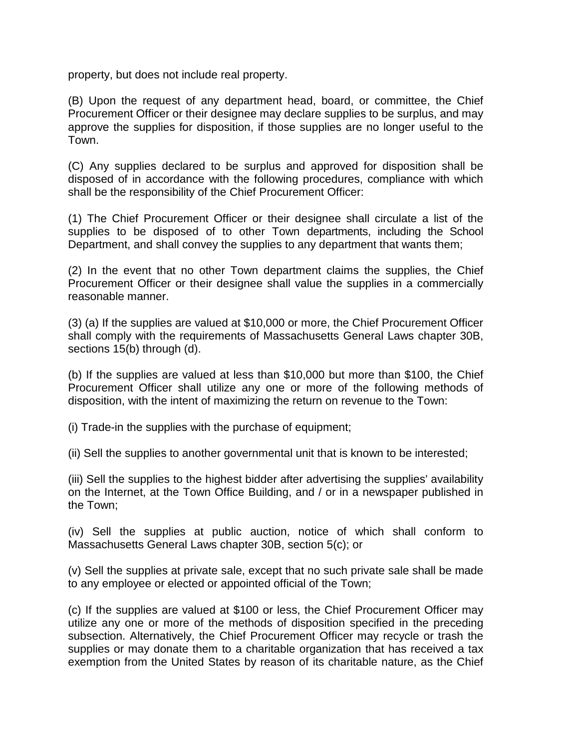property, but does not include real property.

(B) Upon the request of any department head, board, or committee, the Chief Procurement Officer or their designee may declare supplies to be surplus, and may approve the supplies for disposition, if those supplies are no longer useful to the Town.

(C) Any supplies declared to be surplus and approved for disposition shall be disposed of in accordance with the following procedures, compliance with which shall be the responsibility of the Chief Procurement Officer:

(1) The Chief Procurement Officer or their designee shall circulate a list of the supplies to be disposed of to other Town departments, including the School Department, and shall convey the supplies to any department that wants them;

(2) In the event that no other Town department claims the supplies, the Chief Procurement Officer or their designee shall value the supplies in a commercially reasonable manner.

(3) (a) If the supplies are valued at $10,000 or more, the Chief Procurement Officer shall comply with the requirements of Massachusetts General Laws chapter 30B, sections 15(b) through (d).

(b) If the supplies are valued at less than $10,000 but more than $100, the Chief Procurement Officer shall utilize any one or more of the following methods of disposition, with the intent of maximizing the return on revenue to the Town:

(i) Trade-in the supplies with the purchase of equipment;

(ii) Sell the supplies to another governmental unit that is known to be interested;

(iii) Sell the supplies to the highest bidder after advertising the supplies' availability on the Internet, at the Town Office Building, and / or in a newspaper published in the Town;

(iv) Sell the supplies at public auction, notice of which shall conform to Massachusetts General Laws chapter 30B, section 5(c); or

(v) Sell the supplies at private sale, except that no such private sale shall be made to any employee or elected or appointed official of the Town;

(c) If the supplies are valued at $100 or less, the Chief Procurement Officer may utilize any one or more of the methods of disposition specified in the preceding subsection. Alternatively, the Chief Procurement Officer may recycle or trash the supplies or may donate them to a charitable organization that has received a tax exemption from the United States by reason of its charitable nature, as the Chief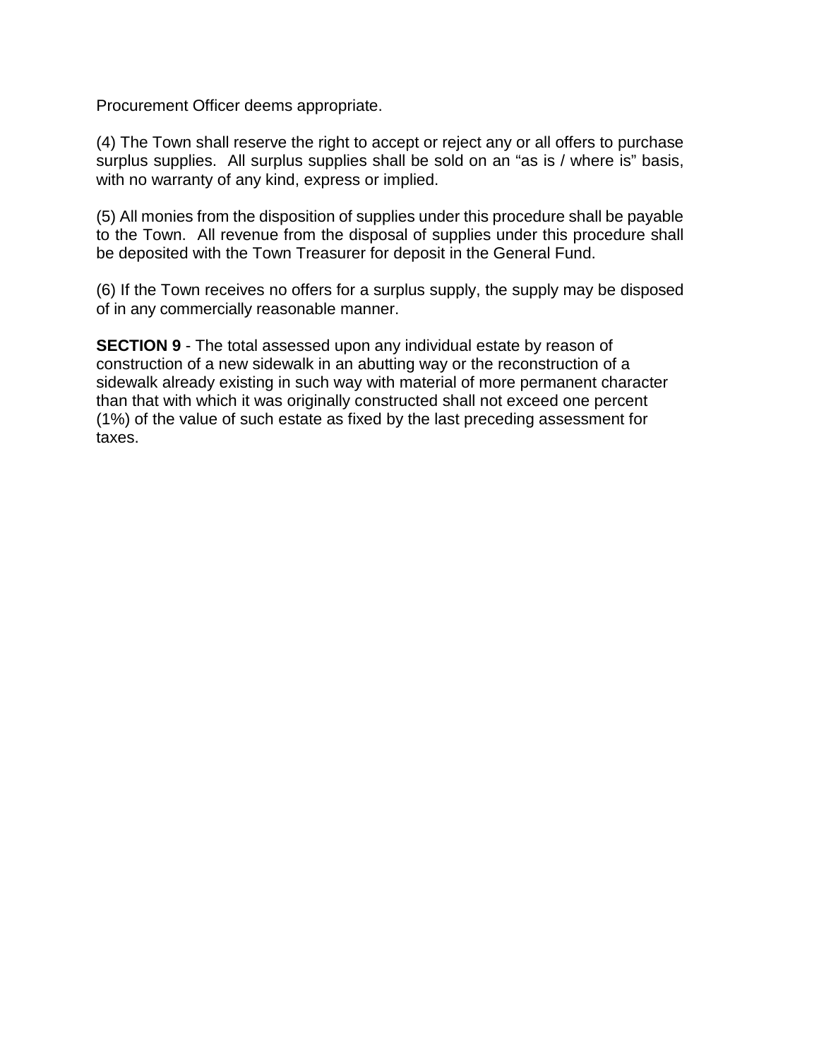Procurement Officer deems appropriate.

(4) The Town shall reserve the right to accept or reject any or all offers to purchase surplus supplies. All surplus supplies shall be sold on an "as is / where is" basis, with no warranty of any kind, express or implied.

(5) All monies from the disposition of supplies under this procedure shall be payable to the Town. All revenue from the disposal of supplies under this procedure shall be deposited with the Town Treasurer for deposit in the General Fund.

(6) If the Town receives no offers for a surplus supply, the supply may be disposed of in any commercially reasonable manner.

**SECTION 9** - The total assessed upon any individual estate by reason of construction of a new sidewalk in an abutting way or the reconstruction of a sidewalk already existing in such way with material of more permanent character than that with which it was originally constructed shall not exceed one percent (1%) of the value of such estate as fixed by the last preceding assessment for taxes.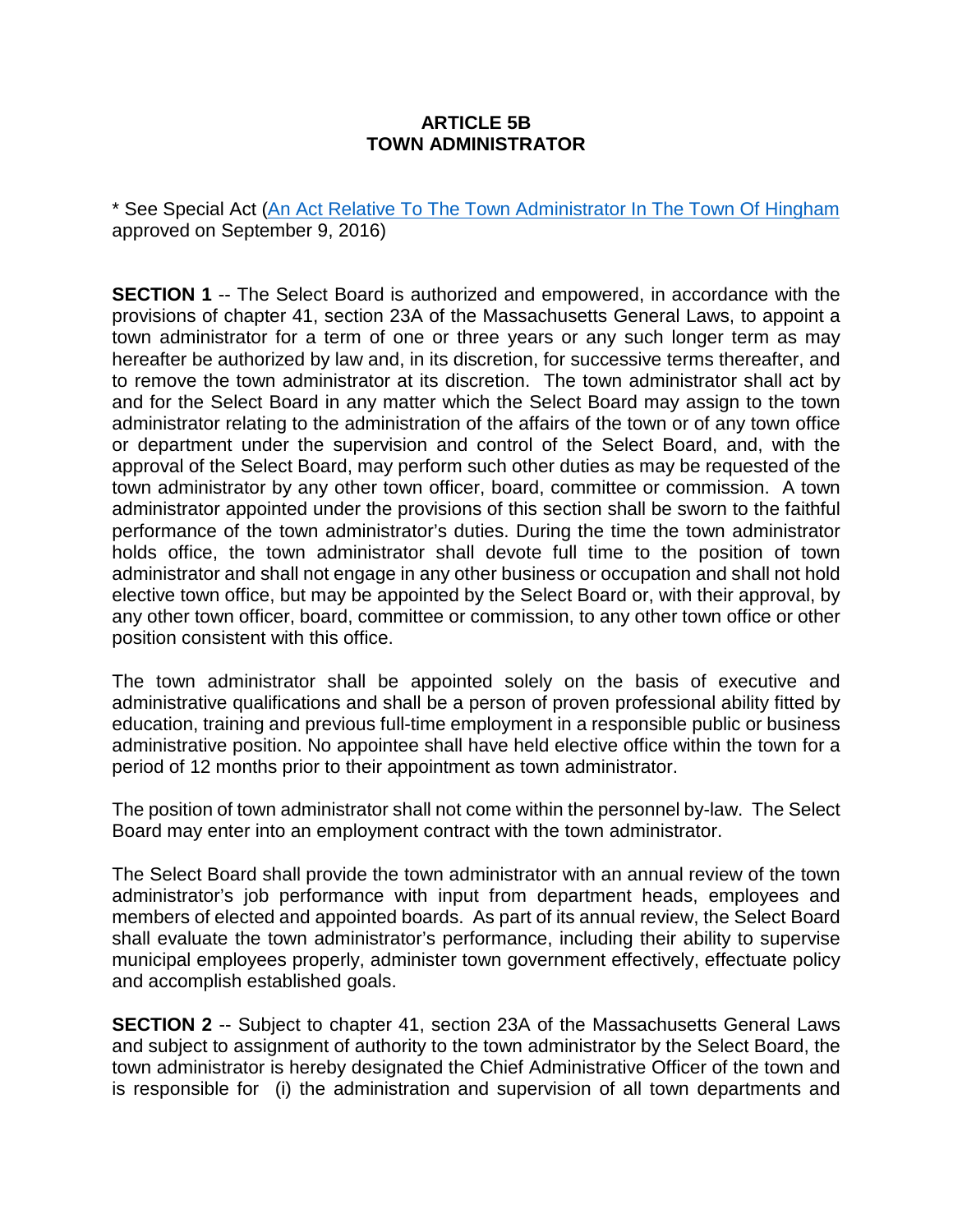# ARTICLE 5B
# TOWN ADMINISTRATOR

* See Special Act (An Act Relative To The Town Administrator In The Town Of Hingham approved on September 9, 2016)

**SECTION 1** -- The Select Board is authorized and empowered, in accordance with the provisions of chapter 41, section 23A of the Massachusetts General Laws, to appoint a town administrator for a term of one or three years or any such longer term as may hereafter be authorized by law and, in its discretion, for successive terms thereafter, and to remove the town administrator at its discretion. The town administrator shall act by and for the Select Board in any matter which the Select Board may assign to the town administrator relating to the administration of the affairs of the town or of any town office or department under the supervision and control of the Select Board, and, with the approval of the Select Board, may perform such other duties as may be requested of the town administrator by any other town officer, board, committee or commission. A town administrator appointed under the provisions of this section shall be sworn to the faithful performance of the town administrator's duties. During the time the town administrator holds office, the town administrator shall devote full time to the position of town administrator and shall not engage in any other business or occupation and shall not hold elective town office, but may be appointed by the Select Board or, with their approval, by any other town officer, board, committee or commission, to any other town office or other position consistent with this office.

The town administrator shall be appointed solely on the basis of executive and administrative qualifications and shall be a person of proven professional ability fitted by education, training and previous full-time employment in a responsible public or business administrative position. No appointee shall have held elective office within the town for a period of 12 months prior to their appointment as town administrator.

The position of town administrator shall not come within the personnel by-law. The Select Board may enter into an employment contract with the town administrator.

The Select Board shall provide the town administrator with an annual review of the town administrator's job performance with input from department heads, employees and members of elected and appointed boards. As part of its annual review, the Select Board shall evaluate the town administrator's performance, including their ability to supervise municipal employees properly, administer town government effectively, effectuate policy and accomplish established goals.

**SECTION 2** -- Subject to chapter 41, section 23A of the Massachusetts General Laws and subject to assignment of authority to the town administrator by the Select Board, the town administrator is hereby designated the Chief Administrative Officer of the town and is responsible for (i) the administration and supervision of all town departments and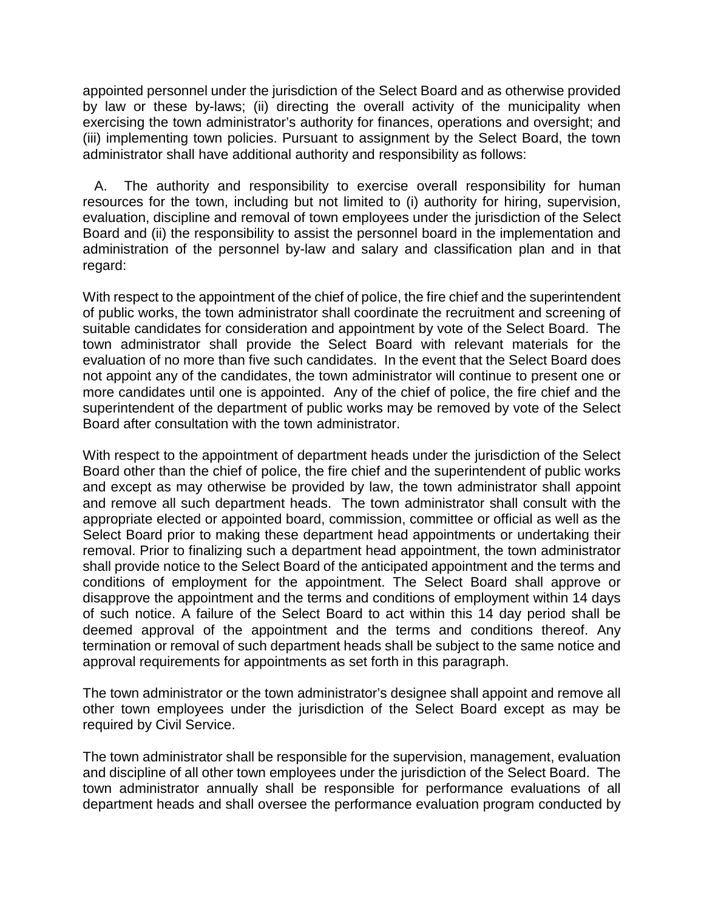appointed personnel under the jurisdiction of the Select Board and as otherwise provided by law or these by-laws; (ii) directing the overall activity of the municipality when exercising the town administrator's authority for finances, operations and oversight; and (iii) implementing town policies. Pursuant to assignment by the Select Board, the town administrator shall have additional authority and responsibility as follows:

A. The authority and responsibility to exercise overall responsibility for human resources for the town, including but not limited to (i) authority for hiring, supervision, evaluation, discipline and removal of town employees under the jurisdiction of the Select Board and (ii) the responsibility to assist the personnel board in the implementation and administration of the personnel by-law and salary and classification plan and in that regard:

With respect to the appointment of the chief of police, the fire chief and the superintendent of public works, the town administrator shall coordinate the recruitment and screening of suitable candidates for consideration and appointment by vote of the Select Board. The town administrator shall provide the Select Board with relevant materials for the evaluation of no more than five such candidates. In the event that the Select Board does not appoint any of the candidates, the town administrator will continue to present one or more candidates until one is appointed. Any of the chief of police, the fire chief and the superintendent of the department of public works may be removed by vote of the Select Board after consultation with the town administrator.

With respect to the appointment of department heads under the jurisdiction of the Select Board other than the chief of police, the fire chief and the superintendent of public works and except as may otherwise be provided by law, the town administrator shall appoint and remove all such department heads. The town administrator shall consult with the appropriate elected or appointed board, commission, committee or official as well as the Select Board prior to making these department head appointments or undertaking their removal. Prior to finalizing such a department head appointment, the town administrator shall provide notice to the Select Board of the anticipated appointment and the terms and conditions of employment for the appointment. The Select Board shall approve or disapprove the appointment and the terms and conditions of employment within 14 days of such notice. A failure of the Select Board to act within this 14 day period shall be deemed approval of the appointment and the terms and conditions thereof. Any termination or removal of such department heads shall be subject to the same notice and approval requirements for appointments as set forth in this paragraph.

The town administrator or the town administrator's designee shall appoint and remove all other town employees under the jurisdiction of the Select Board except as may be required by Civil Service.

The town administrator shall be responsible for the supervision, management, evaluation and discipline of all other town employees under the jurisdiction of the Select Board. The town administrator annually shall be responsible for performance evaluations of all department heads and shall oversee the performance evaluation program conducted by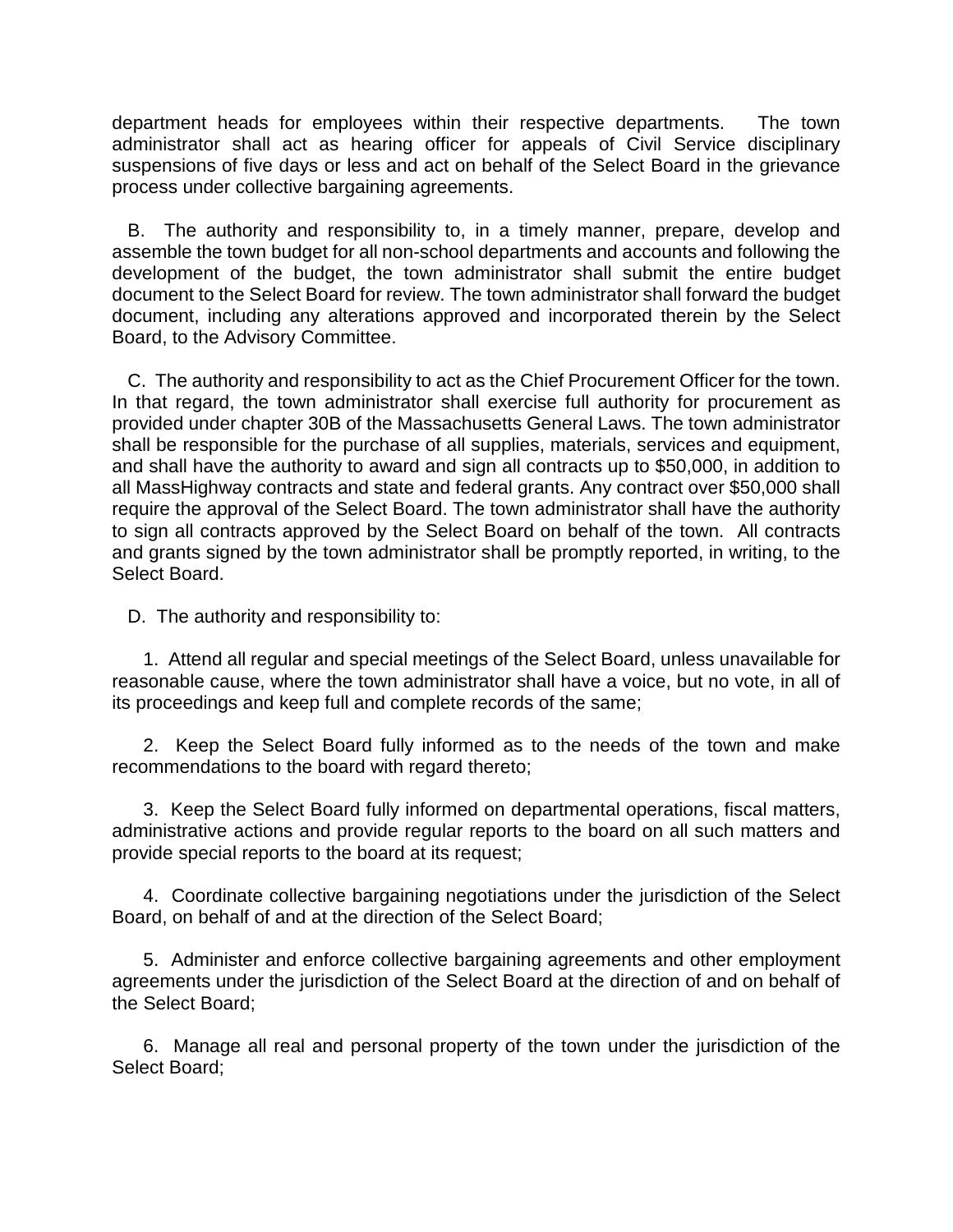department heads for employees within their respective departments. The town administrator shall act as hearing officer for appeals of Civil Service disciplinary suspensions of five days or less and act on behalf of the Select Board in the grievance process under collective bargaining agreements.

B. The authority and responsibility to, in a timely manner, prepare, develop and assemble the town budget for all non-school departments and accounts and following the development of the budget, the town administrator shall submit the entire budget document to the Select Board for review. The town administrator shall forward the budget document, including any alterations approved and incorporated therein by the Select Board, to the Advisory Committee.

C. The authority and responsibility to act as the Chief Procurement Officer for the town. In that regard, the town administrator shall exercise full authority for procurement as provided under chapter 30B of the Massachusetts General Laws. The town administrator shall be responsible for the purchase of all supplies, materials, services and equipment, and shall have the authority to award and sign all contracts up to $50,000, in addition to all MassHighway contracts and state and federal grants. Any contract over $50,000 shall require the approval of the Select Board. The town administrator shall have the authority to sign all contracts approved by the Select Board on behalf of the town. All contracts and grants signed by the town administrator shall be promptly reported, in writing, to the Select Board.

D. The authority and responsibility to:

1. Attend all regular and special meetings of the Select Board, unless unavailable for reasonable cause, where the town administrator shall have a voice, but no vote, in all of its proceedings and keep full and complete records of the same;

2. Keep the Select Board fully informed as to the needs of the town and make recommendations to the board with regard thereto;

3. Keep the Select Board fully informed on departmental operations, fiscal matters, administrative actions and provide regular reports to the board on all such matters and provide special reports to the board at its request;

4. Coordinate collective bargaining negotiations under the jurisdiction of the Select Board, on behalf of and at the direction of the Select Board;

5. Administer and enforce collective bargaining agreements and other employment agreements under the jurisdiction of the Select Board at the direction of and on behalf of the Select Board;

6. Manage all real and personal property of the town under the jurisdiction of the Select Board;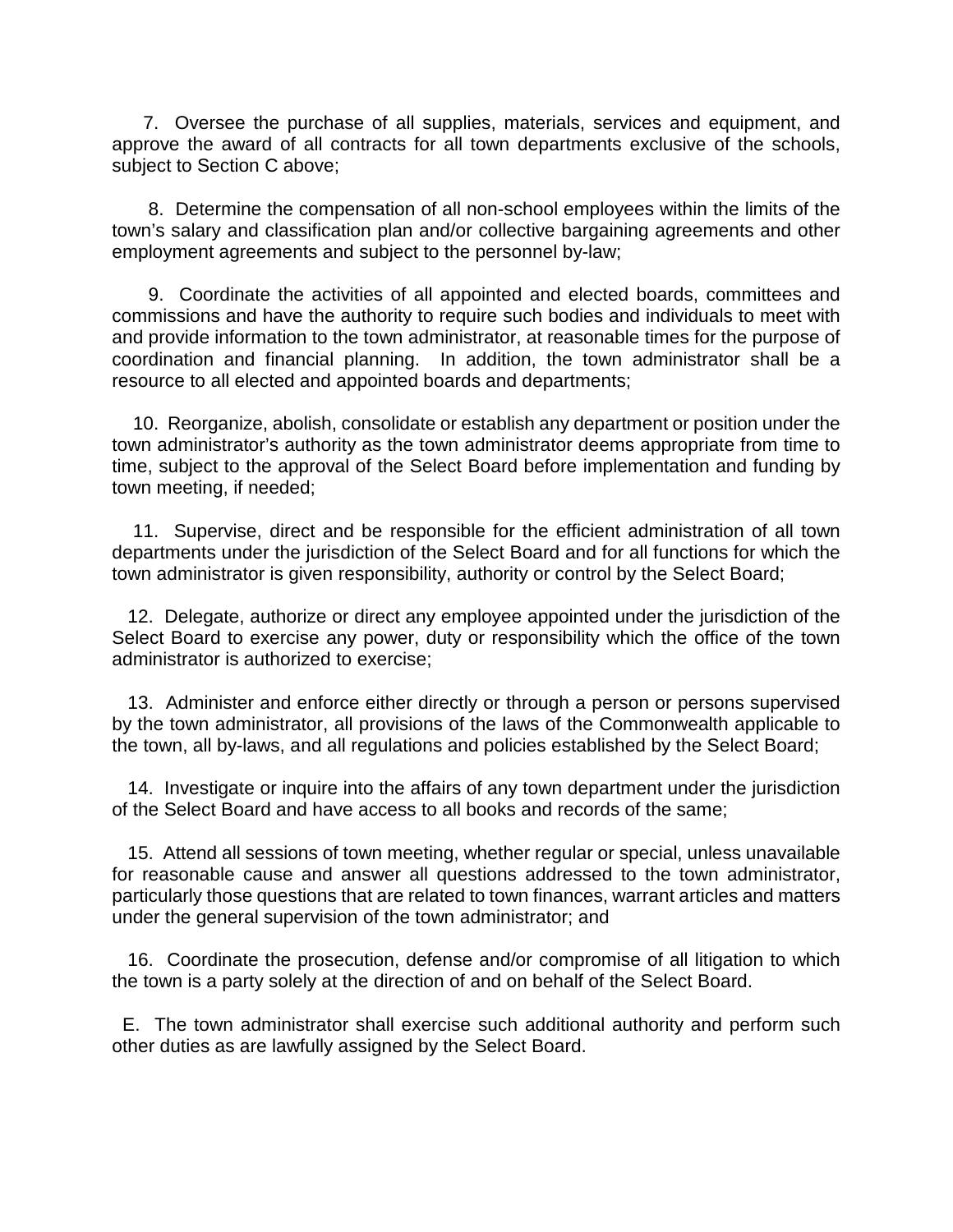7. Oversee the purchase of all supplies, materials, services and equipment, and approve the award of all contracts for all town departments exclusive of the schools, subject to Section C above;

8. Determine the compensation of all non-school employees within the limits of the town's salary and classification plan and/or collective bargaining agreements and other employment agreements and subject to the personnel by-law;

9. Coordinate the activities of all appointed and elected boards, committees and commissions and have the authority to require such bodies and individuals to meet with and provide information to the town administrator, at reasonable times for the purpose of coordination and financial planning. In addition, the town administrator shall be a resource to all elected and appointed boards and departments;

10. Reorganize, abolish, consolidate or establish any department or position under the town administrator's authority as the town administrator deems appropriate from time to time, subject to the approval of the Select Board before implementation and funding by town meeting, if needed;

11. Supervise, direct and be responsible for the efficient administration of all town departments under the jurisdiction of the Select Board and for all functions for which the town administrator is given responsibility, authority or control by the Select Board;

12. Delegate, authorize or direct any employee appointed under the jurisdiction of the Select Board to exercise any power, duty or responsibility which the office of the town administrator is authorized to exercise;

13. Administer and enforce either directly or through a person or persons supervised by the town administrator, all provisions of the laws of the Commonwealth applicable to the town, all by-laws, and all regulations and policies established by the Select Board;

14. Investigate or inquire into the affairs of any town department under the jurisdiction of the Select Board and have access to all books and records of the same;

15. Attend all sessions of town meeting, whether regular or special, unless unavailable for reasonable cause and answer all questions addressed to the town administrator, particularly those questions that are related to town finances, warrant articles and matters under the general supervision of the town administrator; and

16. Coordinate the prosecution, defense and/or compromise of all litigation to which the town is a party solely at the direction of and on behalf of the Select Board.

E. The town administrator shall exercise such additional authority and perform such other duties as are lawfully assigned by the Select Board.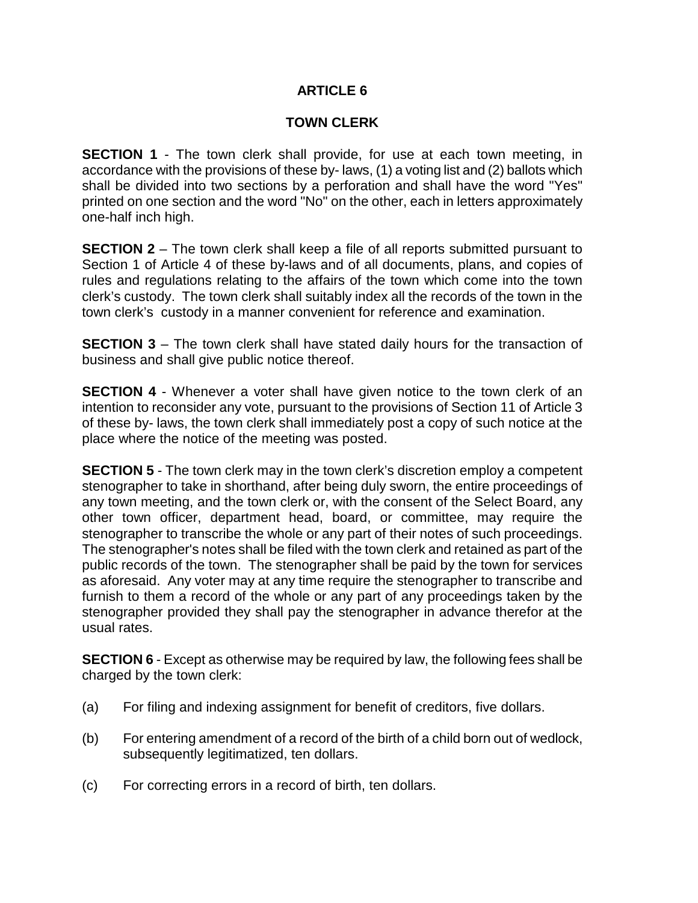# ARTICLE 6

## TOWN CLERK

**SECTION 1** - The town clerk shall provide, for use at each town meeting, in accordance with the provisions of these by- laws, (1) a voting list and (2) ballots which shall be divided into two sections by a perforation and shall have the word "Yes" printed on one section and the word "No" on the other, each in letters approximately one-half inch high.

**SECTION 2** – The town clerk shall keep a file of all reports submitted pursuant to Section 1 of Article 4 of these by-laws and of all documents, plans, and copies of rules and regulations relating to the affairs of the town which come into the town clerk's custody. The town clerk shall suitably index all the records of the town in the town clerk's custody in a manner convenient for reference and examination.

**SECTION 3** – The town clerk shall have stated daily hours for the transaction of business and shall give public notice thereof.

**SECTION 4** - Whenever a voter shall have given notice to the town clerk of an intention to reconsider any vote, pursuant to the provisions of Section 11 of Article 3 of these by- laws, the town clerk shall immediately post a copy of such notice at the place where the notice of the meeting was posted.

**SECTION 5** - The town clerk may in the town clerk's discretion employ a competent stenographer to take in shorthand, after being duly sworn, the entire proceedings of any town meeting, and the town clerk or, with the consent of the Select Board, any other town officer, department head, board, or committee, may require the stenographer to transcribe the whole or any part of their notes of such proceedings. The stenographer's notes shall be filed with the town clerk and retained as part of the public records of the town. The stenographer shall be paid by the town for services as aforesaid. Any voter may at any time require the stenographer to transcribe and furnish to them a record of the whole or any part of any proceedings taken by the stenographer provided they shall pay the stenographer in advance therefor at the usual rates.

**SECTION 6** - Except as otherwise may be required by law, the following fees shall be charged by the town clerk:

(a) For filing and indexing assignment for benefit of creditors, five dollars.

(b) For entering amendment of a record of the birth of a child born out of wedlock, subsequently legitimatized, ten dollars.

(c) For correcting errors in a record of birth, ten dollars.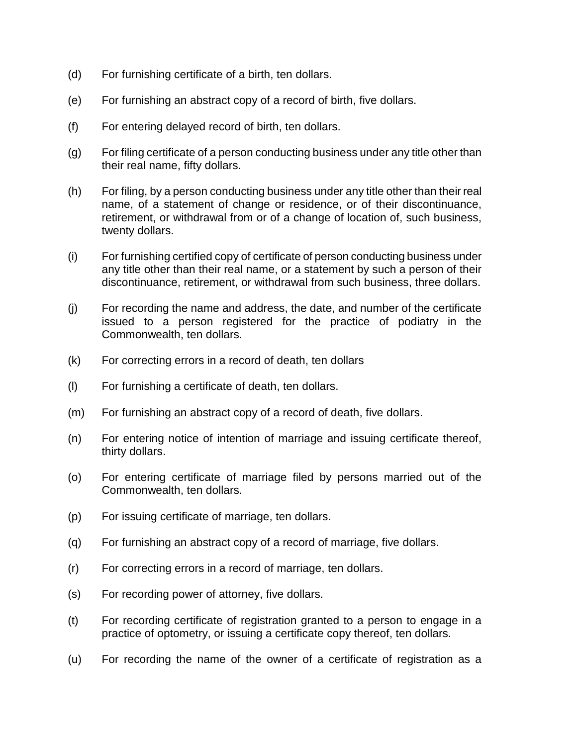(d) For furnishing certificate of a birth, ten dollars.

(e) For furnishing an abstract copy of a record of birth, five dollars.

(f) For entering delayed record of birth, ten dollars.

(g) For filing certificate of a person conducting business under any title other than their real name, fifty dollars.

(h) For filing, by a person conducting business under any title other than their real name, of a statement of change or residence, or of their discontinuance, retirement, or withdrawal from or of a change of location of, such business, twenty dollars.

(i) For furnishing certified copy of certificate of person conducting business under any title other than their real name, or a statement by such a person of their discontinuance, retirement, or withdrawal from such business, three dollars.

(j) For recording the name and address, the date, and number of the certificate issued to a person registered for the practice of podiatry in the Commonwealth, ten dollars.

(k) For correcting errors in a record of death, ten dollars

(l) For furnishing a certificate of death, ten dollars.

(m) For furnishing an abstract copy of a record of death, five dollars.

(n) For entering notice of intention of marriage and issuing certificate thereof, thirty dollars.

(o) For entering certificate of marriage filed by persons married out of the Commonwealth, ten dollars.

(p) For issuing certificate of marriage, ten dollars.

(q) For furnishing an abstract copy of a record of marriage, five dollars.

(r) For correcting errors in a record of marriage, ten dollars.

(s) For recording power of attorney, five dollars.

(t) For recording certificate of registration granted to a person to engage in a practice of optometry, or issuing a certificate copy thereof, ten dollars.

(u) For recording the name of the owner of a certificate of registration as a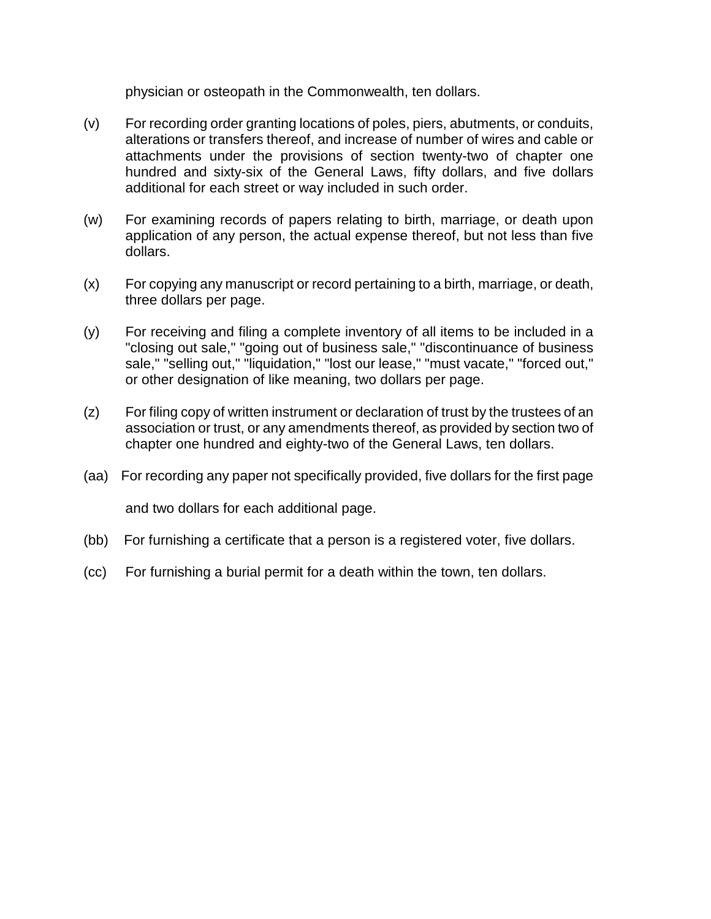physician or osteopath in the Commonwealth, ten dollars.

(v) For recording order granting locations of poles, piers, abutments, or conduits, alterations or transfers thereof, and increase of number of wires and cable or attachments under the provisions of section twenty-two of chapter one hundred and sixty-six of the General Laws, fifty dollars, and five dollars additional for each street or way included in such order.

(w) For examining records of papers relating to birth, marriage, or death upon application of any person, the actual expense thereof, but not less than five dollars.

(x) For copying any manuscript or record pertaining to a birth, marriage, or death, three dollars per page.

(y) For receiving and filing a complete inventory of all items to be included in a "closing out sale," "going out of business sale," "discontinuance of business sale," "selling out," "liquidation," "lost our lease," "must vacate," "forced out," or other designation of like meaning, two dollars per page.

(z) For filing copy of written instrument or declaration of trust by the trustees of an association or trust, or any amendments thereof, as provided by section two of chapter one hundred and eighty-two of the General Laws, ten dollars.

(aa) For recording any paper not specifically provided, five dollars for the first page and two dollars for each additional page.

(bb) For furnishing a certificate that a person is a registered voter, five dollars.

(cc) For furnishing a burial permit for a death within the town, ten dollars.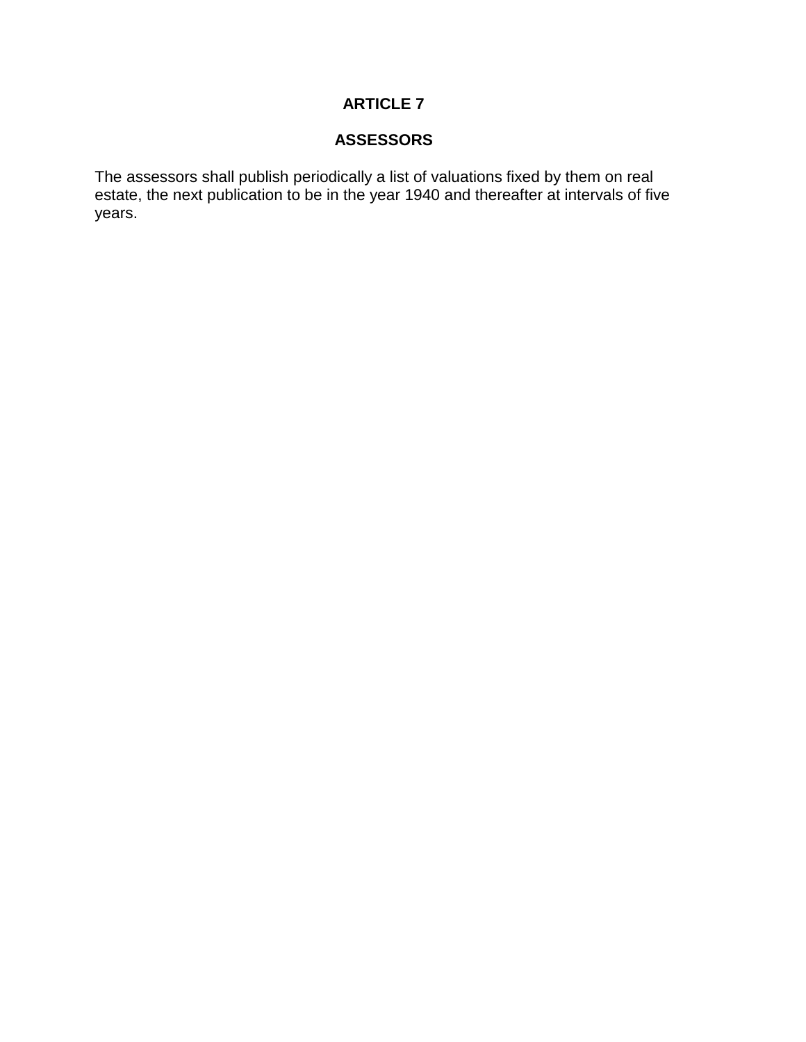# ARTICLE 7

## ASSESSORS

The assessors shall publish periodically a list of valuations fixed by them on real estate, the next publication to be in the year 1940 and thereafter at intervals of five years.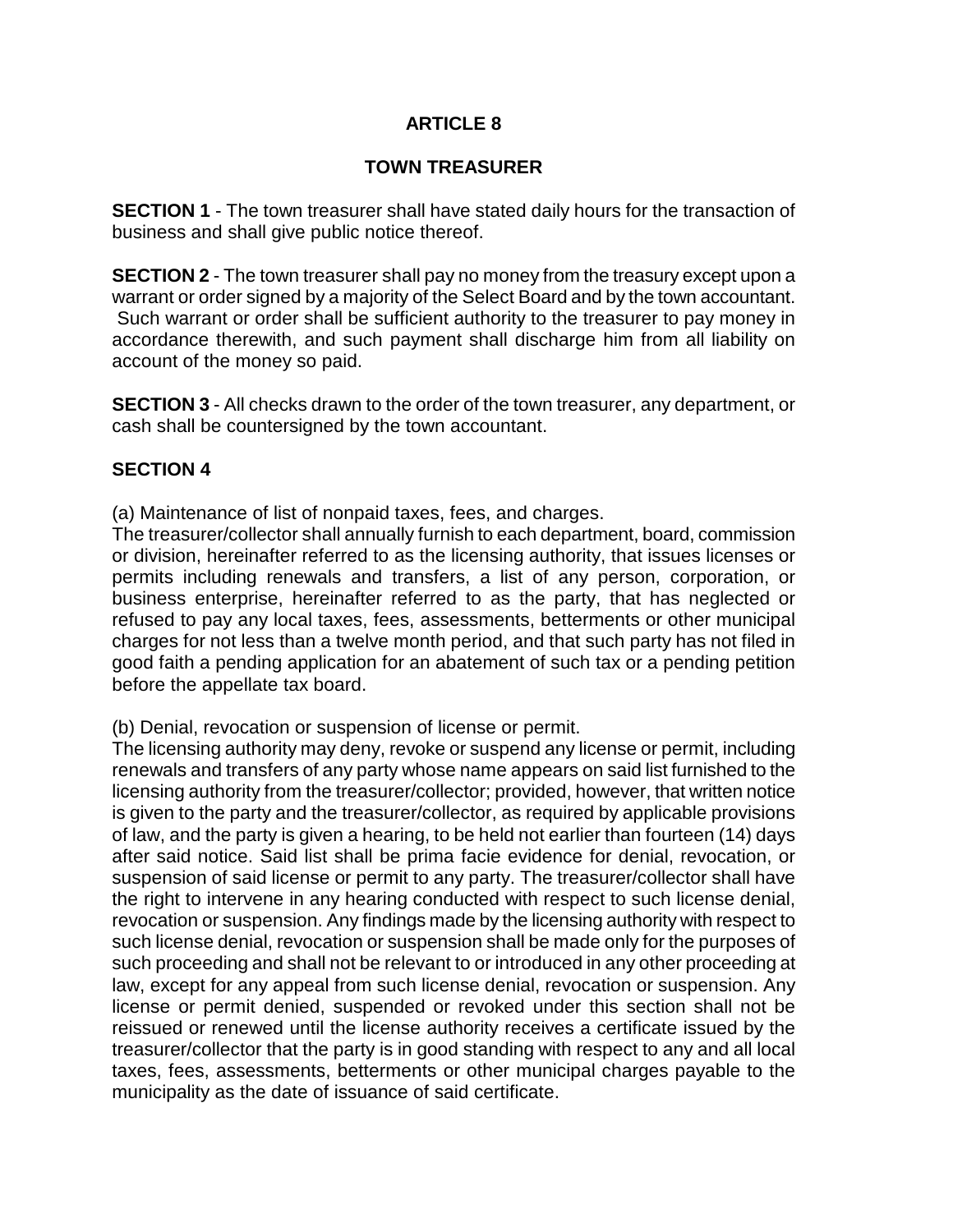# ARTICLE 8

## TOWN TREASURER

**SECTION 1** - The town treasurer shall have stated daily hours for the transaction of business and shall give public notice thereof.

**SECTION 2** - The town treasurer shall pay no money from the treasury except upon a warrant or order signed by a majority of the Select Board and by the town accountant. Such warrant or order shall be sufficient authority to the treasurer to pay money in accordance therewith, and such payment shall discharge him from all liability on account of the money so paid.

**SECTION 3** - All checks drawn to the order of the town treasurer, any department, or cash shall be countersigned by the town accountant.

**SECTION 4**

(a) Maintenance of list of nonpaid taxes, fees, and charges.
The treasurer/collector shall annually furnish to each department, board, commission or division, hereinafter referred to as the licensing authority, that issues licenses or permits including renewals and transfers, a list of any person, corporation, or business enterprise, hereinafter referred to as the party, that has neglected or refused to pay any local taxes, fees, assessments, betterments or other municipal charges for not less than a twelve month period, and that such party has not filed in good faith a pending application for an abatement of such tax or a pending petition before the appellate tax board.

(b) Denial, revocation or suspension of license or permit.
The licensing authority may deny, revoke or suspend any license or permit, including renewals and transfers of any party whose name appears on said list furnished to the licensing authority from the treasurer/collector; provided, however, that written notice is given to the party and the treasurer/collector, as required by applicable provisions of law, and the party is given a hearing, to be held not earlier than fourteen (14) days after said notice. Said list shall be prima facie evidence for denial, revocation, or suspension of said license or permit to any party. The treasurer/collector shall have the right to intervene in any hearing conducted with respect to such license denial, revocation or suspension. Any findings made by the licensing authority with respect to such license denial, revocation or suspension shall be made only for the purposes of such proceeding and shall not be relevant to or introduced in any other proceeding at law, except for any appeal from such license denial, revocation or suspension. Any license or permit denied, suspended or revoked under this section shall not be reissued or renewed until the license authority receives a certificate issued by the treasurer/collector that the party is in good standing with respect to any and all local taxes, fees, assessments, betterments or other municipal charges payable to the municipality as the date of issuance of said certificate.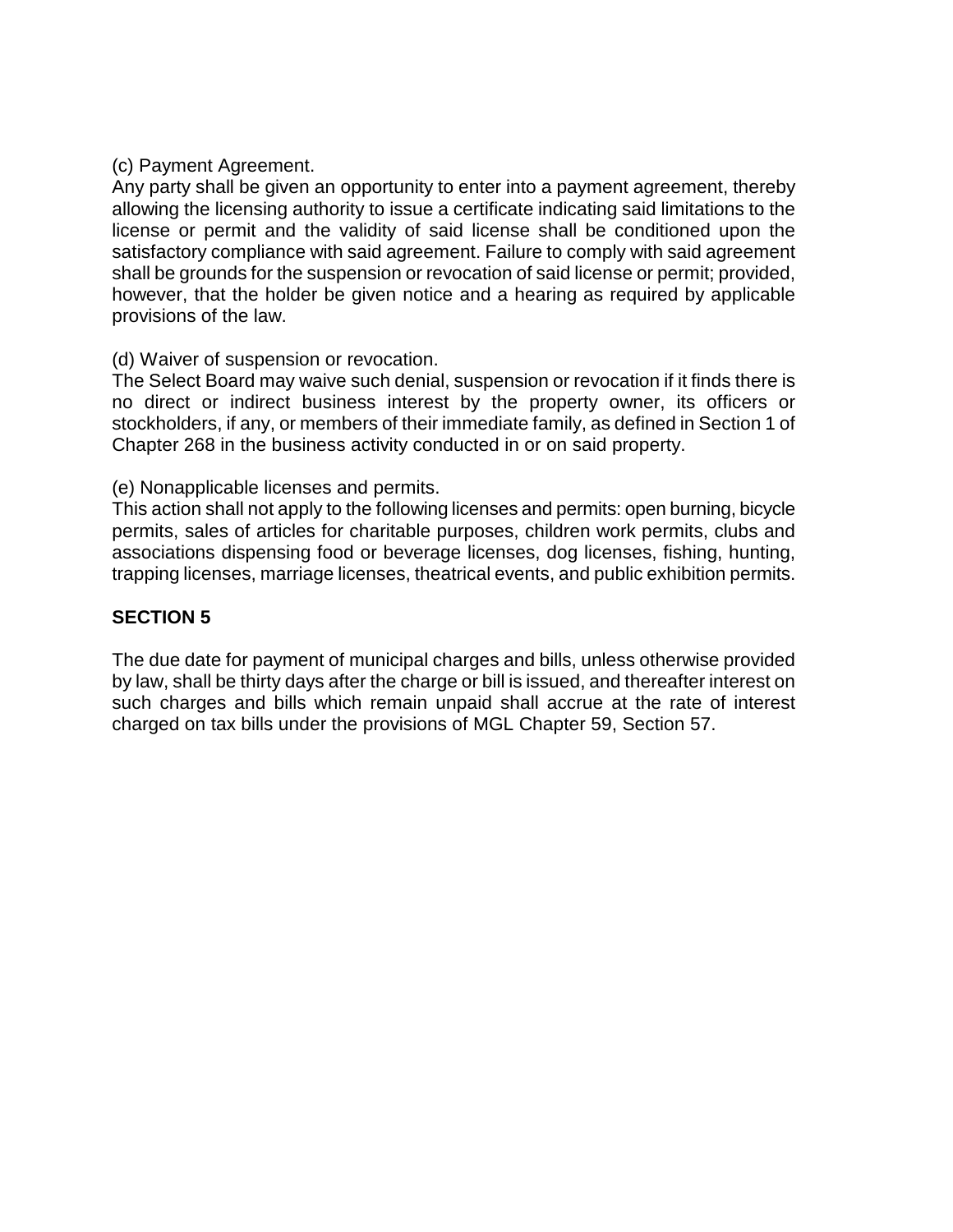(c) Payment Agreement.
Any party shall be given an opportunity to enter into a payment agreement, thereby allowing the licensing authority to issue a certificate indicating said limitations to the license or permit and the validity of said license shall be conditioned upon the satisfactory compliance with said agreement. Failure to comply with said agreement shall be grounds for the suspension or revocation of said license or permit; provided, however, that the holder be given notice and a hearing as required by applicable provisions of the law.

(d) Waiver of suspension or revocation.
The Select Board may waive such denial, suspension or revocation if it finds there is no direct or indirect business interest by the property owner, its officers or stockholders, if any, or members of their immediate family, as defined in Section 1 of Chapter 268 in the business activity conducted in or on said property.

(e) Nonapplicable licenses and permits.
This action shall not apply to the following licenses and permits: open burning, bicycle permits, sales of articles for charitable purposes, children work permits, clubs and associations dispensing food or beverage licenses, dog licenses, fishing, hunting, trapping licenses, marriage licenses, theatrical events, and public exhibition permits.

**SECTION 5**

The due date for payment of municipal charges and bills, unless otherwise provided by law, shall be thirty days after the charge or bill is issued, and thereafter interest on such charges and bills which remain unpaid shall accrue at the rate of interest charged on tax bills under the provisions of MGL Chapter 59, Section 57.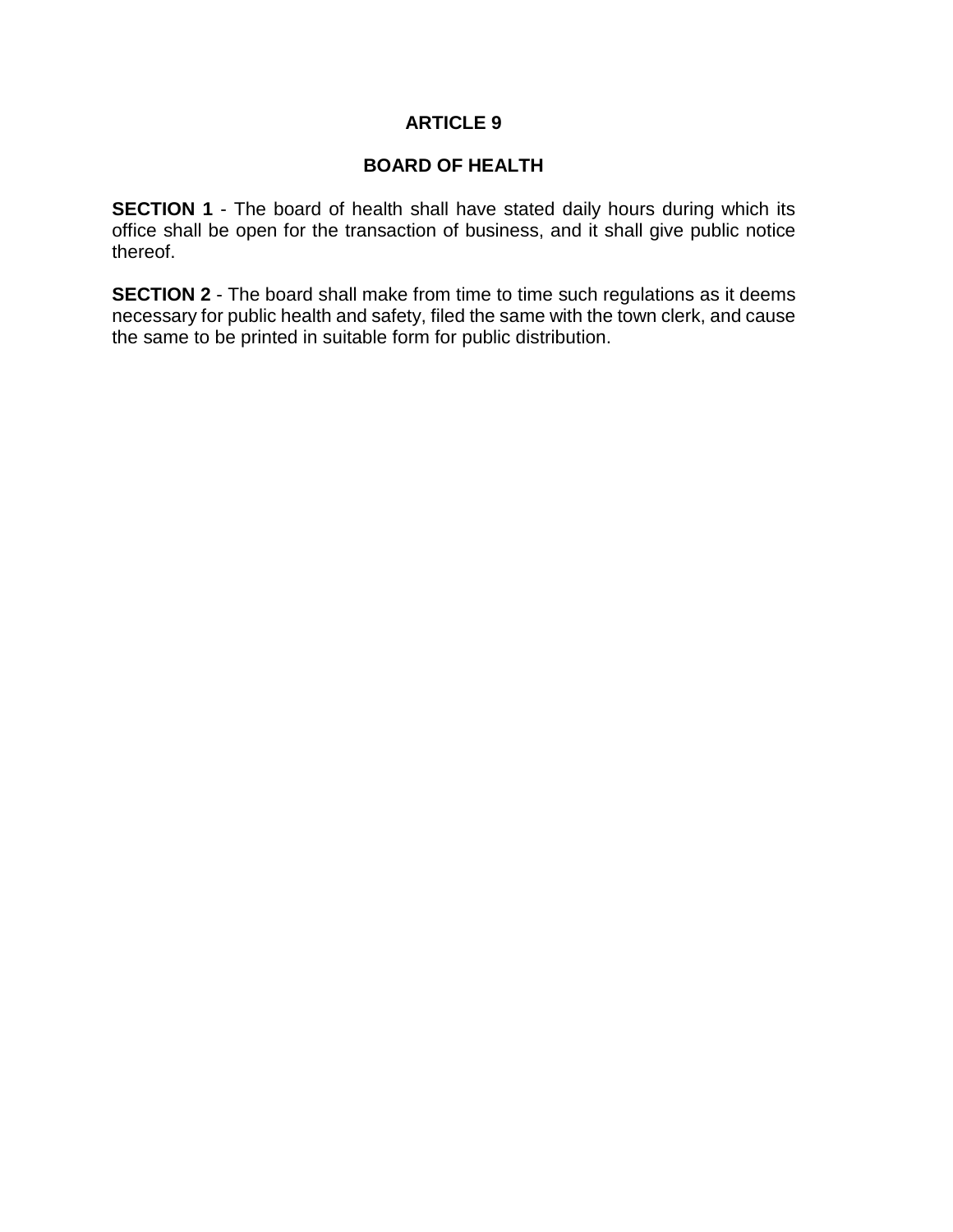# ARTICLE 9

## BOARD OF HEALTH

**SECTION 1** - The board of health shall have stated daily hours during which its office shall be open for the transaction of business, and it shall give public notice thereof.

**SECTION 2** - The board shall make from time to time such regulations as it deems necessary for public health and safety, filed the same with the town clerk, and cause the same to be printed in suitable form for public distribution.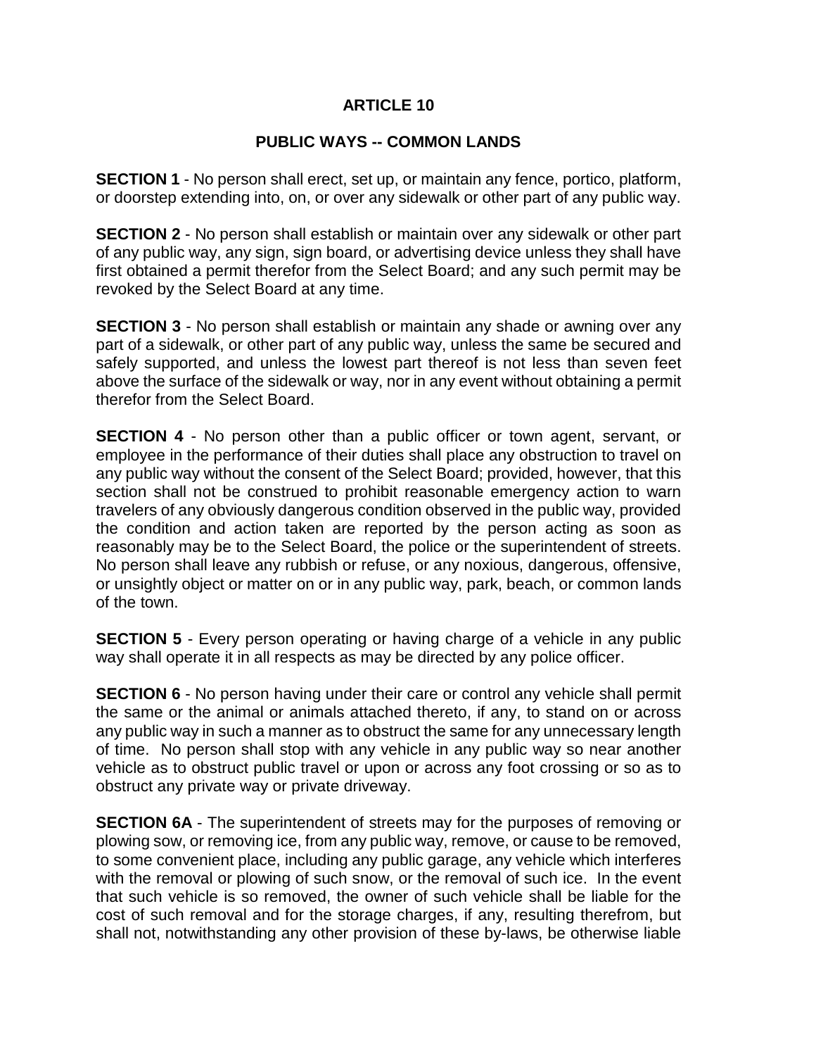# ARTICLE 10

## PUBLIC WAYS -- COMMON LANDS

**SECTION 1** - No person shall erect, set up, or maintain any fence, portico, platform, or doorstep extending into, on, or over any sidewalk or other part of any public way.

**SECTION 2** - No person shall establish or maintain over any sidewalk or other part of any public way, any sign, sign board, or advertising device unless they shall have first obtained a permit therefor from the Select Board; and any such permit may be revoked by the Select Board at any time.

**SECTION 3** - No person shall establish or maintain any shade or awning over any part of a sidewalk, or other part of any public way, unless the same be secured and safely supported, and unless the lowest part thereof is not less than seven feet above the surface of the sidewalk or way, nor in any event without obtaining a permit therefor from the Select Board.

**SECTION 4** - No person other than a public officer or town agent, servant, or employee in the performance of their duties shall place any obstruction to travel on any public way without the consent of the Select Board; provided, however, that this section shall not be construed to prohibit reasonable emergency action to warn travelers of any obviously dangerous condition observed in the public way, provided the condition and action taken are reported by the person acting as soon as reasonably may be to the Select Board, the police or the superintendent of streets. No person shall leave any rubbish or refuse, or any noxious, dangerous, offensive, or unsightly object or matter on or in any public way, park, beach, or common lands of the town.

**SECTION 5** - Every person operating or having charge of a vehicle in any public way shall operate it in all respects as may be directed by any police officer.

**SECTION 6** - No person having under their care or control any vehicle shall permit the same or the animal or animals attached thereto, if any, to stand on or across any public way in such a manner as to obstruct the same for any unnecessary length of time. No person shall stop with any vehicle in any public way so near another vehicle as to obstruct public travel or upon or across any foot crossing or so as to obstruct any private way or private driveway.

**SECTION 6A** - The superintendent of streets may for the purposes of removing or plowing sow, or removing ice, from any public way, remove, or cause to be removed, to some convenient place, including any public garage, any vehicle which interferes with the removal or plowing of such snow, or the removal of such ice. In the event that such vehicle is so removed, the owner of such vehicle shall be liable for the cost of such removal and for the storage charges, if any, resulting therefrom, but shall not, notwithstanding any other provision of these by-laws, be otherwise liable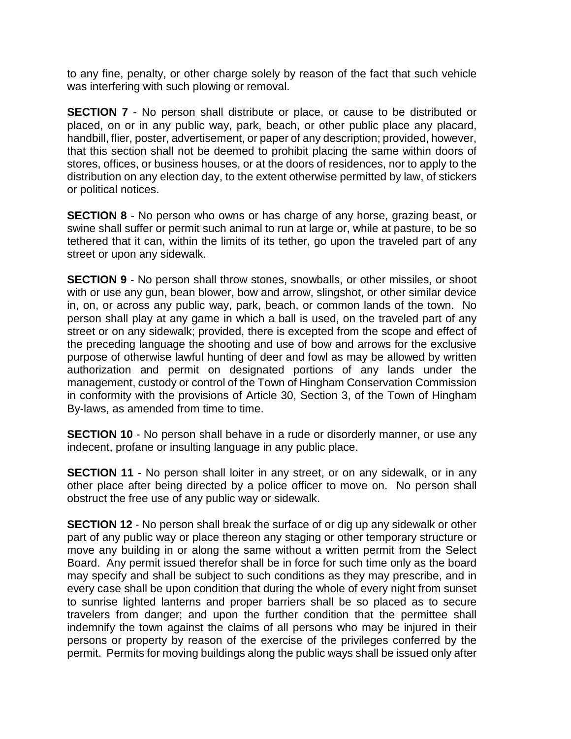to any fine, penalty, or other charge solely by reason of the fact that such vehicle was interfering with such plowing or removal.

**SECTION 7** - No person shall distribute or place, or cause to be distributed or placed, on or in any public way, park, beach, or other public place any placard, handbill, flier, poster, advertisement, or paper of any description; provided, however, that this section shall not be deemed to prohibit placing the same within doors of stores, offices, or business houses, or at the doors of residences, nor to apply to the distribution on any election day, to the extent otherwise permitted by law, of stickers or political notices.

**SECTION 8** - No person who owns or has charge of any horse, grazing beast, or swine shall suffer or permit such animal to run at large or, while at pasture, to be so tethered that it can, within the limits of its tether, go upon the traveled part of any street or upon any sidewalk.

**SECTION 9** - No person shall throw stones, snowballs, or other missiles, or shoot with or use any gun, bean blower, bow and arrow, slingshot, or other similar device in, on, or across any public way, park, beach, or common lands of the town. No person shall play at any game in which a ball is used, on the traveled part of any street or on any sidewalk; provided, there is excepted from the scope and effect of the preceding language the shooting and use of bow and arrows for the exclusive purpose of otherwise lawful hunting of deer and fowl as may be allowed by written authorization and permit on designated portions of any lands under the management, custody or control of the Town of Hingham Conservation Commission in conformity with the provisions of Article 30, Section 3, of the Town of Hingham By-laws, as amended from time to time.

**SECTION 10** - No person shall behave in a rude or disorderly manner, or use any indecent, profane or insulting language in any public place.

**SECTION 11** - No person shall loiter in any street, or on any sidewalk, or in any other place after being directed by a police officer to move on. No person shall obstruct the free use of any public way or sidewalk.

**SECTION 12** - No person shall break the surface of or dig up any sidewalk or other part of any public way or place thereon any staging or other temporary structure or move any building in or along the same without a written permit from the Select Board. Any permit issued therefor shall be in force for such time only as the board may specify and shall be subject to such conditions as they may prescribe, and in every case shall be upon condition that during the whole of every night from sunset to sunrise lighted lanterns and proper barriers shall be so placed as to secure travelers from danger; and upon the further condition that the permittee shall indemnify the town against the claims of all persons who may be injured in their persons or property by reason of the exercise of the privileges conferred by the permit. Permits for moving buildings along the public ways shall be issued only after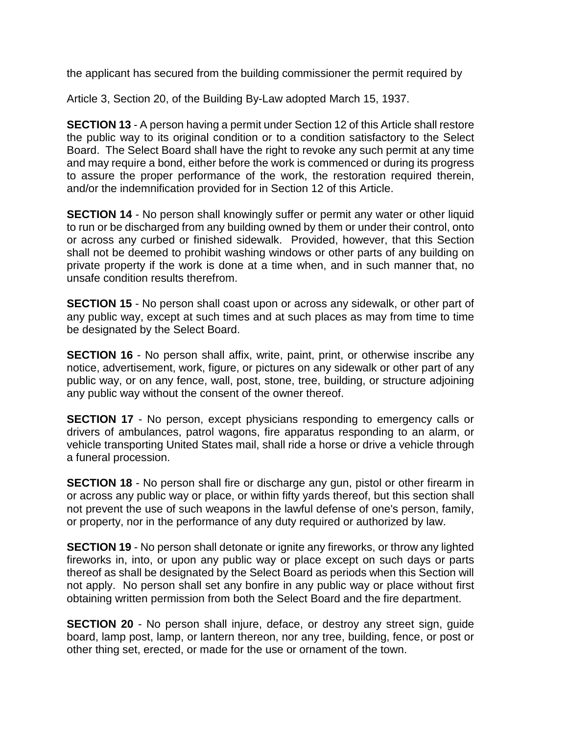the applicant has secured from the building commissioner the permit required by

Article 3, Section 20, of the Building By-Law adopted March 15, 1937.

**SECTION 13** - A person having a permit under Section 12 of this Article shall restore the public way to its original condition or to a condition satisfactory to the Select Board. The Select Board shall have the right to revoke any such permit at any time and may require a bond, either before the work is commenced or during its progress to assure the proper performance of the work, the restoration required therein, and/or the indemnification provided for in Section 12 of this Article.

**SECTION 14** - No person shall knowingly suffer or permit any water or other liquid to run or be discharged from any building owned by them or under their control, onto or across any curbed or finished sidewalk. Provided, however, that this Section shall not be deemed to prohibit washing windows or other parts of any building on private property if the work is done at a time when, and in such manner that, no unsafe condition results therefrom.

**SECTION 15** - No person shall coast upon or across any sidewalk, or other part of any public way, except at such times and at such places as may from time to time be designated by the Select Board.

**SECTION 16** - No person shall affix, write, paint, print, or otherwise inscribe any notice, advertisement, work, figure, or pictures on any sidewalk or other part of any public way, or on any fence, wall, post, stone, tree, building, or structure adjoining any public way without the consent of the owner thereof.

**SECTION 17** - No person, except physicians responding to emergency calls or drivers of ambulances, patrol wagons, fire apparatus responding to an alarm, or vehicle transporting United States mail, shall ride a horse or drive a vehicle through a funeral procession.

**SECTION 18** - No person shall fire or discharge any gun, pistol or other firearm in or across any public way or place, or within fifty yards thereof, but this section shall not prevent the use of such weapons in the lawful defense of one's person, family, or property, nor in the performance of any duty required or authorized by law.

**SECTION 19** - No person shall detonate or ignite any fireworks, or throw any lighted fireworks in, into, or upon any public way or place except on such days or parts thereof as shall be designated by the Select Board as periods when this Section will not apply. No person shall set any bonfire in any public way or place without first obtaining written permission from both the Select Board and the fire department.

**SECTION 20** - No person shall injure, deface, or destroy any street sign, guide board, lamp post, lamp, or lantern thereon, nor any tree, building, fence, or post or other thing set, erected, or made for the use or ornament of the town.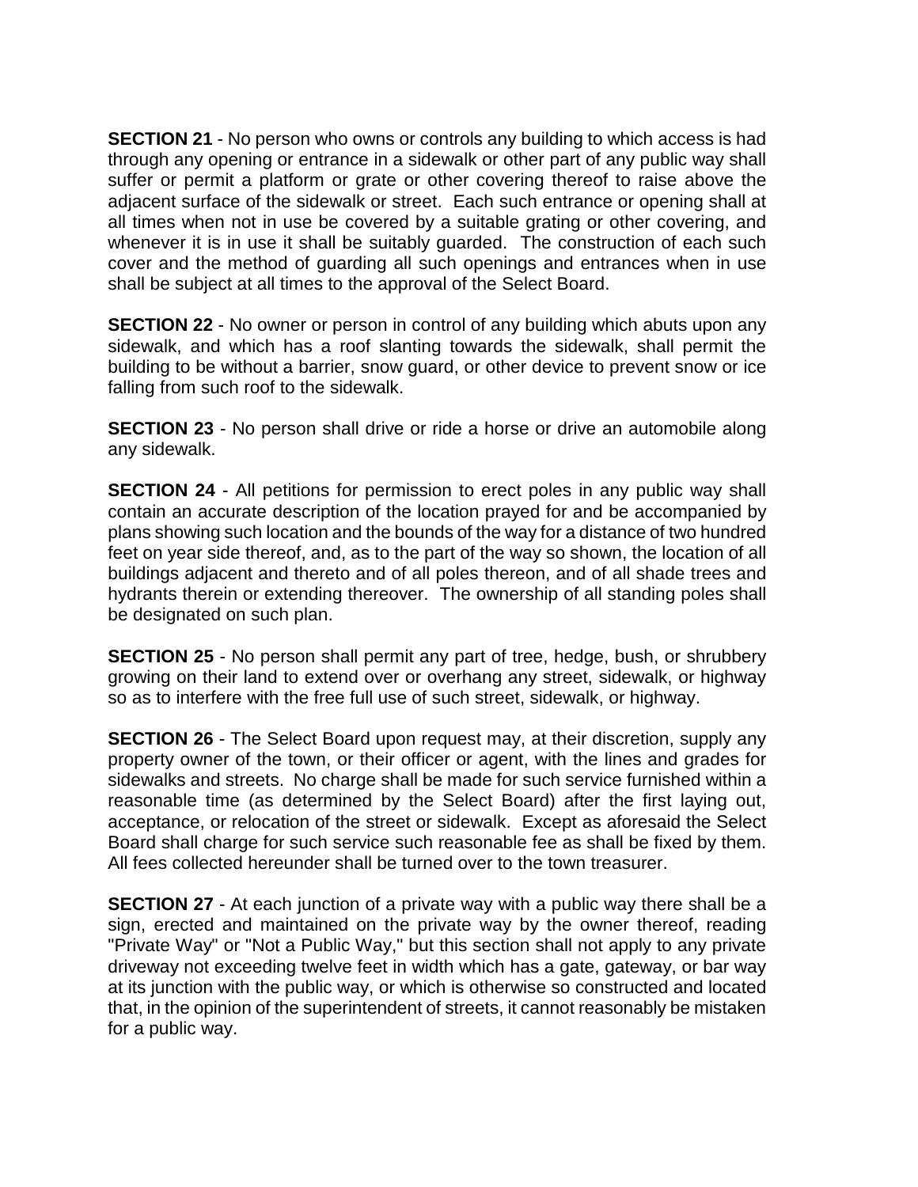**SECTION 21** - No person who owns or controls any building to which access is had through any opening or entrance in a sidewalk or other part of any public way shall suffer or permit a platform or grate or other covering thereof to raise above the adjacent surface of the sidewalk or street. Each such entrance or opening shall at all times when not in use be covered by a suitable grating or other covering, and whenever it is in use it shall be suitably guarded. The construction of each such cover and the method of guarding all such openings and entrances when in use shall be subject at all times to the approval of the Select Board.

**SECTION 22** - No owner or person in control of any building which abuts upon any sidewalk, and which has a roof slanting towards the sidewalk, shall permit the building to be without a barrier, snow guard, or other device to prevent snow or ice falling from such roof to the sidewalk.

**SECTION 23** - No person shall drive or ride a horse or drive an automobile along any sidewalk.

**SECTION 24** - All petitions for permission to erect poles in any public way shall contain an accurate description of the location prayed for and be accompanied by plans showing such location and the bounds of the way for a distance of two hundred feet on year side thereof, and, as to the part of the way so shown, the location of all buildings adjacent and thereto and of all poles thereon, and of all shade trees and hydrants therein or extending thereover. The ownership of all standing poles shall be designated on such plan.

**SECTION 25** - No person shall permit any part of tree, hedge, bush, or shrubbery growing on their land to extend over or overhang any street, sidewalk, or highway so as to interfere with the free full use of such street, sidewalk, or highway.

**SECTION 26** - The Select Board upon request may, at their discretion, supply any property owner of the town, or their officer or agent, with the lines and grades for sidewalks and streets. No charge shall be made for such service furnished within a reasonable time (as determined by the Select Board) after the first laying out, acceptance, or relocation of the street or sidewalk. Except as aforesaid the Select Board shall charge for such service such reasonable fee as shall be fixed by them. All fees collected hereunder shall be turned over to the town treasurer.

**SECTION 27** - At each junction of a private way with a public way there shall be a sign, erected and maintained on the private way by the owner thereof, reading "Private Way" or "Not a Public Way," but this section shall not apply to any private driveway not exceeding twelve feet in width which has a gate, gateway, or bar way at its junction with the public way, or which is otherwise so constructed and located that, in the opinion of the superintendent of streets, it cannot reasonably be mistaken for a public way.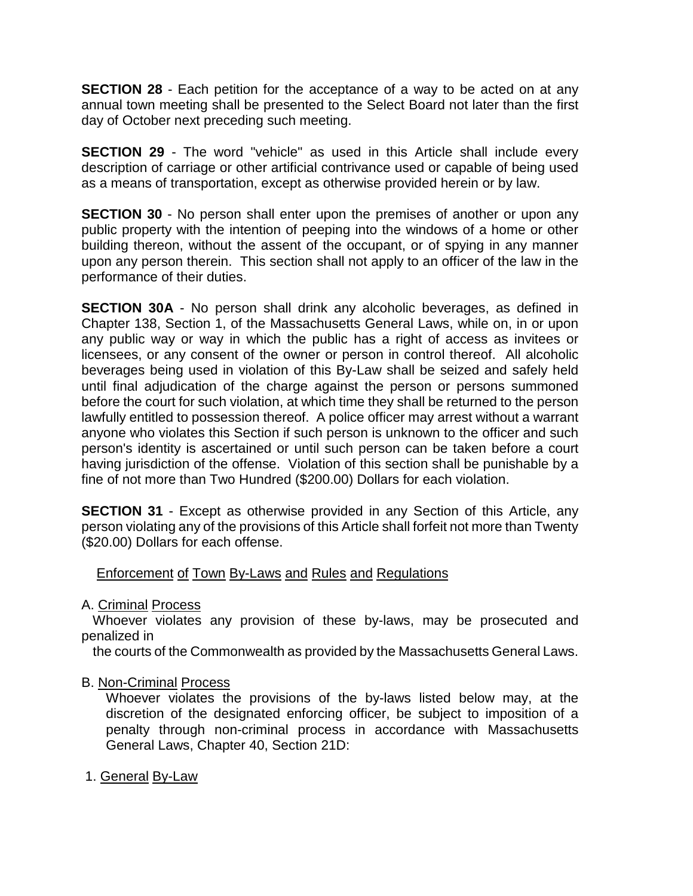**SECTION 28** - Each petition for the acceptance of a way to be acted on at any annual town meeting shall be presented to the Select Board not later than the first day of October next preceding such meeting.

**SECTION 29** - The word "vehicle" as used in this Article shall include every description of carriage or other artificial contrivance used or capable of being used as a means of transportation, except as otherwise provided herein or by law.

**SECTION 30** - No person shall enter upon the premises of another or upon any public property with the intention of peeping into the windows of a home or other building thereon, without the assent of the occupant, or of spying in any manner upon any person therein. This section shall not apply to an officer of the law in the performance of their duties.

**SECTION 30A** - No person shall drink any alcoholic beverages, as defined in Chapter 138, Section 1, of the Massachusetts General Laws, while on, in or upon any public way or way in which the public has a right of access as invitees or licensees, or any consent of the owner or person in control thereof. All alcoholic beverages being used in violation of this By-Law shall be seized and safely held until final adjudication of the charge against the person or persons summoned before the court for such violation, at which time they shall be returned to the person lawfully entitled to possession thereof. A police officer may arrest without a warrant anyone who violates this Section if such person is unknown to the officer and such person's identity is ascertained or until such person can be taken before a court having jurisdiction of the offense. Violation of this section shall be punishable by a fine of not more than Two Hundred ($200.00) Dollars for each violation.

**SECTION 31** - Except as otherwise provided in any Section of this Article, any person violating any of the provisions of this Article shall forfeit not more than Twenty ($20.00) Dollars for each offense.

Enforcement of Town By-Laws and Rules and Regulations

A. Criminal Process

Whoever violates any provision of these by-laws, may be prosecuted and penalized in the courts of the Commonwealth as provided by the Massachusetts General Laws.

B. Non-Criminal Process

Whoever violates the provisions of the by-laws listed below may, at the discretion of the designated enforcing officer, be subject to imposition of a penalty through non-criminal process in accordance with Massachusetts General Laws, Chapter 40, Section 21D:

1. General By-Law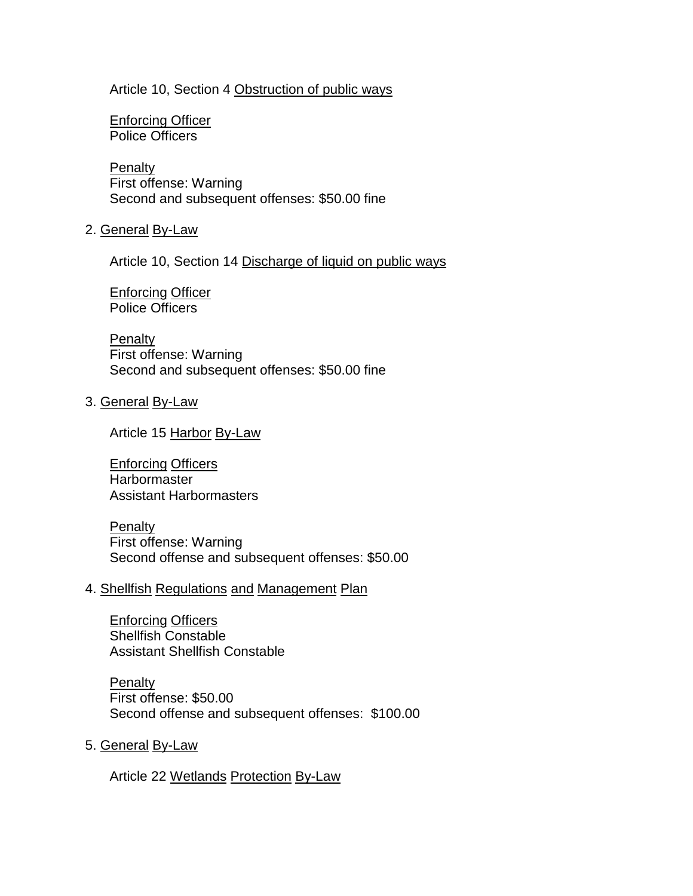Article 10, Section 4 Obstruction of public ways

Enforcing Officer
Police Officers

Penalty
First offense: Warning
Second and subsequent offenses: $50.00 fine

2. General By-Law

   Article 10, Section 14 Discharge of liquid on public ways

   Enforcing Officer
   Police Officers

   Penalty
   First offense: Warning
   Second and subsequent offenses: $50.00 fine

3. General By-Law

   Article 15 Harbor By-Law

   Enforcing Officers
   Harbormaster
   Assistant Harbormasters

   Penalty
   First offense: Warning
   Second offense and subsequent offenses: $50.00

4. Shellfish Regulations and Management Plan

   Enforcing Officers
   Shellfish Constable
   Assistant Shellfish Constable

   Penalty
   First offense: $50.00
   Second offense and subsequent offenses: $100.00

5. General By-Law

   Article 22 Wetlands Protection By-Law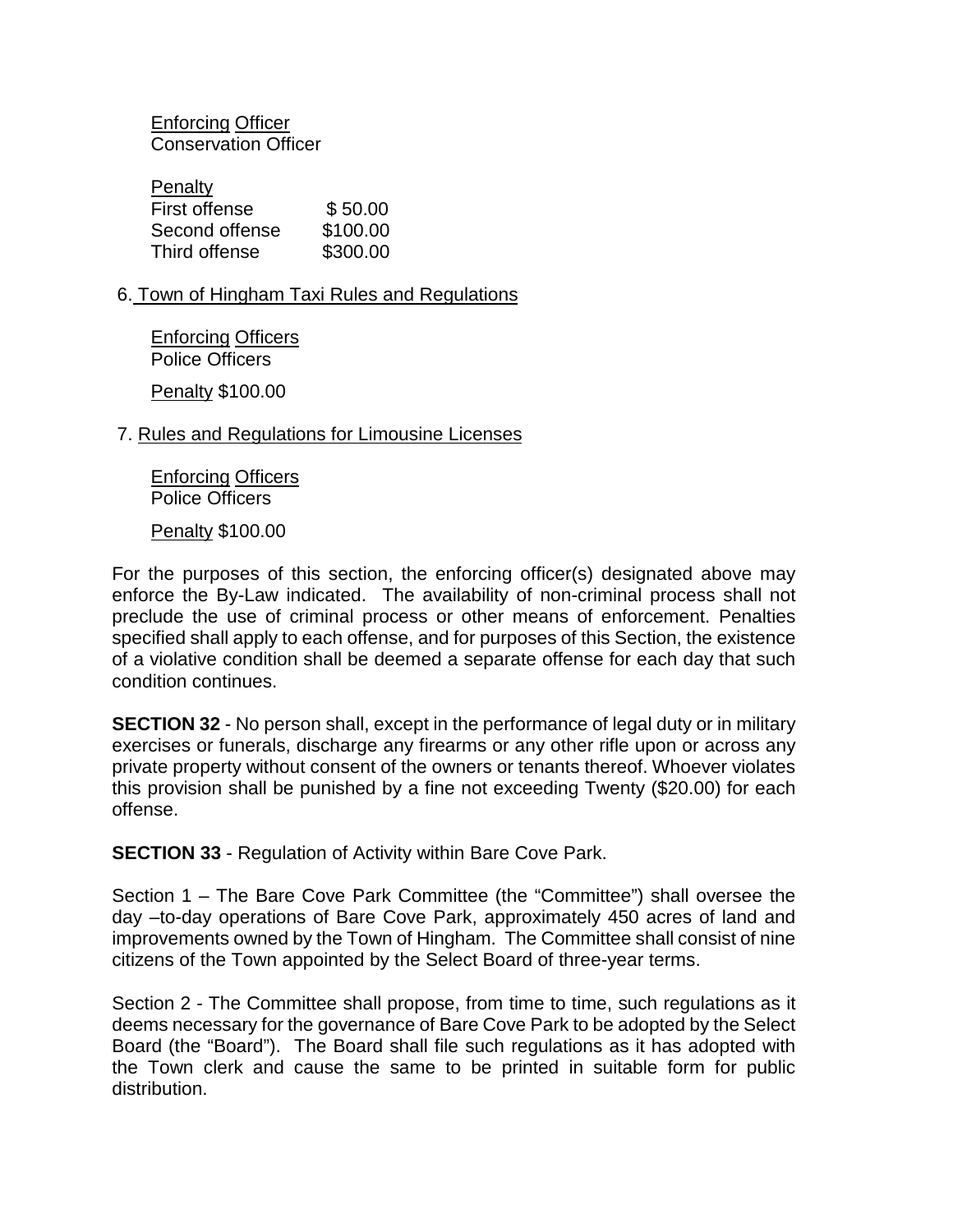Enforcing Officer
Conservation Officer

Penalty

| | |
|---|---|
| First offense | $ 50.00 |
| Second offense | $100.00 |
| Third offense | $300.00 |

6. Town of Hingham Taxi Rules and Regulations

Enforcing Officers
Police Officers

Penalty $100.00

7. Rules and Regulations for Limousine Licenses

Enforcing Officers
Police Officers

Penalty $100.00

For the purposes of this section, the enforcing officer(s) designated above may enforce the By-Law indicated. The availability of non-criminal process shall not preclude the use of criminal process or other means of enforcement. Penalties specified shall apply to each offense, and for purposes of this Section, the existence of a violative condition shall be deemed a separate offense for each day that such condition continues.

**SECTION 32** - No person shall, except in the performance of legal duty or in military exercises or funerals, discharge any firearms or any other rifle upon or across any private property without consent of the owners or tenants thereof. Whoever violates this provision shall be punished by a fine not exceeding Twenty ($20.00) for each offense.

**SECTION 33** - Regulation of Activity within Bare Cove Park.

Section 1 – The Bare Cove Park Committee (the "Committee") shall oversee the day –to-day operations of Bare Cove Park, approximately 450 acres of land and improvements owned by the Town of Hingham. The Committee shall consist of nine citizens of the Town appointed by the Select Board of three-year terms.

Section 2 - The Committee shall propose, from time to time, such regulations as it deems necessary for the governance of Bare Cove Park to be adopted by the Select Board (the "Board"). The Board shall file such regulations as it has adopted with the Town clerk and cause the same to be printed in suitable form for public distribution.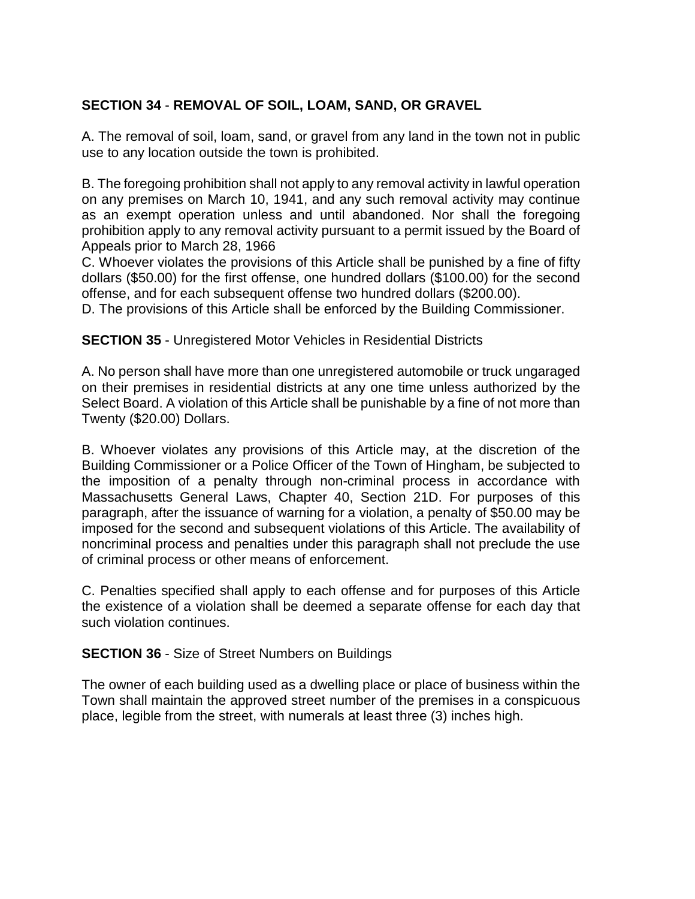**SECTION 34** - **REMOVAL OF SOIL, LOAM, SAND, OR GRAVEL**

A. The removal of soil, loam, sand, or gravel from any land in the town not in public use to any location outside the town is prohibited.

B. The foregoing prohibition shall not apply to any removal activity in lawful operation on any premises on March 10, 1941, and any such removal activity may continue as an exempt operation unless and until abandoned. Nor shall the foregoing prohibition apply to any removal activity pursuant to a permit issued by the Board of Appeals prior to March 28, 1966

C. Whoever violates the provisions of this Article shall be punished by a fine of fifty dollars ($50.00) for the first offense, one hundred dollars ($100.00) for the second offense, and for each subsequent offense two hundred dollars ($200.00).

D. The provisions of this Article shall be enforced by the Building Commissioner.

**SECTION 35** - Unregistered Motor Vehicles in Residential Districts

A. No person shall have more than one unregistered automobile or truck ungaraged on their premises in residential districts at any one time unless authorized by the Select Board. A violation of this Article shall be punishable by a fine of not more than Twenty ($20.00) Dollars.

B. Whoever violates any provisions of this Article may, at the discretion of the Building Commissioner or a Police Officer of the Town of Hingham, be subjected to the imposition of a penalty through non-criminal process in accordance with Massachusetts General Laws, Chapter 40, Section 21D. For purposes of this paragraph, after the issuance of warning for a violation, a penalty of $50.00 may be imposed for the second and subsequent violations of this Article. The availability of noncriminal process and penalties under this paragraph shall not preclude the use of criminal process or other means of enforcement.

C. Penalties specified shall apply to each offense and for purposes of this Article the existence of a violation shall be deemed a separate offense for each day that such violation continues.

**SECTION 36** - Size of Street Numbers on Buildings

The owner of each building used as a dwelling place or place of business within the Town shall maintain the approved street number of the premises in a conspicuous place, legible from the street, with numerals at least three (3) inches high.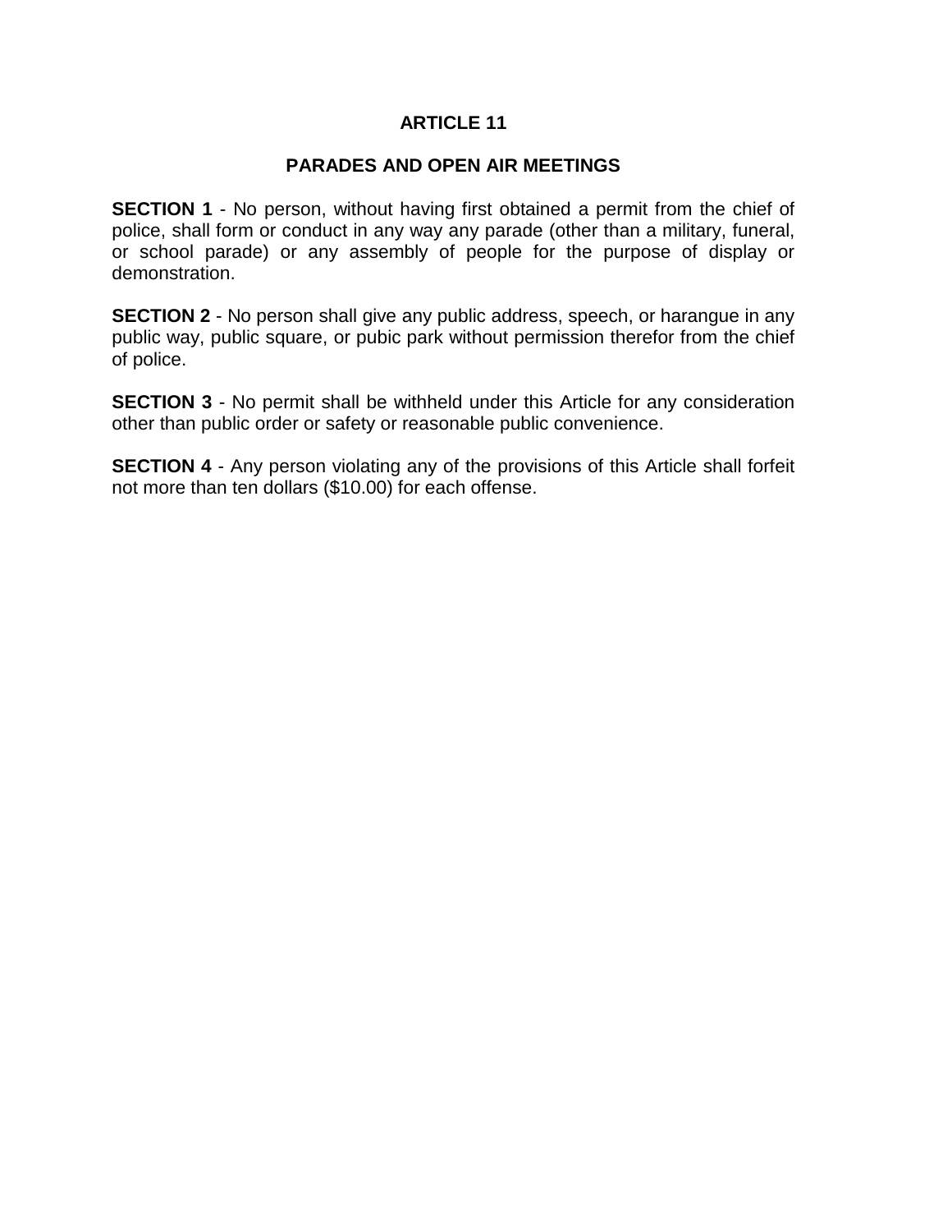# ARTICLE 11

## PARADES AND OPEN AIR MEETINGS

**SECTION 1** - No person, without having first obtained a permit from the chief of police, shall form or conduct in any way any parade (other than a military, funeral, or school parade) or any assembly of people for the purpose of display or demonstration.

**SECTION 2** - No person shall give any public address, speech, or harangue in any public way, public square, or pubic park without permission therefor from the chief of police.

**SECTION 3** - No permit shall be withheld under this Article for any consideration other than public order or safety or reasonable public convenience.

**SECTION 4** - Any person violating any of the provisions of this Article shall forfeit not more than ten dollars ($10.00) for each offense.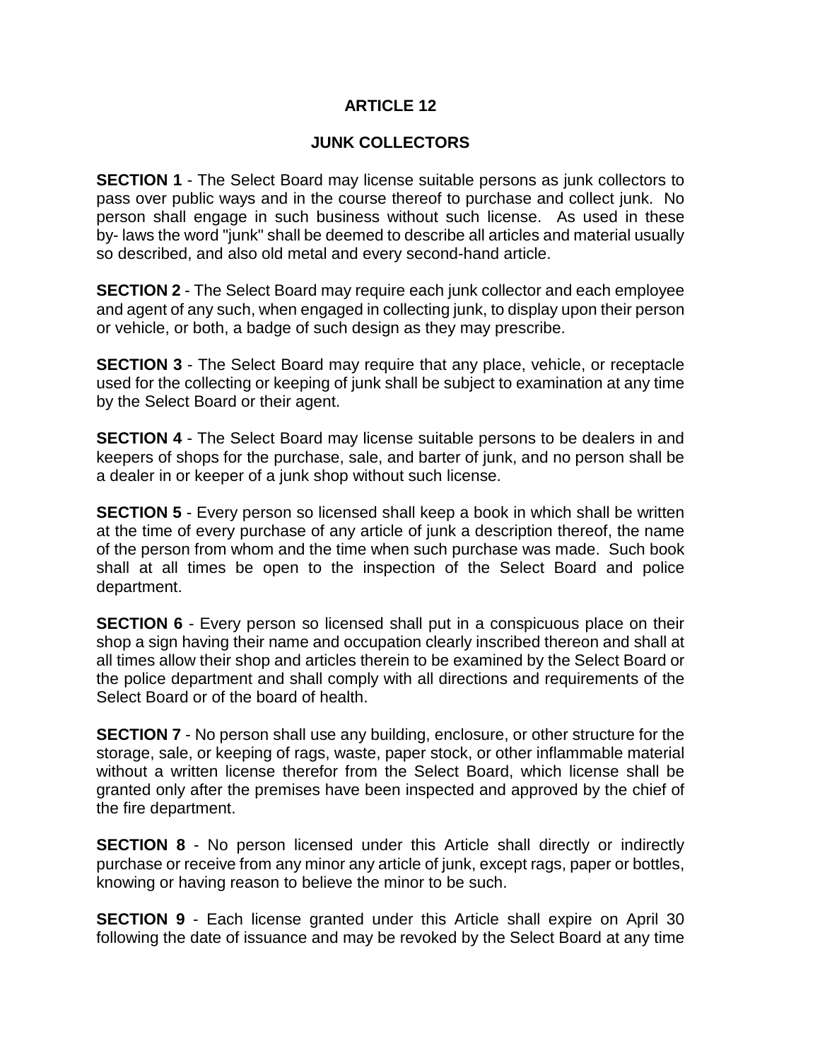# ARTICLE 12

## JUNK COLLECTORS

**SECTION 1** - The Select Board may license suitable persons as junk collectors to pass over public ways and in the course thereof to purchase and collect junk. No person shall engage in such business without such license. As used in these by- laws the word "junk" shall be deemed to describe all articles and material usually so described, and also old metal and every second-hand article.

**SECTION 2** - The Select Board may require each junk collector and each employee and agent of any such, when engaged in collecting junk, to display upon their person or vehicle, or both, a badge of such design as they may prescribe.

**SECTION 3** - The Select Board may require that any place, vehicle, or receptacle used for the collecting or keeping of junk shall be subject to examination at any time by the Select Board or their agent.

**SECTION 4** - The Select Board may license suitable persons to be dealers in and keepers of shops for the purchase, sale, and barter of junk, and no person shall be a dealer in or keeper of a junk shop without such license.

**SECTION 5** - Every person so licensed shall keep a book in which shall be written at the time of every purchase of any article of junk a description thereof, the name of the person from whom and the time when such purchase was made. Such book shall at all times be open to the inspection of the Select Board and police department.

**SECTION 6** - Every person so licensed shall put in a conspicuous place on their shop a sign having their name and occupation clearly inscribed thereon and shall at all times allow their shop and articles therein to be examined by the Select Board or the police department and shall comply with all directions and requirements of the Select Board or of the board of health.

**SECTION 7** - No person shall use any building, enclosure, or other structure for the storage, sale, or keeping of rags, waste, paper stock, or other inflammable material without a written license therefor from the Select Board, which license shall be granted only after the premises have been inspected and approved by the chief of the fire department.

**SECTION 8** - No person licensed under this Article shall directly or indirectly purchase or receive from any minor any article of junk, except rags, paper or bottles, knowing or having reason to believe the minor to be such.

**SECTION 9** - Each license granted under this Article shall expire on April 30 following the date of issuance and may be revoked by the Select Board at any time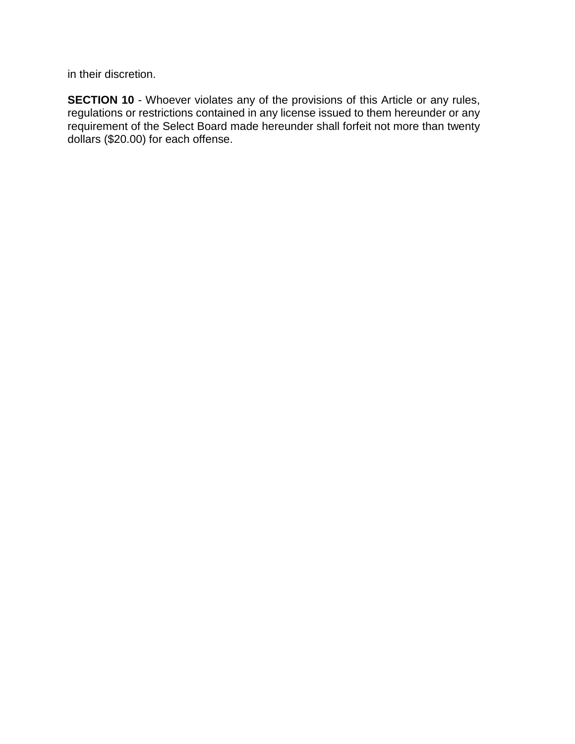in their discretion.

**SECTION 10** - Whoever violates any of the provisions of this Article or any rules, regulations or restrictions contained in any license issued to them hereunder or any requirement of the Select Board made hereunder shall forfeit not more than twenty dollars ($20.00) for each offense.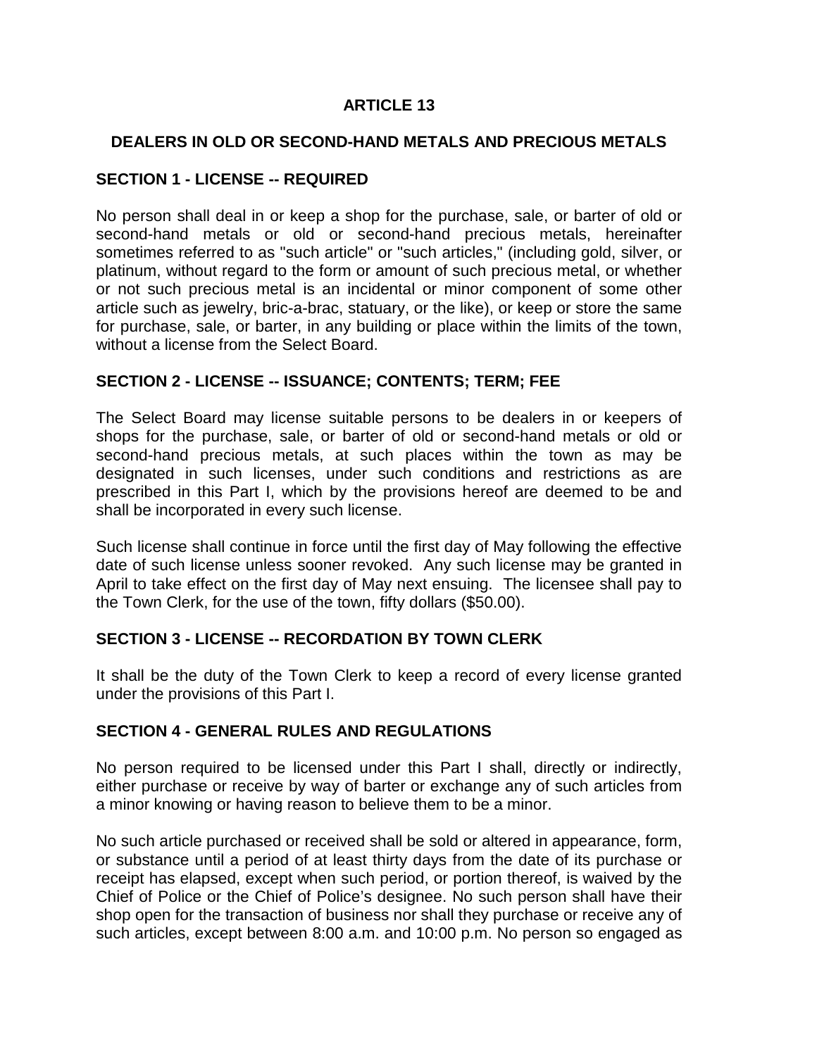# ARTICLE 13

## DEALERS IN OLD OR SECOND-HAND METALS AND PRECIOUS METALS

### SECTION 1 - LICENSE -- REQUIRED

No person shall deal in or keep a shop for the purchase, sale, or barter of old or second-hand metals or old or second-hand precious metals, hereinafter sometimes referred to as "such article" or "such articles," (including gold, silver, or platinum, without regard to the form or amount of such precious metal, or whether or not such precious metal is an incidental or minor component of some other article such as jewelry, bric-a-brac, statuary, or the like), or keep or store the same for purchase, sale, or barter, in any building or place within the limits of the town, without a license from the Select Board.

### SECTION 2 - LICENSE -- ISSUANCE; CONTENTS; TERM; FEE

The Select Board may license suitable persons to be dealers in or keepers of shops for the purchase, sale, or barter of old or second-hand metals or old or second-hand precious metals, at such places within the town as may be designated in such licenses, under such conditions and restrictions as are prescribed in this Part I, which by the provisions hereof are deemed to be and shall be incorporated in every such license.

Such license shall continue in force until the first day of May following the effective date of such license unless sooner revoked. Any such license may be granted in April to take effect on the first day of May next ensuing. The licensee shall pay to the Town Clerk, for the use of the town, fifty dollars ($50.00).

### SECTION 3 - LICENSE -- RECORDATION BY TOWN CLERK

It shall be the duty of the Town Clerk to keep a record of every license granted under the provisions of this Part I.

### SECTION 4 - GENERAL RULES AND REGULATIONS

No person required to be licensed under this Part I shall, directly or indirectly, either purchase or receive by way of barter or exchange any of such articles from a minor knowing or having reason to believe them to be a minor.

No such article purchased or received shall be sold or altered in appearance, form, or substance until a period of at least thirty days from the date of its purchase or receipt has elapsed, except when such period, or portion thereof, is waived by the Chief of Police or the Chief of Police's designee. No such person shall have their shop open for the transaction of business nor shall they purchase or receive any of such articles, except between 8:00 a.m. and 10:00 p.m. No person so engaged as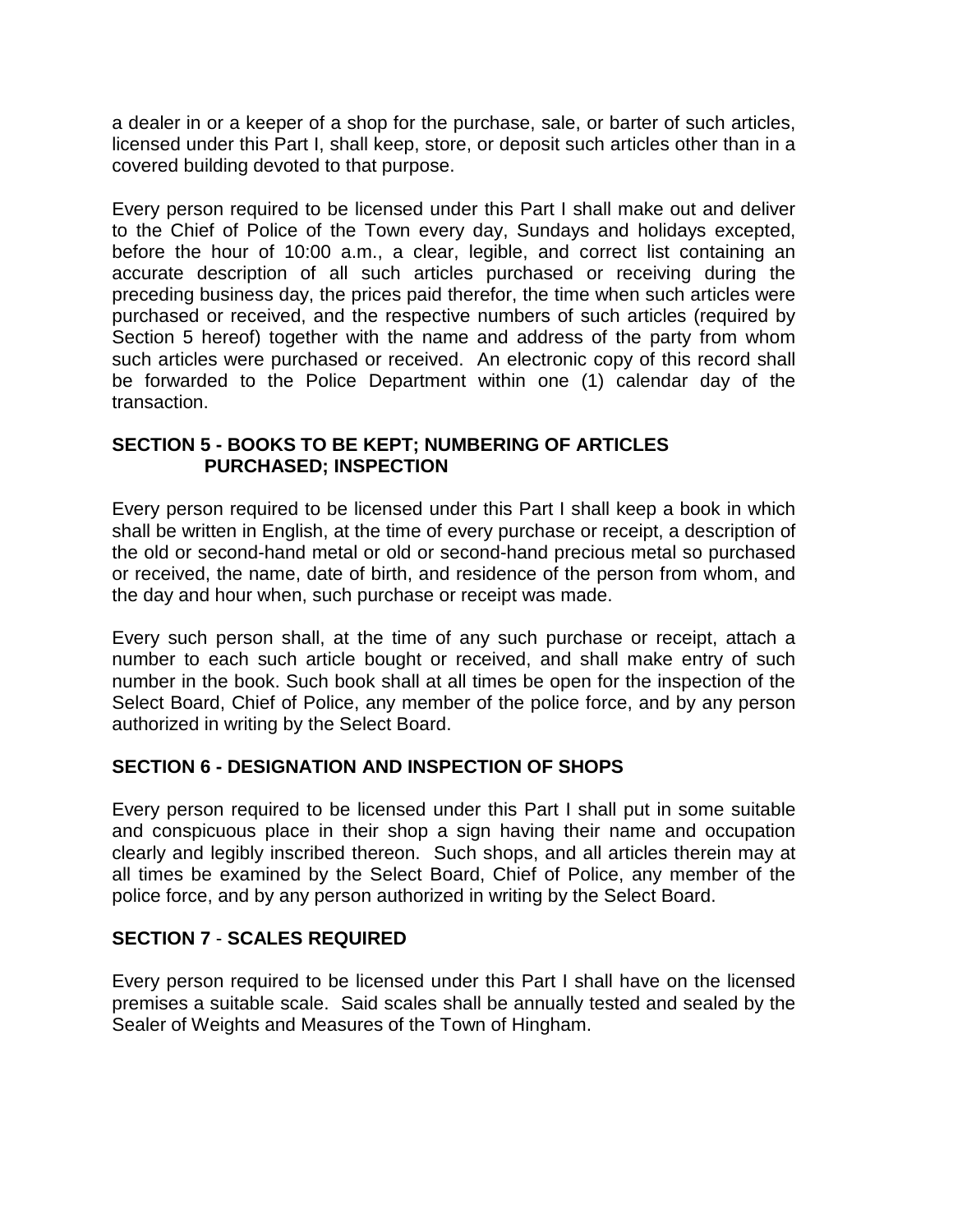a dealer in or a keeper of a shop for the purchase, sale, or barter of such articles, licensed under this Part I, shall keep, store, or deposit such articles other than in a covered building devoted to that purpose.

Every person required to be licensed under this Part I shall make out and deliver to the Chief of Police of the Town every day, Sundays and holidays excepted, before the hour of 10:00 a.m., a clear, legible, and correct list containing an accurate description of all such articles purchased or receiving during the preceding business day, the prices paid therefor, the time when such articles were purchased or received, and the respective numbers of such articles (required by Section 5 hereof) together with the name and address of the party from whom such articles were purchased or received. An electronic copy of this record shall be forwarded to the Police Department within one (1) calendar day of the transaction.

### SECTION 5 - BOOKS TO BE KEPT; NUMBERING OF ARTICLES PURCHASED; INSPECTION

Every person required to be licensed under this Part I shall keep a book in which shall be written in English, at the time of every purchase or receipt, a description of the old or second-hand metal or old or second-hand precious metal so purchased or received, the name, date of birth, and residence of the person from whom, and the day and hour when, such purchase or receipt was made.

Every such person shall, at the time of any such purchase or receipt, attach a number to each such article bought or received, and shall make entry of such number in the book. Such book shall at all times be open for the inspection of the Select Board, Chief of Police, any member of the police force, and by any person authorized in writing by the Select Board.

### SECTION 6 - DESIGNATION AND INSPECTION OF SHOPS

Every person required to be licensed under this Part I shall put in some suitable and conspicuous place in their shop a sign having their name and occupation clearly and legibly inscribed thereon. Such shops, and all articles therein may at all times be examined by the Select Board, Chief of Police, any member of the police force, and by any person authorized in writing by the Select Board.

### SECTION 7 - SCALES REQUIRED

Every person required to be licensed under this Part I shall have on the licensed premises a suitable scale. Said scales shall be annually tested and sealed by the Sealer of Weights and Measures of the Town of Hingham.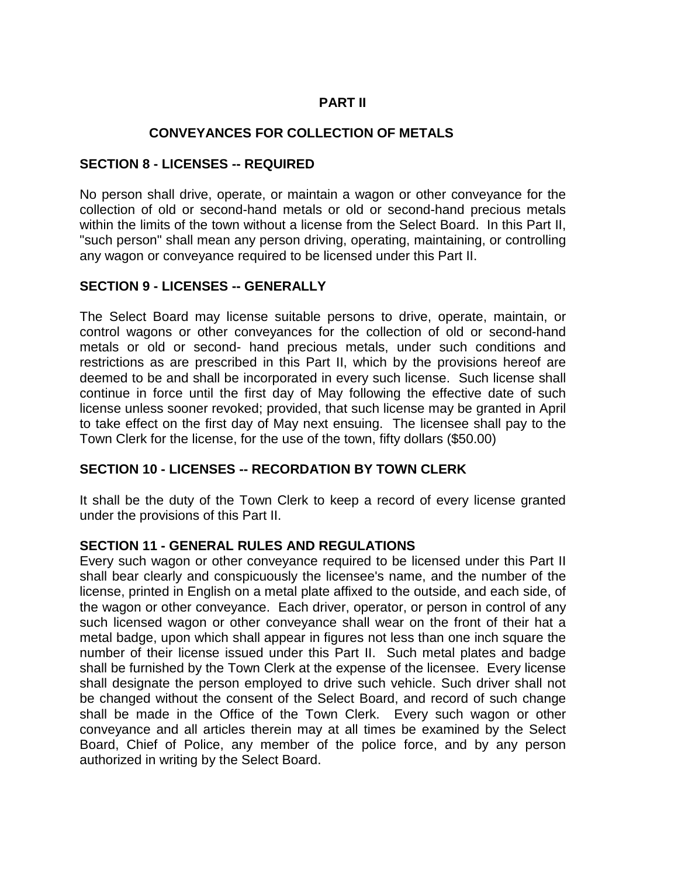## PART II

## CONVEYANCES FOR COLLECTION OF METALS

### SECTION 8 - LICENSES -- REQUIRED

No person shall drive, operate, or maintain a wagon or other conveyance for the collection of old or second-hand metals or old or second-hand precious metals within the limits of the town without a license from the Select Board. In this Part II, "such person" shall mean any person driving, operating, maintaining, or controlling any wagon or conveyance required to be licensed under this Part II.

### SECTION 9 - LICENSES -- GENERALLY

The Select Board may license suitable persons to drive, operate, maintain, or control wagons or other conveyances for the collection of old or second-hand metals or old or second- hand precious metals, under such conditions and restrictions as are prescribed in this Part II, which by the provisions hereof are deemed to be and shall be incorporated in every such license. Such license shall continue in force until the first day of May following the effective date of such license unless sooner revoked; provided, that such license may be granted in April to take effect on the first day of May next ensuing. The licensee shall pay to the Town Clerk for the license, for the use of the town, fifty dollars ($50.00)

### SECTION 10 - LICENSES -- RECORDATION BY TOWN CLERK

It shall be the duty of the Town Clerk to keep a record of every license granted under the provisions of this Part II.

### SECTION 11 - GENERAL RULES AND REGULATIONS

Every such wagon or other conveyance required to be licensed under this Part II shall bear clearly and conspicuously the licensee's name, and the number of the license, printed in English on a metal plate affixed to the outside, and each side, of the wagon or other conveyance. Each driver, operator, or person in control of any such licensed wagon or other conveyance shall wear on the front of their hat a metal badge, upon which shall appear in figures not less than one inch square the number of their license issued under this Part II. Such metal plates and badge shall be furnished by the Town Clerk at the expense of the licensee. Every license shall designate the person employed to drive such vehicle. Such driver shall not be changed without the consent of the Select Board, and record of such change shall be made in the Office of the Town Clerk. Every such wagon or other conveyance and all articles therein may at all times be examined by the Select Board, Chief of Police, any member of the police force, and by any person authorized in writing by the Select Board.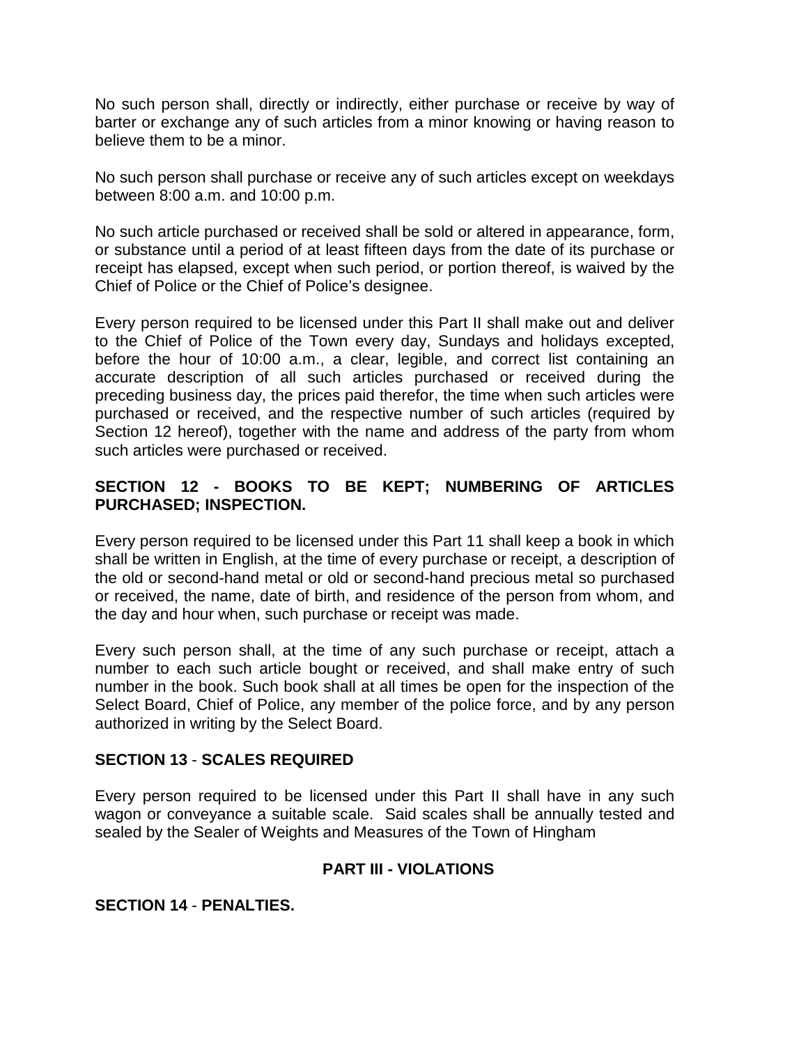No such person shall, directly or indirectly, either purchase or receive by way of barter or exchange any of such articles from a minor knowing or having reason to believe them to be a minor.

No such person shall purchase or receive any of such articles except on weekdays between 8:00 a.m. and 10:00 p.m.

No such article purchased or received shall be sold or altered in appearance, form, or substance until a period of at least fifteen days from the date of its purchase or receipt has elapsed, except when such period, or portion thereof, is waived by the Chief of Police or the Chief of Police's designee.

Every person required to be licensed under this Part II shall make out and deliver to the Chief of Police of the Town every day, Sundays and holidays excepted, before the hour of 10:00 a.m., a clear, legible, and correct list containing an accurate description of all such articles purchased or received during the preceding business day, the prices paid therefor, the time when such articles were purchased or received, and the respective number of such articles (required by Section 12 hereof), together with the name and address of the party from whom such articles were purchased or received.

**SECTION 12 - BOOKS TO BE KEPT; NUMBERING OF ARTICLES PURCHASED; INSPECTION.**

Every person required to be licensed under this Part 11 shall keep a book in which shall be written in English, at the time of every purchase or receipt, a description of the old or second-hand metal or old or second-hand precious metal so purchased or received, the name, date of birth, and residence of the person from whom, and the day and hour when, such purchase or receipt was made.

Every such person shall, at the time of any such purchase or receipt, attach a number to each such article bought or received, and shall make entry of such number in the book. Such book shall at all times be open for the inspection of the Select Board, Chief of Police, any member of the police force, and by any person authorized in writing by the Select Board.

**SECTION 13** - **SCALES REQUIRED**

Every person required to be licensed under this Part II shall have in any such wagon or conveyance a suitable scale. Said scales shall be annually tested and sealed by the Sealer of Weights and Measures of the Town of Hingham

## PART III - VIOLATIONS

**SECTION 14** - **PENALTIES.**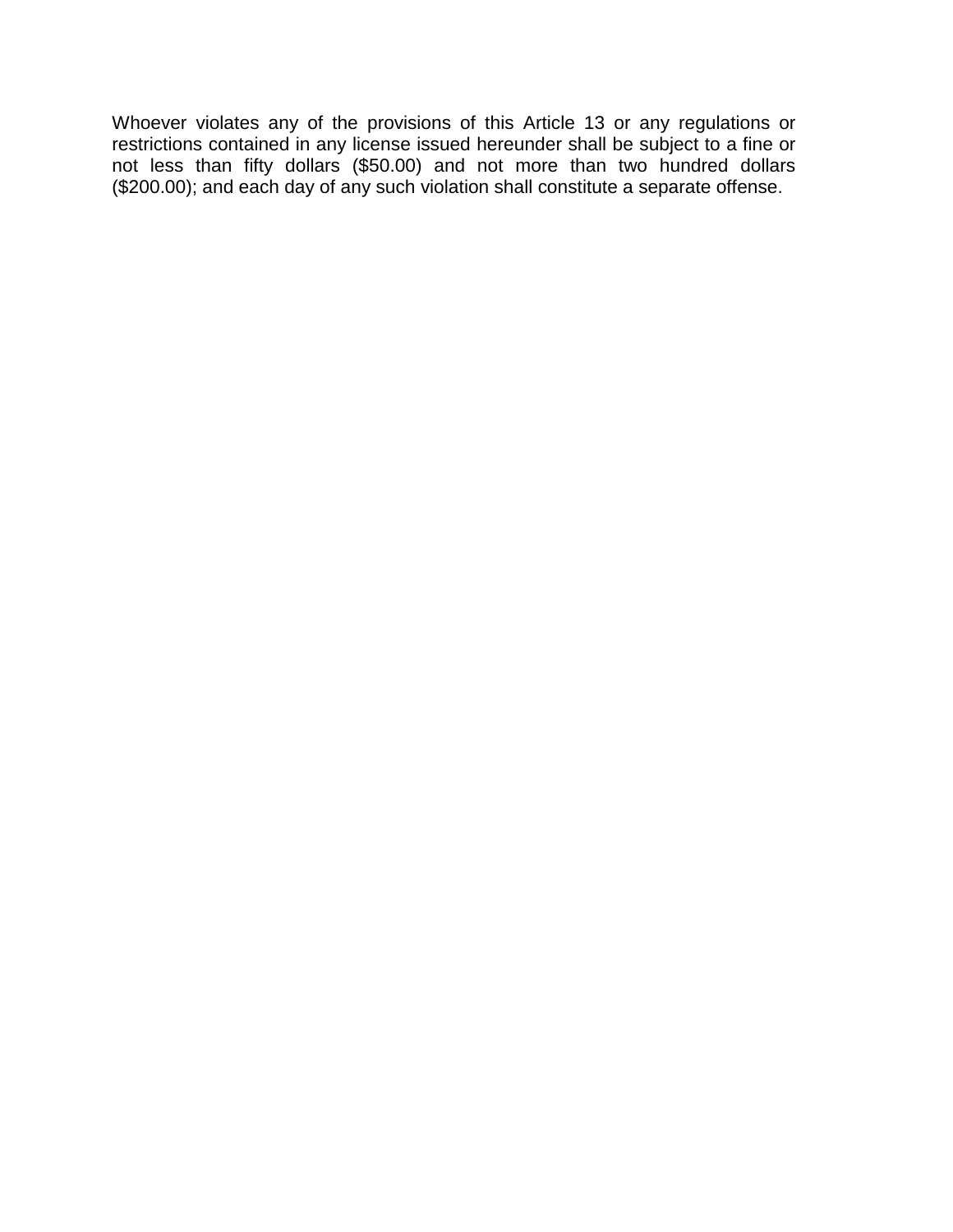Whoever violates any of the provisions of this Article 13 or any regulations or restrictions contained in any license issued hereunder shall be subject to a fine or not less than fifty dollars ($50.00) and not more than two hundred dollars ($200.00); and each day of any such violation shall constitute a separate offense.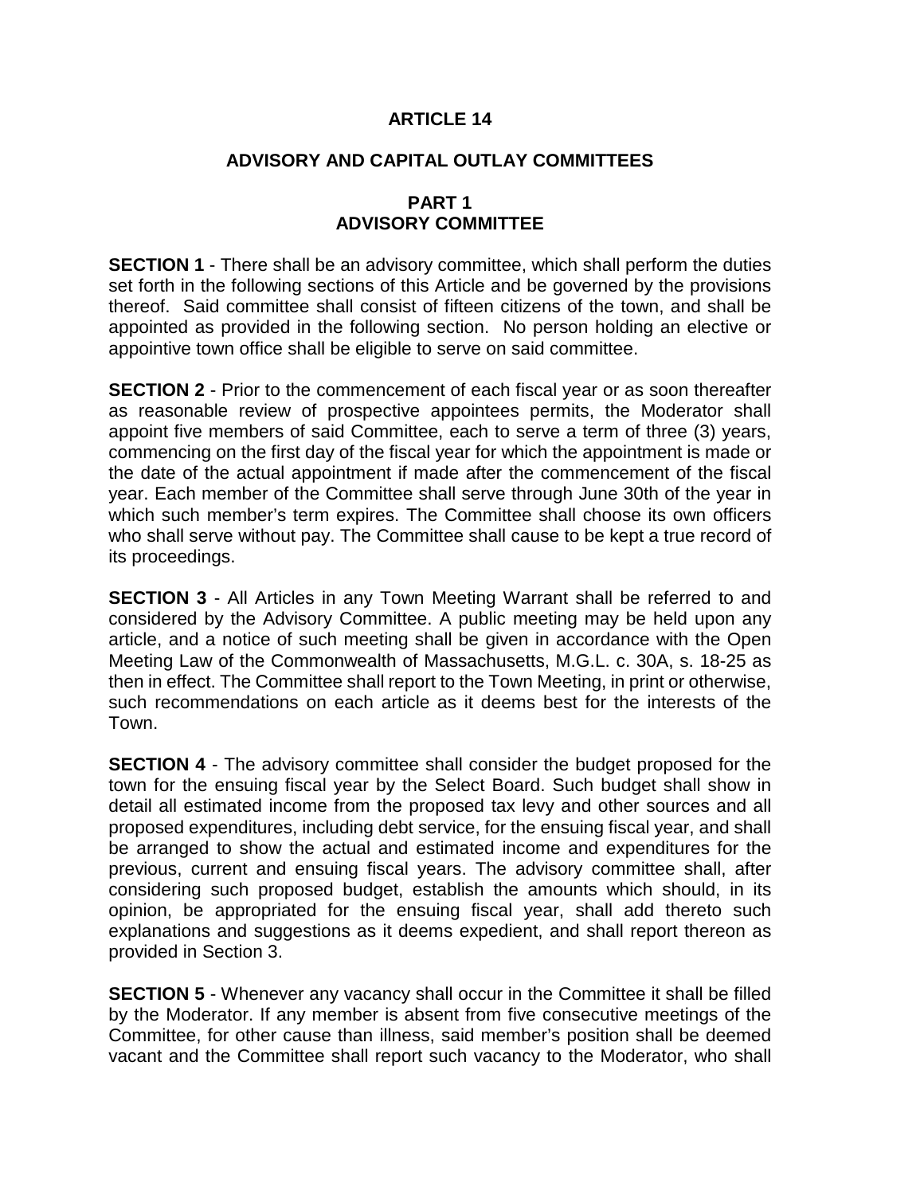# ARTICLE 14

## ADVISORY AND CAPITAL OUTLAY COMMITTEES

### PART 1
### ADVISORY COMMITTEE

**SECTION 1** - There shall be an advisory committee, which shall perform the duties set forth in the following sections of this Article and be governed by the provisions thereof. Said committee shall consist of fifteen citizens of the town, and shall be appointed as provided in the following section. No person holding an elective or appointive town office shall be eligible to serve on said committee.

**SECTION 2** - Prior to the commencement of each fiscal year or as soon thereafter as reasonable review of prospective appointees permits, the Moderator shall appoint five members of said Committee, each to serve a term of three (3) years, commencing on the first day of the fiscal year for which the appointment is made or the date of the actual appointment if made after the commencement of the fiscal year. Each member of the Committee shall serve through June 30th of the year in which such member's term expires. The Committee shall choose its own officers who shall serve without pay. The Committee shall cause to be kept a true record of its proceedings.

**SECTION 3** - All Articles in any Town Meeting Warrant shall be referred to and considered by the Advisory Committee. A public meeting may be held upon any article, and a notice of such meeting shall be given in accordance with the Open Meeting Law of the Commonwealth of Massachusetts, M.G.L. c. 30A, s. 18-25 as then in effect. The Committee shall report to the Town Meeting, in print or otherwise, such recommendations on each article as it deems best for the interests of the Town.

**SECTION 4** - The advisory committee shall consider the budget proposed for the town for the ensuing fiscal year by the Select Board. Such budget shall show in detail all estimated income from the proposed tax levy and other sources and all proposed expenditures, including debt service, for the ensuing fiscal year, and shall be arranged to show the actual and estimated income and expenditures for the previous, current and ensuing fiscal years. The advisory committee shall, after considering such proposed budget, establish the amounts which should, in its opinion, be appropriated for the ensuing fiscal year, shall add thereto such explanations and suggestions as it deems expedient, and shall report thereon as provided in Section 3.

**SECTION 5** - Whenever any vacancy shall occur in the Committee it shall be filled by the Moderator. If any member is absent from five consecutive meetings of the Committee, for other cause than illness, said member's position shall be deemed vacant and the Committee shall report such vacancy to the Moderator, who shall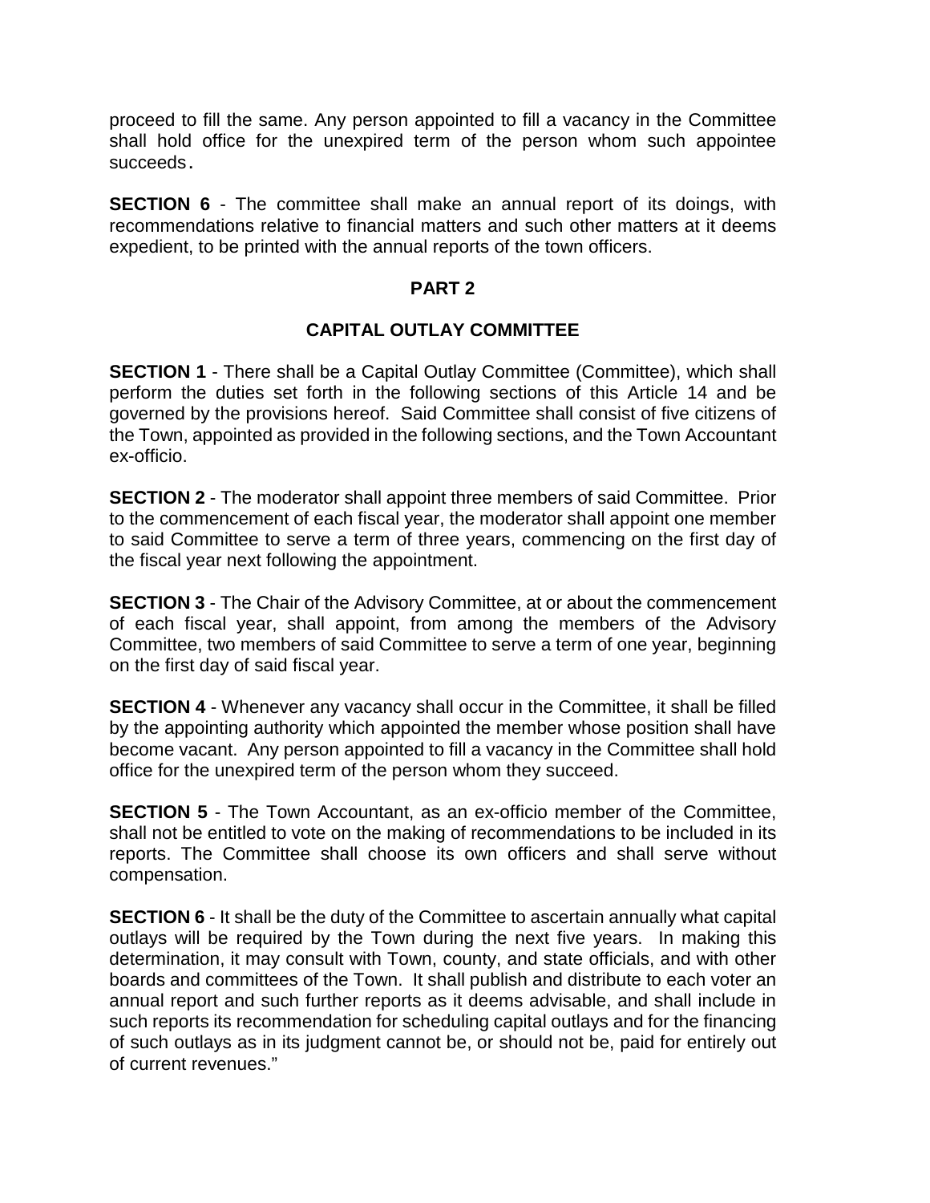proceed to fill the same. Any person appointed to fill a vacancy in the Committee shall hold office for the unexpired term of the person whom such appointee succeeds.

**SECTION 6** - The committee shall make an annual report of its doings, with recommendations relative to financial matters and such other matters at it deems expedient, to be printed with the annual reports of the town officers.

## PART 2

## CAPITAL OUTLAY COMMITTEE

**SECTION 1** - There shall be a Capital Outlay Committee (Committee), which shall perform the duties set forth in the following sections of this Article 14 and be governed by the provisions hereof. Said Committee shall consist of five citizens of the Town, appointed as provided in the following sections, and the Town Accountant ex-officio.

**SECTION 2** - The moderator shall appoint three members of said Committee. Prior to the commencement of each fiscal year, the moderator shall appoint one member to said Committee to serve a term of three years, commencing on the first day of the fiscal year next following the appointment.

**SECTION 3** - The Chair of the Advisory Committee, at or about the commencement of each fiscal year, shall appoint, from among the members of the Advisory Committee, two members of said Committee to serve a term of one year, beginning on the first day of said fiscal year.

**SECTION 4** - Whenever any vacancy shall occur in the Committee, it shall be filled by the appointing authority which appointed the member whose position shall have become vacant. Any person appointed to fill a vacancy in the Committee shall hold office for the unexpired term of the person whom they succeed.

**SECTION 5** - The Town Accountant, as an ex-officio member of the Committee, shall not be entitled to vote on the making of recommendations to be included in its reports. The Committee shall choose its own officers and shall serve without compensation.

**SECTION 6** - It shall be the duty of the Committee to ascertain annually what capital outlays will be required by the Town during the next five years. In making this determination, it may consult with Town, county, and state officials, and with other boards and committees of the Town. It shall publish and distribute to each voter an annual report and such further reports as it deems advisable, and shall include in such reports its recommendation for scheduling capital outlays and for the financing of such outlays as in its judgment cannot be, or should not be, paid for entirely out of current revenues."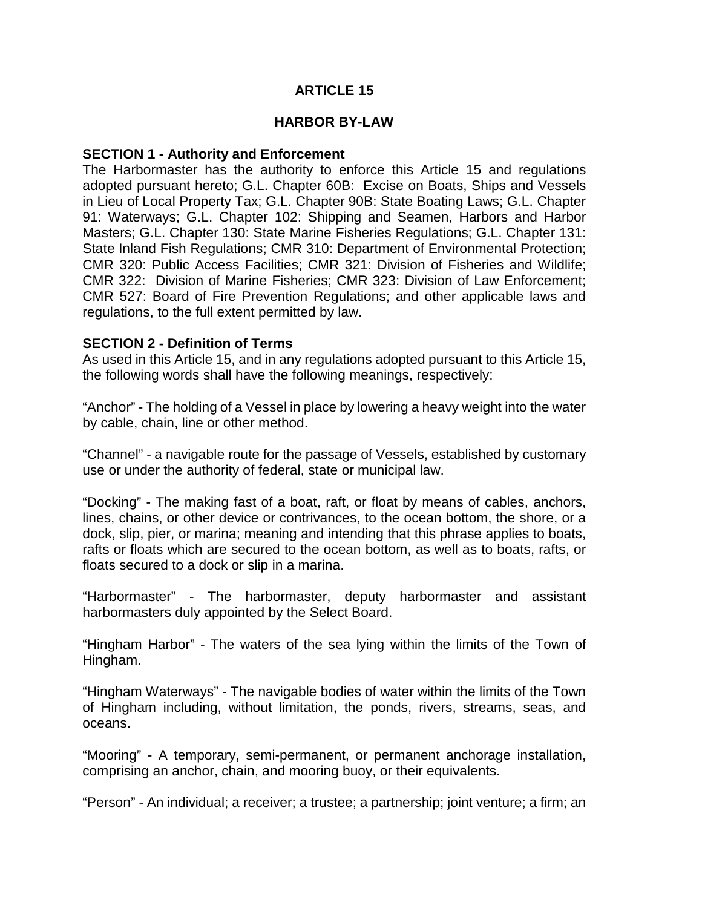## ARTICLE 15

## HARBOR BY-LAW

**SECTION 1 - Authority and Enforcement**

The Harbormaster has the authority to enforce this Article 15 and regulations adopted pursuant hereto; G.L. Chapter 60B: Excise on Boats, Ships and Vessels in Lieu of Local Property Tax; G.L. Chapter 90B: State Boating Laws; G.L. Chapter 91: Waterways; G.L. Chapter 102: Shipping and Seamen, Harbors and Harbor Masters; G.L. Chapter 130: State Marine Fisheries Regulations; G.L. Chapter 131: State Inland Fish Regulations; CMR 310: Department of Environmental Protection; CMR 320: Public Access Facilities; CMR 321: Division of Fisheries and Wildlife; CMR 322: Division of Marine Fisheries; CMR 323: Division of Law Enforcement; CMR 527: Board of Fire Prevention Regulations; and other applicable laws and regulations, to the full extent permitted by law.

**SECTION 2 - Definition of Terms**

As used in this Article 15, and in any regulations adopted pursuant to this Article 15, the following words shall have the following meanings, respectively:

"Anchor" - The holding of a Vessel in place by lowering a heavy weight into the water by cable, chain, line or other method.

"Channel" - a navigable route for the passage of Vessels, established by customary use or under the authority of federal, state or municipal law.

"Docking" - The making fast of a boat, raft, or float by means of cables, anchors, lines, chains, or other device or contrivances, to the ocean bottom, the shore, or a dock, slip, pier, or marina; meaning and intending that this phrase applies to boats, rafts or floats which are secured to the ocean bottom, as well as to boats, rafts, or floats secured to a dock or slip in a marina.

"Harbormaster" - The harbormaster, deputy harbormaster and assistant harbormasters duly appointed by the Select Board.

"Hingham Harbor" - The waters of the sea lying within the limits of the Town of Hingham.

"Hingham Waterways" - The navigable bodies of water within the limits of the Town of Hingham including, without limitation, the ponds, rivers, streams, seas, and oceans.

"Mooring" - A temporary, semi-permanent, or permanent anchorage installation, comprising an anchor, chain, and mooring buoy, or their equivalents.

"Person" - An individual; a receiver; a trustee; a partnership; joint venture; a firm; an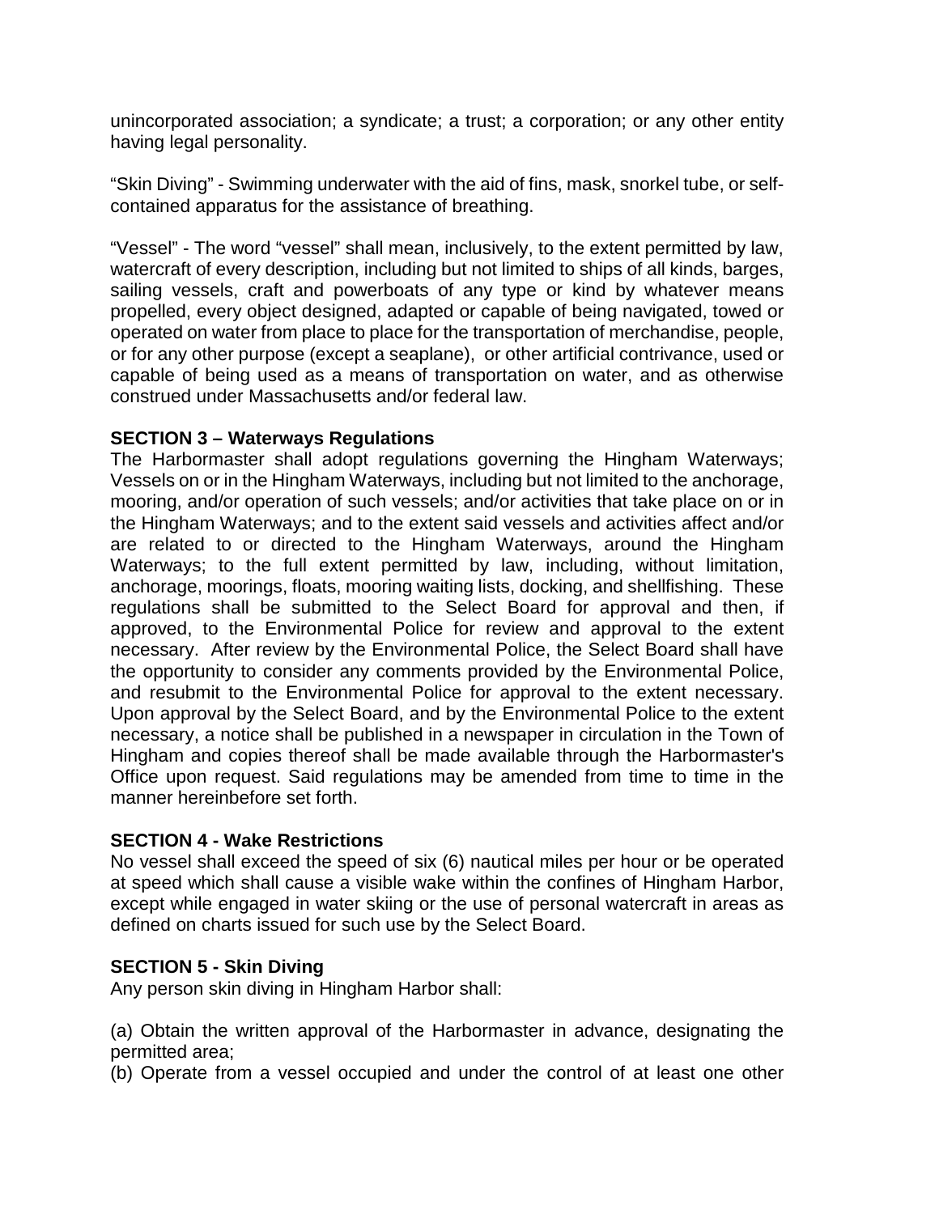unincorporated association; a syndicate; a trust; a corporation; or any other entity having legal personality.

"Skin Diving" - Swimming underwater with the aid of fins, mask, snorkel tube, or self-contained apparatus for the assistance of breathing.

"Vessel" - The word "vessel" shall mean, inclusively, to the extent permitted by law, watercraft of every description, including but not limited to ships of all kinds, barges, sailing vessels, craft and powerboats of any type or kind by whatever means propelled, every object designed, adapted or capable of being navigated, towed or operated on water from place to place for the transportation of merchandise, people, or for any other purpose (except a seaplane), or other artificial contrivance, used or capable of being used as a means of transportation on water, and as otherwise construed under Massachusetts and/or federal law.

**SECTION 3 – Waterways Regulations**

The Harbormaster shall adopt regulations governing the Hingham Waterways; Vessels on or in the Hingham Waterways, including but not limited to the anchorage, mooring, and/or operation of such vessels; and/or activities that take place on or in the Hingham Waterways; and to the extent said vessels and activities affect and/or are related to or directed to the Hingham Waterways, around the Hingham Waterways; to the full extent permitted by law, including, without limitation, anchorage, moorings, floats, mooring waiting lists, docking, and shellfishing. These regulations shall be submitted to the Select Board for approval and then, if approved, to the Environmental Police for review and approval to the extent necessary. After review by the Environmental Police, the Select Board shall have the opportunity to consider any comments provided by the Environmental Police, and resubmit to the Environmental Police for approval to the extent necessary. Upon approval by the Select Board, and by the Environmental Police to the extent necessary, a notice shall be published in a newspaper in circulation in the Town of Hingham and copies thereof shall be made available through the Harbormaster's Office upon request. Said regulations may be amended from time to time in the manner hereinbefore set forth.

**SECTION 4 - Wake Restrictions**

No vessel shall exceed the speed of six (6) nautical miles per hour or be operated at speed which shall cause a visible wake within the confines of Hingham Harbor, except while engaged in water skiing or the use of personal watercraft in areas as defined on charts issued for such use by the Select Board.

**SECTION 5 - Skin Diving**

Any person skin diving in Hingham Harbor shall:

(a) Obtain the written approval of the Harbormaster in advance, designating the permitted area;
(b) Operate from a vessel occupied and under the control of at least one other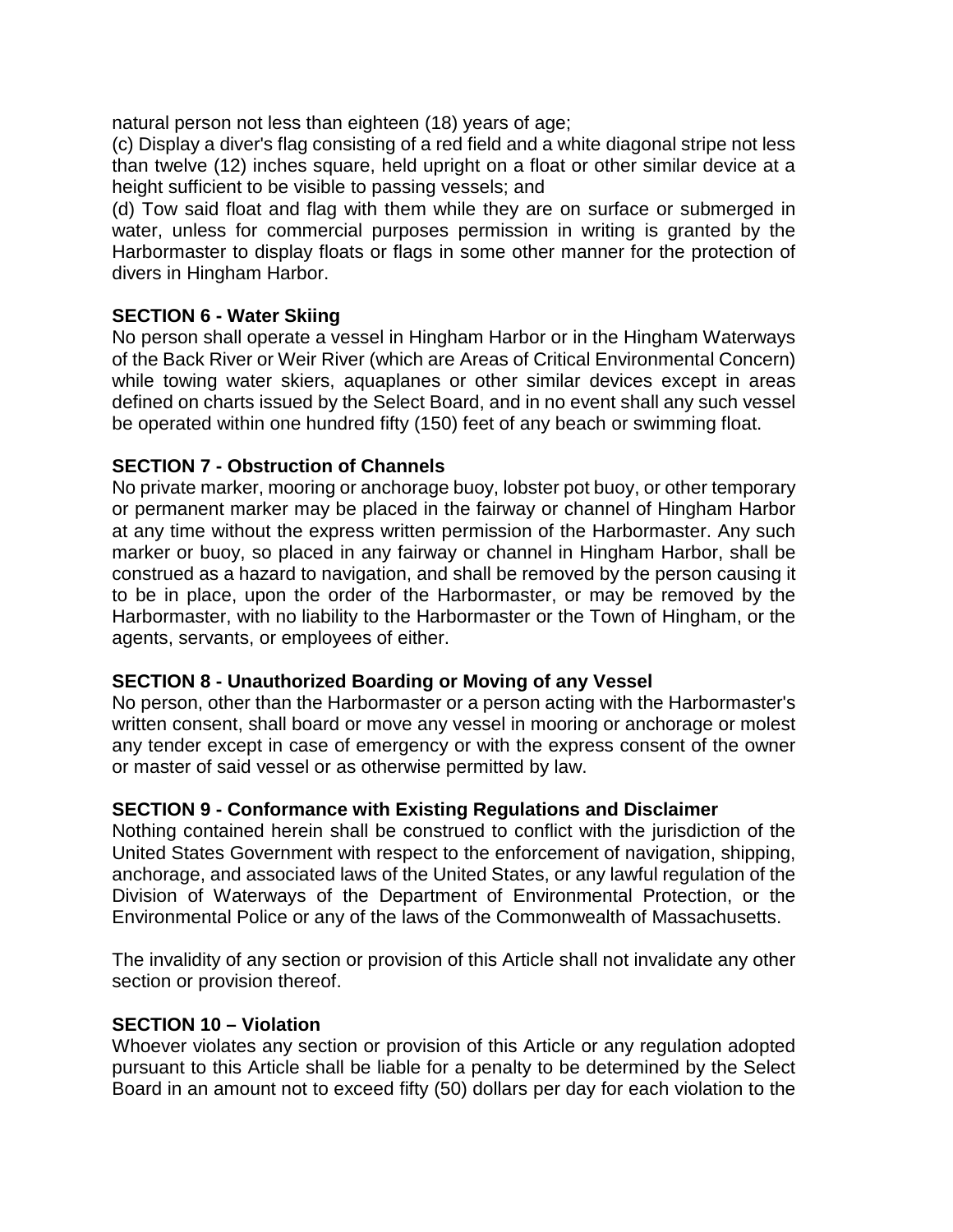natural person not less than eighteen (18) years of age;

(c) Display a diver's flag consisting of a red field and a white diagonal stripe not less than twelve (12) inches square, held upright on a float or other similar device at a height sufficient to be visible to passing vessels; and

(d) Tow said float and flag with them while they are on surface or submerged in water, unless for commercial purposes permission in writing is granted by the Harbormaster to display floats or flags in some other manner for the protection of divers in Hingham Harbor.

**SECTION 6 - Water Skiing**

No person shall operate a vessel in Hingham Harbor or in the Hingham Waterways of the Back River or Weir River (which are Areas of Critical Environmental Concern) while towing water skiers, aquaplanes or other similar devices except in areas defined on charts issued by the Select Board, and in no event shall any such vessel be operated within one hundred fifty (150) feet of any beach or swimming float.

**SECTION 7 - Obstruction of Channels**

No private marker, mooring or anchorage buoy, lobster pot buoy, or other temporary or permanent marker may be placed in the fairway or channel of Hingham Harbor at any time without the express written permission of the Harbormaster. Any such marker or buoy, so placed in any fairway or channel in Hingham Harbor, shall be construed as a hazard to navigation, and shall be removed by the person causing it to be in place, upon the order of the Harbormaster, or may be removed by the Harbormaster, with no liability to the Harbormaster or the Town of Hingham, or the agents, servants, or employees of either.

**SECTION 8 - Unauthorized Boarding or Moving of any Vessel**

No person, other than the Harbormaster or a person acting with the Harbormaster's written consent, shall board or move any vessel in mooring or anchorage or molest any tender except in case of emergency or with the express consent of the owner or master of said vessel or as otherwise permitted by law.

**SECTION 9 - Conformance with Existing Regulations and Disclaimer**

Nothing contained herein shall be construed to conflict with the jurisdiction of the United States Government with respect to the enforcement of navigation, shipping, anchorage, and associated laws of the United States, or any lawful regulation of the Division of Waterways of the Department of Environmental Protection, or the Environmental Police or any of the laws of the Commonwealth of Massachusetts.

The invalidity of any section or provision of this Article shall not invalidate any other section or provision thereof.

**SECTION 10 – Violation**

Whoever violates any section or provision of this Article or any regulation adopted pursuant to this Article shall be liable for a penalty to be determined by the Select Board in an amount not to exceed fifty (50) dollars per day for each violation to the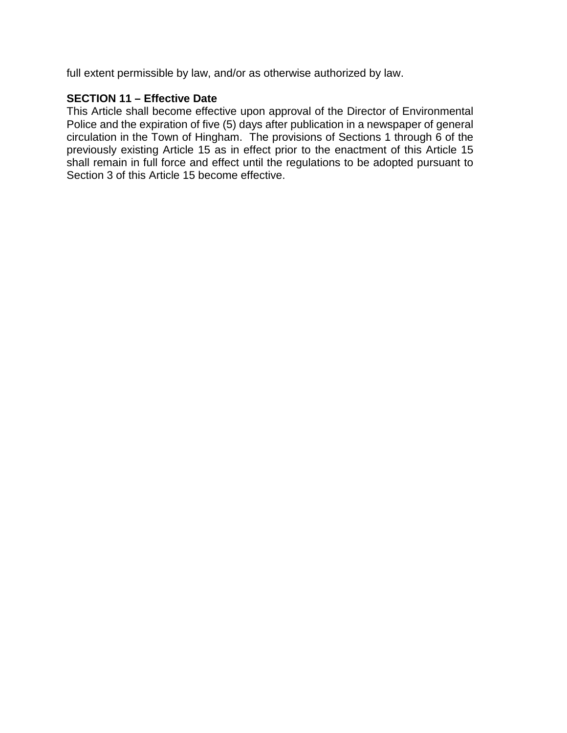full extent permissible by law, and/or as otherwise authorized by law.

**SECTION 11 – Effective Date**

This Article shall become effective upon approval of the Director of Environmental Police and the expiration of five (5) days after publication in a newspaper of general circulation in the Town of Hingham. The provisions of Sections 1 through 6 of the previously existing Article 15 as in effect prior to the enactment of this Article 15 shall remain in full force and effect until the regulations to be adopted pursuant to Section 3 of this Article 15 become effective.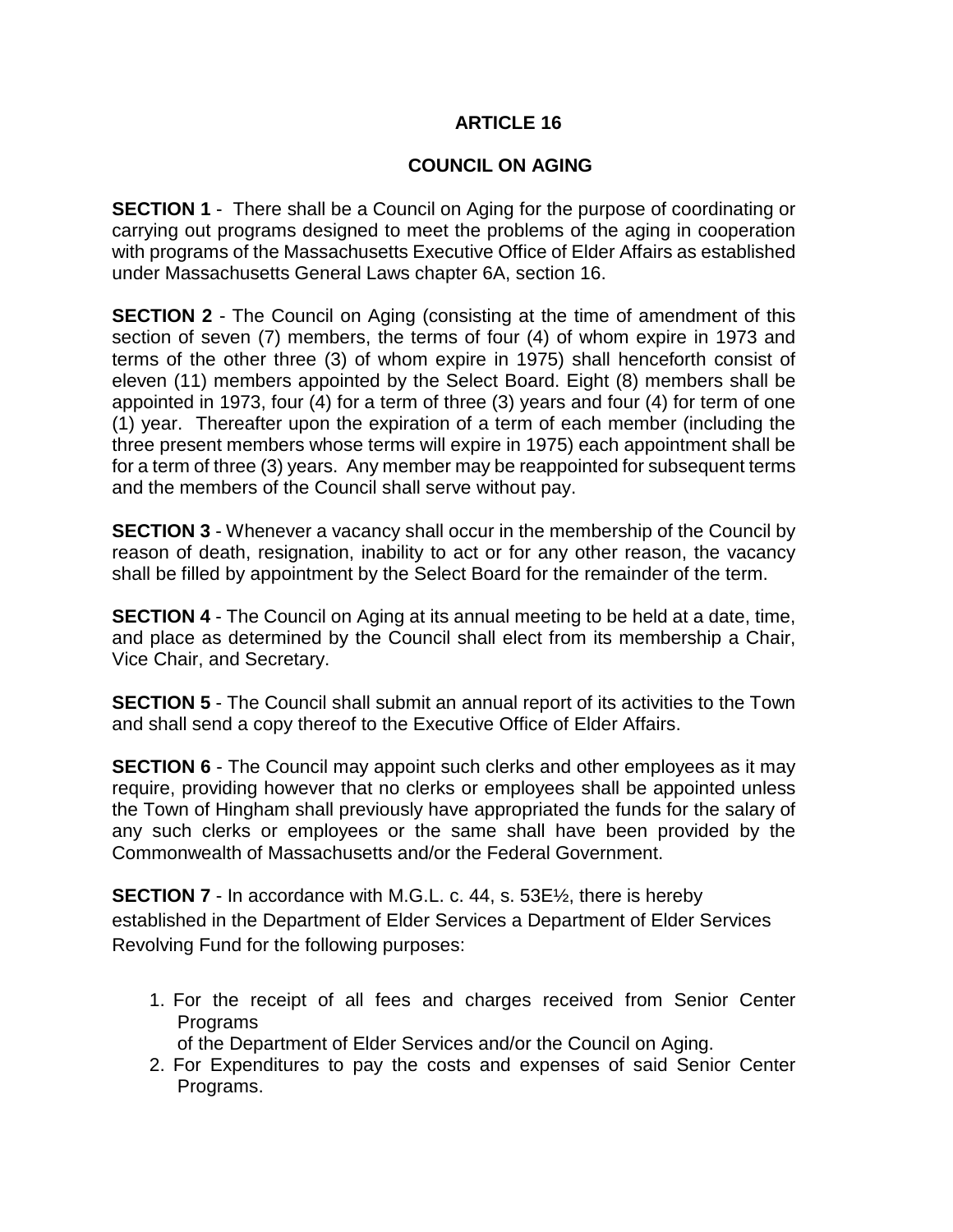# ARTICLE 16

## COUNCIL ON AGING

**SECTION 1** - There shall be a Council on Aging for the purpose of coordinating or carrying out programs designed to meet the problems of the aging in cooperation with programs of the Massachusetts Executive Office of Elder Affairs as established under Massachusetts General Laws chapter 6A, section 16.

**SECTION 2** - The Council on Aging (consisting at the time of amendment of this section of seven (7) members, the terms of four (4) of whom expire in 1973 and terms of the other three (3) of whom expire in 1975) shall henceforth consist of eleven (11) members appointed by the Select Board. Eight (8) members shall be appointed in 1973, four (4) for a term of three (3) years and four (4) for term of one (1) year. Thereafter upon the expiration of a term of each member (including the three present members whose terms will expire in 1975) each appointment shall be for a term of three (3) years. Any member may be reappointed for subsequent terms and the members of the Council shall serve without pay.

**SECTION 3** - Whenever a vacancy shall occur in the membership of the Council by reason of death, resignation, inability to act or for any other reason, the vacancy shall be filled by appointment by the Select Board for the remainder of the term.

**SECTION 4** - The Council on Aging at its annual meeting to be held at a date, time, and place as determined by the Council shall elect from its membership a Chair, Vice Chair, and Secretary.

**SECTION 5** - The Council shall submit an annual report of its activities to the Town and shall send a copy thereof to the Executive Office of Elder Affairs.

**SECTION 6** - The Council may appoint such clerks and other employees as it may require, providing however that no clerks or employees shall be appointed unless the Town of Hingham shall previously have appropriated the funds for the salary of any such clerks or employees or the same shall have been provided by the Commonwealth of Massachusetts and/or the Federal Government.

**SECTION 7** - In accordance with M.G.L. c. 44, s. 53E½, there is hereby established in the Department of Elder Services a Department of Elder Services Revolving Fund for the following purposes:

1. For the receipt of all fees and charges received from Senior Center Programs of the Department of Elder Services and/or the Council on Aging.
2. For Expenditures to pay the costs and expenses of said Senior Center Programs.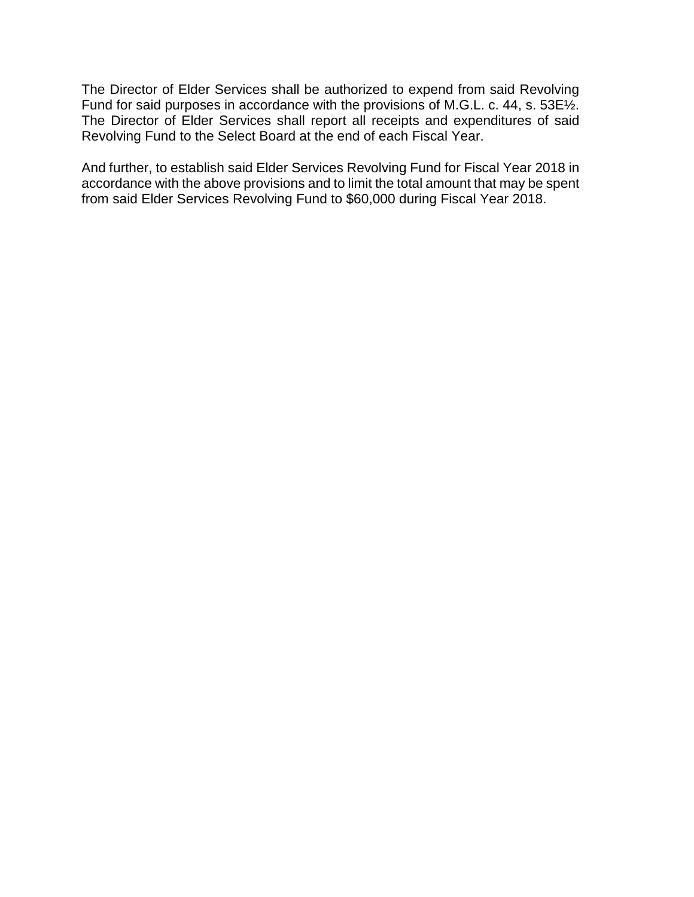The Director of Elder Services shall be authorized to expend from said Revolving Fund for said purposes in accordance with the provisions of M.G.L. c. 44, s. 53E½. The Director of Elder Services shall report all receipts and expenditures of said Revolving Fund to the Select Board at the end of each Fiscal Year.

And further, to establish said Elder Services Revolving Fund for Fiscal Year 2018 in accordance with the above provisions and to limit the total amount that may be spent from said Elder Services Revolving Fund to $60,000 during Fiscal Year 2018.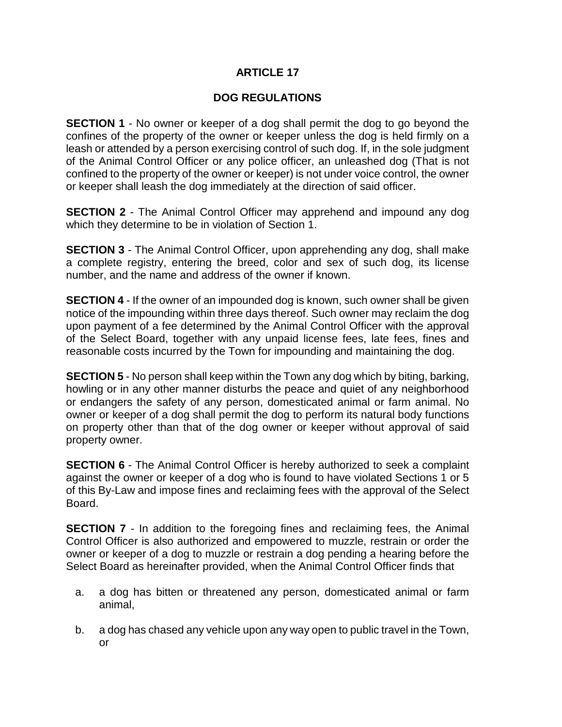# ARTICLE 17

## DOG REGULATIONS

**SECTION 1** - No owner or keeper of a dog shall permit the dog to go beyond the confines of the property of the owner or keeper unless the dog is held firmly on a leash or attended by a person exercising control of such dog. If, in the sole judgment of the Animal Control Officer or any police officer, an unleashed dog (That is not confined to the property of the owner or keeper) is not under voice control, the owner or keeper shall leash the dog immediately at the direction of said officer.

**SECTION 2** - The Animal Control Officer may apprehend and impound any dog which they determine to be in violation of Section 1.

**SECTION 3** - The Animal Control Officer, upon apprehending any dog, shall make a complete registry, entering the breed, color and sex of such dog, its license number, and the name and address of the owner if known.

**SECTION 4** - If the owner of an impounded dog is known, such owner shall be given notice of the impounding within three days thereof. Such owner may reclaim the dog upon payment of a fee determined by the Animal Control Officer with the approval of the Select Board, together with any unpaid license fees, late fees, fines and reasonable costs incurred by the Town for impounding and maintaining the dog.

**SECTION 5** - No person shall keep within the Town any dog which by biting, barking, howling or in any other manner disturbs the peace and quiet of any neighborhood or endangers the safety of any person, domesticated animal or farm animal. No owner or keeper of a dog shall permit the dog to perform its natural body functions on property other than that of the dog owner or keeper without approval of said property owner.

**SECTION 6** - The Animal Control Officer is hereby authorized to seek a complaint against the owner or keeper of a dog who is found to have violated Sections 1 or 5 of this By-Law and impose fines and reclaiming fees with the approval of the Select Board.

**SECTION 7** - In addition to the foregoing fines and reclaiming fees, the Animal Control Officer is also authorized and empowered to muzzle, restrain or order the owner or keeper of a dog to muzzle or restrain a dog pending a hearing before the Select Board as hereinafter provided, when the Animal Control Officer finds that

a. a dog has bitten or threatened any person, domesticated animal or farm animal,

b. a dog has chased any vehicle upon any way open to public travel in the Town, or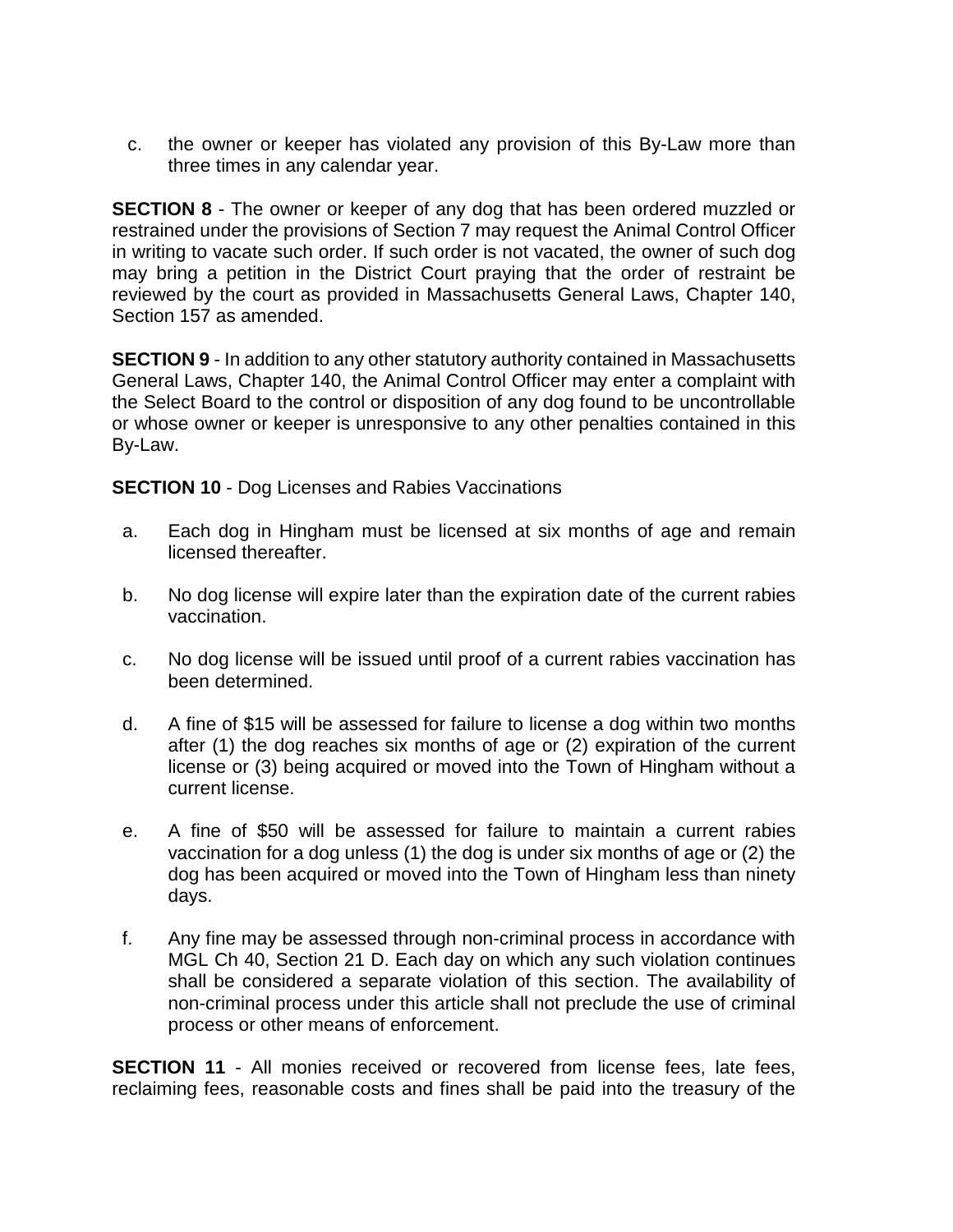c. the owner or keeper has violated any provision of this By-Law more than three times in any calendar year.

**SECTION 8** - The owner or keeper of any dog that has been ordered muzzled or restrained under the provisions of Section 7 may request the Animal Control Officer in writing to vacate such order. If such order is not vacated, the owner of such dog may bring a petition in the District Court praying that the order of restraint be reviewed by the court as provided in Massachusetts General Laws, Chapter 140, Section 157 as amended.

**SECTION 9** - In addition to any other statutory authority contained in Massachusetts General Laws, Chapter 140, the Animal Control Officer may enter a complaint with the Select Board to the control or disposition of any dog found to be uncontrollable or whose owner or keeper is unresponsive to any other penalties contained in this By-Law.

**SECTION 10** - Dog Licenses and Rabies Vaccinations

a. Each dog in Hingham must be licensed at six months of age and remain licensed thereafter.

b. No dog license will expire later than the expiration date of the current rabies vaccination.

c. No dog license will be issued until proof of a current rabies vaccination has been determined.

d. A fine of $15 will be assessed for failure to license a dog within two months after (1) the dog reaches six months of age or (2) expiration of the current license or (3) being acquired or moved into the Town of Hingham without a current license.

e. A fine of $50 will be assessed for failure to maintain a current rabies vaccination for a dog unless (1) the dog is under six months of age or (2) the dog has been acquired or moved into the Town of Hingham less than ninety days.

f. Any fine may be assessed through non-criminal process in accordance with MGL Ch 40, Section 21 D. Each day on which any such violation continues shall be considered a separate violation of this section. The availability of non-criminal process under this article shall not preclude the use of criminal process or other means of enforcement.

**SECTION 11** - All monies received or recovered from license fees, late fees, reclaiming fees, reasonable costs and fines shall be paid into the treasury of the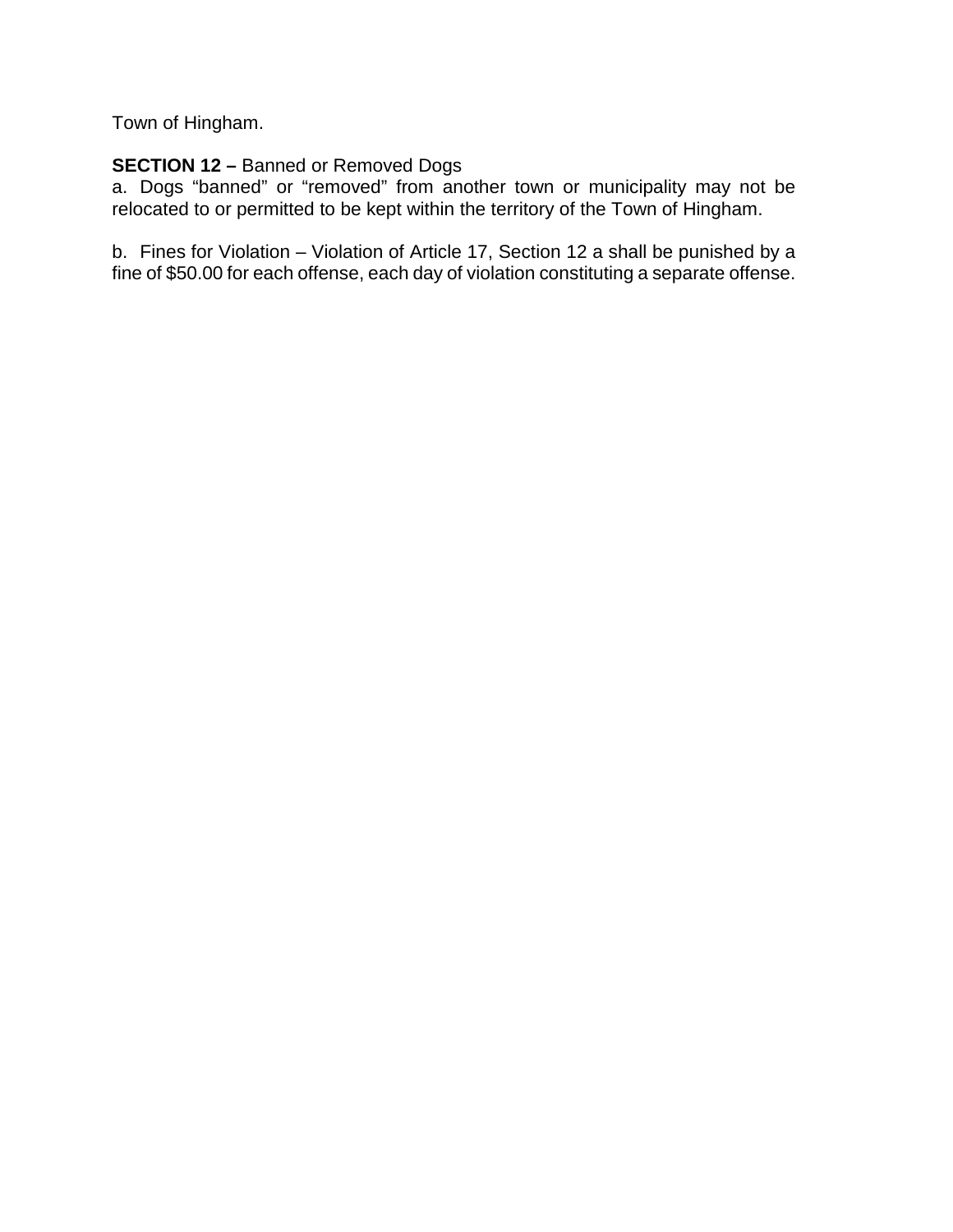Town of Hingham.

**SECTION 12 –** Banned or Removed Dogs

a. Dogs "banned" or "removed" from another town or municipality may not be relocated to or permitted to be kept within the territory of the Town of Hingham.

b. Fines for Violation – Violation of Article 17, Section 12 a shall be punished by a fine of $50.00 for each offense, each day of violation constituting a separate offense.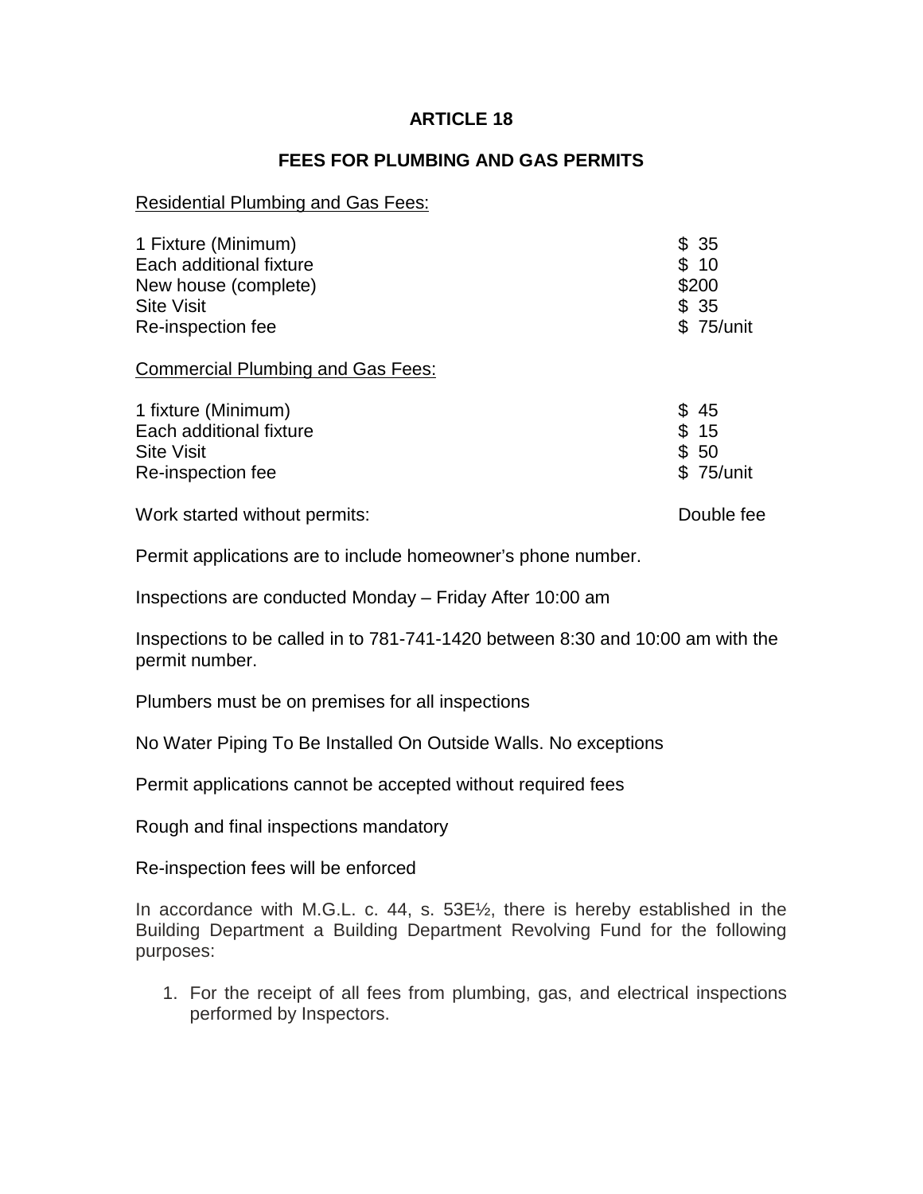# ARTICLE 18

## FEES FOR PLUMBING AND GAS PERMITS

<u>Residential Plumbing and Gas Fees:</u>

| | |
|---|---|
| 1 Fixture (Minimum) | $ 35 |
| Each additional fixture | $ 10 |
| New house (complete) | $200 |
| Site Visit | $ 35 |
| Re-inspection fee | $ 75/unit |

<u>Commercial Plumbing and Gas Fees:</u>

| | |
|---|---|
| 1 fixture (Minimum) | $ 45 |
| Each additional fixture | $ 15 |
| Site Visit | $ 50 |
| Re-inspection fee | $ 75/unit |

| | |
|---|---|
| Work started without permits: | Double fee |

Permit applications are to include homeowner's phone number.

Inspections are conducted Monday – Friday After 10:00 am

Inspections to be called in to 781-741-1420 between 8:30 and 10:00 am with the permit number.

Plumbers must be on premises for all inspections

No Water Piping To Be Installed On Outside Walls. No exceptions

Permit applications cannot be accepted without required fees

Rough and final inspections mandatory

Re-inspection fees will be enforced

In accordance with M.G.L. c. 44, s. 53E½, there is hereby established in the Building Department a Building Department Revolving Fund for the following purposes:

1. For the receipt of all fees from plumbing, gas, and electrical inspections performed by Inspectors.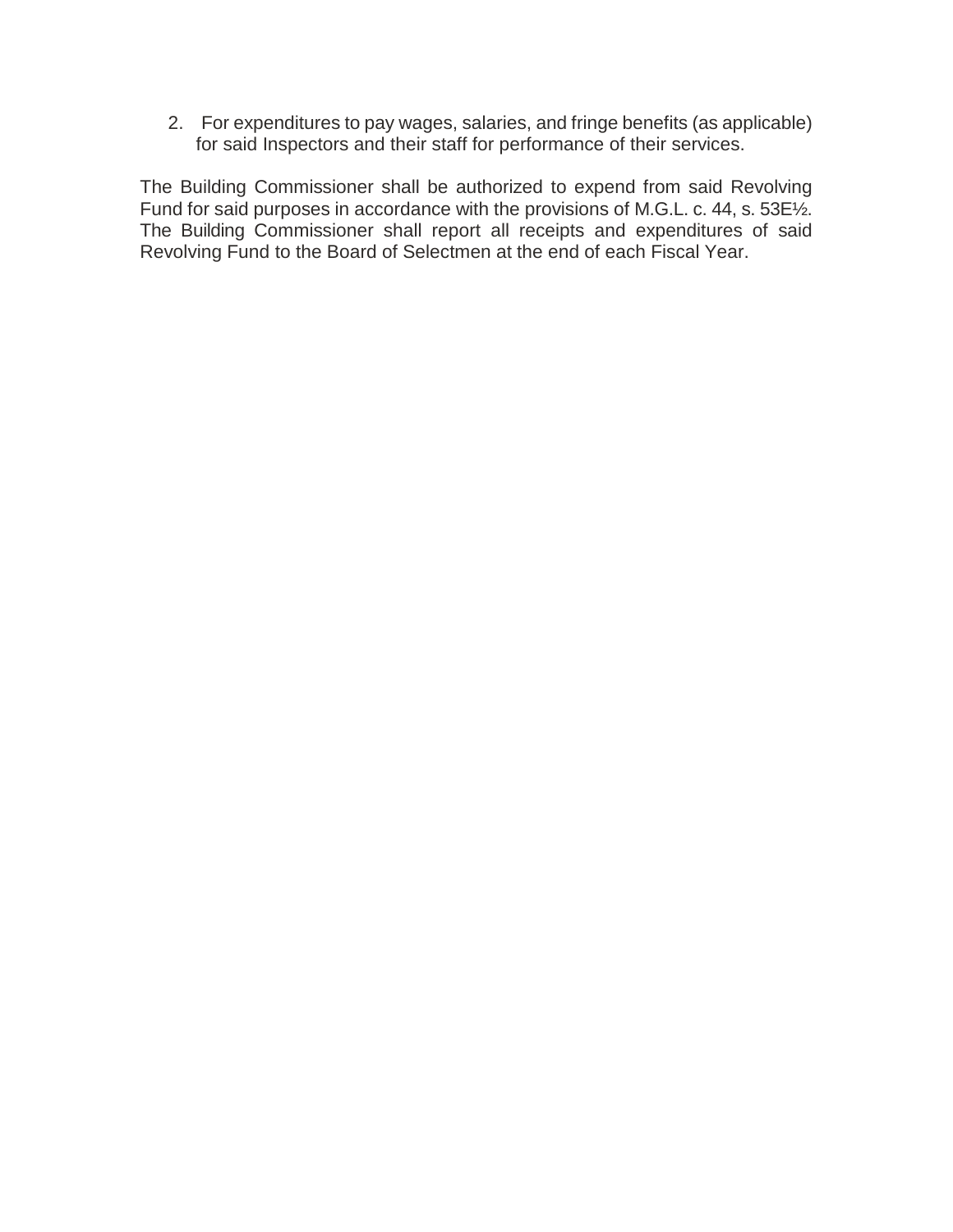2. For expenditures to pay wages, salaries, and fringe benefits (as applicable) for said Inspectors and their staff for performance of their services.

The Building Commissioner shall be authorized to expend from said Revolving Fund for said purposes in accordance with the provisions of M.G.L. c. 44, s. 53E½. The Building Commissioner shall report all receipts and expenditures of said Revolving Fund to the Board of Selectmen at the end of each Fiscal Year.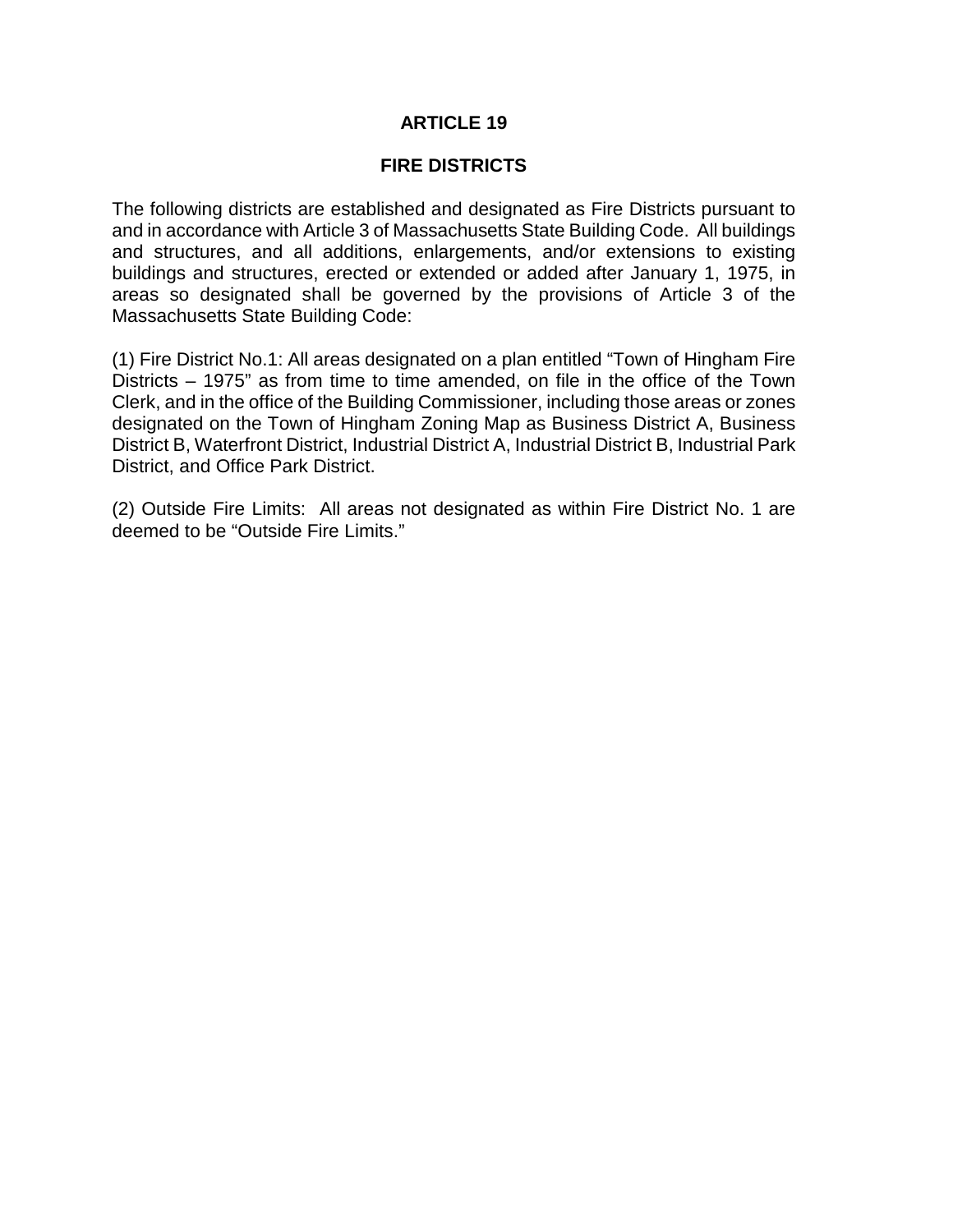# ARTICLE 19

## FIRE DISTRICTS

The following districts are established and designated as Fire Districts pursuant to and in accordance with Article 3 of Massachusetts State Building Code. All buildings and structures, and all additions, enlargements, and/or extensions to existing buildings and structures, erected or extended or added after January 1, 1975, in areas so designated shall be governed by the provisions of Article 3 of the Massachusetts State Building Code:

(1) Fire District No.1: All areas designated on a plan entitled "Town of Hingham Fire Districts – 1975" as from time to time amended, on file in the office of the Town Clerk, and in the office of the Building Commissioner, including those areas or zones designated on the Town of Hingham Zoning Map as Business District A, Business District B, Waterfront District, Industrial District A, Industrial District B, Industrial Park District, and Office Park District.

(2) Outside Fire Limits: All areas not designated as within Fire District No. 1 are deemed to be "Outside Fire Limits."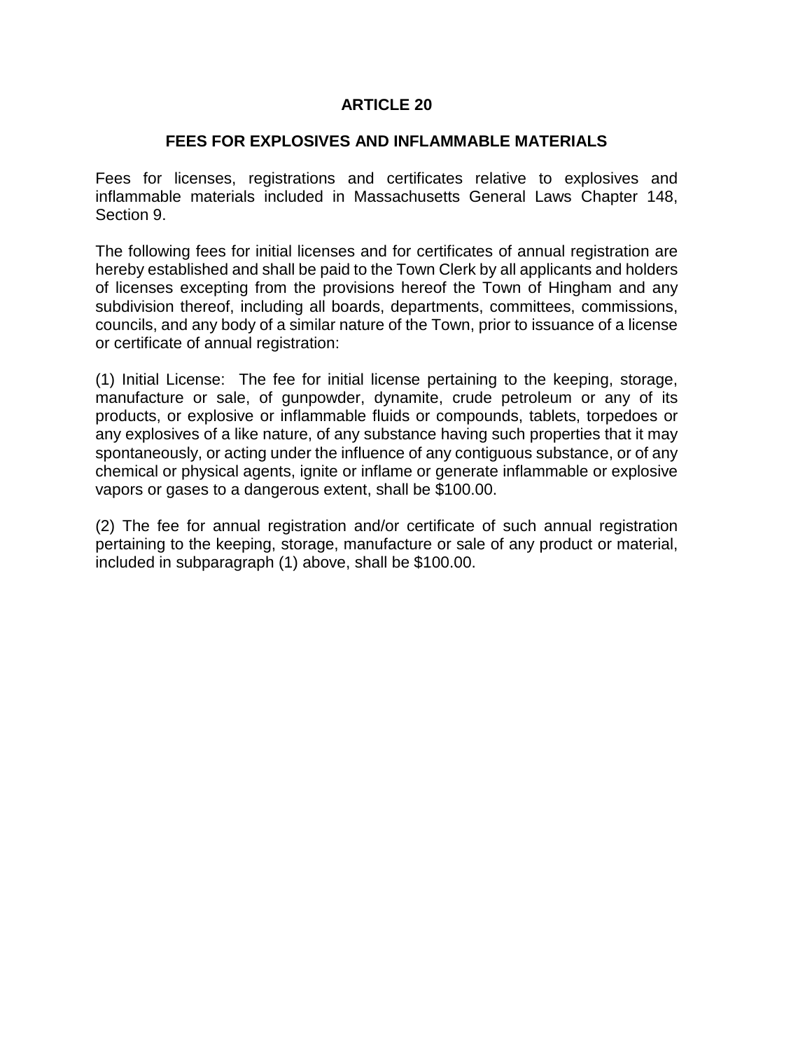## ARTICLE 20

### FEES FOR EXPLOSIVES AND INFLAMMABLE MATERIALS

Fees for licenses, registrations and certificates relative to explosives and inflammable materials included in Massachusetts General Laws Chapter 148, Section 9.

The following fees for initial licenses and for certificates of annual registration are hereby established and shall be paid to the Town Clerk by all applicants and holders of licenses excepting from the provisions hereof the Town of Hingham and any subdivision thereof, including all boards, departments, committees, commissions, councils, and any body of a similar nature of the Town, prior to issuance of a license or certificate of annual registration:

(1) Initial License: The fee for initial license pertaining to the keeping, storage, manufacture or sale, of gunpowder, dynamite, crude petroleum or any of its products, or explosive or inflammable fluids or compounds, tablets, torpedoes or any explosives of a like nature, of any substance having such properties that it may spontaneously, or acting under the influence of any contiguous substance, or of any chemical or physical agents, ignite or inflame or generate inflammable or explosive vapors or gases to a dangerous extent, shall be $100.00.

(2) The fee for annual registration and/or certificate of such annual registration pertaining to the keeping, storage, manufacture or sale of any product or material, included in subparagraph (1) above, shall be $100.00.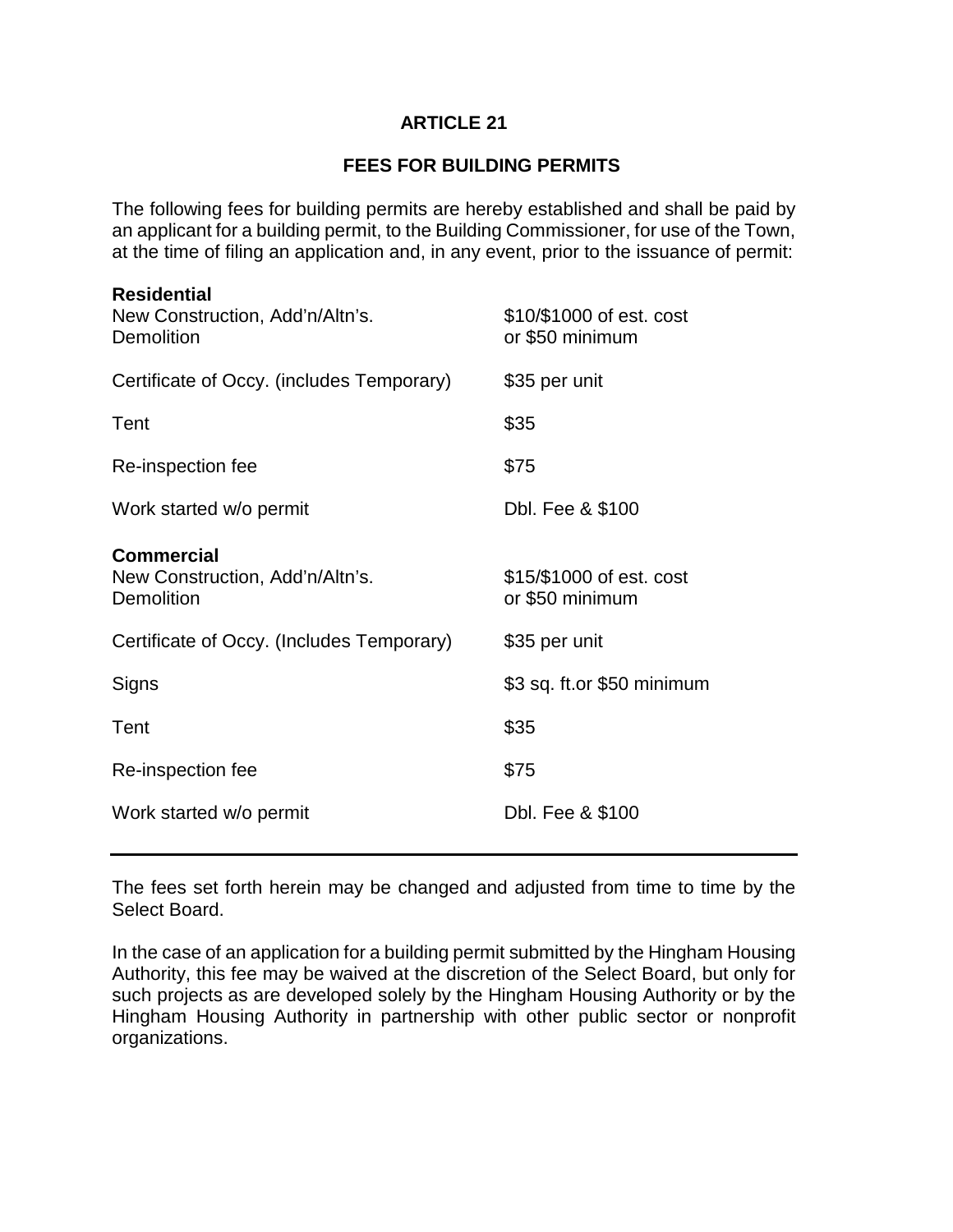## ARTICLE 21

### FEES FOR BUILDING PERMITS

The following fees for building permits are hereby established and shall be paid by an applicant for a building permit, to the Building Commissioner, for use of the Town, at the time of filing an application and, in any event, prior to the issuance of permit:

| | |
|---|---|
| **Residential** | |
| New Construction, Add'n/Altn's. Demolition | $10/$1000 of est. cost or $50 minimum |
| Certificate of Occy. (includes Temporary) | $35 per unit |
| Tent | $35 |
| Re-inspection fee | $75 |
| Work started w/o permit | Dbl. Fee & $100 |
| **Commercial** | |
| New Construction, Add'n/Altn's. Demolition | $15/$1000 of est. cost or $50 minimum |
| Certificate of Occy. (Includes Temporary) | $35 per unit |
| Signs | $3 sq. ft.or $50 minimum |
| Tent | $35 |
| Re-inspection fee | $75 |
| Work started w/o permit | Dbl. Fee & $100 |

---

The fees set forth herein may be changed and adjusted from time to time by the Select Board.

In the case of an application for a building permit submitted by the Hingham Housing Authority, this fee may be waived at the discretion of the Select Board, but only for such projects as are developed solely by the Hingham Housing Authority or by the Hingham Housing Authority in partnership with other public sector or nonprofit organizations.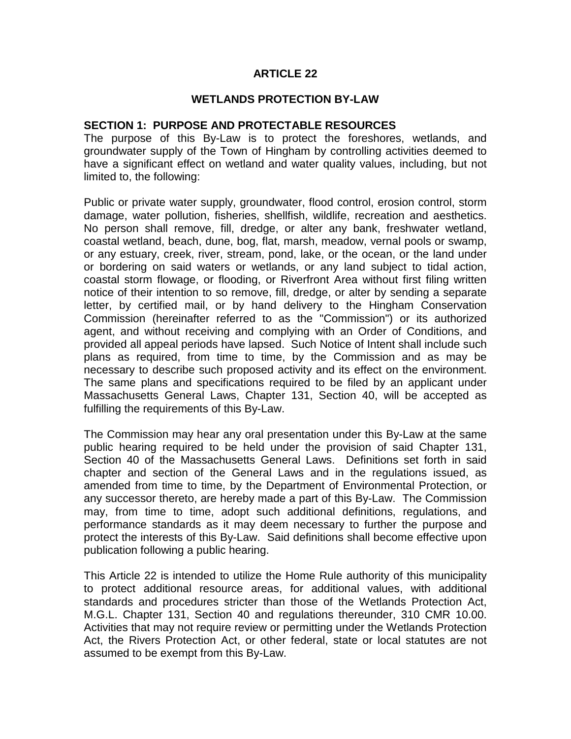# ARTICLE 22

## WETLANDS PROTECTION BY-LAW

### SECTION 1: PURPOSE AND PROTECTABLE RESOURCES

The purpose of this By-Law is to protect the foreshores, wetlands, and groundwater supply of the Town of Hingham by controlling activities deemed to have a significant effect on wetland and water quality values, including, but not limited to, the following:

Public or private water supply, groundwater, flood control, erosion control, storm damage, water pollution, fisheries, shellfish, wildlife, recreation and aesthetics. No person shall remove, fill, dredge, or alter any bank, freshwater wetland, coastal wetland, beach, dune, bog, flat, marsh, meadow, vernal pools or swamp, or any estuary, creek, river, stream, pond, lake, or the ocean, or the land under or bordering on said waters or wetlands, or any land subject to tidal action, coastal storm flowage, or flooding, or Riverfront Area without first filing written notice of their intention to so remove, fill, dredge, or alter by sending a separate letter, by certified mail, or by hand delivery to the Hingham Conservation Commission (hereinafter referred to as the "Commission") or its authorized agent, and without receiving and complying with an Order of Conditions, and provided all appeal periods have lapsed. Such Notice of Intent shall include such plans as required, from time to time, by the Commission and as may be necessary to describe such proposed activity and its effect on the environment. The same plans and specifications required to be filed by an applicant under Massachusetts General Laws, Chapter 131, Section 40, will be accepted as fulfilling the requirements of this By-Law.

The Commission may hear any oral presentation under this By-Law at the same public hearing required to be held under the provision of said Chapter 131, Section 40 of the Massachusetts General Laws. Definitions set forth in said chapter and section of the General Laws and in the regulations issued, as amended from time to time, by the Department of Environmental Protection, or any successor thereto, are hereby made a part of this By-Law. The Commission may, from time to time, adopt such additional definitions, regulations, and performance standards as it may deem necessary to further the purpose and protect the interests of this By-Law. Said definitions shall become effective upon publication following a public hearing.

This Article 22 is intended to utilize the Home Rule authority of this municipality to protect additional resource areas, for additional values, with additional standards and procedures stricter than those of the Wetlands Protection Act, M.G.L. Chapter 131, Section 40 and regulations thereunder, 310 CMR 10.00. Activities that may not require review or permitting under the Wetlands Protection Act, the Rivers Protection Act, or other federal, state or local statutes are not assumed to be exempt from this By-Law.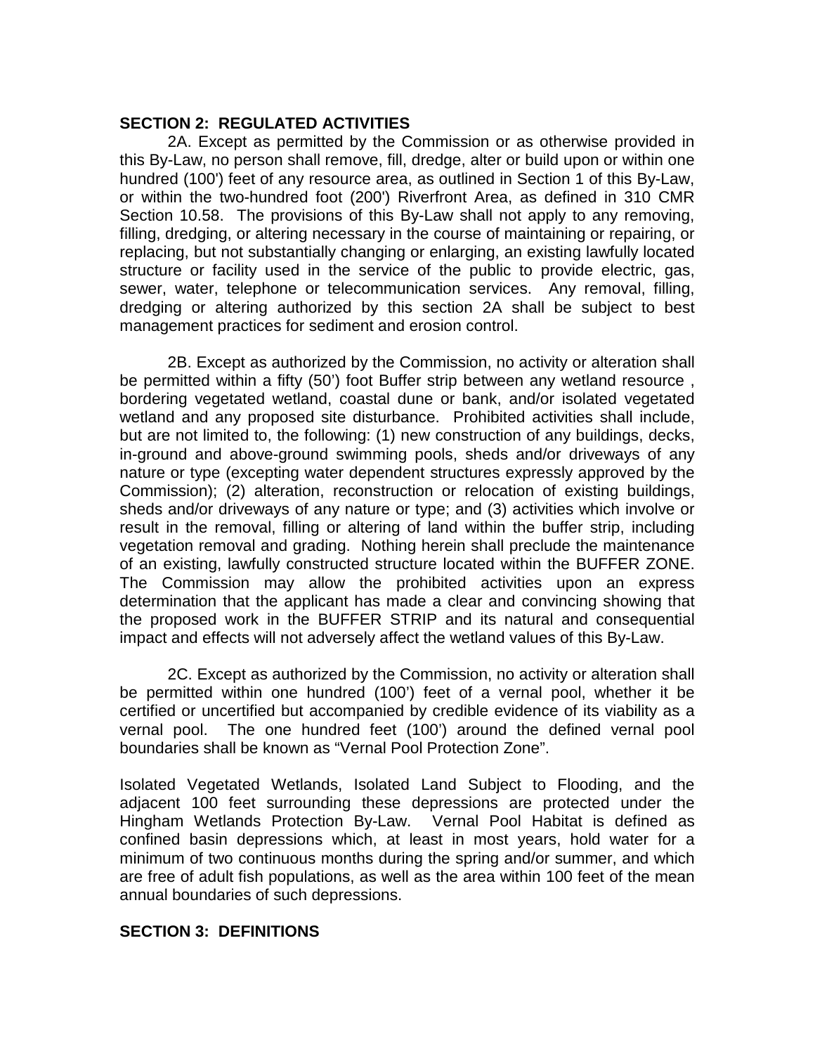**SECTION 2: REGULATED ACTIVITIES**

2A. Except as permitted by the Commission or as otherwise provided in this By-Law, no person shall remove, fill, dredge, alter or build upon or within one hundred (100') feet of any resource area, as outlined in Section 1 of this By-Law, or within the two-hundred foot (200') Riverfront Area, as defined in 310 CMR Section 10.58. The provisions of this By-Law shall not apply to any removing, filling, dredging, or altering necessary in the course of maintaining or repairing, or replacing, but not substantially changing or enlarging, an existing lawfully located structure or facility used in the service of the public to provide electric, gas, sewer, water, telephone or telecommunication services. Any removal, filling, dredging or altering authorized by this section 2A shall be subject to best management practices for sediment and erosion control.

2B. Except as authorized by the Commission, no activity or alteration shall be permitted within a fifty (50') foot Buffer strip between any wetland resource , bordering vegetated wetland, coastal dune or bank, and/or isolated vegetated wetland and any proposed site disturbance. Prohibited activities shall include, but are not limited to, the following: (1) new construction of any buildings, decks, in-ground and above-ground swimming pools, sheds and/or driveways of any nature or type (excepting water dependent structures expressly approved by the Commission); (2) alteration, reconstruction or relocation of existing buildings, sheds and/or driveways of any nature or type; and (3) activities which involve or result in the removal, filling or altering of land within the buffer strip, including vegetation removal and grading. Nothing herein shall preclude the maintenance of an existing, lawfully constructed structure located within the BUFFER ZONE. The Commission may allow the prohibited activities upon an express determination that the applicant has made a clear and convincing showing that the proposed work in the BUFFER STRIP and its natural and consequential impact and effects will not adversely affect the wetland values of this By-Law.

2C. Except as authorized by the Commission, no activity or alteration shall be permitted within one hundred (100') feet of a vernal pool, whether it be certified or uncertified but accompanied by credible evidence of its viability as a vernal pool. The one hundred feet (100') around the defined vernal pool boundaries shall be known as "Vernal Pool Protection Zone".

Isolated Vegetated Wetlands, Isolated Land Subject to Flooding, and the adjacent 100 feet surrounding these depressions are protected under the Hingham Wetlands Protection By-Law. Vernal Pool Habitat is defined as confined basin depressions which, at least in most years, hold water for a minimum of two continuous months during the spring and/or summer, and which are free of adult fish populations, as well as the area within 100 feet of the mean annual boundaries of such depressions.

**SECTION 3: DEFINITIONS**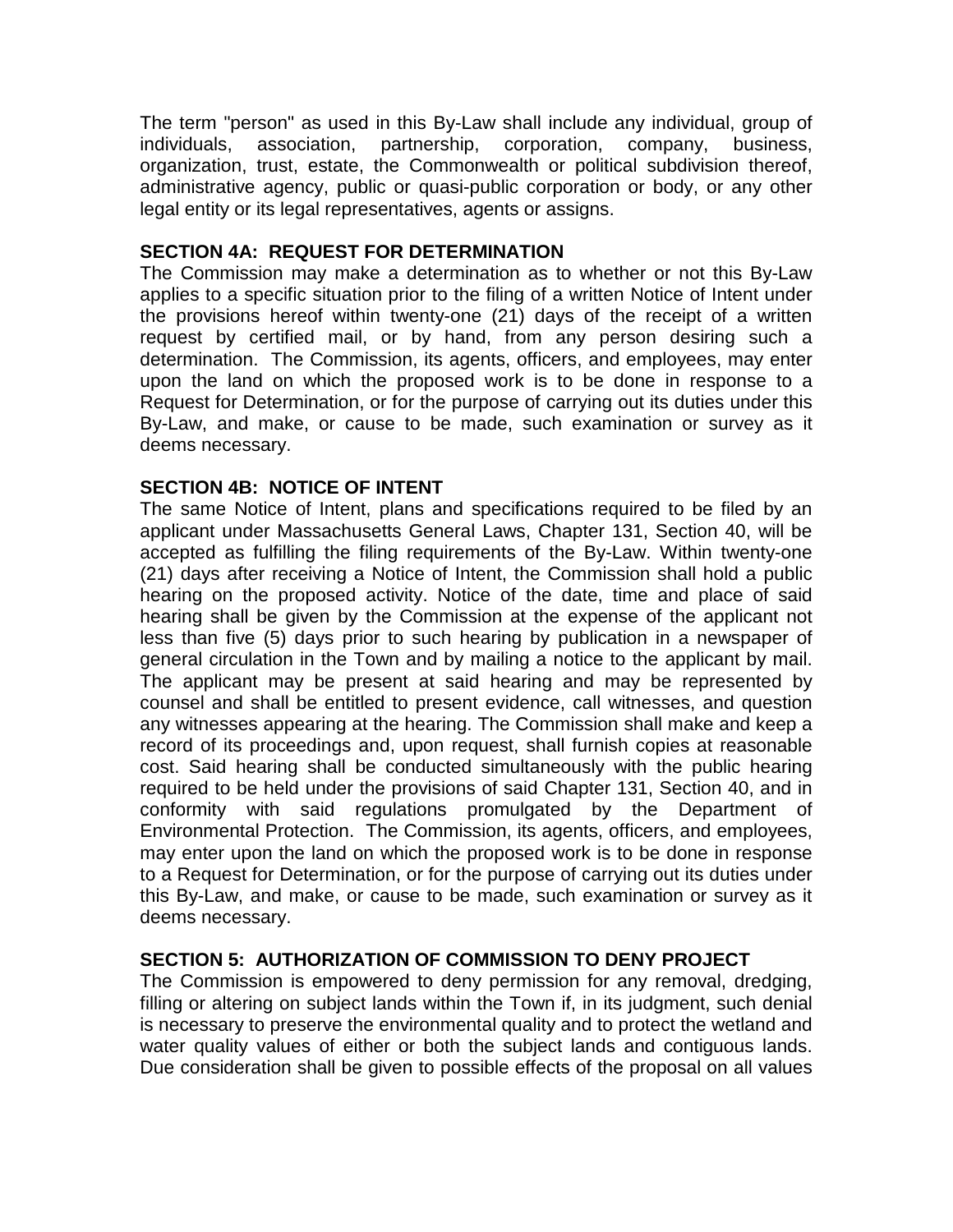The term "person" as used in this By-Law shall include any individual, group of individuals, association, partnership, corporation, company, business, organization, trust, estate, the Commonwealth or political subdivision thereof, administrative agency, public or quasi-public corporation or body, or any other legal entity or its legal representatives, agents or assigns.

**SECTION 4A: REQUEST FOR DETERMINATION**

The Commission may make a determination as to whether or not this By-Law applies to a specific situation prior to the filing of a written Notice of Intent under the provisions hereof within twenty-one (21) days of the receipt of a written request by certified mail, or by hand, from any person desiring such a determination. The Commission, its agents, officers, and employees, may enter upon the land on which the proposed work is to be done in response to a Request for Determination, or for the purpose of carrying out its duties under this By-Law, and make, or cause to be made, such examination or survey as it deems necessary.

**SECTION 4B: NOTICE OF INTENT**

The same Notice of Intent, plans and specifications required to be filed by an applicant under Massachusetts General Laws, Chapter 131, Section 40, will be accepted as fulfilling the filing requirements of the By-Law. Within twenty-one (21) days after receiving a Notice of Intent, the Commission shall hold a public hearing on the proposed activity. Notice of the date, time and place of said hearing shall be given by the Commission at the expense of the applicant not less than five (5) days prior to such hearing by publication in a newspaper of general circulation in the Town and by mailing a notice to the applicant by mail. The applicant may be present at said hearing and may be represented by counsel and shall be entitled to present evidence, call witnesses, and question any witnesses appearing at the hearing. The Commission shall make and keep a record of its proceedings and, upon request, shall furnish copies at reasonable cost. Said hearing shall be conducted simultaneously with the public hearing required to be held under the provisions of said Chapter 131, Section 40, and in conformity with said regulations promulgated by the Department of Environmental Protection. The Commission, its agents, officers, and employees, may enter upon the land on which the proposed work is to be done in response to a Request for Determination, or for the purpose of carrying out its duties under this By-Law, and make, or cause to be made, such examination or survey as it deems necessary.

**SECTION 5: AUTHORIZATION OF COMMISSION TO DENY PROJECT**

The Commission is empowered to deny permission for any removal, dredging, filling or altering on subject lands within the Town if, in its judgment, such denial is necessary to preserve the environmental quality and to protect the wetland and water quality values of either or both the subject lands and contiguous lands. Due consideration shall be given to possible effects of the proposal on all values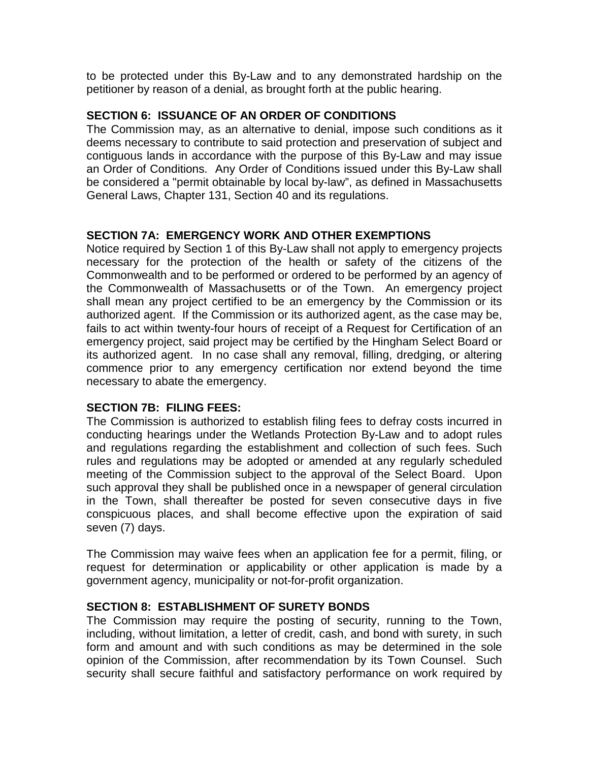to be protected under this By-Law and to any demonstrated hardship on the petitioner by reason of a denial, as brought forth at the public hearing.

### SECTION 6: ISSUANCE OF AN ORDER OF CONDITIONS

The Commission may, as an alternative to denial, impose such conditions as it deems necessary to contribute to said protection and preservation of subject and contiguous lands in accordance with the purpose of this By-Law and may issue an Order of Conditions. Any Order of Conditions issued under this By-Law shall be considered a "permit obtainable by local by-law", as defined in Massachusetts General Laws, Chapter 131, Section 40 and its regulations.

### SECTION 7A: EMERGENCY WORK AND OTHER EXEMPTIONS

Notice required by Section 1 of this By-Law shall not apply to emergency projects necessary for the protection of the health or safety of the citizens of the Commonwealth and to be performed or ordered to be performed by an agency of the Commonwealth of Massachusetts or of the Town. An emergency project shall mean any project certified to be an emergency by the Commission or its authorized agent. If the Commission or its authorized agent, as the case may be, fails to act within twenty-four hours of receipt of a Request for Certification of an emergency project, said project may be certified by the Hingham Select Board or its authorized agent. In no case shall any removal, filling, dredging, or altering commence prior to any emergency certification nor extend beyond the time necessary to abate the emergency.

### SECTION 7B: FILING FEES:

The Commission is authorized to establish filing fees to defray costs incurred in conducting hearings under the Wetlands Protection By-Law and to adopt rules and regulations regarding the establishment and collection of such fees. Such rules and regulations may be adopted or amended at any regularly scheduled meeting of the Commission subject to the approval of the Select Board. Upon such approval they shall be published once in a newspaper of general circulation in the Town, shall thereafter be posted for seven consecutive days in five conspicuous places, and shall become effective upon the expiration of said seven (7) days.

The Commission may waive fees when an application fee for a permit, filing, or request for determination or applicability or other application is made by a government agency, municipality or not-for-profit organization.

### SECTION 8: ESTABLISHMENT OF SURETY BONDS

The Commission may require the posting of security, running to the Town, including, without limitation, a letter of credit, cash, and bond with surety, in such form and amount and with such conditions as may be determined in the sole opinion of the Commission, after recommendation by its Town Counsel. Such security shall secure faithful and satisfactory performance on work required by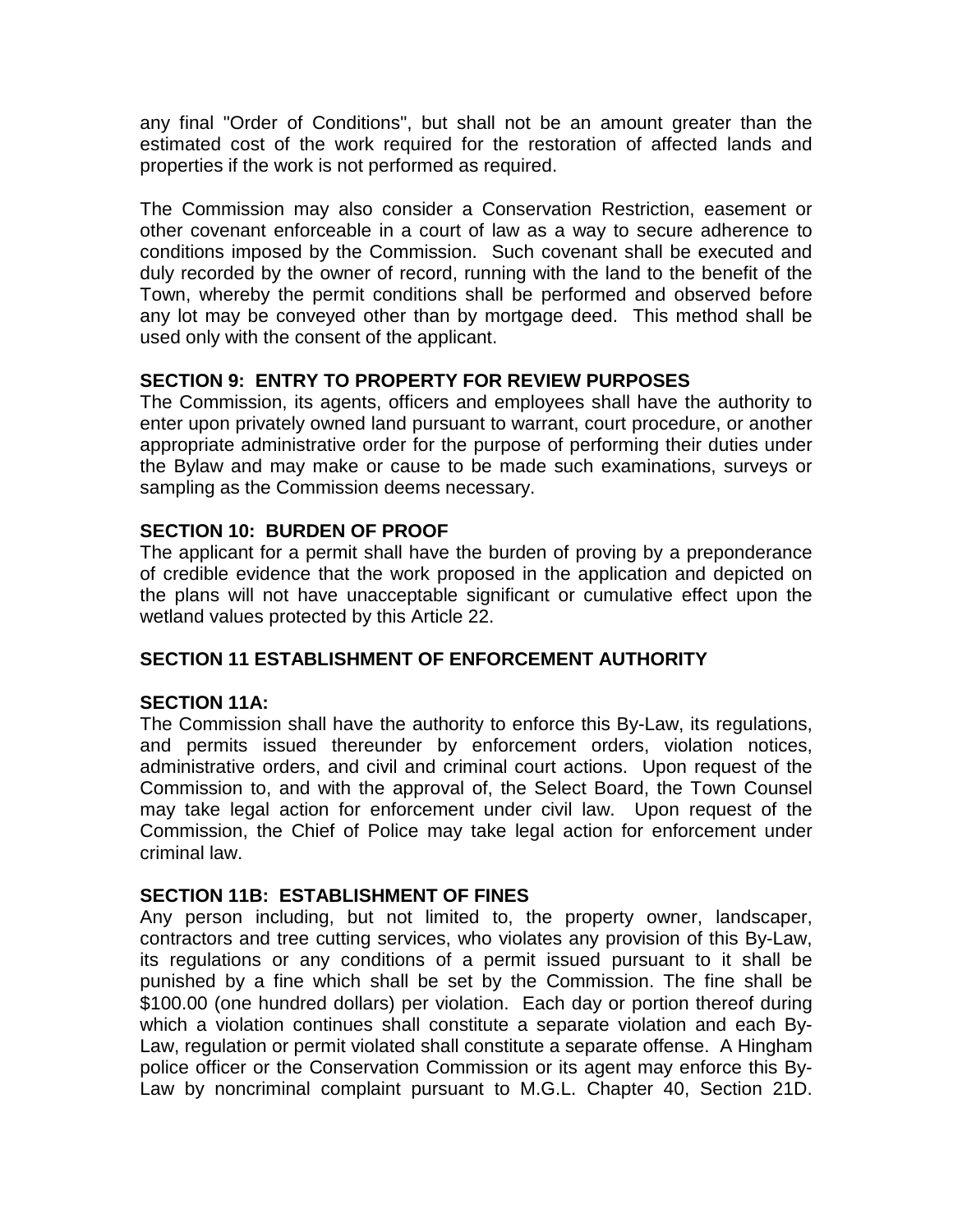any final "Order of Conditions", but shall not be an amount greater than the estimated cost of the work required for the restoration of affected lands and properties if the work is not performed as required.

The Commission may also consider a Conservation Restriction, easement or other covenant enforceable in a court of law as a way to secure adherence to conditions imposed by the Commission. Such covenant shall be executed and duly recorded by the owner of record, running with the land to the benefit of the Town, whereby the permit conditions shall be performed and observed before any lot may be conveyed other than by mortgage deed. This method shall be used only with the consent of the applicant.

**SECTION 9: ENTRY TO PROPERTY FOR REVIEW PURPOSES**

The Commission, its agents, officers and employees shall have the authority to enter upon privately owned land pursuant to warrant, court procedure, or another appropriate administrative order for the purpose of performing their duties under the Bylaw and may make or cause to be made such examinations, surveys or sampling as the Commission deems necessary.

**SECTION 10: BURDEN OF PROOF**

The applicant for a permit shall have the burden of proving by a preponderance of credible evidence that the work proposed in the application and depicted on the plans will not have unacceptable significant or cumulative effect upon the wetland values protected by this Article 22.

**SECTION 11 ESTABLISHMENT OF ENFORCEMENT AUTHORITY**

**SECTION 11A:**

The Commission shall have the authority to enforce this By-Law, its regulations, and permits issued thereunder by enforcement orders, violation notices, administrative orders, and civil and criminal court actions. Upon request of the Commission to, and with the approval of, the Select Board, the Town Counsel may take legal action for enforcement under civil law. Upon request of the Commission, the Chief of Police may take legal action for enforcement under criminal law.

**SECTION 11B: ESTABLISHMENT OF FINES**

Any person including, but not limited to, the property owner, landscaper, contractors and tree cutting services, who violates any provision of this By-Law, its regulations or any conditions of a permit issued pursuant to it shall be punished by a fine which shall be set by the Commission. The fine shall be $100.00 (one hundred dollars) per violation. Each day or portion thereof during which a violation continues shall constitute a separate violation and each By-Law, regulation or permit violated shall constitute a separate offense. A Hingham police officer or the Conservation Commission or its agent may enforce this By-Law by noncriminal complaint pursuant to M.G.L. Chapter 40, Section 21D.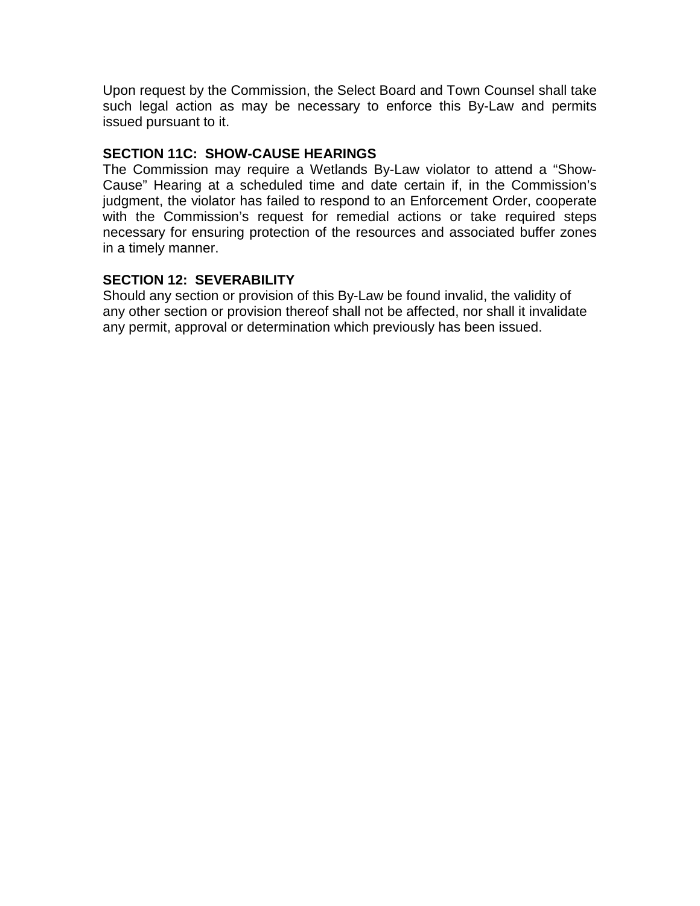Upon request by the Commission, the Select Board and Town Counsel shall take such legal action as may be necessary to enforce this By-Law and permits issued pursuant to it.

**SECTION 11C: SHOW-CAUSE HEARINGS**

The Commission may require a Wetlands By-Law violator to attend a "Show-Cause" Hearing at a scheduled time and date certain if, in the Commission's judgment, the violator has failed to respond to an Enforcement Order, cooperate with the Commission's request for remedial actions or take required steps necessary for ensuring protection of the resources and associated buffer zones in a timely manner.

**SECTION 12: SEVERABILITY**

Should any section or provision of this By-Law be found invalid, the validity of any other section or provision thereof shall not be affected, nor shall it invalidate any permit, approval or determination which previously has been issued.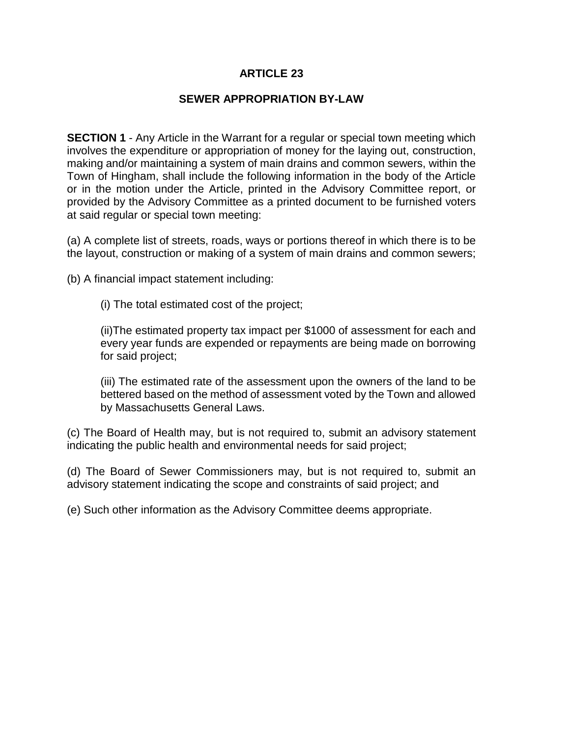# ARTICLE 23

## SEWER APPROPRIATION BY-LAW

**SECTION 1** - Any Article in the Warrant for a regular or special town meeting which involves the expenditure or appropriation of money for the laying out, construction, making and/or maintaining a system of main drains and common sewers, within the Town of Hingham, shall include the following information in the body of the Article or in the motion under the Article, printed in the Advisory Committee report, or provided by the Advisory Committee as a printed document to be furnished voters at said regular or special town meeting:

(a) A complete list of streets, roads, ways or portions thereof in which there is to be the layout, construction or making of a system of main drains and common sewers;

(b) A financial impact statement including:

> (i) The total estimated cost of the project;
>
> (ii)The estimated property tax impact per $1000 of assessment for each and every year funds are expended or repayments are being made on borrowing for said project;
>
> (iii) The estimated rate of the assessment upon the owners of the land to be bettered based on the method of assessment voted by the Town and allowed by Massachusetts General Laws.

(c) The Board of Health may, but is not required to, submit an advisory statement indicating the public health and environmental needs for said project;

(d) The Board of Sewer Commissioners may, but is not required to, submit an advisory statement indicating the scope and constraints of said project; and

(e) Such other information as the Advisory Committee deems appropriate.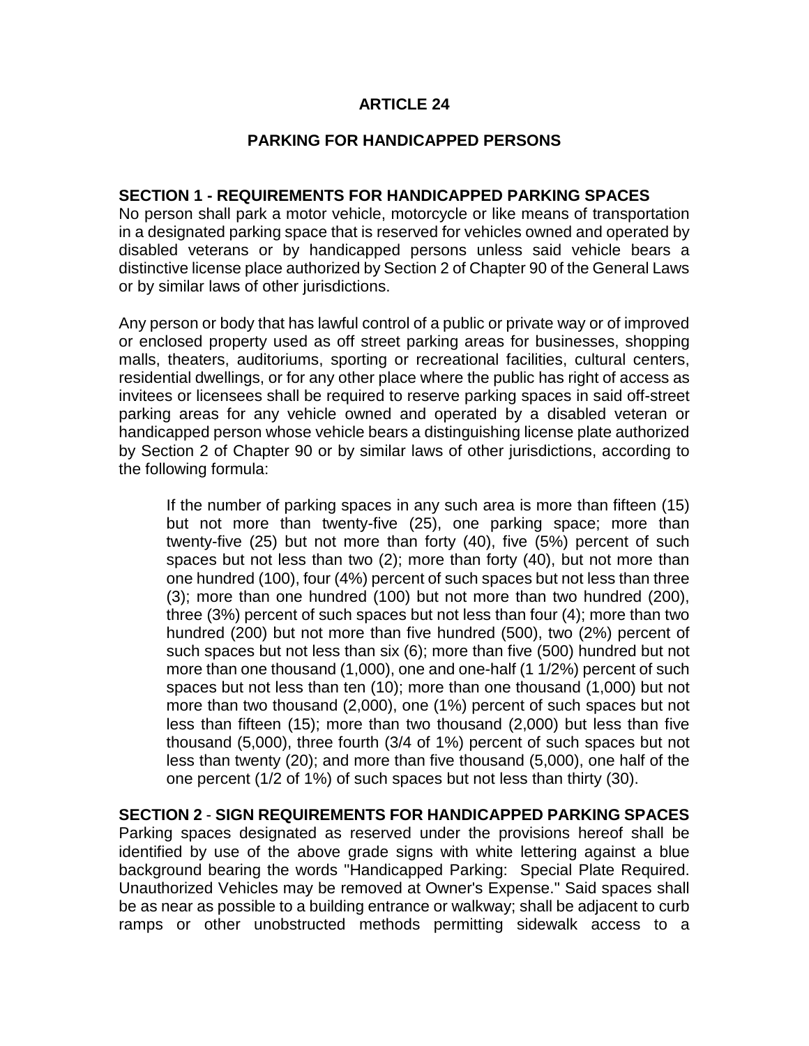# ARTICLE 24

## PARKING FOR HANDICAPPED PERSONS

**SECTION 1 - REQUIREMENTS FOR HANDICAPPED PARKING SPACES**
No person shall park a motor vehicle, motorcycle or like means of transportation in a designated parking space that is reserved for vehicles owned and operated by disabled veterans or by handicapped persons unless said vehicle bears a distinctive license place authorized by Section 2 of Chapter 90 of the General Laws or by similar laws of other jurisdictions.

Any person or body that has lawful control of a public or private way or of improved or enclosed property used as off street parking areas for businesses, shopping malls, theaters, auditoriums, sporting or recreational facilities, cultural centers, residential dwellings, or for any other place where the public has right of access as invitees or licensees shall be required to reserve parking spaces in said off-street parking areas for any vehicle owned and operated by a disabled veteran or handicapped person whose vehicle bears a distinguishing license plate authorized by Section 2 of Chapter 90 or by similar laws of other jurisdictions, according to the following formula:

> If the number of parking spaces in any such area is more than fifteen (15) but not more than twenty-five (25), one parking space; more than twenty-five (25) but not more than forty (40), five (5%) percent of such spaces but not less than two (2); more than forty (40), but not more than one hundred (100), four (4%) percent of such spaces but not less than three (3); more than one hundred (100) but not more than two hundred (200), three (3%) percent of such spaces but not less than four (4); more than two hundred (200) but not more than five hundred (500), two (2%) percent of such spaces but not less than six (6); more than five (500) hundred but not more than one thousand (1,000), one and one-half (1 1/2%) percent of such spaces but not less than ten (10); more than one thousand (1,000) but not more than two thousand (2,000), one (1%) percent of such spaces but not less than fifteen (15); more than two thousand (2,000) but less than five thousand (5,000), three fourth (3/4 of 1%) percent of such spaces but not less than twenty (20); and more than five thousand (5,000), one half of the one percent (1/2 of 1%) of such spaces but not less than thirty (30).

**SECTION 2** - **SIGN REQUIREMENTS FOR HANDICAPPED PARKING SPACES**
Parking spaces designated as reserved under the provisions hereof shall be identified by use of the above grade signs with white lettering against a blue background bearing the words "Handicapped Parking: Special Plate Required. Unauthorized Vehicles may be removed at Owner's Expense." Said spaces shall be as near as possible to a building entrance or walkway; shall be adjacent to curb ramps or other unobstructed methods permitting sidewalk access to a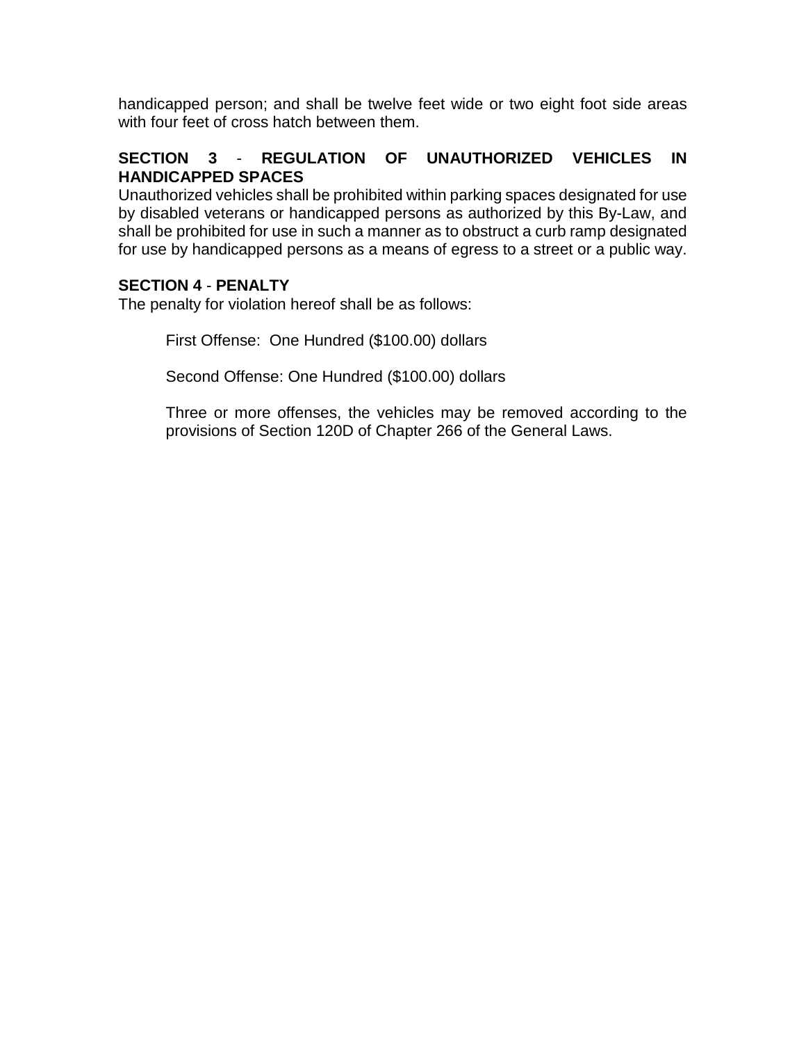handicapped person; and shall be twelve feet wide or two eight foot side areas with four feet of cross hatch between them.

**SECTION 3 - REGULATION OF UNAUTHORIZED VEHICLES IN HANDICAPPED SPACES**

Unauthorized vehicles shall be prohibited within parking spaces designated for use by disabled veterans or handicapped persons as authorized by this By-Law, and shall be prohibited for use in such a manner as to obstruct a curb ramp designated for use by handicapped persons as a means of egress to a street or a public way.

**SECTION 4 - PENALTY**

The penalty for violation hereof shall be as follows:

First Offense: One Hundred ($100.00) dollars

Second Offense: One Hundred ($100.00) dollars

Three or more offenses, the vehicles may be removed according to the provisions of Section 120D of Chapter 266 of the General Laws.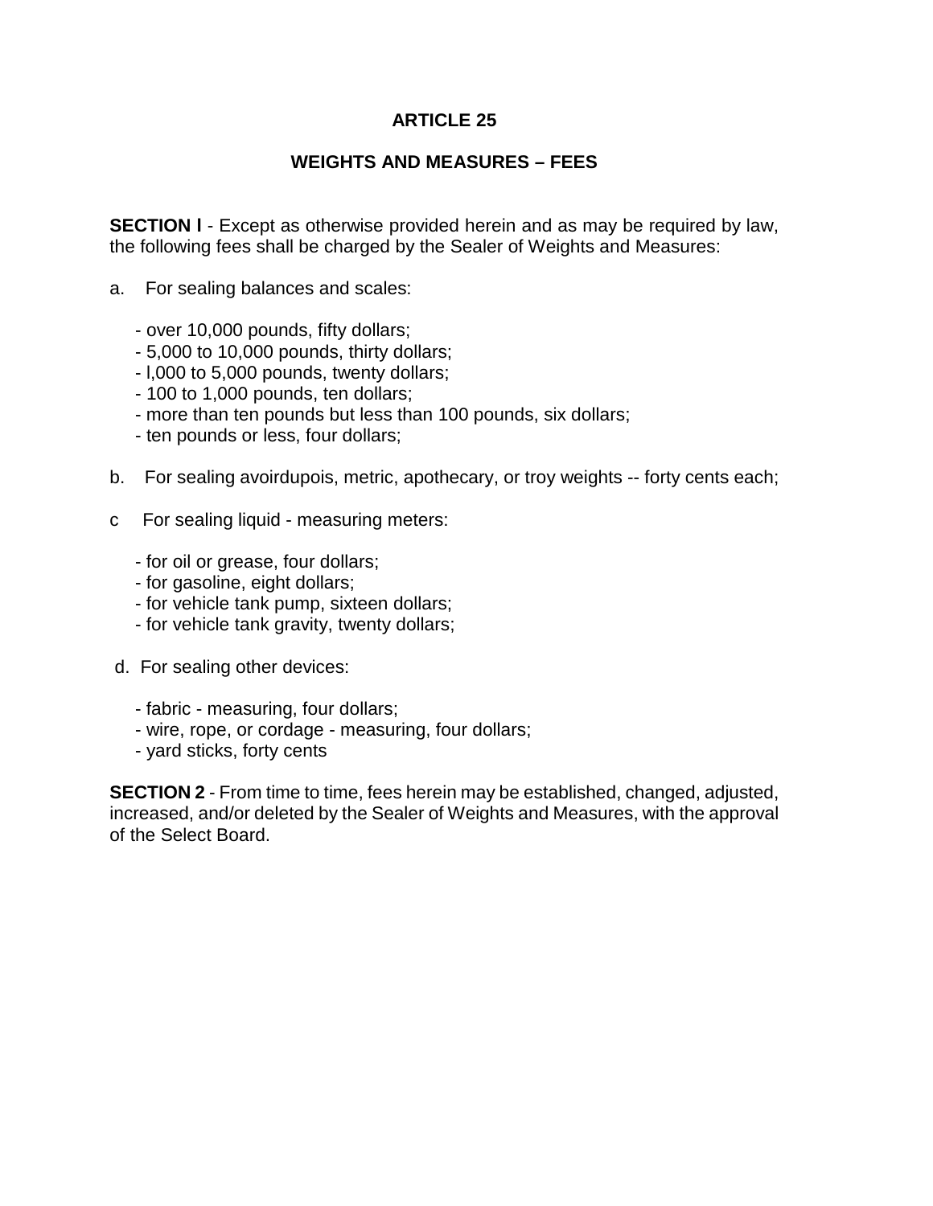# ARTICLE 25

## WEIGHTS AND MEASURES – FEES

**SECTION l** - Except as otherwise provided herein and as may be required by law, the following fees shall be charged by the Sealer of Weights and Measures:

a. For sealing balances and scales:

- over 10,000 pounds, fifty dollars;
- 5,000 to 10,000 pounds, thirty dollars;
- l,000 to 5,000 pounds, twenty dollars;
- 100 to 1,000 pounds, ten dollars;
- more than ten pounds but less than 100 pounds, six dollars;
- ten pounds or less, four dollars;

b. For sealing avoirdupois, metric, apothecary, or troy weights -- forty cents each;

c For sealing liquid - measuring meters:

- for oil or grease, four dollars;
- for gasoline, eight dollars;
- for vehicle tank pump, sixteen dollars;
- for vehicle tank gravity, twenty dollars;

d. For sealing other devices:

- fabric - measuring, four dollars;
- wire, rope, or cordage - measuring, four dollars;
- yard sticks, forty cents

**SECTION 2** - From time to time, fees herein may be established, changed, adjusted, increased, and/or deleted by the Sealer of Weights and Measures, with the approval of the Select Board.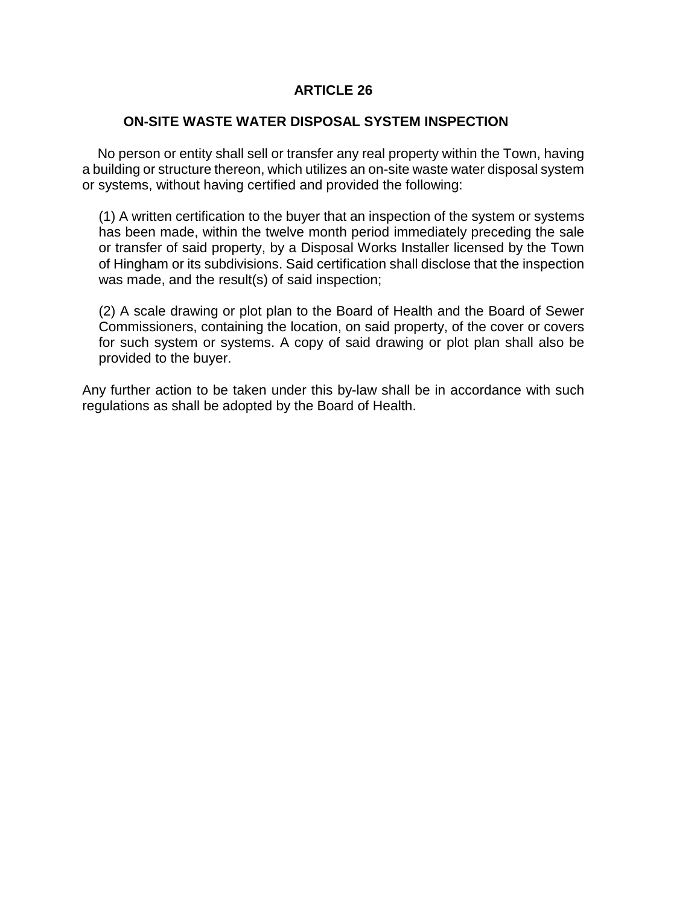# ARTICLE 26

## ON-SITE WASTE WATER DISPOSAL SYSTEM INSPECTION

No person or entity shall sell or transfer any real property within the Town, having a building or structure thereon, which utilizes an on-site waste water disposal system or systems, without having certified and provided the following:

(1) A written certification to the buyer that an inspection of the system or systems has been made, within the twelve month period immediately preceding the sale or transfer of said property, by a Disposal Works Installer licensed by the Town of Hingham or its subdivisions. Said certification shall disclose that the inspection was made, and the result(s) of said inspection;

(2) A scale drawing or plot plan to the Board of Health and the Board of Sewer Commissioners, containing the location, on said property, of the cover or covers for such system or systems. A copy of said drawing or plot plan shall also be provided to the buyer.

Any further action to be taken under this by-law shall be in accordance with such regulations as shall be adopted by the Board of Health.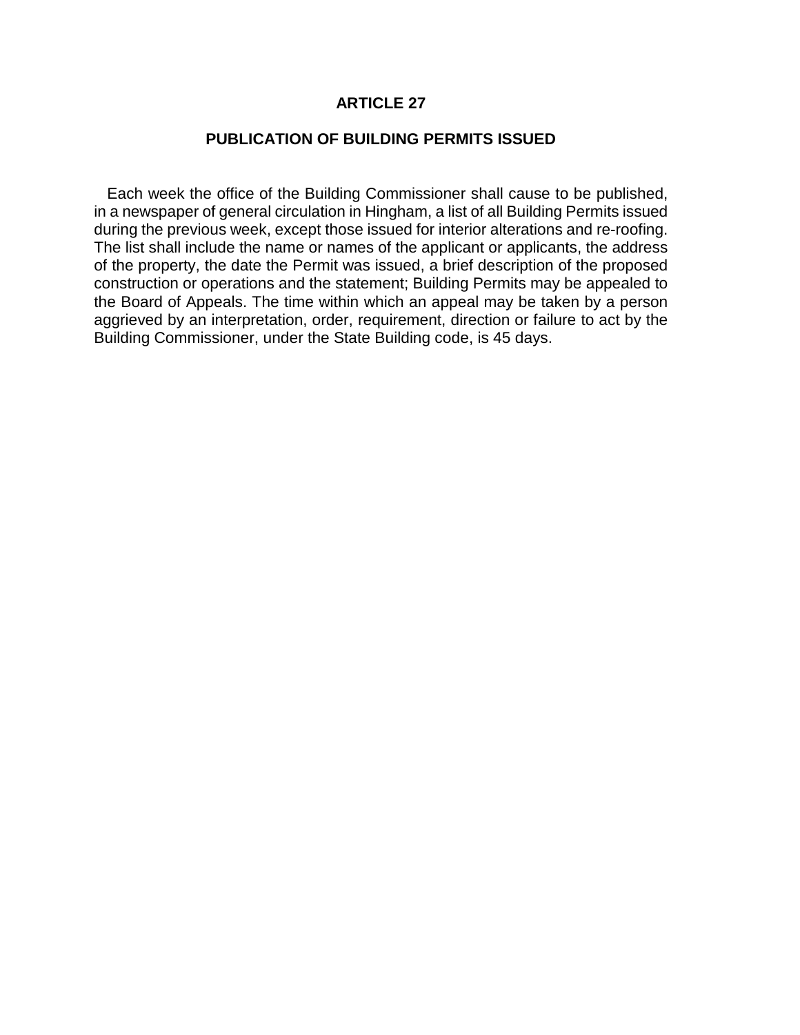# ARTICLE 27

## PUBLICATION OF BUILDING PERMITS ISSUED

Each week the office of the Building Commissioner shall cause to be published, in a newspaper of general circulation in Hingham, a list of all Building Permits issued during the previous week, except those issued for interior alterations and re-roofing. The list shall include the name or names of the applicant or applicants, the address of the property, the date the Permit was issued, a brief description of the proposed construction or operations and the statement; Building Permits may be appealed to the Board of Appeals. The time within which an appeal may be taken by a person aggrieved by an interpretation, order, requirement, direction or failure to act by the Building Commissioner, under the State Building code, is 45 days.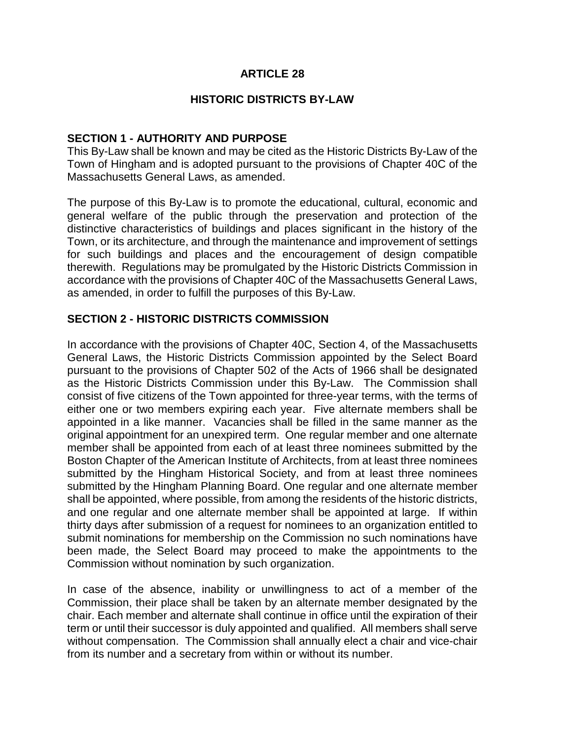# ARTICLE 28

## HISTORIC DISTRICTS BY-LAW

### SECTION 1 - AUTHORITY AND PURPOSE

This By-Law shall be known and may be cited as the Historic Districts By-Law of the Town of Hingham and is adopted pursuant to the provisions of Chapter 40C of the Massachusetts General Laws, as amended.

The purpose of this By-Law is to promote the educational, cultural, economic and general welfare of the public through the preservation and protection of the distinctive characteristics of buildings and places significant in the history of the Town, or its architecture, and through the maintenance and improvement of settings for such buildings and places and the encouragement of design compatible therewith. Regulations may be promulgated by the Historic Districts Commission in accordance with the provisions of Chapter 40C of the Massachusetts General Laws, as amended, in order to fulfill the purposes of this By-Law.

### SECTION 2 - HISTORIC DISTRICTS COMMISSION

In accordance with the provisions of Chapter 40C, Section 4, of the Massachusetts General Laws, the Historic Districts Commission appointed by the Select Board pursuant to the provisions of Chapter 502 of the Acts of 1966 shall be designated as the Historic Districts Commission under this By-Law. The Commission shall consist of five citizens of the Town appointed for three-year terms, with the terms of either one or two members expiring each year. Five alternate members shall be appointed in a like manner. Vacancies shall be filled in the same manner as the original appointment for an unexpired term. One regular member and one alternate member shall be appointed from each of at least three nominees submitted by the Boston Chapter of the American Institute of Architects, from at least three nominees submitted by the Hingham Historical Society, and from at least three nominees submitted by the Hingham Planning Board. One regular and one alternate member shall be appointed, where possible, from among the residents of the historic districts, and one regular and one alternate member shall be appointed at large. If within thirty days after submission of a request for nominees to an organization entitled to submit nominations for membership on the Commission no such nominations have been made, the Select Board may proceed to make the appointments to the Commission without nomination by such organization.

In case of the absence, inability or unwillingness to act of a member of the Commission, their place shall be taken by an alternate member designated by the chair. Each member and alternate shall continue in office until the expiration of their term or until their successor is duly appointed and qualified. All members shall serve without compensation. The Commission shall annually elect a chair and vice-chair from its number and a secretary from within or without its number.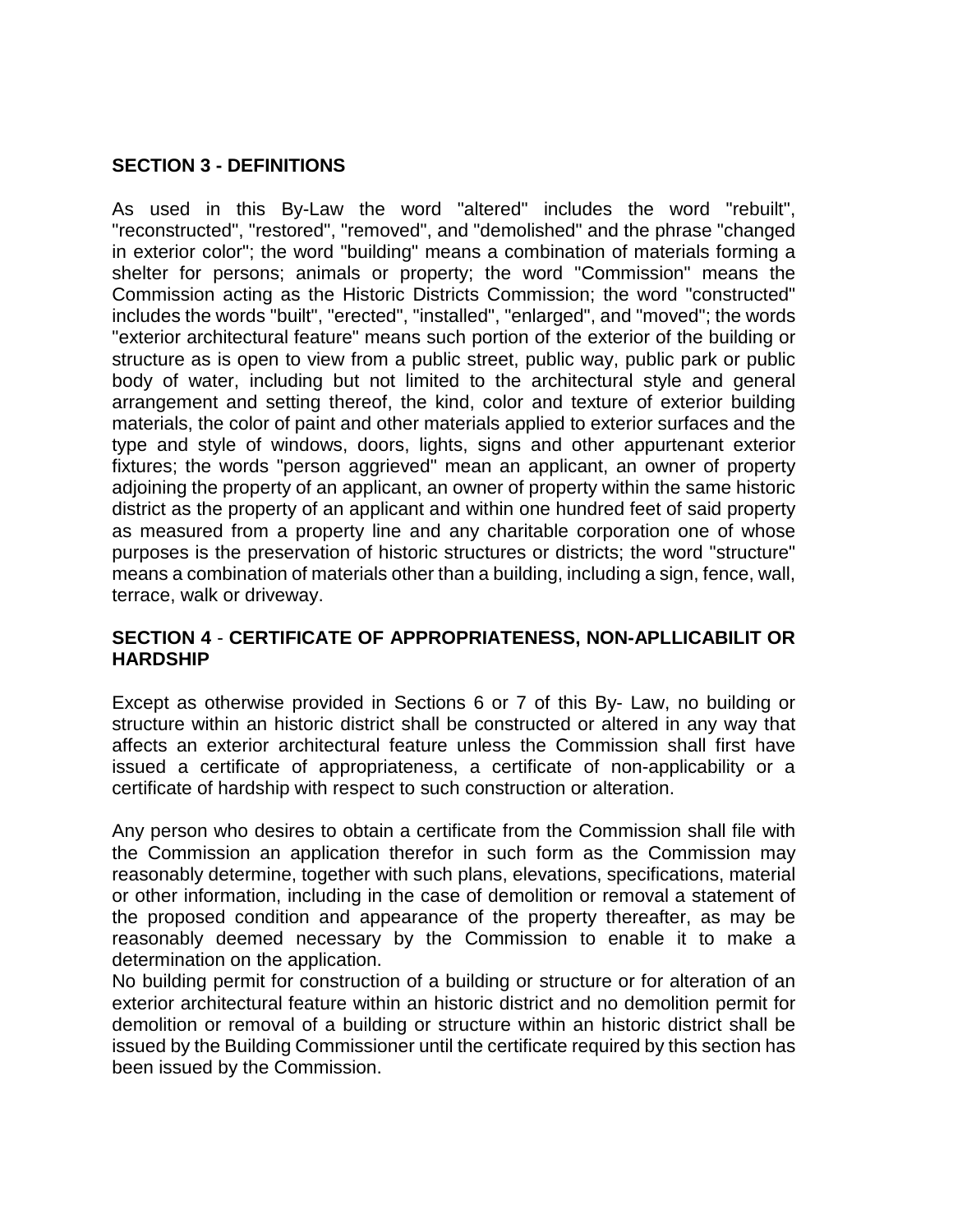**SECTION 3 - DEFINITIONS**

As used in this By-Law the word "altered" includes the word "rebuilt", "reconstructed", "restored", "removed", and "demolished" and the phrase "changed in exterior color"; the word "building" means a combination of materials forming a shelter for persons; animals or property; the word "Commission" means the Commission acting as the Historic Districts Commission; the word "constructed" includes the words "built", "erected", "installed", "enlarged", and "moved"; the words "exterior architectural feature" means such portion of the exterior of the building or structure as is open to view from a public street, public way, public park or public body of water, including but not limited to the architectural style and general arrangement and setting thereof, the kind, color and texture of exterior building materials, the color of paint and other materials applied to exterior surfaces and the type and style of windows, doors, lights, signs and other appurtenant exterior fixtures; the words "person aggrieved" mean an applicant, an owner of property adjoining the property of an applicant, an owner of property within the same historic district as the property of an applicant and within one hundred feet of said property as measured from a property line and any charitable corporation one of whose purposes is the preservation of historic structures or districts; the word "structure" means a combination of materials other than a building, including a sign, fence, wall, terrace, walk or driveway.

**SECTION 4** - **CERTIFICATE OF APPROPRIATENESS, NON-APLLICABILIT OR HARDSHIP**

Except as otherwise provided in Sections 6 or 7 of this By- Law, no building or structure within an historic district shall be constructed or altered in any way that affects an exterior architectural feature unless the Commission shall first have issued a certificate of appropriateness, a certificate of non-applicability or a certificate of hardship with respect to such construction or alteration.

Any person who desires to obtain a certificate from the Commission shall file with the Commission an application therefor in such form as the Commission may reasonably determine, together with such plans, elevations, specifications, material or other information, including in the case of demolition or removal a statement of the proposed condition and appearance of the property thereafter, as may be reasonably deemed necessary by the Commission to enable it to make a determination on the application.
No building permit for construction of a building or structure or for alteration of an exterior architectural feature within an historic district and no demolition permit for demolition or removal of a building or structure within an historic district shall be issued by the Building Commissioner until the certificate required by this section has been issued by the Commission.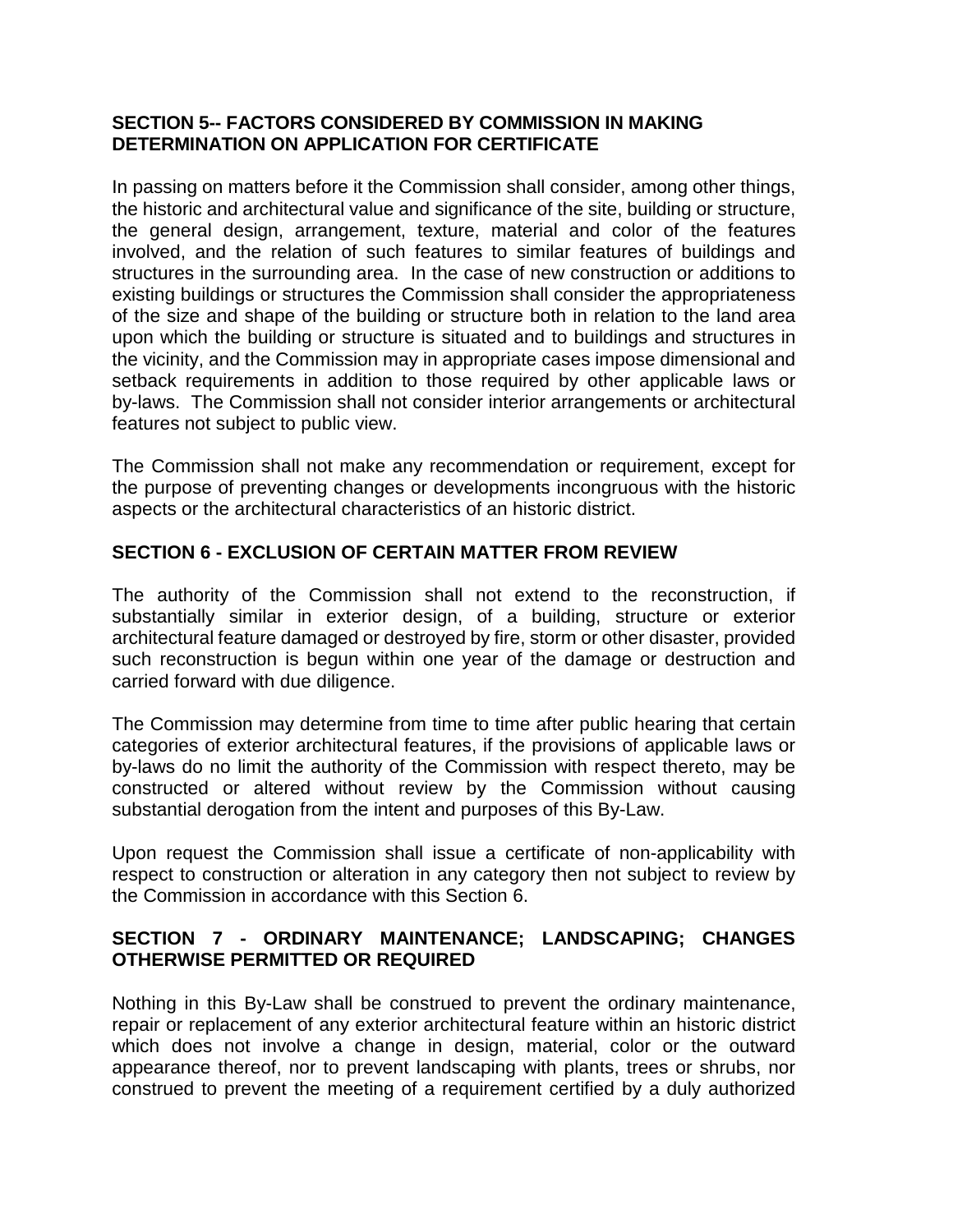## SECTION 5-- FACTORS CONSIDERED BY COMMISSION IN MAKING DETERMINATION ON APPLICATION FOR CERTIFICATE

In passing on matters before it the Commission shall consider, among other things, the historic and architectural value and significance of the site, building or structure, the general design, arrangement, texture, material and color of the features involved, and the relation of such features to similar features of buildings and structures in the surrounding area. In the case of new construction or additions to existing buildings or structures the Commission shall consider the appropriateness of the size and shape of the building or structure both in relation to the land area upon which the building or structure is situated and to buildings and structures in the vicinity, and the Commission may in appropriate cases impose dimensional and setback requirements in addition to those required by other applicable laws or by-laws. The Commission shall not consider interior arrangements or architectural features not subject to public view.

The Commission shall not make any recommendation or requirement, except for the purpose of preventing changes or developments incongruous with the historic aspects or the architectural characteristics of an historic district.

## SECTION 6 - EXCLUSION OF CERTAIN MATTER FROM REVIEW

The authority of the Commission shall not extend to the reconstruction, if substantially similar in exterior design, of a building, structure or exterior architectural feature damaged or destroyed by fire, storm or other disaster, provided such reconstruction is begun within one year of the damage or destruction and carried forward with due diligence.

The Commission may determine from time to time after public hearing that certain categories of exterior architectural features, if the provisions of applicable laws or by-laws do no limit the authority of the Commission with respect thereto, may be constructed or altered without review by the Commission without causing substantial derogation from the intent and purposes of this By-Law.

Upon request the Commission shall issue a certificate of non-applicability with respect to construction or alteration in any category then not subject to review by the Commission in accordance with this Section 6.

## SECTION 7 - ORDINARY MAINTENANCE; LANDSCAPING; CHANGES OTHERWISE PERMITTED OR REQUIRED

Nothing in this By-Law shall be construed to prevent the ordinary maintenance, repair or replacement of any exterior architectural feature within an historic district which does not involve a change in design, material, color or the outward appearance thereof, nor to prevent landscaping with plants, trees or shrubs, nor construed to prevent the meeting of a requirement certified by a duly authorized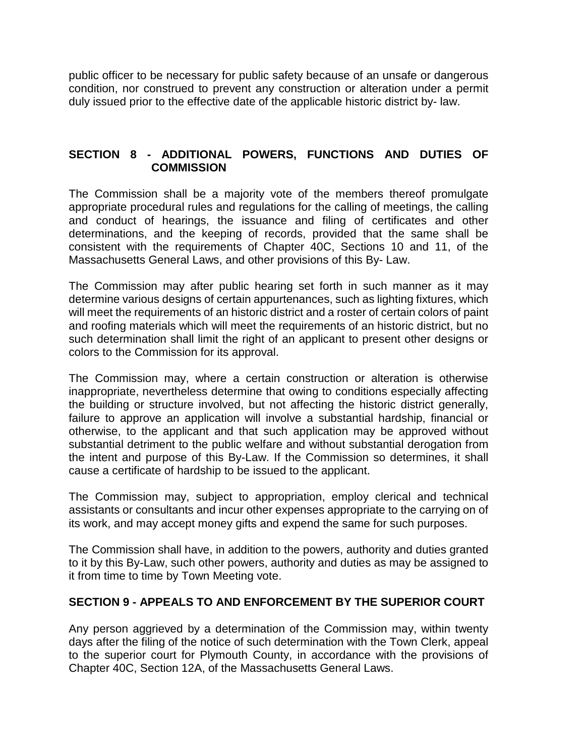public officer to be necessary for public safety because of an unsafe or dangerous condition, nor construed to prevent any construction or alteration under a permit duly issued prior to the effective date of the applicable historic district by- law.

## SECTION 8 - ADDITIONAL POWERS, FUNCTIONS AND DUTIES OF COMMISSION

The Commission shall be a majority vote of the members thereof promulgate appropriate procedural rules and regulations for the calling of meetings, the calling and conduct of hearings, the issuance and filing of certificates and other determinations, and the keeping of records, provided that the same shall be consistent with the requirements of Chapter 40C, Sections 10 and 11, of the Massachusetts General Laws, and other provisions of this By- Law.

The Commission may after public hearing set forth in such manner as it may determine various designs of certain appurtenances, such as lighting fixtures, which will meet the requirements of an historic district and a roster of certain colors of paint and roofing materials which will meet the requirements of an historic district, but no such determination shall limit the right of an applicant to present other designs or colors to the Commission for its approval.

The Commission may, where a certain construction or alteration is otherwise inappropriate, nevertheless determine that owing to conditions especially affecting the building or structure involved, but not affecting the historic district generally, failure to approve an application will involve a substantial hardship, financial or otherwise, to the applicant and that such application may be approved without substantial detriment to the public welfare and without substantial derogation from the intent and purpose of this By-Law. If the Commission so determines, it shall cause a certificate of hardship to be issued to the applicant.

The Commission may, subject to appropriation, employ clerical and technical assistants or consultants and incur other expenses appropriate to the carrying on of its work, and may accept money gifts and expend the same for such purposes.

The Commission shall have, in addition to the powers, authority and duties granted to it by this By-Law, such other powers, authority and duties as may be assigned to it from time to time by Town Meeting vote.

## SECTION 9 - APPEALS TO AND ENFORCEMENT BY THE SUPERIOR COURT

Any person aggrieved by a determination of the Commission may, within twenty days after the filing of the notice of such determination with the Town Clerk, appeal to the superior court for Plymouth County, in accordance with the provisions of Chapter 40C, Section 12A, of the Massachusetts General Laws.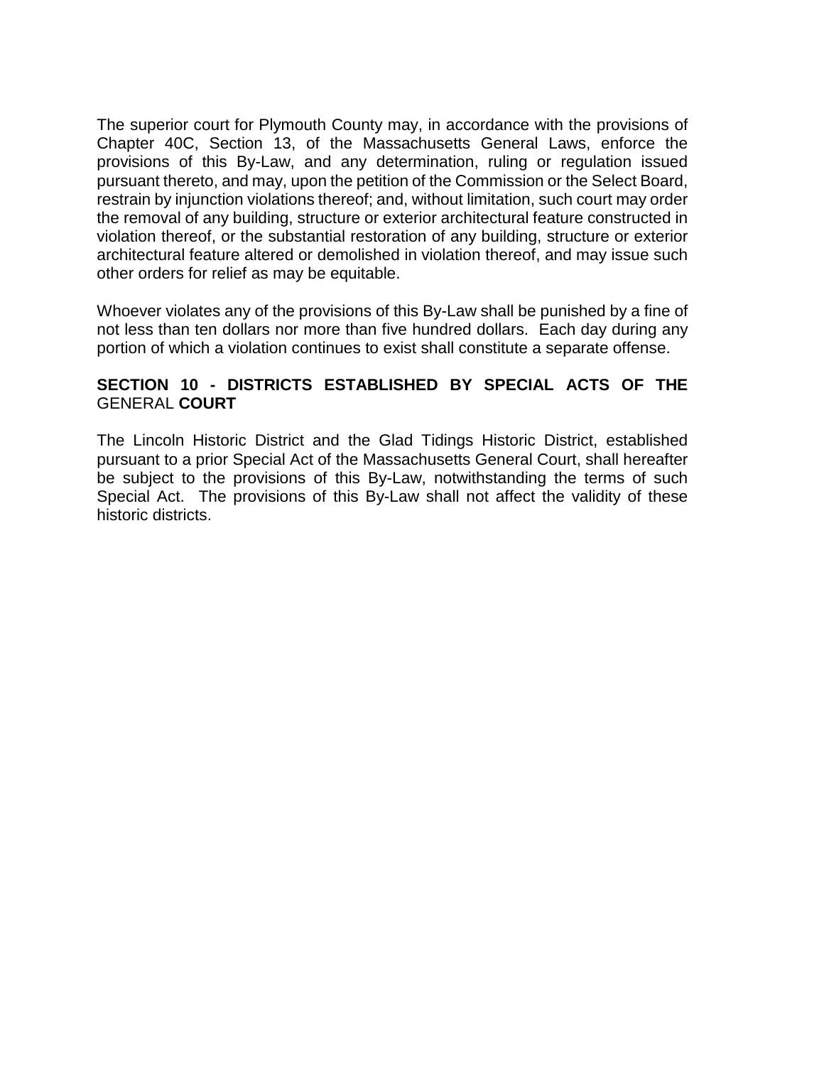The superior court for Plymouth County may, in accordance with the provisions of Chapter 40C, Section 13, of the Massachusetts General Laws, enforce the provisions of this By-Law, and any determination, ruling or regulation issued pursuant thereto, and may, upon the petition of the Commission or the Select Board, restrain by injunction violations thereof; and, without limitation, such court may order the removal of any building, structure or exterior architectural feature constructed in violation thereof, or the substantial restoration of any building, structure or exterior architectural feature altered or demolished in violation thereof, and may issue such other orders for relief as may be equitable.

Whoever violates any of the provisions of this By-Law shall be punished by a fine of not less than ten dollars nor more than five hundred dollars. Each day during any portion of which a violation continues to exist shall constitute a separate offense.

### SECTION 10 - DISTRICTS ESTABLISHED BY SPECIAL ACTS OF THE GENERAL COURT

The Lincoln Historic District and the Glad Tidings Historic District, established pursuant to a prior Special Act of the Massachusetts General Court, shall hereafter be subject to the provisions of this By-Law, notwithstanding the terms of such Special Act. The provisions of this By-Law shall not affect the validity of these historic districts.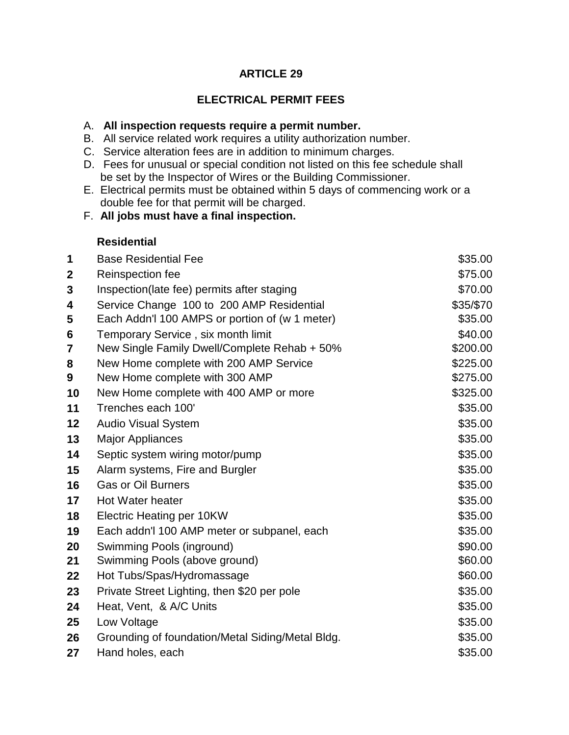# ARTICLE 29

## ELECTRICAL PERMIT FEES

A. **All inspection requests require a permit number.**
B. All service related work requires a utility authorization number.
C. Service alteration fees are in addition to minimum charges.
D. Fees for unusual or special condition not listed on this fee schedule shall be set by the Inspector of Wires or the Building Commissioner.
E. Electrical permits must be obtained within 5 days of commencing work or a double fee for that permit will be charged.
F. **All jobs must have a final inspection.**

### Residential

| | | |
|---|---|---|
| **1** | Base Residential Fee | $35.00 |
| **2** | Reinspection fee | $75.00 |
| **3** | Inspection(late fee) permits after staging | $70.00 |
| **4** | Service Change 100 to 200 AMP Residential | $35/$70 |
| **5** | Each Addn'l 100 AMPS or portion of (w 1 meter) | $35.00 |
| **6** | Temporary Service , six month limit | $40.00 |
| **7** | New Single Family Dwell/Complete Rehab + 50% | $200.00 |
| **8** | New Home complete with 200 AMP Service | $225.00 |
| **9** | New Home complete with 300 AMP | $275.00 |
| **10** | New Home complete with 400 AMP or more | $325.00 |
| **11** | Trenches each 100' | $35.00 |
| **12** | Audio Visual System | $35.00 |
| **13** | Major Appliances | $35.00 |
| **14** | Septic system wiring motor/pump | $35.00 |
| **15** | Alarm systems, Fire and Burgler | $35.00 |
| **16** | Gas or Oil Burners | $35.00 |
| **17** | Hot Water heater | $35.00 |
| **18** | Electric Heating per 10KW | $35.00 |
| **19** | Each addn'l 100 AMP meter or subpanel, each | $35.00 |
| **20** | Swimming Pools (inground) | $90.00 |
| **21** | Swimming Pools (above ground) | $60.00 |
| **22** | Hot Tubs/Spas/Hydromassage | $60.00 |
| **23** | Private Street Lighting, then $20 per pole | $35.00 |
| **24** | Heat, Vent, & A/C Units | $35.00 |
| **25** | Low Voltage | $35.00 |
| **26** | Grounding of foundation/Metal Siding/Metal Bldg. | $35.00 |
| **27** | Hand holes, each | $35.00 |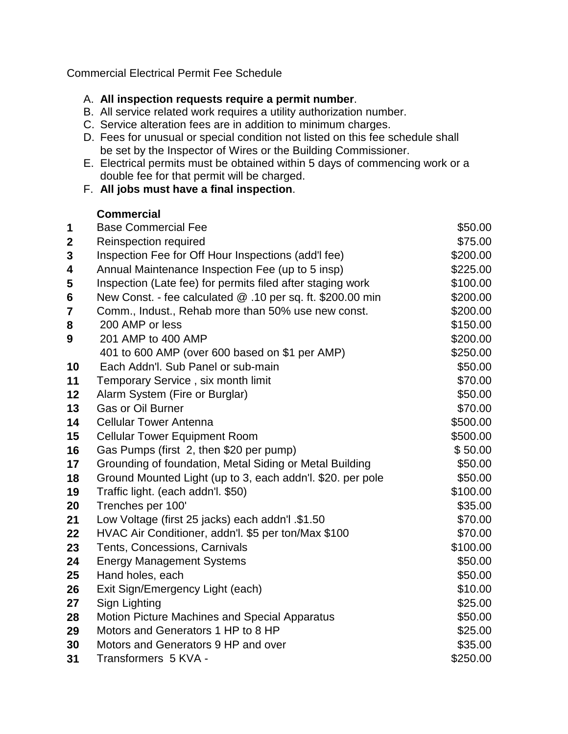Commercial Electrical Permit Fee Schedule

A. **All inspection requests require a permit number**.
B. All service related work requires a utility authorization number.
C. Service alteration fees are in addition to minimum charges.
D. Fees for unusual or special condition not listed on this fee schedule shall be set by the Inspector of Wires or the Building Commissioner.
E. Electrical permits must be obtained within 5 days of commencing work or a double fee for that permit will be charged.
F. **All jobs must have a final inspection**.

| | **Commercial** | |
|---|---|---|
| **1** | Base Commercial Fee | $50.00 |
| **2** | Reinspection required | $75.00 |
| **3** | Inspection Fee for Off Hour Inspections (add'l fee) | $200.00 |
| **4** | Annual Maintenance Inspection Fee (up to 5 insp) | $225.00 |
| **5** | Inspection (Late fee) for permits filed after staging work | $100.00 |
| **6** | New Const. - fee calculated @ .10 per sq. ft. $200.00 min | $200.00 |
| **7** | Comm., Indust., Rehab more than 50% use new const. | $200.00 |
| **8** | 200 AMP or less | $150.00 |
| **9** | 201 AMP to 400 AMP | $200.00 |
| | 401 to 600 AMP (over 600 based on $1 per AMP) | $250.00 |
| **10** | Each Addn'l. Sub Panel or sub-main | $50.00 |
| **11** | Temporary Service , six month limit | $70.00 |
| **12** | Alarm System (Fire or Burglar) | $50.00 |
| **13** | Gas or Oil Burner | $70.00 |
| **14** | Cellular Tower Antenna | $500.00 |
| **15** | Cellular Tower Equipment Room | $500.00 |
| **16** | Gas Pumps (first 2, then $20 per pump) | $ 50.00 |
| **17** | Grounding of foundation, Metal Siding or Metal Building | $50.00 |
| **18** | Ground Mounted Light (up to 3, each addn'l. $20. per pole | $50.00 |
| **19** | Traffic light. (each addn'l. $50) | $100.00 |
| **20** | Trenches per 100' | $35.00 |
| **21** | Low Voltage (first 25 jacks) each addn'l .$1.50 | $70.00 |
| **22** | HVAC Air Conditioner, addn'l. $5 per ton/Max $100 | $70.00 |
| **23** | Tents, Concessions, Carnivals | $100.00 |
| **24** | Energy Management Systems | $50.00 |
| **25** | Hand holes, each | $50.00 |
| **26** | Exit Sign/Emergency Light (each) | $10.00 |
| **27** | Sign Lighting | $25.00 |
| **28** | Motion Picture Machines and Special Apparatus | $50.00 |
| **29** | Motors and Generators 1 HP to 8 HP | $25.00 |
| **30** | Motors and Generators 9 HP and over | $35.00 |
| **31** | Transformers 5 KVA - | $250.00 |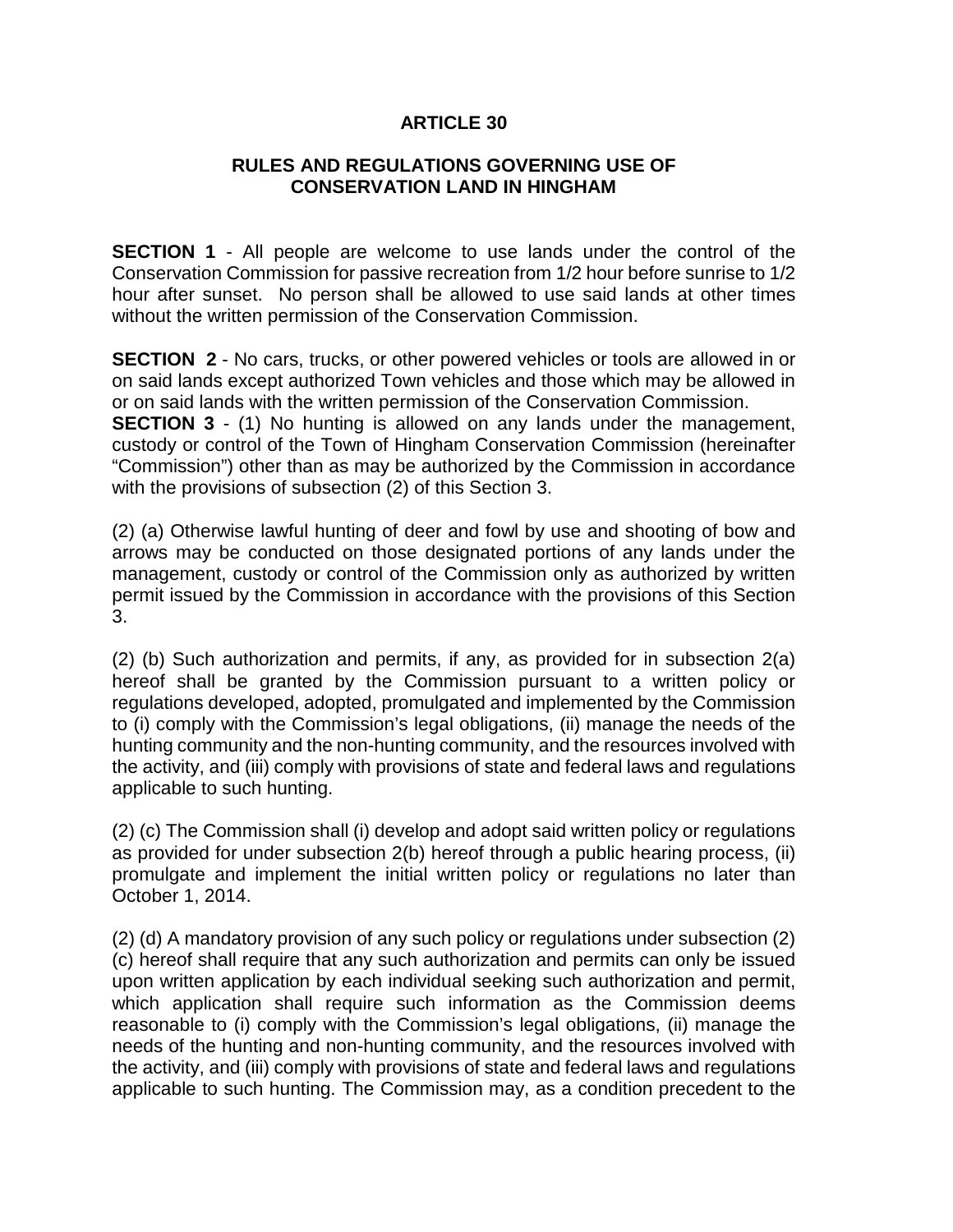# ARTICLE 30

## RULES AND REGULATIONS GOVERNING USE OF CONSERVATION LAND IN HINGHAM

**SECTION 1** - All people are welcome to use lands under the control of the Conservation Commission for passive recreation from 1/2 hour before sunrise to 1/2 hour after sunset. No person shall be allowed to use said lands at other times without the written permission of the Conservation Commission.

**SECTION 2** - No cars, trucks, or other powered vehicles or tools are allowed in or on said lands except authorized Town vehicles and those which may be allowed in or on said lands with the written permission of the Conservation Commission.

**SECTION 3** - (1) No hunting is allowed on any lands under the management, custody or control of the Town of Hingham Conservation Commission (hereinafter "Commission") other than as may be authorized by the Commission in accordance with the provisions of subsection (2) of this Section 3.

(2) (a) Otherwise lawful hunting of deer and fowl by use and shooting of bow and arrows may be conducted on those designated portions of any lands under the management, custody or control of the Commission only as authorized by written permit issued by the Commission in accordance with the provisions of this Section 3.

(2) (b) Such authorization and permits, if any, as provided for in subsection 2(a) hereof shall be granted by the Commission pursuant to a written policy or regulations developed, adopted, promulgated and implemented by the Commission to (i) comply with the Commission's legal obligations, (ii) manage the needs of the hunting community and the non-hunting community, and the resources involved with the activity, and (iii) comply with provisions of state and federal laws and regulations applicable to such hunting.

(2) (c) The Commission shall (i) develop and adopt said written policy or regulations as provided for under subsection 2(b) hereof through a public hearing process, (ii) promulgate and implement the initial written policy or regulations no later than October 1, 2014.

(2) (d) A mandatory provision of any such policy or regulations under subsection (2)(c) hereof shall require that any such authorization and permits can only be issued upon written application by each individual seeking such authorization and permit, which application shall require such information as the Commission deems reasonable to (i) comply with the Commission's legal obligations, (ii) manage the needs of the hunting and non-hunting community, and the resources involved with the activity, and (iii) comply with provisions of state and federal laws and regulations applicable to such hunting. The Commission may, as a condition precedent to the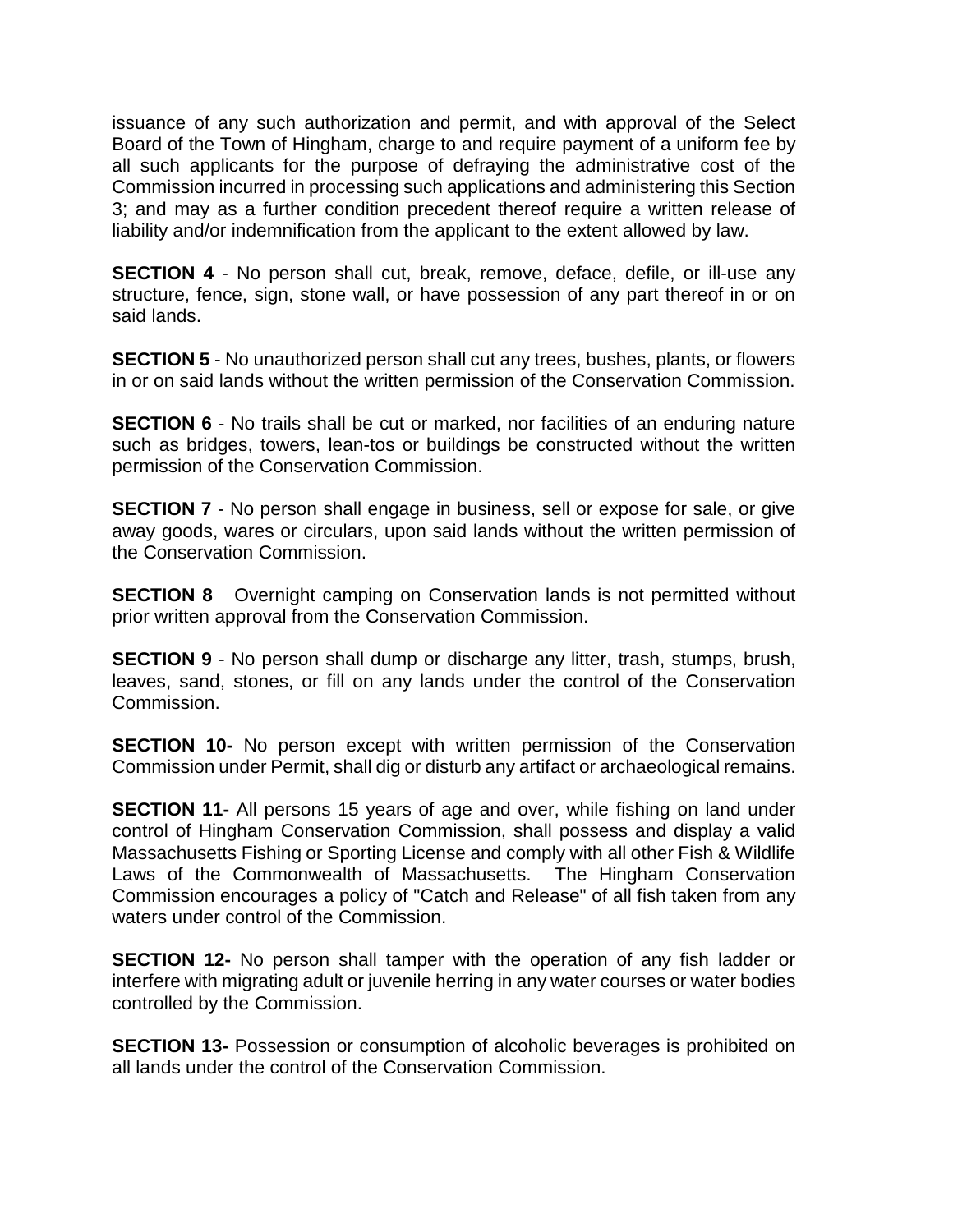issuance of any such authorization and permit, and with approval of the Select Board of the Town of Hingham, charge to and require payment of a uniform fee by all such applicants for the purpose of defraying the administrative cost of the Commission incurred in processing such applications and administering this Section 3; and may as a further condition precedent thereof require a written release of liability and/or indemnification from the applicant to the extent allowed by law.

**SECTION 4** - No person shall cut, break, remove, deface, defile, or ill-use any structure, fence, sign, stone wall, or have possession of any part thereof in or on said lands.

**SECTION 5** - No unauthorized person shall cut any trees, bushes, plants, or flowers in or on said lands without the written permission of the Conservation Commission.

**SECTION 6** - No trails shall be cut or marked, nor facilities of an enduring nature such as bridges, towers, lean-tos or buildings be constructed without the written permission of the Conservation Commission.

**SECTION 7** - No person shall engage in business, sell or expose for sale, or give away goods, wares or circulars, upon said lands without the written permission of the Conservation Commission.

**SECTION 8** Overnight camping on Conservation lands is not permitted without prior written approval from the Conservation Commission.

**SECTION 9** - No person shall dump or discharge any litter, trash, stumps, brush, leaves, sand, stones, or fill on any lands under the control of the Conservation Commission.

**SECTION 10-** No person except with written permission of the Conservation Commission under Permit, shall dig or disturb any artifact or archaeological remains.

**SECTION 11-** All persons 15 years of age and over, while fishing on land under control of Hingham Conservation Commission, shall possess and display a valid Massachusetts Fishing or Sporting License and comply with all other Fish & Wildlife Laws of the Commonwealth of Massachusetts. The Hingham Conservation Commission encourages a policy of "Catch and Release" of all fish taken from any waters under control of the Commission.

**SECTION 12-** No person shall tamper with the operation of any fish ladder or interfere with migrating adult or juvenile herring in any water courses or water bodies controlled by the Commission.

**SECTION 13-** Possession or consumption of alcoholic beverages is prohibited on all lands under the control of the Conservation Commission.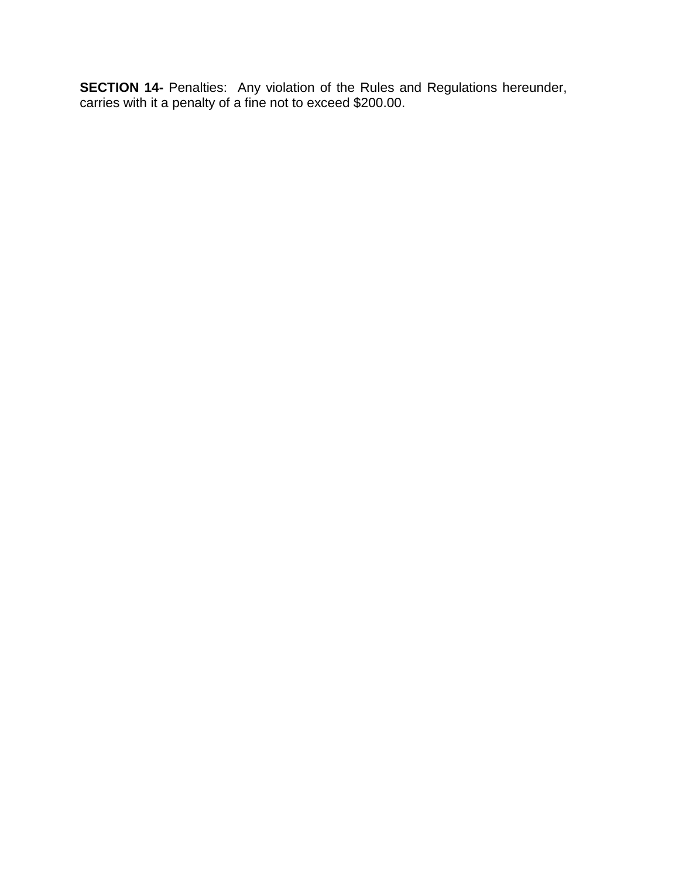**SECTION 14-** Penalties: Any violation of the Rules and Regulations hereunder, carries with it a penalty of a fine not to exceed $200.00.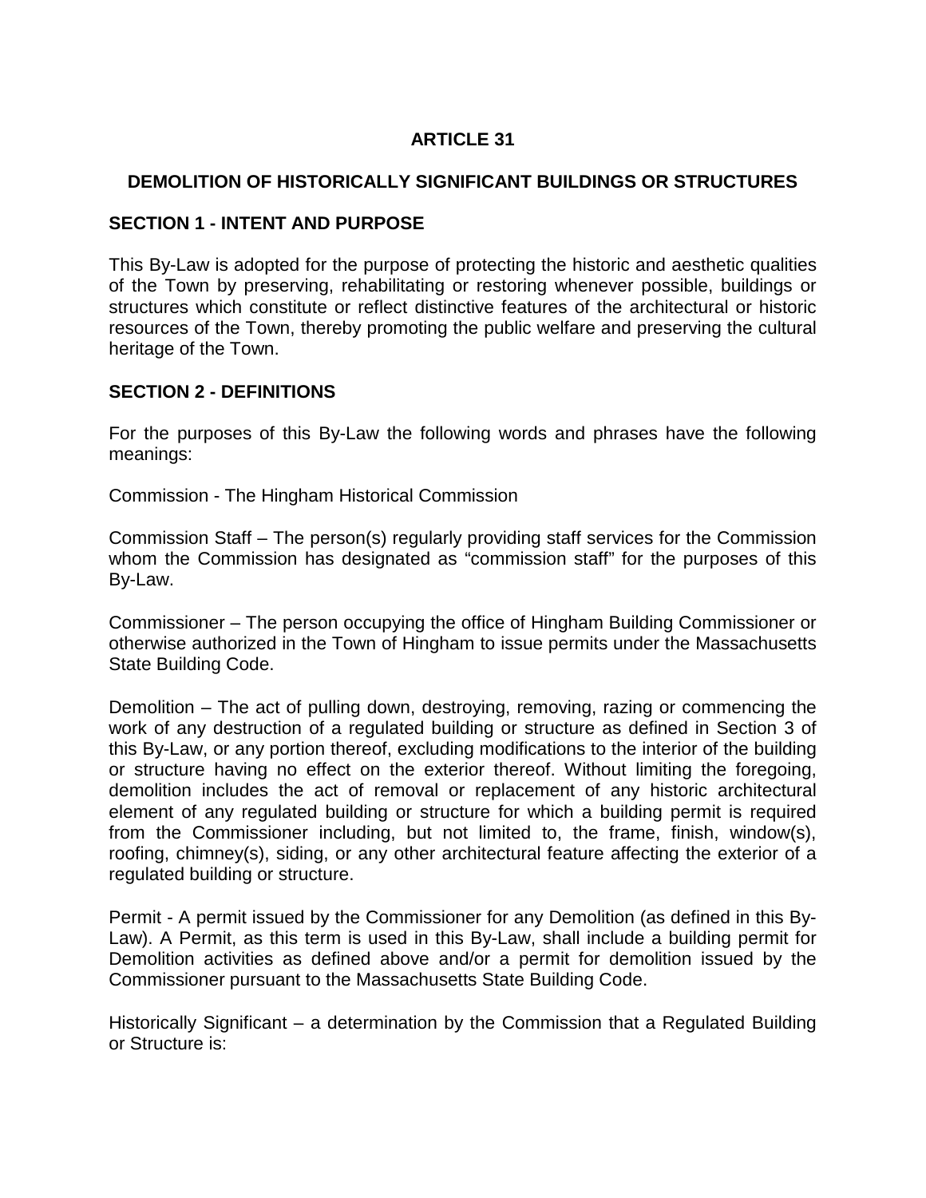# ARTICLE 31

## DEMOLITION OF HISTORICALLY SIGNIFICANT BUILDINGS OR STRUCTURES

### SECTION 1 - INTENT AND PURPOSE

This By-Law is adopted for the purpose of protecting the historic and aesthetic qualities of the Town by preserving, rehabilitating or restoring whenever possible, buildings or structures which constitute or reflect distinctive features of the architectural or historic resources of the Town, thereby promoting the public welfare and preserving the cultural heritage of the Town.

### SECTION 2 - DEFINITIONS

For the purposes of this By-Law the following words and phrases have the following meanings:

Commission - The Hingham Historical Commission

Commission Staff – The person(s) regularly providing staff services for the Commission whom the Commission has designated as "commission staff" for the purposes of this By-Law.

Commissioner – The person occupying the office of Hingham Building Commissioner or otherwise authorized in the Town of Hingham to issue permits under the Massachusetts State Building Code.

Demolition – The act of pulling down, destroying, removing, razing or commencing the work of any destruction of a regulated building or structure as defined in Section 3 of this By-Law, or any portion thereof, excluding modifications to the interior of the building or structure having no effect on the exterior thereof. Without limiting the foregoing, demolition includes the act of removal or replacement of any historic architectural element of any regulated building or structure for which a building permit is required from the Commissioner including, but not limited to, the frame, finish, window(s), roofing, chimney(s), siding, or any other architectural feature affecting the exterior of a regulated building or structure.

Permit - A permit issued by the Commissioner for any Demolition (as defined in this By-Law). A Permit, as this term is used in this By-Law, shall include a building permit for Demolition activities as defined above and/or a permit for demolition issued by the Commissioner pursuant to the Massachusetts State Building Code.

Historically Significant – a determination by the Commission that a Regulated Building or Structure is: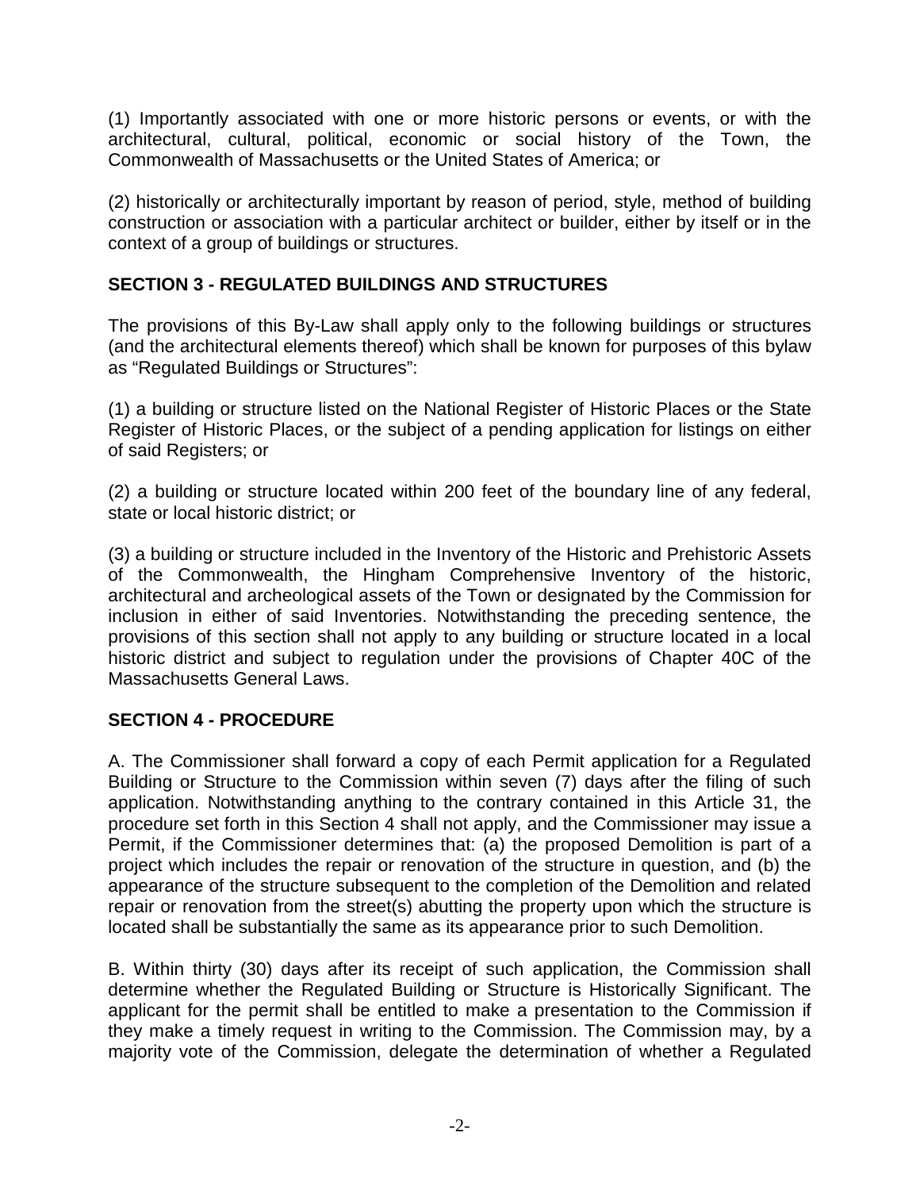(1) Importantly associated with one or more historic persons or events, or with the architectural, cultural, political, economic or social history of the Town, the Commonwealth of Massachusetts or the United States of America; or

(2) historically or architecturally important by reason of period, style, method of building construction or association with a particular architect or builder, either by itself or in the context of a group of buildings or structures.

## SECTION 3 - REGULATED BUILDINGS AND STRUCTURES

The provisions of this By-Law shall apply only to the following buildings or structures (and the architectural elements thereof) which shall be known for purposes of this bylaw as "Regulated Buildings or Structures":

(1) a building or structure listed on the National Register of Historic Places or the State Register of Historic Places, or the subject of a pending application for listings on either of said Registers; or

(2) a building or structure located within 200 feet of the boundary line of any federal, state or local historic district; or

(3) a building or structure included in the Inventory of the Historic and Prehistoric Assets of the Commonwealth, the Hingham Comprehensive Inventory of the historic, architectural and archeological assets of the Town or designated by the Commission for inclusion in either of said Inventories. Notwithstanding the preceding sentence, the provisions of this section shall not apply to any building or structure located in a local historic district and subject to regulation under the provisions of Chapter 40C of the Massachusetts General Laws.

## SECTION 4 - PROCEDURE

A. The Commissioner shall forward a copy of each Permit application for a Regulated Building or Structure to the Commission within seven (7) days after the filing of such application. Notwithstanding anything to the contrary contained in this Article 31, the procedure set forth in this Section 4 shall not apply, and the Commissioner may issue a Permit, if the Commissioner determines that: (a) the proposed Demolition is part of a project which includes the repair or renovation of the structure in question, and (b) the appearance of the structure subsequent to the completion of the Demolition and related repair or renovation from the street(s) abutting the property upon which the structure is located shall be substantially the same as its appearance prior to such Demolition.

B. Within thirty (30) days after its receipt of such application, the Commission shall determine whether the Regulated Building or Structure is Historically Significant. The applicant for the permit shall be entitled to make a presentation to the Commission if they make a timely request in writing to the Commission. The Commission may, by a majority vote of the Commission, delegate the determination of whether a Regulated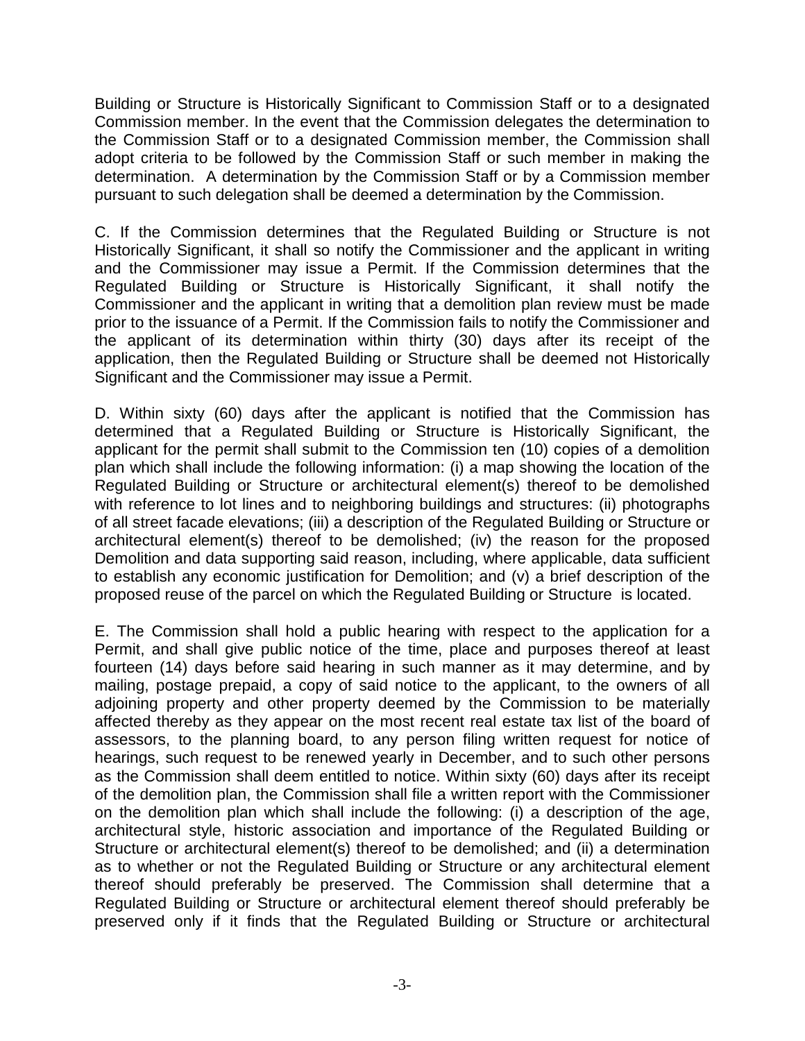Building or Structure is Historically Significant to Commission Staff or to a designated Commission member. In the event that the Commission delegates the determination to the Commission Staff or to a designated Commission member, the Commission shall adopt criteria to be followed by the Commission Staff or such member in making the determination. A determination by the Commission Staff or by a Commission member pursuant to such delegation shall be deemed a determination by the Commission.

C. If the Commission determines that the Regulated Building or Structure is not Historically Significant, it shall so notify the Commissioner and the applicant in writing and the Commissioner may issue a Permit. If the Commission determines that the Regulated Building or Structure is Historically Significant, it shall notify the Commissioner and the applicant in writing that a demolition plan review must be made prior to the issuance of a Permit. If the Commission fails to notify the Commissioner and the applicant of its determination within thirty (30) days after its receipt of the application, then the Regulated Building or Structure shall be deemed not Historically Significant and the Commissioner may issue a Permit.

D. Within sixty (60) days after the applicant is notified that the Commission has determined that a Regulated Building or Structure is Historically Significant, the applicant for the permit shall submit to the Commission ten (10) copies of a demolition plan which shall include the following information: (i) a map showing the location of the Regulated Building or Structure or architectural element(s) thereof to be demolished with reference to lot lines and to neighboring buildings and structures: (ii) photographs of all street facade elevations; (iii) a description of the Regulated Building or Structure or architectural element(s) thereof to be demolished; (iv) the reason for the proposed Demolition and data supporting said reason, including, where applicable, data sufficient to establish any economic justification for Demolition; and (v) a brief description of the proposed reuse of the parcel on which the Regulated Building or Structure is located.

E. The Commission shall hold a public hearing with respect to the application for a Permit, and shall give public notice of the time, place and purposes thereof at least fourteen (14) days before said hearing in such manner as it may determine, and by mailing, postage prepaid, a copy of said notice to the applicant, to the owners of all adjoining property and other property deemed by the Commission to be materially affected thereby as they appear on the most recent real estate tax list of the board of assessors, to the planning board, to any person filing written request for notice of hearings, such request to be renewed yearly in December, and to such other persons as the Commission shall deem entitled to notice. Within sixty (60) days after its receipt of the demolition plan, the Commission shall file a written report with the Commissioner on the demolition plan which shall include the following: (i) a description of the age, architectural style, historic association and importance of the Regulated Building or Structure or architectural element(s) thereof to be demolished; and (ii) a determination as to whether or not the Regulated Building or Structure or any architectural element thereof should preferably be preserved. The Commission shall determine that a Regulated Building or Structure or architectural element thereof should preferably be preserved only if it finds that the Regulated Building or Structure or architectural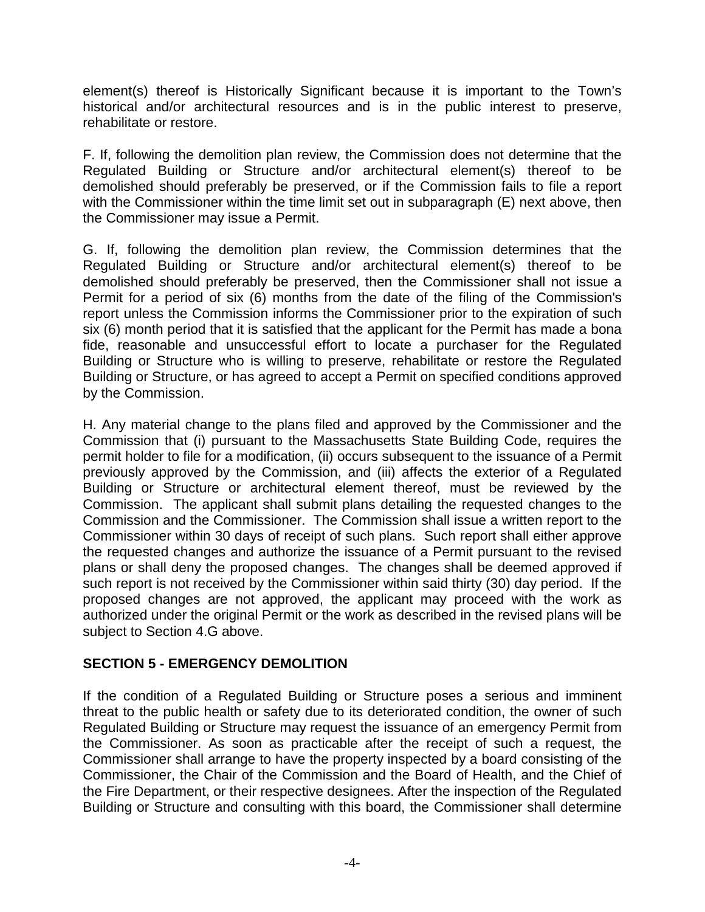element(s) thereof is Historically Significant because it is important to the Town's historical and/or architectural resources and is in the public interest to preserve, rehabilitate or restore.

F. If, following the demolition plan review, the Commission does not determine that the Regulated Building or Structure and/or architectural element(s) thereof to be demolished should preferably be preserved, or if the Commission fails to file a report with the Commissioner within the time limit set out in subparagraph (E) next above, then the Commissioner may issue a Permit.

G. If, following the demolition plan review, the Commission determines that the Regulated Building or Structure and/or architectural element(s) thereof to be demolished should preferably be preserved, then the Commissioner shall not issue a Permit for a period of six (6) months from the date of the filing of the Commission's report unless the Commission informs the Commissioner prior to the expiration of such six (6) month period that it is satisfied that the applicant for the Permit has made a bona fide, reasonable and unsuccessful effort to locate a purchaser for the Regulated Building or Structure who is willing to preserve, rehabilitate or restore the Regulated Building or Structure, or has agreed to accept a Permit on specified conditions approved by the Commission.

H. Any material change to the plans filed and approved by the Commissioner and the Commission that (i) pursuant to the Massachusetts State Building Code, requires the permit holder to file for a modification, (ii) occurs subsequent to the issuance of a Permit previously approved by the Commission, and (iii) affects the exterior of a Regulated Building or Structure or architectural element thereof, must be reviewed by the Commission. The applicant shall submit plans detailing the requested changes to the Commission and the Commissioner. The Commission shall issue a written report to the Commissioner within 30 days of receipt of such plans. Such report shall either approve the requested changes and authorize the issuance of a Permit pursuant to the revised plans or shall deny the proposed changes. The changes shall be deemed approved if such report is not received by the Commissioner within said thirty (30) day period. If the proposed changes are not approved, the applicant may proceed with the work as authorized under the original Permit or the work as described in the revised plans will be subject to Section 4.G above.

## SECTION 5 - EMERGENCY DEMOLITION

If the condition of a Regulated Building or Structure poses a serious and imminent threat to the public health or safety due to its deteriorated condition, the owner of such Regulated Building or Structure may request the issuance of an emergency Permit from the Commissioner. As soon as practicable after the receipt of such a request, the Commissioner shall arrange to have the property inspected by a board consisting of the Commissioner, the Chair of the Commission and the Board of Health, and the Chief of the Fire Department, or their respective designees. After the inspection of the Regulated Building or Structure and consulting with this board, the Commissioner shall determine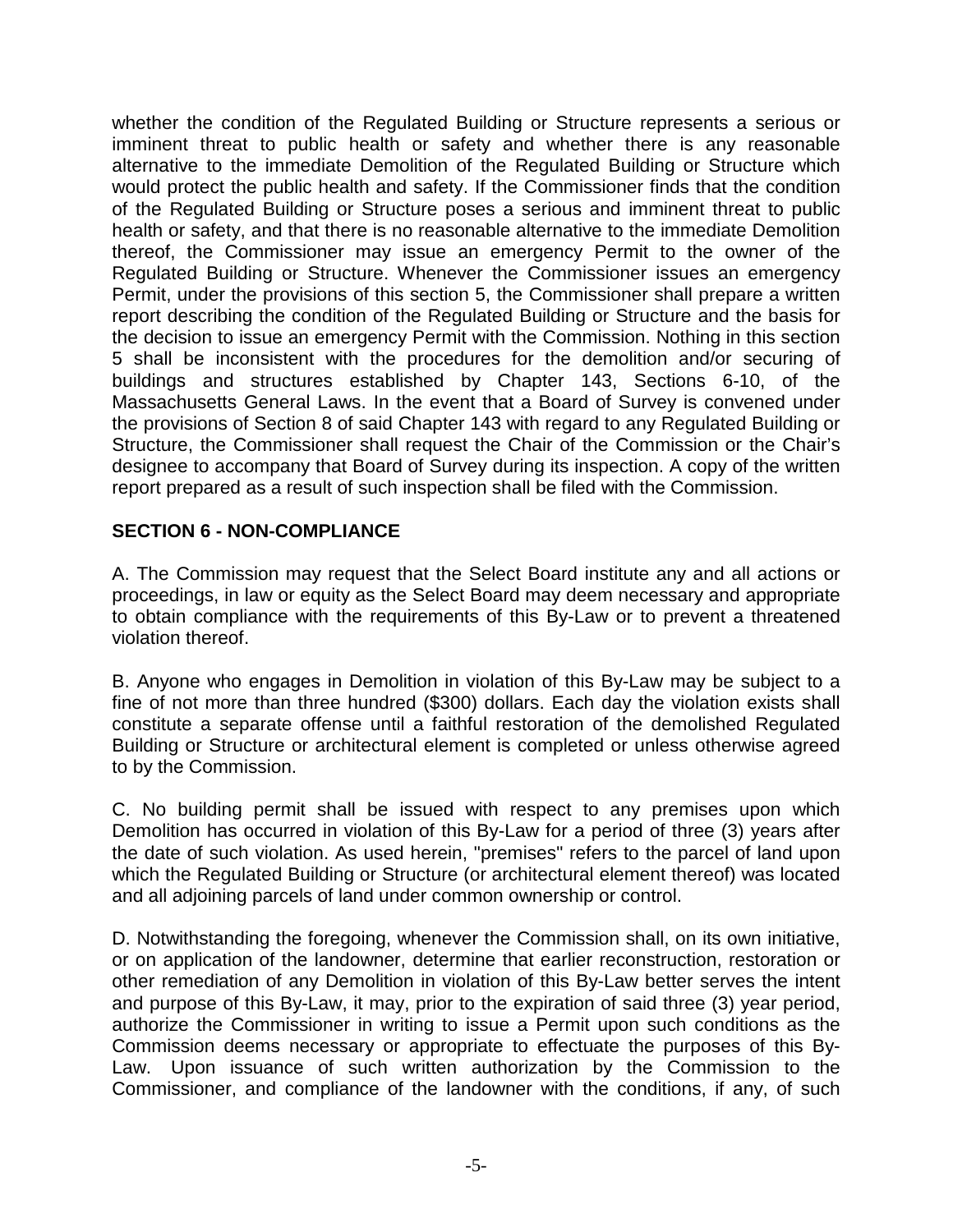whether the condition of the Regulated Building or Structure represents a serious or imminent threat to public health or safety and whether there is any reasonable alternative to the immediate Demolition of the Regulated Building or Structure which would protect the public health and safety. If the Commissioner finds that the condition of the Regulated Building or Structure poses a serious and imminent threat to public health or safety, and that there is no reasonable alternative to the immediate Demolition thereof, the Commissioner may issue an emergency Permit to the owner of the Regulated Building or Structure. Whenever the Commissioner issues an emergency Permit, under the provisions of this section 5, the Commissioner shall prepare a written report describing the condition of the Regulated Building or Structure and the basis for the decision to issue an emergency Permit with the Commission. Nothing in this section 5 shall be inconsistent with the procedures for the demolition and/or securing of buildings and structures established by Chapter 143, Sections 6-10, of the Massachusetts General Laws. In the event that a Board of Survey is convened under the provisions of Section 8 of said Chapter 143 with regard to any Regulated Building or Structure, the Commissioner shall request the Chair of the Commission or the Chair's designee to accompany that Board of Survey during its inspection. A copy of the written report prepared as a result of such inspection shall be filed with the Commission.

## SECTION 6 - NON-COMPLIANCE

A. The Commission may request that the Select Board institute any and all actions or proceedings, in law or equity as the Select Board may deem necessary and appropriate to obtain compliance with the requirements of this By-Law or to prevent a threatened violation thereof.

B. Anyone who engages in Demolition in violation of this By-Law may be subject to a fine of not more than three hundred ($300) dollars. Each day the violation exists shall constitute a separate offense until a faithful restoration of the demolished Regulated Building or Structure or architectural element is completed or unless otherwise agreed to by the Commission.

C. No building permit shall be issued with respect to any premises upon which Demolition has occurred in violation of this By-Law for a period of three (3) years after the date of such violation. As used herein, "premises" refers to the parcel of land upon which the Regulated Building or Structure (or architectural element thereof) was located and all adjoining parcels of land under common ownership or control.

D. Notwithstanding the foregoing, whenever the Commission shall, on its own initiative, or on application of the landowner, determine that earlier reconstruction, restoration or other remediation of any Demolition in violation of this By-Law better serves the intent and purpose of this By-Law, it may, prior to the expiration of said three (3) year period, authorize the Commissioner in writing to issue a Permit upon such conditions as the Commission deems necessary or appropriate to effectuate the purposes of this By-Law. Upon issuance of such written authorization by the Commission to the Commissioner, and compliance of the landowner with the conditions, if any, of such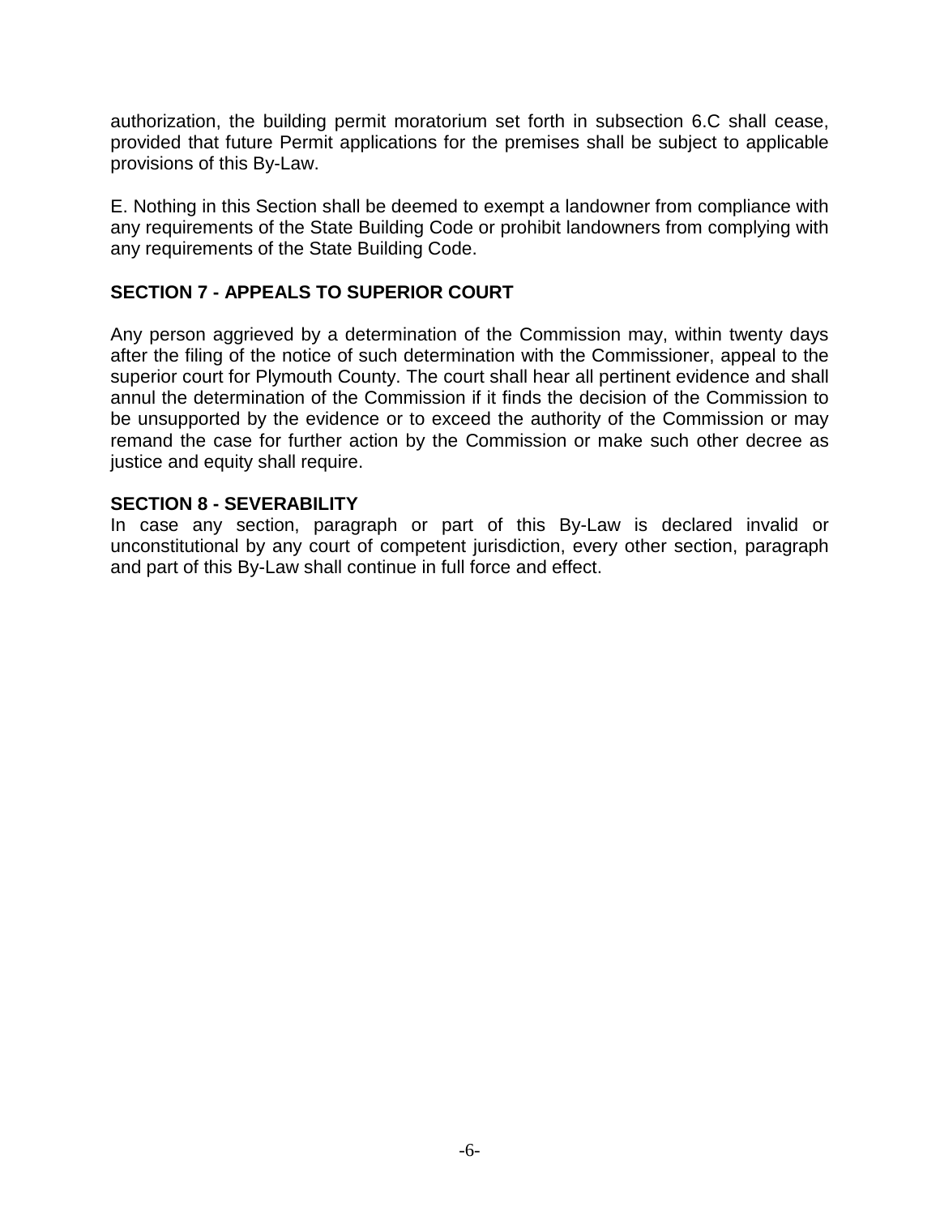authorization, the building permit moratorium set forth in subsection 6.C shall cease, provided that future Permit applications for the premises shall be subject to applicable provisions of this By-Law.

E. Nothing in this Section shall be deemed to exempt a landowner from compliance with any requirements of the State Building Code or prohibit landowners from complying with any requirements of the State Building Code.

## SECTION 7 - APPEALS TO SUPERIOR COURT

Any person aggrieved by a determination of the Commission may, within twenty days after the filing of the notice of such determination with the Commissioner, appeal to the superior court for Plymouth County. The court shall hear all pertinent evidence and shall annul the determination of the Commission if it finds the decision of the Commission to be unsupported by the evidence or to exceed the authority of the Commission or may remand the case for further action by the Commission or make such other decree as justice and equity shall require.

## SECTION 8 - SEVERABILITY

In case any section, paragraph or part of this By-Law is declared invalid or unconstitutional by any court of competent jurisdiction, every other section, paragraph and part of this By-Law shall continue in full force and effect.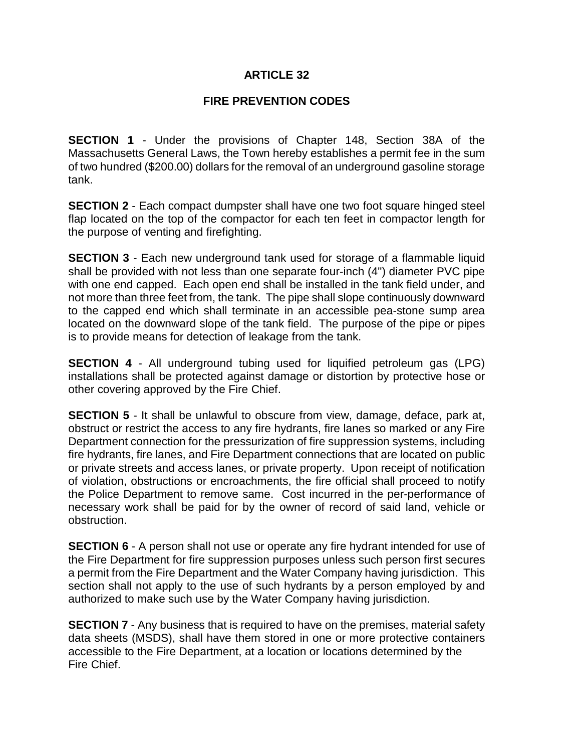# ARTICLE 32

## FIRE PREVENTION CODES

**SECTION 1** - Under the provisions of Chapter 148, Section 38A of the Massachusetts General Laws, the Town hereby establishes a permit fee in the sum of two hundred ($200.00) dollars for the removal of an underground gasoline storage tank.

**SECTION 2** - Each compact dumpster shall have one two foot square hinged steel flap located on the top of the compactor for each ten feet in compactor length for the purpose of venting and firefighting.

**SECTION 3** - Each new underground tank used for storage of a flammable liquid shall be provided with not less than one separate four-inch (4") diameter PVC pipe with one end capped. Each open end shall be installed in the tank field under, and not more than three feet from, the tank. The pipe shall slope continuously downward to the capped end which shall terminate in an accessible pea-stone sump area located on the downward slope of the tank field. The purpose of the pipe or pipes is to provide means for detection of leakage from the tank.

**SECTION 4** - All underground tubing used for liquified petroleum gas (LPG) installations shall be protected against damage or distortion by protective hose or other covering approved by the Fire Chief.

**SECTION 5** - It shall be unlawful to obscure from view, damage, deface, park at, obstruct or restrict the access to any fire hydrants, fire lanes so marked or any Fire Department connection for the pressurization of fire suppression systems, including fire hydrants, fire lanes, and Fire Department connections that are located on public or private streets and access lanes, or private property. Upon receipt of notification of violation, obstructions or encroachments, the fire official shall proceed to notify the Police Department to remove same. Cost incurred in the per-performance of necessary work shall be paid for by the owner of record of said land, vehicle or obstruction.

**SECTION 6** - A person shall not use or operate any fire hydrant intended for use of the Fire Department for fire suppression purposes unless such person first secures a permit from the Fire Department and the Water Company having jurisdiction. This section shall not apply to the use of such hydrants by a person employed by and authorized to make such use by the Water Company having jurisdiction.

**SECTION 7** - Any business that is required to have on the premises, material safety data sheets (MSDS), shall have them stored in one or more protective containers accessible to the Fire Department, at a location or locations determined by the Fire Chief.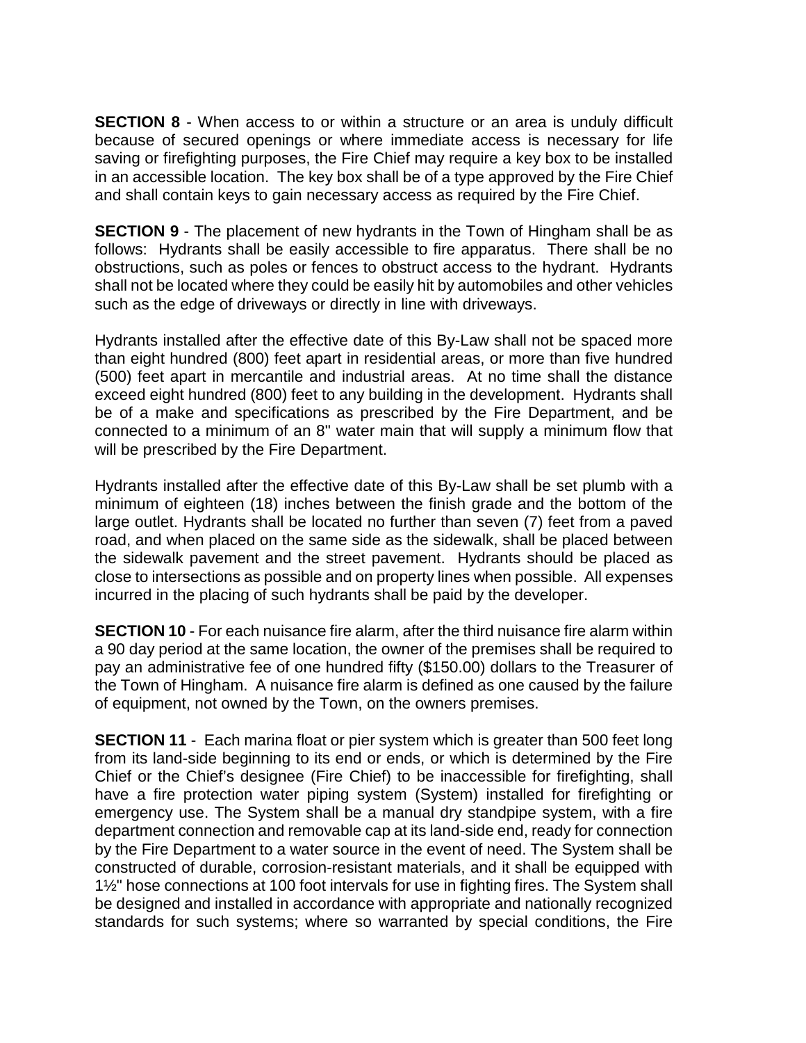**SECTION 8** - When access to or within a structure or an area is unduly difficult because of secured openings or where immediate access is necessary for life saving or firefighting purposes, the Fire Chief may require a key box to be installed in an accessible location. The key box shall be of a type approved by the Fire Chief and shall contain keys to gain necessary access as required by the Fire Chief.

**SECTION 9** - The placement of new hydrants in the Town of Hingham shall be as follows: Hydrants shall be easily accessible to fire apparatus. There shall be no obstructions, such as poles or fences to obstruct access to the hydrant. Hydrants shall not be located where they could be easily hit by automobiles and other vehicles such as the edge of driveways or directly in line with driveways.

Hydrants installed after the effective date of this By-Law shall not be spaced more than eight hundred (800) feet apart in residential areas, or more than five hundred (500) feet apart in mercantile and industrial areas. At no time shall the distance exceed eight hundred (800) feet to any building in the development. Hydrants shall be of a make and specifications as prescribed by the Fire Department, and be connected to a minimum of an 8" water main that will supply a minimum flow that will be prescribed by the Fire Department.

Hydrants installed after the effective date of this By-Law shall be set plumb with a minimum of eighteen (18) inches between the finish grade and the bottom of the large outlet. Hydrants shall be located no further than seven (7) feet from a paved road, and when placed on the same side as the sidewalk, shall be placed between the sidewalk pavement and the street pavement. Hydrants should be placed as close to intersections as possible and on property lines when possible. All expenses incurred in the placing of such hydrants shall be paid by the developer.

**SECTION 10** - For each nuisance fire alarm, after the third nuisance fire alarm within a 90 day period at the same location, the owner of the premises shall be required to pay an administrative fee of one hundred fifty ($150.00) dollars to the Treasurer of the Town of Hingham. A nuisance fire alarm is defined as one caused by the failure of equipment, not owned by the Town, on the owners premises.

**SECTION 11** - Each marina float or pier system which is greater than 500 feet long from its land-side beginning to its end or ends, or which is determined by the Fire Chief or the Chief's designee (Fire Chief) to be inaccessible for firefighting, shall have a fire protection water piping system (System) installed for firefighting or emergency use. The System shall be a manual dry standpipe system, with a fire department connection and removable cap at its land-side end, ready for connection by the Fire Department to a water source in the event of need. The System shall be constructed of durable, corrosion-resistant materials, and it shall be equipped with 1½" hose connections at 100 foot intervals for use in fighting fires. The System shall be designed and installed in accordance with appropriate and nationally recognized standards for such systems; where so warranted by special conditions, the Fire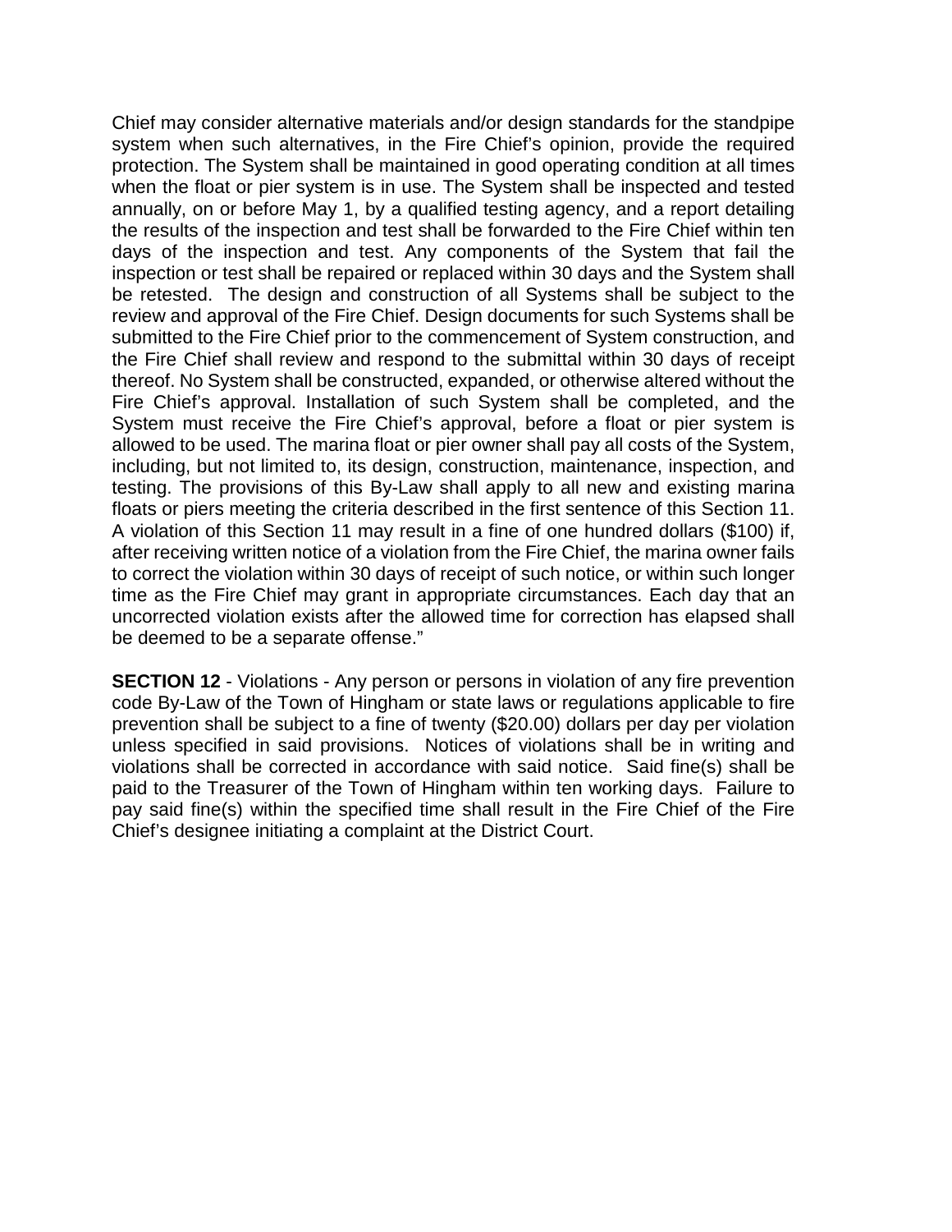Chief may consider alternative materials and/or design standards for the standpipe system when such alternatives, in the Fire Chief's opinion, provide the required protection. The System shall be maintained in good operating condition at all times when the float or pier system is in use. The System shall be inspected and tested annually, on or before May 1, by a qualified testing agency, and a report detailing the results of the inspection and test shall be forwarded to the Fire Chief within ten days of the inspection and test. Any components of the System that fail the inspection or test shall be repaired or replaced within 30 days and the System shall be retested. The design and construction of all Systems shall be subject to the review and approval of the Fire Chief. Design documents for such Systems shall be submitted to the Fire Chief prior to the commencement of System construction, and the Fire Chief shall review and respond to the submittal within 30 days of receipt thereof. No System shall be constructed, expanded, or otherwise altered without the Fire Chief's approval. Installation of such System shall be completed, and the System must receive the Fire Chief's approval, before a float or pier system is allowed to be used. The marina float or pier owner shall pay all costs of the System, including, but not limited to, its design, construction, maintenance, inspection, and testing. The provisions of this By-Law shall apply to all new and existing marina floats or piers meeting the criteria described in the first sentence of this Section 11. A violation of this Section 11 may result in a fine of one hundred dollars ($100) if, after receiving written notice of a violation from the Fire Chief, the marina owner fails to correct the violation within 30 days of receipt of such notice, or within such longer time as the Fire Chief may grant in appropriate circumstances. Each day that an uncorrected violation exists after the allowed time for correction has elapsed shall be deemed to be a separate offense."

**SECTION 12** - Violations - Any person or persons in violation of any fire prevention code By-Law of the Town of Hingham or state laws or regulations applicable to fire prevention shall be subject to a fine of twenty ($20.00) dollars per day per violation unless specified in said provisions. Notices of violations shall be in writing and violations shall be corrected in accordance with said notice. Said fine(s) shall be paid to the Treasurer of the Town of Hingham within ten working days. Failure to pay said fine(s) within the specified time shall result in the Fire Chief of the Fire Chief's designee initiating a complaint at the District Court.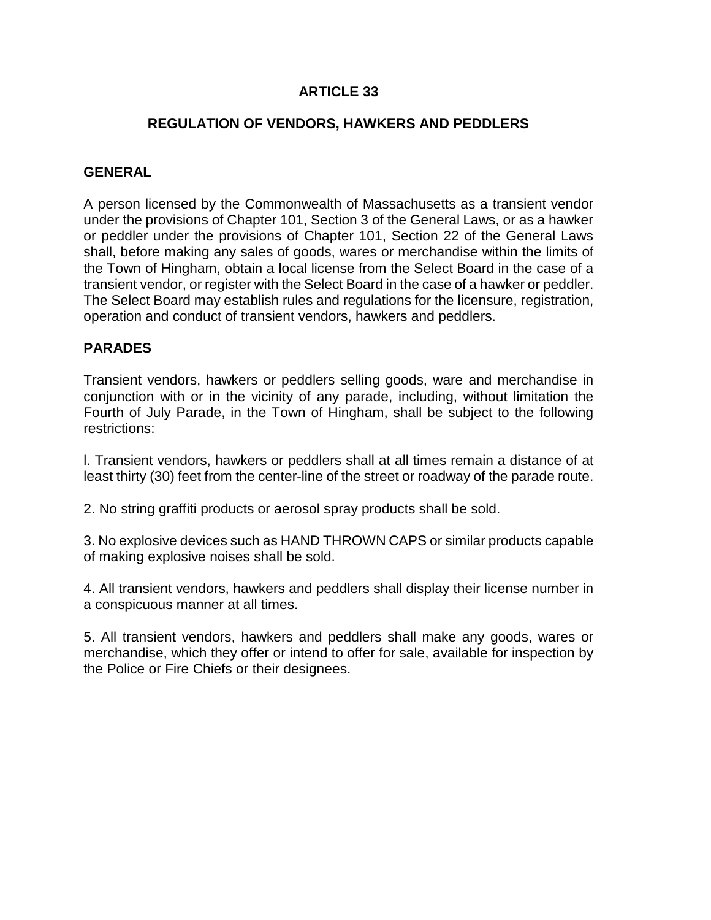# ARTICLE 33

## REGULATION OF VENDORS, HAWKERS AND PEDDLERS

### GENERAL

A person licensed by the Commonwealth of Massachusetts as a transient vendor under the provisions of Chapter 101, Section 3 of the General Laws, or as a hawker or peddler under the provisions of Chapter 101, Section 22 of the General Laws shall, before making any sales of goods, wares or merchandise within the limits of the Town of Hingham, obtain a local license from the Select Board in the case of a transient vendor, or register with the Select Board in the case of a hawker or peddler. The Select Board may establish rules and regulations for the licensure, registration, operation and conduct of transient vendors, hawkers and peddlers.

### PARADES

Transient vendors, hawkers or peddlers selling goods, ware and merchandise in conjunction with or in the vicinity of any parade, including, without limitation the Fourth of July Parade, in the Town of Hingham, shall be subject to the following restrictions:

l. Transient vendors, hawkers or peddlers shall at all times remain a distance of at least thirty (30) feet from the center-line of the street or roadway of the parade route.

2. No string graffiti products or aerosol spray products shall be sold.

3. No explosive devices such as HAND THROWN CAPS or similar products capable of making explosive noises shall be sold.

4. All transient vendors, hawkers and peddlers shall display their license number in a conspicuous manner at all times.

5. All transient vendors, hawkers and peddlers shall make any goods, wares or merchandise, which they offer or intend to offer for sale, available for inspection by the Police or Fire Chiefs or their designees.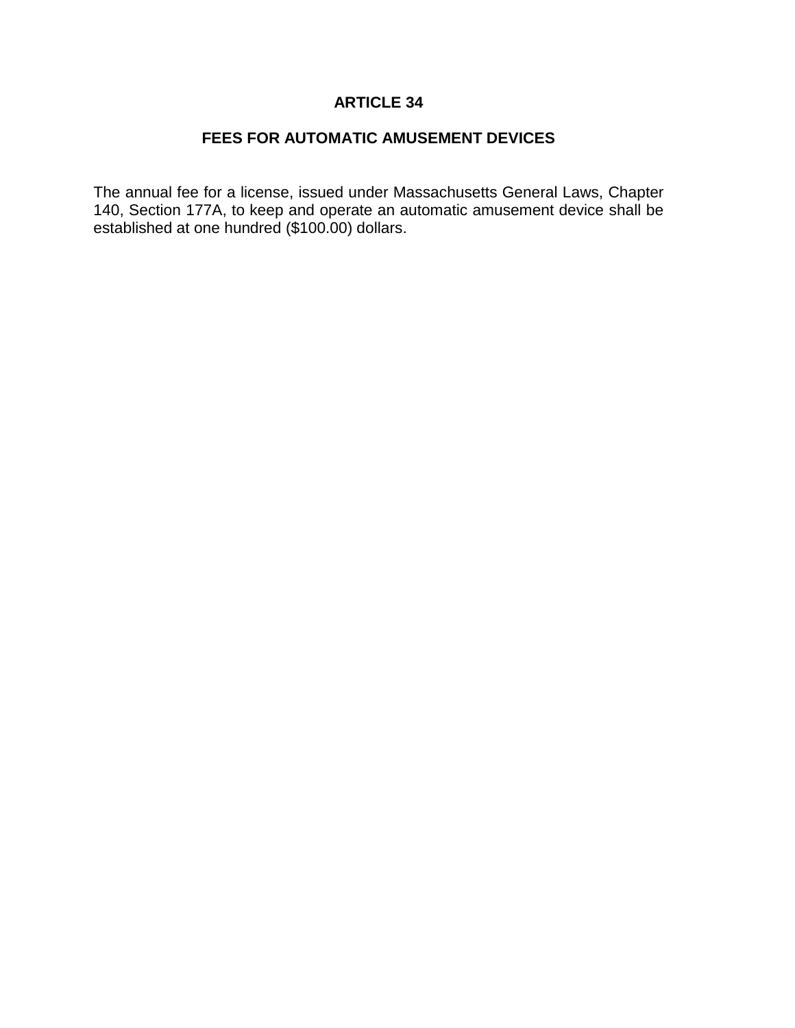# ARTICLE 34

## FEES FOR AUTOMATIC AMUSEMENT DEVICES

The annual fee for a license, issued under Massachusetts General Laws, Chapter 140, Section 177A, to keep and operate an automatic amusement device shall be established at one hundred ($100.00) dollars.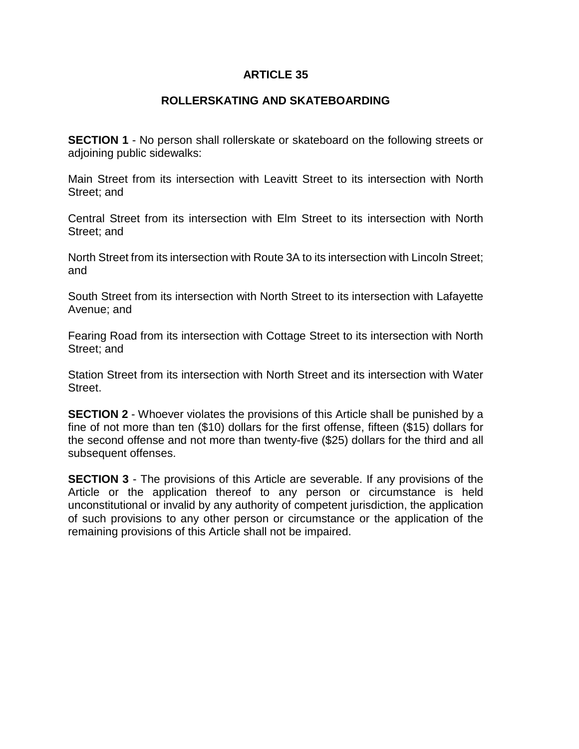# ARTICLE 35

## ROLLERSKATING AND SKATEBOARDING

**SECTION 1** - No person shall rollerskate or skateboard on the following streets or adjoining public sidewalks:

Main Street from its intersection with Leavitt Street to its intersection with North Street; and

Central Street from its intersection with Elm Street to its intersection with North Street; and

North Street from its intersection with Route 3A to its intersection with Lincoln Street; and

South Street from its intersection with North Street to its intersection with Lafayette Avenue; and

Fearing Road from its intersection with Cottage Street to its intersection with North Street; and

Station Street from its intersection with North Street and its intersection with Water Street.

**SECTION 2** - Whoever violates the provisions of this Article shall be punished by a fine of not more than ten ($10) dollars for the first offense, fifteen ($15) dollars for the second offense and not more than twenty-five ($25) dollars for the third and all subsequent offenses.

**SECTION 3** - The provisions of this Article are severable. If any provisions of the Article or the application thereof to any person or circumstance is held unconstitutional or invalid by any authority of competent jurisdiction, the application of such provisions to any other person or circumstance or the application of the remaining provisions of this Article shall not be impaired.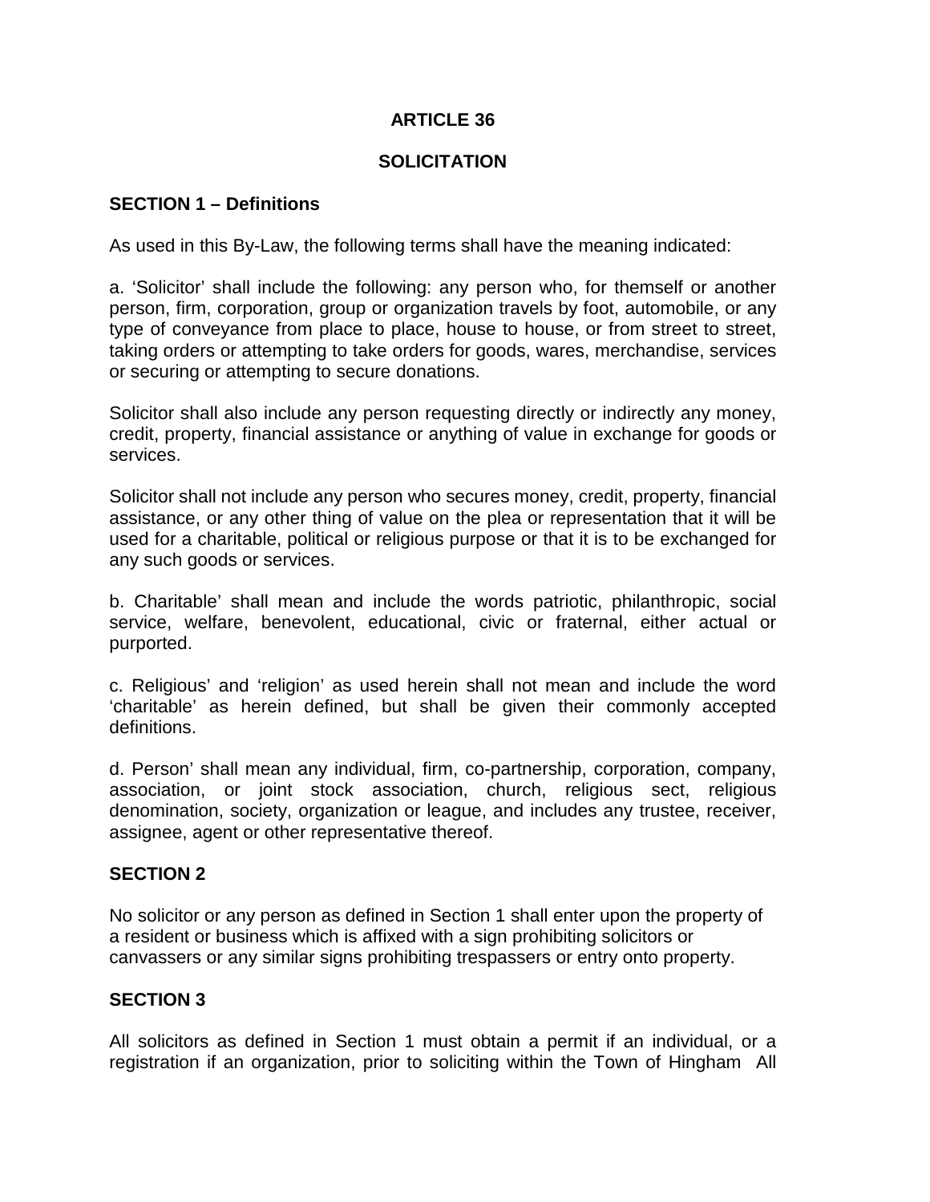# ARTICLE 36

## SOLICITATION

### SECTION 1 – Definitions

As used in this By-Law, the following terms shall have the meaning indicated:

a. 'Solicitor' shall include the following: any person who, for themself or another person, firm, corporation, group or organization travels by foot, automobile, or any type of conveyance from place to place, house to house, or from street to street, taking orders or attempting to take orders for goods, wares, merchandise, services or securing or attempting to secure donations.

Solicitor shall also include any person requesting directly or indirectly any money, credit, property, financial assistance or anything of value in exchange for goods or services.

Solicitor shall not include any person who secures money, credit, property, financial assistance, or any other thing of value on the plea or representation that it will be used for a charitable, political or religious purpose or that it is to be exchanged for any such goods or services.

b. Charitable' shall mean and include the words patriotic, philanthropic, social service, welfare, benevolent, educational, civic or fraternal, either actual or purported.

c. Religious' and 'religion' as used herein shall not mean and include the word 'charitable' as herein defined, but shall be given their commonly accepted definitions.

d. Person' shall mean any individual, firm, co-partnership, corporation, company, association, or joint stock association, church, religious sect, religious denomination, society, organization or league, and includes any trustee, receiver, assignee, agent or other representative thereof.

### SECTION 2

No solicitor or any person as defined in Section 1 shall enter upon the property of a resident or business which is affixed with a sign prohibiting solicitors or canvassers or any similar signs prohibiting trespassers or entry onto property.

### SECTION 3

All solicitors as defined in Section 1 must obtain a permit if an individual, or a registration if an organization, prior to soliciting within the Town of Hingham All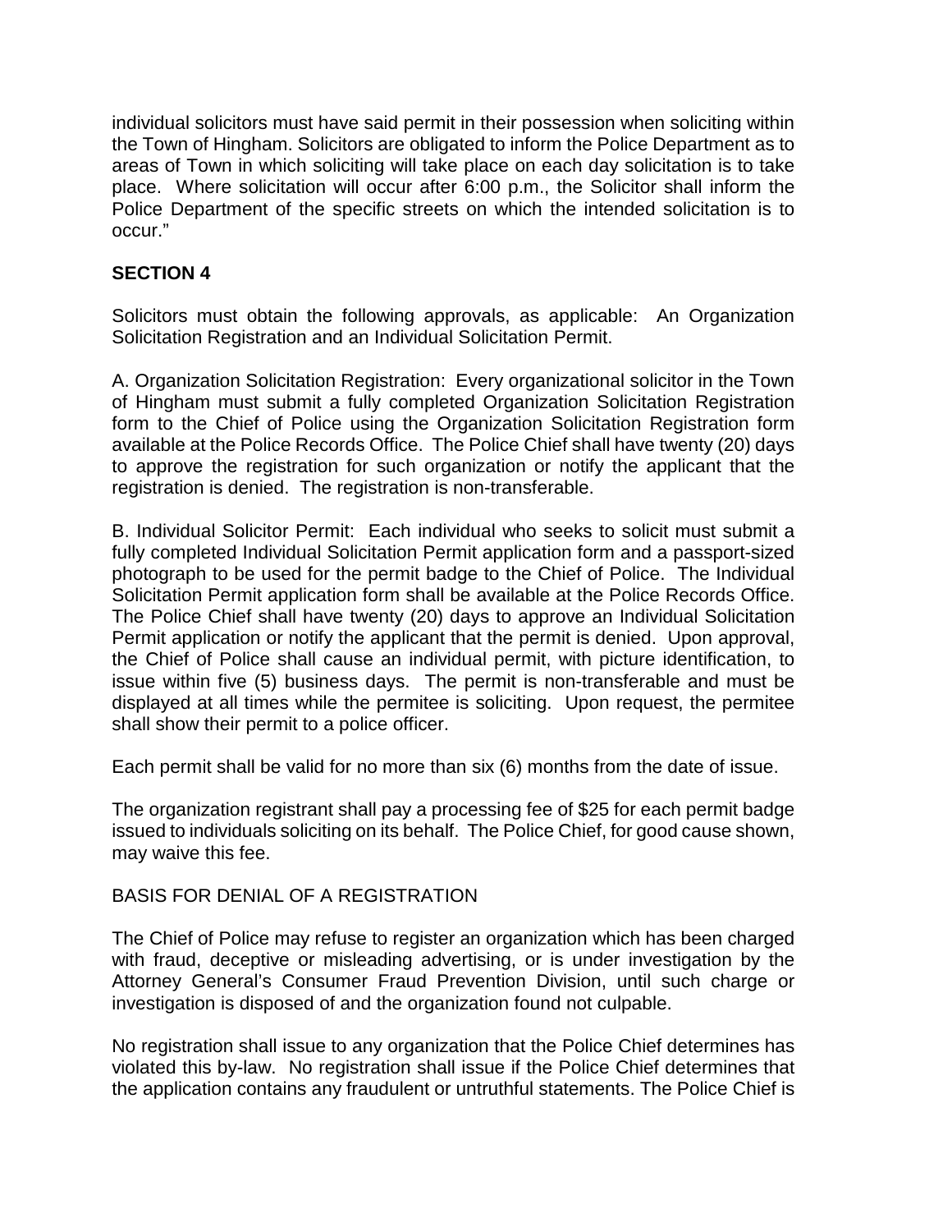individual solicitors must have said permit in their possession when soliciting within the Town of Hingham. Solicitors are obligated to inform the Police Department as to areas of Town in which soliciting will take place on each day solicitation is to take place. Where solicitation will occur after 6:00 p.m., the Solicitor shall inform the Police Department of the specific streets on which the intended solicitation is to occur."

**SECTION 4**

Solicitors must obtain the following approvals, as applicable: An Organization Solicitation Registration and an Individual Solicitation Permit.

A. Organization Solicitation Registration: Every organizational solicitor in the Town of Hingham must submit a fully completed Organization Solicitation Registration form to the Chief of Police using the Organization Solicitation Registration form available at the Police Records Office. The Police Chief shall have twenty (20) days to approve the registration for such organization or notify the applicant that the registration is denied. The registration is non-transferable.

B. Individual Solicitor Permit: Each individual who seeks to solicit must submit a fully completed Individual Solicitation Permit application form and a passport-sized photograph to be used for the permit badge to the Chief of Police. The Individual Solicitation Permit application form shall be available at the Police Records Office. The Police Chief shall have twenty (20) days to approve an Individual Solicitation Permit application or notify the applicant that the permit is denied. Upon approval, the Chief of Police shall cause an individual permit, with picture identification, to issue within five (5) business days. The permit is non-transferable and must be displayed at all times while the permitee is soliciting. Upon request, the permitee shall show their permit to a police officer.

Each permit shall be valid for no more than six (6) months from the date of issue.

The organization registrant shall pay a processing fee of $25 for each permit badge issued to individuals soliciting on its behalf. The Police Chief, for good cause shown, may waive this fee.

BASIS FOR DENIAL OF A REGISTRATION

The Chief of Police may refuse to register an organization which has been charged with fraud, deceptive or misleading advertising, or is under investigation by the Attorney General's Consumer Fraud Prevention Division, until such charge or investigation is disposed of and the organization found not culpable.

No registration shall issue to any organization that the Police Chief determines has violated this by-law. No registration shall issue if the Police Chief determines that the application contains any fraudulent or untruthful statements. The Police Chief is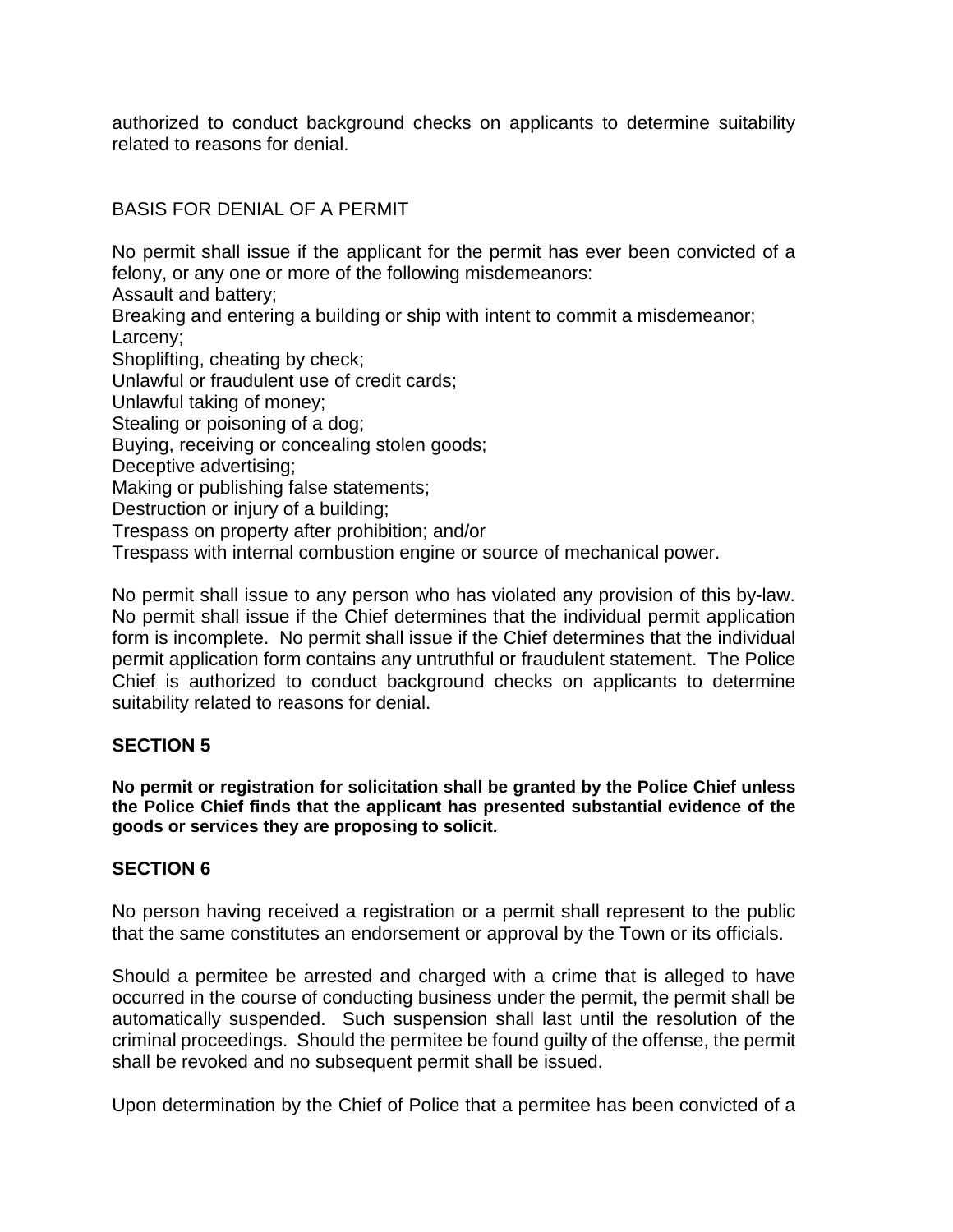authorized to conduct background checks on applicants to determine suitability related to reasons for denial.

BASIS FOR DENIAL OF A PERMIT

No permit shall issue if the applicant for the permit has ever been convicted of a felony, or any one or more of the following misdemeanors:
Assault and battery;
Breaking and entering a building or ship with intent to commit a misdemeanor;
Larceny;
Shoplifting, cheating by check;
Unlawful or fraudulent use of credit cards;
Unlawful taking of money;
Stealing or poisoning of a dog;
Buying, receiving or concealing stolen goods;
Deceptive advertising;
Making or publishing false statements;
Destruction or injury of a building;
Trespass on property after prohibition; and/or
Trespass with internal combustion engine or source of mechanical power.

No permit shall issue to any person who has violated any provision of this by-law. No permit shall issue if the Chief determines that the individual permit application form is incomplete. No permit shall issue if the Chief determines that the individual permit application form contains any untruthful or fraudulent statement. The Police Chief is authorized to conduct background checks on applicants to determine suitability related to reasons for denial.

**SECTION 5**

**No permit or registration for solicitation shall be granted by the Police Chief unless the Police Chief finds that the applicant has presented substantial evidence of the goods or services they are proposing to solicit.**

**SECTION 6**

No person having received a registration or a permit shall represent to the public that the same constitutes an endorsement or approval by the Town or its officials.

Should a permitee be arrested and charged with a crime that is alleged to have occurred in the course of conducting business under the permit, the permit shall be automatically suspended. Such suspension shall last until the resolution of the criminal proceedings. Should the permitee be found guilty of the offense, the permit shall be revoked and no subsequent permit shall be issued.

Upon determination by the Chief of Police that a permitee has been convicted of a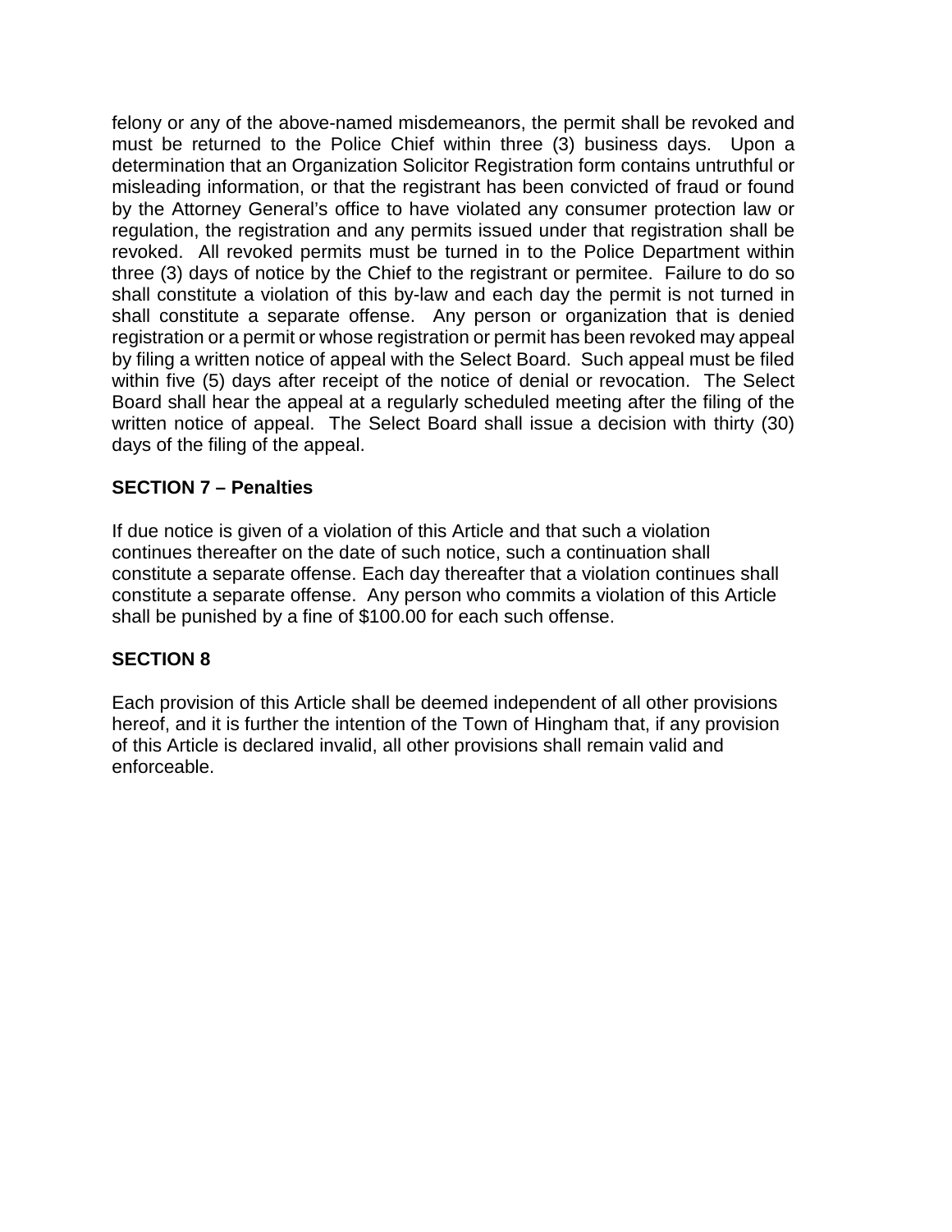felony or any of the above-named misdemeanors, the permit shall be revoked and must be returned to the Police Chief within three (3) business days. Upon a determination that an Organization Solicitor Registration form contains untruthful or misleading information, or that the registrant has been convicted of fraud or found by the Attorney General's office to have violated any consumer protection law or regulation, the registration and any permits issued under that registration shall be revoked. All revoked permits must be turned in to the Police Department within three (3) days of notice by the Chief to the registrant or permitee. Failure to do so shall constitute a violation of this by-law and each day the permit is not turned in shall constitute a separate offense. Any person or organization that is denied registration or a permit or whose registration or permit has been revoked may appeal by filing a written notice of appeal with the Select Board. Such appeal must be filed within five (5) days after receipt of the notice of denial or revocation. The Select Board shall hear the appeal at a regularly scheduled meeting after the filing of the written notice of appeal. The Select Board shall issue a decision with thirty (30) days of the filing of the appeal.

**SECTION 7 – Penalties**

If due notice is given of a violation of this Article and that such a violation continues thereafter on the date of such notice, such a continuation shall constitute a separate offense. Each day thereafter that a violation continues shall constitute a separate offense. Any person who commits a violation of this Article shall be punished by a fine of $100.00 for each such offense.

**SECTION 8**

Each provision of this Article shall be deemed independent of all other provisions hereof, and it is further the intention of the Town of Hingham that, if any provision of this Article is declared invalid, all other provisions shall remain valid and enforceable.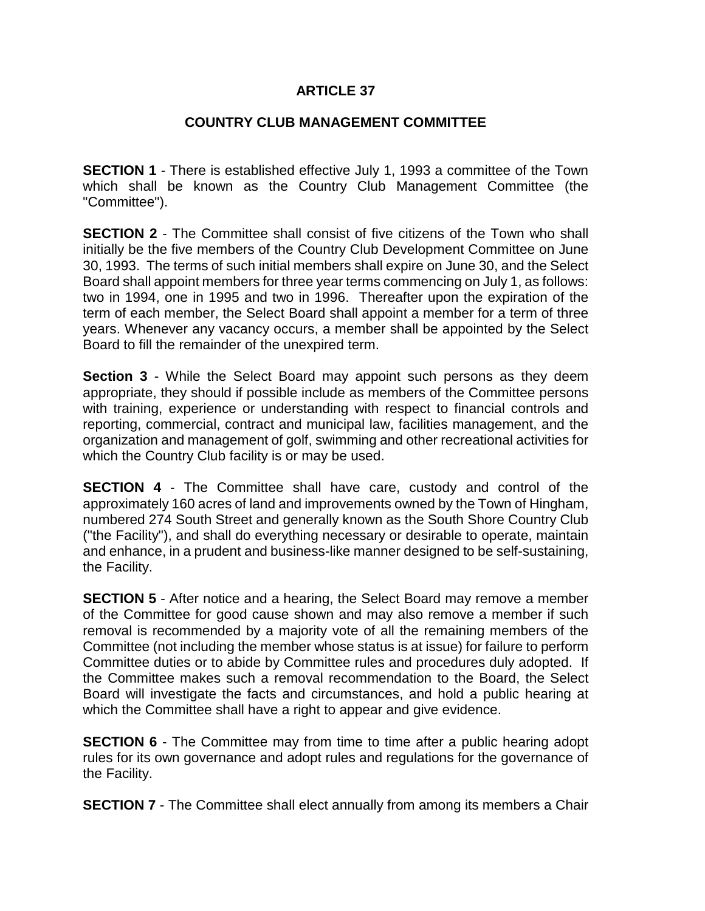# ARTICLE 37

## COUNTRY CLUB MANAGEMENT COMMITTEE

**SECTION 1** - There is established effective July 1, 1993 a committee of the Town which shall be known as the Country Club Management Committee (the "Committee").

**SECTION 2** - The Committee shall consist of five citizens of the Town who shall initially be the five members of the Country Club Development Committee on June 30, 1993. The terms of such initial members shall expire on June 30, and the Select Board shall appoint members for three year terms commencing on July 1, as follows: two in 1994, one in 1995 and two in 1996. Thereafter upon the expiration of the term of each member, the Select Board shall appoint a member for a term of three years. Whenever any vacancy occurs, a member shall be appointed by the Select Board to fill the remainder of the unexpired term.

**Section 3** - While the Select Board may appoint such persons as they deem appropriate, they should if possible include as members of the Committee persons with training, experience or understanding with respect to financial controls and reporting, commercial, contract and municipal law, facilities management, and the organization and management of golf, swimming and other recreational activities for which the Country Club facility is or may be used.

**SECTION 4** - The Committee shall have care, custody and control of the approximately 160 acres of land and improvements owned by the Town of Hingham, numbered 274 South Street and generally known as the South Shore Country Club ("the Facility"), and shall do everything necessary or desirable to operate, maintain and enhance, in a prudent and business-like manner designed to be self-sustaining, the Facility.

**SECTION 5** - After notice and a hearing, the Select Board may remove a member of the Committee for good cause shown and may also remove a member if such removal is recommended by a majority vote of all the remaining members of the Committee (not including the member whose status is at issue) for failure to perform Committee duties or to abide by Committee rules and procedures duly adopted. If the Committee makes such a removal recommendation to the Board, the Select Board will investigate the facts and circumstances, and hold a public hearing at which the Committee shall have a right to appear and give evidence.

**SECTION 6** - The Committee may from time to time after a public hearing adopt rules for its own governance and adopt rules and regulations for the governance of the Facility.

**SECTION 7** - The Committee shall elect annually from among its members a Chair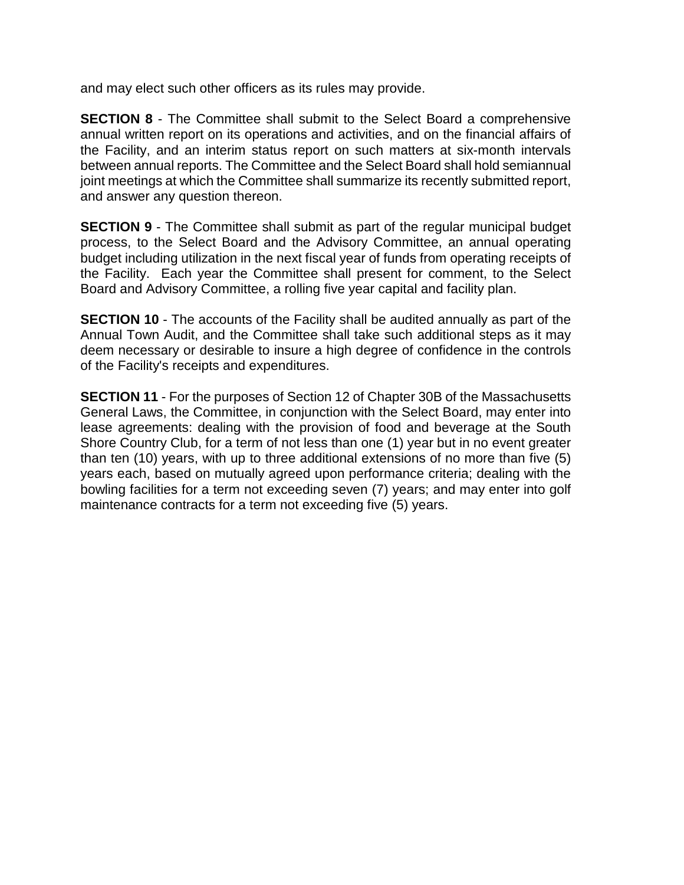and may elect such other officers as its rules may provide.

**SECTION 8** - The Committee shall submit to the Select Board a comprehensive annual written report on its operations and activities, and on the financial affairs of the Facility, and an interim status report on such matters at six-month intervals between annual reports. The Committee and the Select Board shall hold semiannual joint meetings at which the Committee shall summarize its recently submitted report, and answer any question thereon.

**SECTION 9** - The Committee shall submit as part of the regular municipal budget process, to the Select Board and the Advisory Committee, an annual operating budget including utilization in the next fiscal year of funds from operating receipts of the Facility. Each year the Committee shall present for comment, to the Select Board and Advisory Committee, a rolling five year capital and facility plan.

**SECTION 10** - The accounts of the Facility shall be audited annually as part of the Annual Town Audit, and the Committee shall take such additional steps as it may deem necessary or desirable to insure a high degree of confidence in the controls of the Facility's receipts and expenditures.

**SECTION 11** - For the purposes of Section 12 of Chapter 30B of the Massachusetts General Laws, the Committee, in conjunction with the Select Board, may enter into lease agreements: dealing with the provision of food and beverage at the South Shore Country Club, for a term of not less than one (1) year but in no event greater than ten (10) years, with up to three additional extensions of no more than five (5) years each, based on mutually agreed upon performance criteria; dealing with the bowling facilities for a term not exceeding seven (7) years; and may enter into golf maintenance contracts for a term not exceeding five (5) years.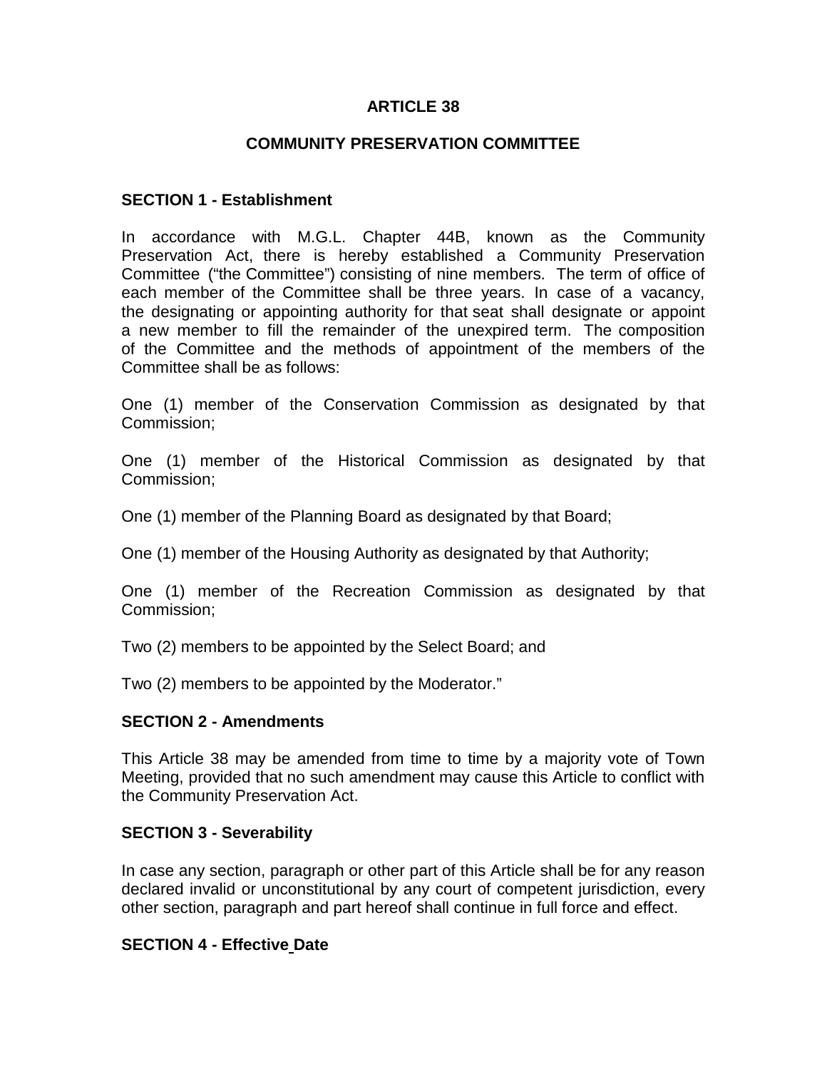## ARTICLE 38

## COMMUNITY PRESERVATION COMMITTEE

### SECTION 1 - Establishment

In accordance with M.G.L. Chapter 44B, known as the Community Preservation Act, there is hereby established a Community Preservation Committee ("the Committee") consisting of nine members. The term of office of each member of the Committee shall be three years. In case of a vacancy, the designating or appointing authority for that seat shall designate or appoint a new member to fill the remainder of the unexpired term. The composition of the Committee and the methods of appointment of the members of the Committee shall be as follows:

One (1) member of the Conservation Commission as designated by that Commission;

One (1) member of the Historical Commission as designated by that Commission;

One (1) member of the Planning Board as designated by that Board;

One (1) member of the Housing Authority as designated by that Authority;

One (1) member of the Recreation Commission as designated by that Commission;

Two (2) members to be appointed by the Select Board; and

Two (2) members to be appointed by the Moderator."

### SECTION 2 - Amendments

This Article 38 may be amended from time to time by a majority vote of Town Meeting, provided that no such amendment may cause this Article to conflict with the Community Preservation Act.

### SECTION 3 - Severability

In case any section, paragraph or other part of this Article shall be for any reason declared invalid or unconstitutional by any court of competent jurisdiction, every other section, paragraph and part hereof shall continue in full force and effect.

### SECTION 4 - Effective Date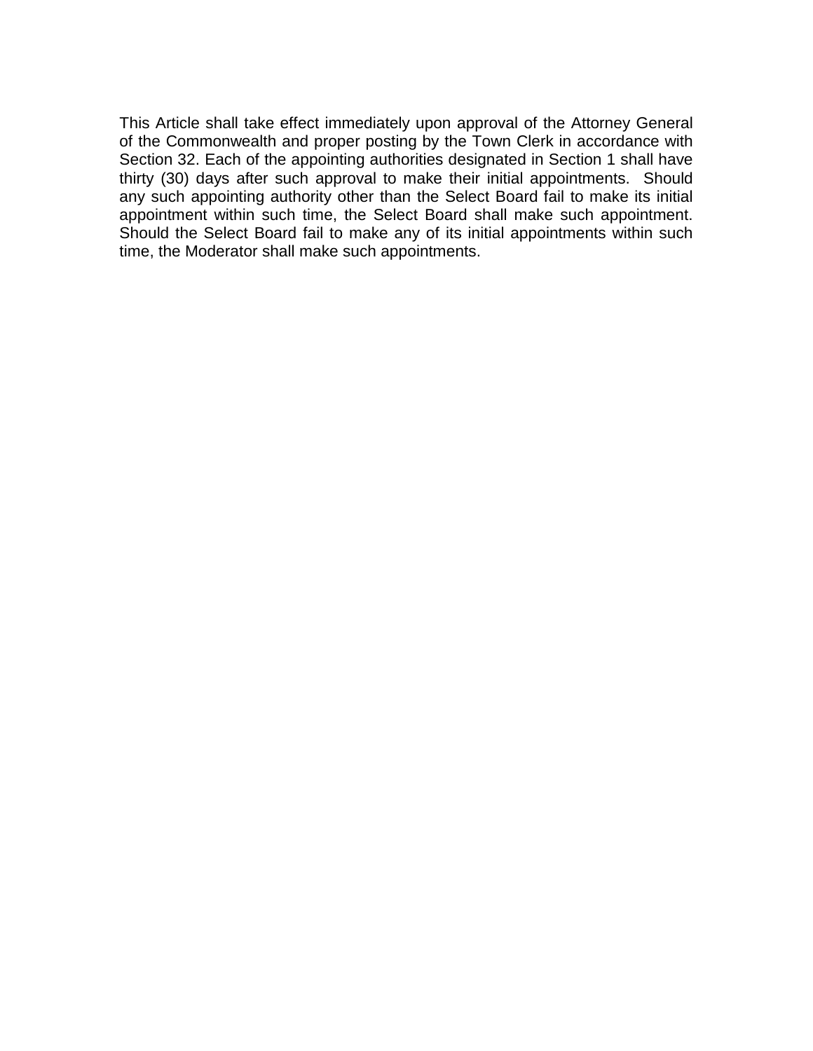This Article shall take effect immediately upon approval of the Attorney General of the Commonwealth and proper posting by the Town Clerk in accordance with Section 32. Each of the appointing authorities designated in Section 1 shall have thirty (30) days after such approval to make their initial appointments. Should any such appointing authority other than the Select Board fail to make its initial appointment within such time, the Select Board shall make such appointment. Should the Select Board fail to make any of its initial appointments within such time, the Moderator shall make such appointments.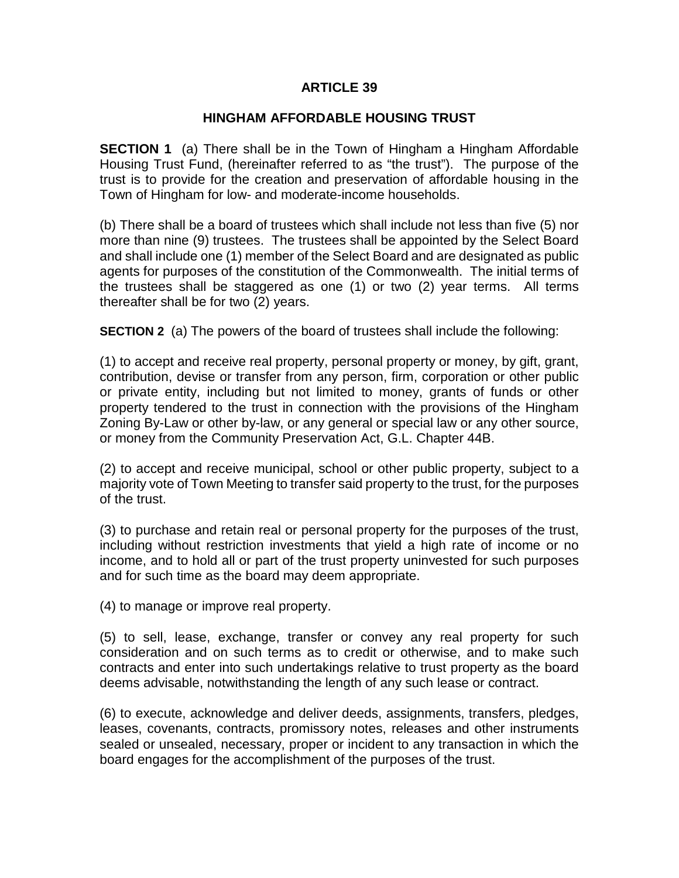# ARTICLE 39

## HINGHAM AFFORDABLE HOUSING TRUST

**SECTION 1** (a) There shall be in the Town of Hingham a Hingham Affordable Housing Trust Fund, (hereinafter referred to as "the trust"). The purpose of the trust is to provide for the creation and preservation of affordable housing in the Town of Hingham for low- and moderate-income households.

(b) There shall be a board of trustees which shall include not less than five (5) nor more than nine (9) trustees. The trustees shall be appointed by the Select Board and shall include one (1) member of the Select Board and are designated as public agents for purposes of the constitution of the Commonwealth. The initial terms of the trustees shall be staggered as one (1) or two (2) year terms. All terms thereafter shall be for two (2) years.

**SECTION 2** (a) The powers of the board of trustees shall include the following:

(1) to accept and receive real property, personal property or money, by gift, grant, contribution, devise or transfer from any person, firm, corporation or other public or private entity, including but not limited to money, grants of funds or other property tendered to the trust in connection with the provisions of the Hingham Zoning By-Law or other by-law, or any general or special law or any other source, or money from the Community Preservation Act, G.L. Chapter 44B.

(2) to accept and receive municipal, school or other public property, subject to a majority vote of Town Meeting to transfer said property to the trust, for the purposes of the trust.

(3) to purchase and retain real or personal property for the purposes of the trust, including without restriction investments that yield a high rate of income or no income, and to hold all or part of the trust property uninvested for such purposes and for such time as the board may deem appropriate.

(4) to manage or improve real property.

(5) to sell, lease, exchange, transfer or convey any real property for such consideration and on such terms as to credit or otherwise, and to make such contracts and enter into such undertakings relative to trust property as the board deems advisable, notwithstanding the length of any such lease or contract.

(6) to execute, acknowledge and deliver deeds, assignments, transfers, pledges, leases, covenants, contracts, promissory notes, releases and other instruments sealed or unsealed, necessary, proper or incident to any transaction in which the board engages for the accomplishment of the purposes of the trust.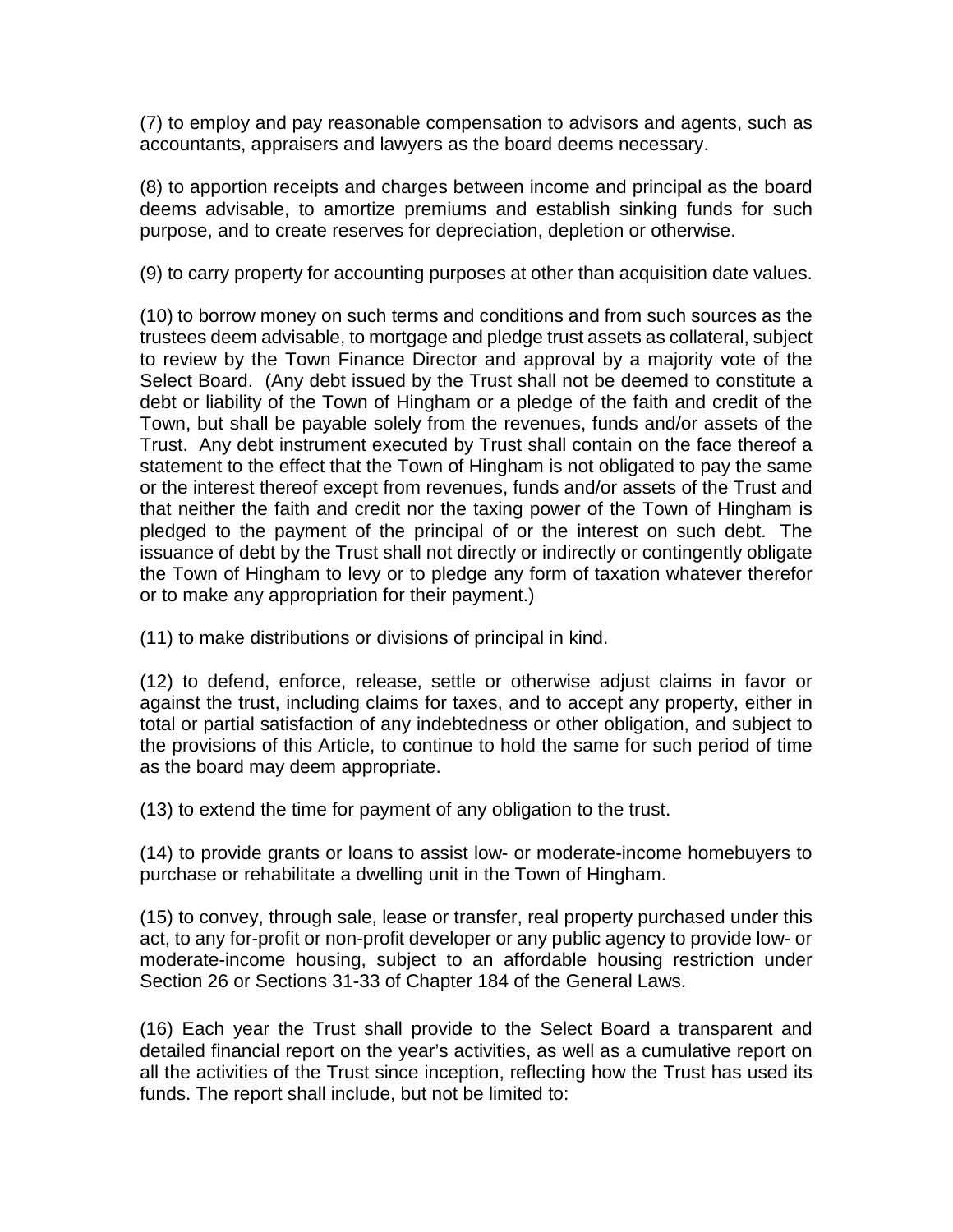(7) to employ and pay reasonable compensation to advisors and agents, such as accountants, appraisers and lawyers as the board deems necessary.

(8) to apportion receipts and charges between income and principal as the board deems advisable, to amortize premiums and establish sinking funds for such purpose, and to create reserves for depreciation, depletion or otherwise.

(9) to carry property for accounting purposes at other than acquisition date values.

(10) to borrow money on such terms and conditions and from such sources as the trustees deem advisable, to mortgage and pledge trust assets as collateral, subject to review by the Town Finance Director and approval by a majority vote of the Select Board. (Any debt issued by the Trust shall not be deemed to constitute a debt or liability of the Town of Hingham or a pledge of the faith and credit of the Town, but shall be payable solely from the revenues, funds and/or assets of the Trust. Any debt instrument executed by Trust shall contain on the face thereof a statement to the effect that the Town of Hingham is not obligated to pay the same or the interest thereof except from revenues, funds and/or assets of the Trust and that neither the faith and credit nor the taxing power of the Town of Hingham is pledged to the payment of the principal of or the interest on such debt. The issuance of debt by the Trust shall not directly or indirectly or contingently obligate the Town of Hingham to levy or to pledge any form of taxation whatever therefor or to make any appropriation for their payment.)

(11) to make distributions or divisions of principal in kind.

(12) to defend, enforce, release, settle or otherwise adjust claims in favor or against the trust, including claims for taxes, and to accept any property, either in total or partial satisfaction of any indebtedness or other obligation, and subject to the provisions of this Article, to continue to hold the same for such period of time as the board may deem appropriate.

(13) to extend the time for payment of any obligation to the trust.

(14) to provide grants or loans to assist low- or moderate-income homebuyers to purchase or rehabilitate a dwelling unit in the Town of Hingham.

(15) to convey, through sale, lease or transfer, real property purchased under this act, to any for-profit or non-profit developer or any public agency to provide low- or moderate-income housing, subject to an affordable housing restriction under Section 26 or Sections 31-33 of Chapter 184 of the General Laws.

(16) Each year the Trust shall provide to the Select Board a transparent and detailed financial report on the year's activities, as well as a cumulative report on all the activities of the Trust since inception, reflecting how the Trust has used its funds. The report shall include, but not be limited to: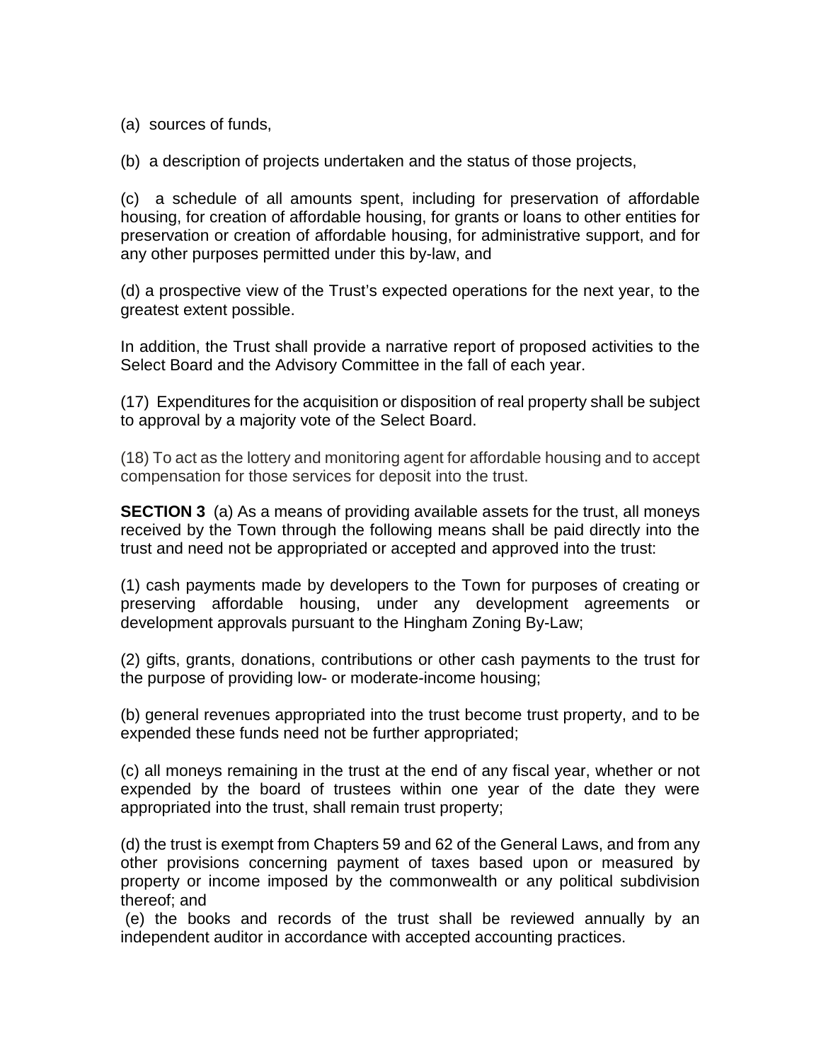(a) sources of funds,

(b) a description of projects undertaken and the status of those projects,

(c) a schedule of all amounts spent, including for preservation of affordable housing, for creation of affordable housing, for grants or loans to other entities for preservation or creation of affordable housing, for administrative support, and for any other purposes permitted under this by-law, and

(d) a prospective view of the Trust's expected operations for the next year, to the greatest extent possible.

In addition, the Trust shall provide a narrative report of proposed activities to the Select Board and the Advisory Committee in the fall of each year.

(17) Expenditures for the acquisition or disposition of real property shall be subject to approval by a majority vote of the Select Board.

(18) To act as the lottery and monitoring agent for affordable housing and to accept compensation for those services for deposit into the trust.

**SECTION 3** (a) As a means of providing available assets for the trust, all moneys received by the Town through the following means shall be paid directly into the trust and need not be appropriated or accepted and approved into the trust:

(1) cash payments made by developers to the Town for purposes of creating or preserving affordable housing, under any development agreements or development approvals pursuant to the Hingham Zoning By-Law;

(2) gifts, grants, donations, contributions or other cash payments to the trust for the purpose of providing low- or moderate-income housing;

(b) general revenues appropriated into the trust become trust property, and to be expended these funds need not be further appropriated;

(c) all moneys remaining in the trust at the end of any fiscal year, whether or not expended by the board of trustees within one year of the date they were appropriated into the trust, shall remain trust property;

(d) the trust is exempt from Chapters 59 and 62 of the General Laws, and from any other provisions concerning payment of taxes based upon or measured by property or income imposed by the commonwealth or any political subdivision thereof; and

(e) the books and records of the trust shall be reviewed annually by an independent auditor in accordance with accepted accounting practices.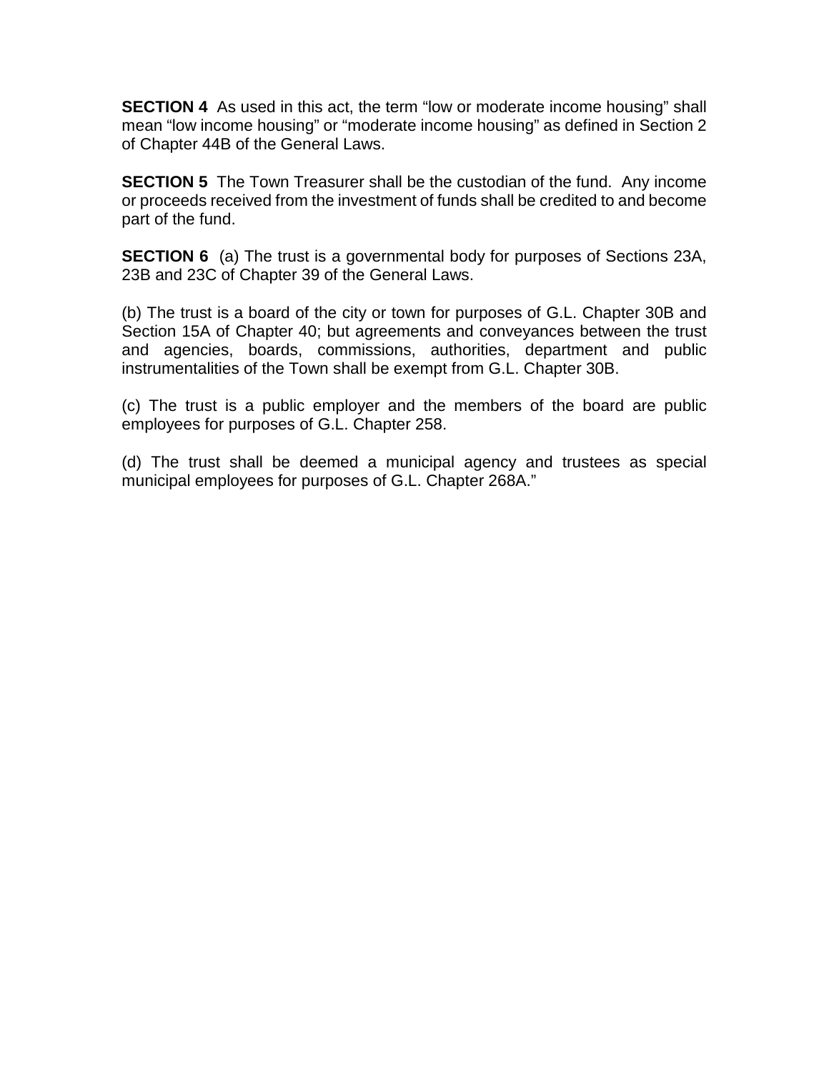**SECTION 4** As used in this act, the term “low or moderate income housing” shall mean “low income housing” or “moderate income housing” as defined in Section 2 of Chapter 44B of the General Laws.

**SECTION 5** The Town Treasurer shall be the custodian of the fund. Any income or proceeds received from the investment of funds shall be credited to and become part of the fund.

**SECTION 6** (a) The trust is a governmental body for purposes of Sections 23A, 23B and 23C of Chapter 39 of the General Laws.

(b) The trust is a board of the city or town for purposes of G.L. Chapter 30B and Section 15A of Chapter 40; but agreements and conveyances between the trust and agencies, boards, commissions, authorities, department and public instrumentalities of the Town shall be exempt from G.L. Chapter 30B.

(c) The trust is a public employer and the members of the board are public employees for purposes of G.L. Chapter 258.

(d) The trust shall be deemed a municipal agency and trustees as special municipal employees for purposes of G.L. Chapter 268A.”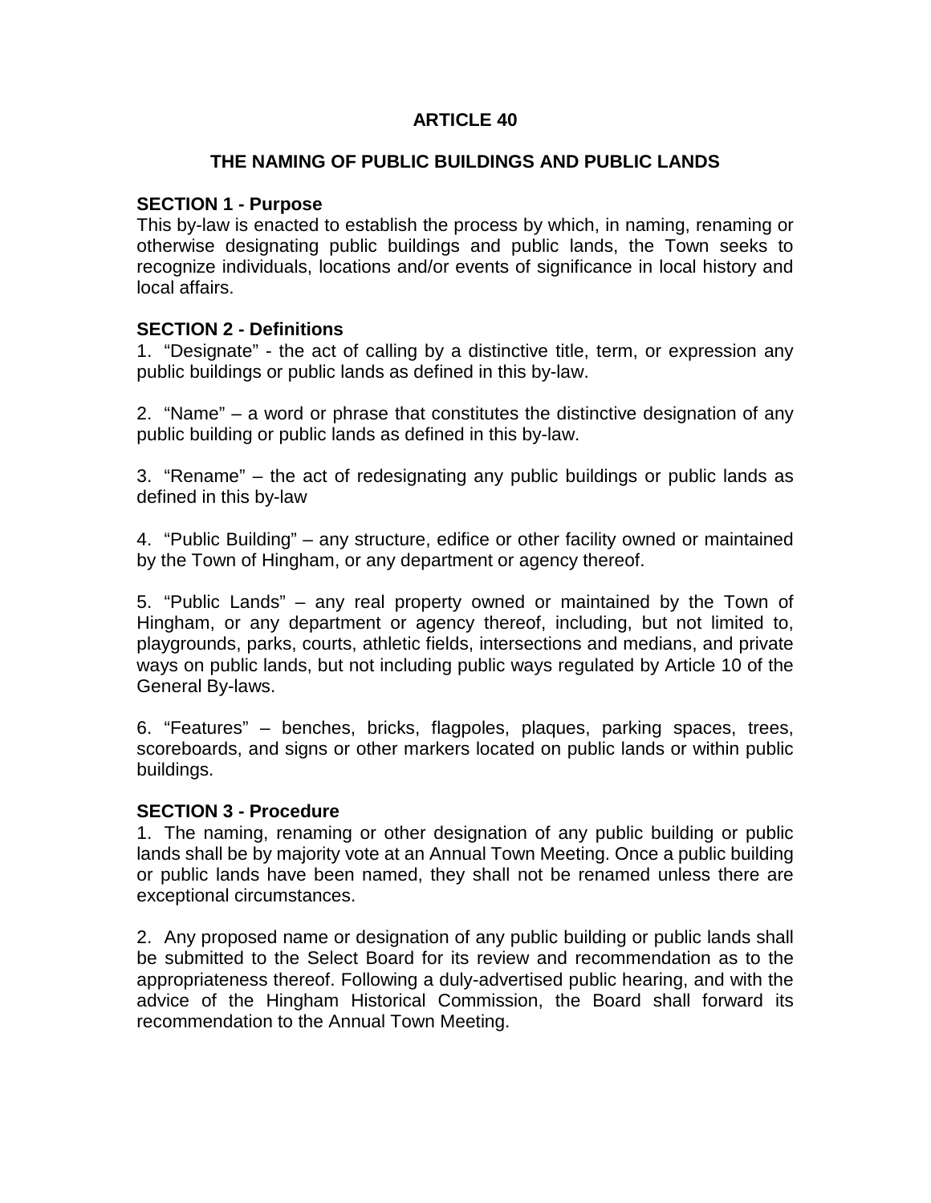## ARTICLE 40

### THE NAMING OF PUBLIC BUILDINGS AND PUBLIC LANDS

**SECTION 1 - Purpose**
This by-law is enacted to establish the process by which, in naming, renaming or otherwise designating public buildings and public lands, the Town seeks to recognize individuals, locations and/or events of significance in local history and local affairs.

**SECTION 2 - Definitions**
1. "Designate" - the act of calling by a distinctive title, term, or expression any public buildings or public lands as defined in this by-law.

2. "Name" – a word or phrase that constitutes the distinctive designation of any public building or public lands as defined in this by-law.

3. "Rename" – the act of redesignating any public buildings or public lands as defined in this by-law

4. "Public Building" – any structure, edifice or other facility owned or maintained by the Town of Hingham, or any department or agency thereof.

5. "Public Lands" – any real property owned or maintained by the Town of Hingham, or any department or agency thereof, including, but not limited to, playgrounds, parks, courts, athletic fields, intersections and medians, and private ways on public lands, but not including public ways regulated by Article 10 of the General By-laws.

6. "Features" – benches, bricks, flagpoles, plaques, parking spaces, trees, scoreboards, and signs or other markers located on public lands or within public buildings.

**SECTION 3 - Procedure**
1. The naming, renaming or other designation of any public building or public lands shall be by majority vote at an Annual Town Meeting. Once a public building or public lands have been named, they shall not be renamed unless there are exceptional circumstances.

2. Any proposed name or designation of any public building or public lands shall be submitted to the Select Board for its review and recommendation as to the appropriateness thereof. Following a duly-advertised public hearing, and with the advice of the Hingham Historical Commission, the Board shall forward its recommendation to the Annual Town Meeting.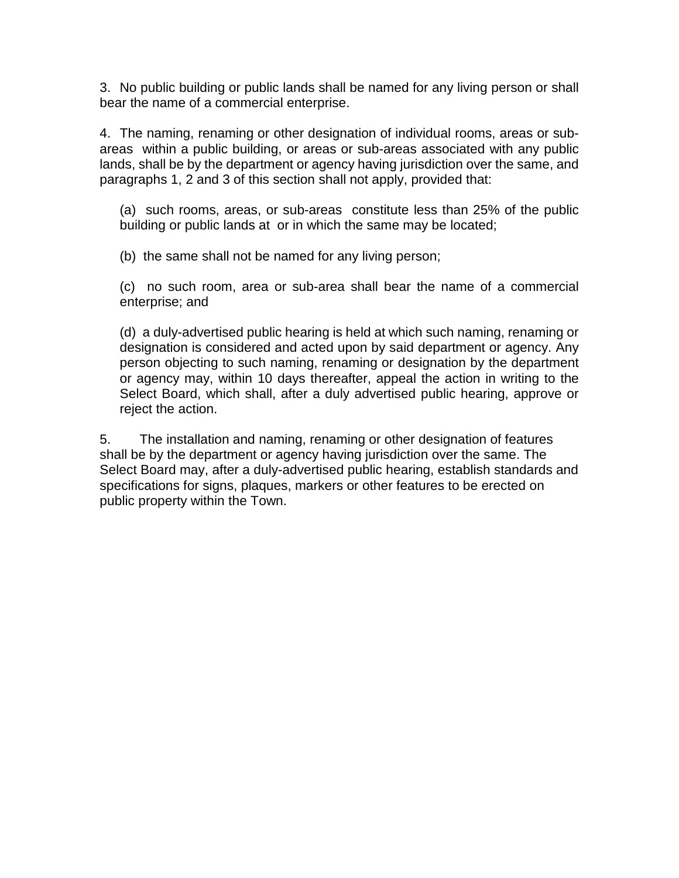3. No public building or public lands shall be named for any living person or shall bear the name of a commercial enterprise.

4. The naming, renaming or other designation of individual rooms, areas or sub-areas within a public building, or areas or sub-areas associated with any public lands, shall be by the department or agency having jurisdiction over the same, and paragraphs 1, 2 and 3 of this section shall not apply, provided that:

(a) such rooms, areas, or sub-areas constitute less than 25% of the public building or public lands at or in which the same may be located;

(b) the same shall not be named for any living person;

(c) no such room, area or sub-area shall bear the name of a commercial enterprise; and

(d) a duly-advertised public hearing is held at which such naming, renaming or designation is considered and acted upon by said department or agency. Any person objecting to such naming, renaming or designation by the department or agency may, within 10 days thereafter, appeal the action in writing to the Select Board, which shall, after a duly advertised public hearing, approve or reject the action.

5. The installation and naming, renaming or other designation of features shall be by the department or agency having jurisdiction over the same. The Select Board may, after a duly-advertised public hearing, establish standards and specifications for signs, plaques, markers or other features to be erected on public property within the Town.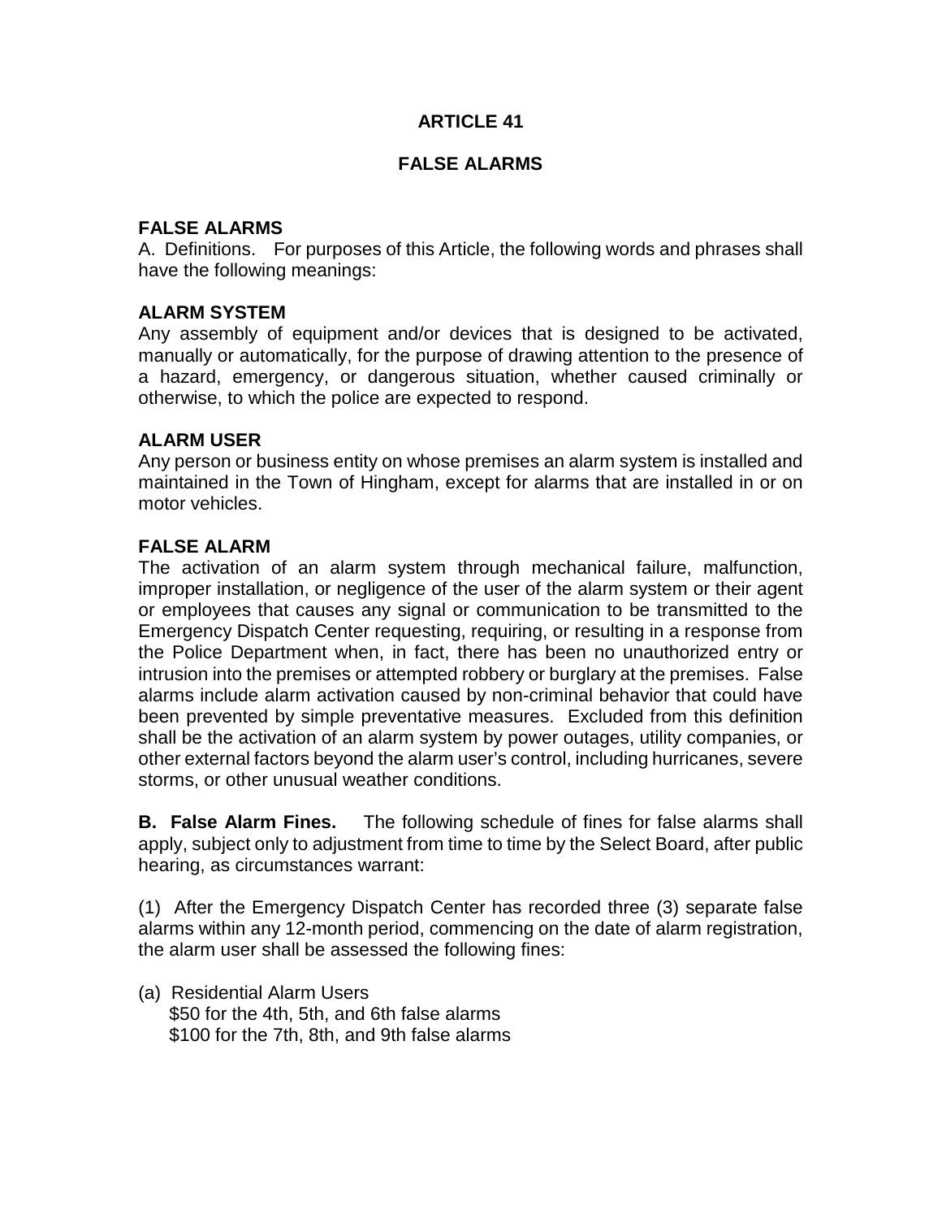# ARTICLE 41

## FALSE ALARMS

### FALSE ALARMS

A. Definitions. For purposes of this Article, the following words and phrases shall have the following meanings:

**ALARM SYSTEM**

Any assembly of equipment and/or devices that is designed to be activated, manually or automatically, for the purpose of drawing attention to the presence of a hazard, emergency, or dangerous situation, whether caused criminally or otherwise, to which the police are expected to respond.

**ALARM USER**

Any person or business entity on whose premises an alarm system is installed and maintained in the Town of Hingham, except for alarms that are installed in or on motor vehicles.

**FALSE ALARM**

The activation of an alarm system through mechanical failure, malfunction, improper installation, or negligence of the user of the alarm system or their agent or employees that causes any signal or communication to be transmitted to the Emergency Dispatch Center requesting, requiring, or resulting in a response from the Police Department when, in fact, there has been no unauthorized entry or intrusion into the premises or attempted robbery or burglary at the premises. False alarms include alarm activation caused by non-criminal behavior that could have been prevented by simple preventative measures. Excluded from this definition shall be the activation of an alarm system by power outages, utility companies, or other external factors beyond the alarm user's control, including hurricanes, severe storms, or other unusual weather conditions.

**B. False Alarm Fines.** The following schedule of fines for false alarms shall apply, subject only to adjustment from time to time by the Select Board, after public hearing, as circumstances warrant:

(1) After the Emergency Dispatch Center has recorded three (3) separate false alarms within any 12-month period, commencing on the date of alarm registration, the alarm user shall be assessed the following fines:

(a) Residential Alarm Users
  $50 for the 4th, 5th, and 6th false alarms
  $100 for the 7th, 8th, and 9th false alarms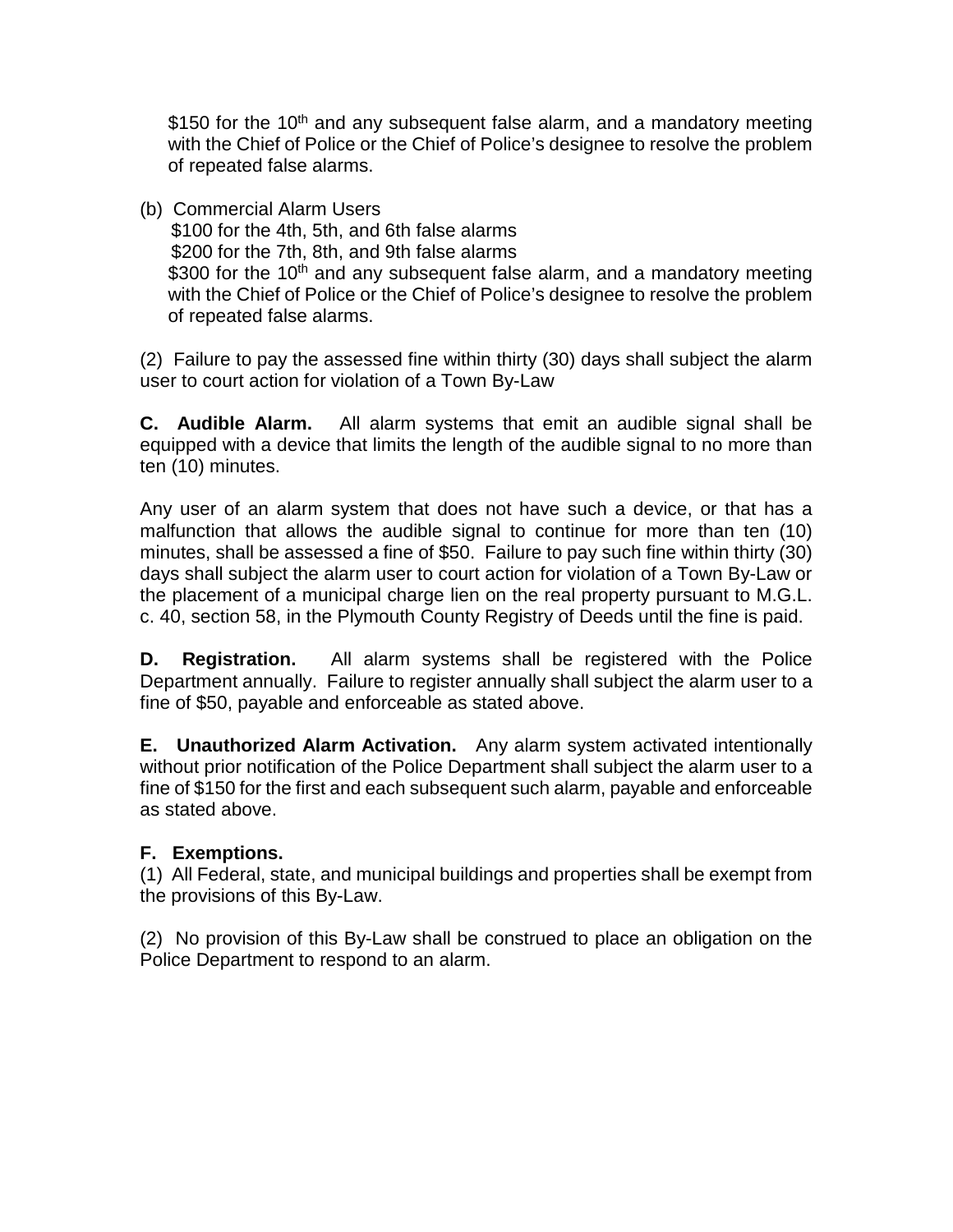$150 for the 10th and any subsequent false alarm, and a mandatory meeting with the Chief of Police or the Chief of Police's designee to resolve the problem of repeated false alarms.

(b) Commercial Alarm Users
$100 for the 4th, 5th, and 6th false alarms
$200 for the 7th, 8th, and 9th false alarms
$300 for the 10th and any subsequent false alarm, and a mandatory meeting with the Chief of Police or the Chief of Police's designee to resolve the problem of repeated false alarms.

(2) Failure to pay the assessed fine within thirty (30) days shall subject the alarm user to court action for violation of a Town By-Law

**C. Audible Alarm.** All alarm systems that emit an audible signal shall be equipped with a device that limits the length of the audible signal to no more than ten (10) minutes.

Any user of an alarm system that does not have such a device, or that has a malfunction that allows the audible signal to continue for more than ten (10) minutes, shall be assessed a fine of $50. Failure to pay such fine within thirty (30) days shall subject the alarm user to court action for violation of a Town By-Law or the placement of a municipal charge lien on the real property pursuant to M.G.L. c. 40, section 58, in the Plymouth County Registry of Deeds until the fine is paid.

**D. Registration.** All alarm systems shall be registered with the Police Department annually. Failure to register annually shall subject the alarm user to a fine of $50, payable and enforceable as stated above.

**E. Unauthorized Alarm Activation.** Any alarm system activated intentionally without prior notification of the Police Department shall subject the alarm user to a fine of $150 for the first and each subsequent such alarm, payable and enforceable as stated above.

**F. Exemptions.**
(1) All Federal, state, and municipal buildings and properties shall be exempt from the provisions of this By-Law.

(2) No provision of this By-Law shall be construed to place an obligation on the Police Department to respond to an alarm.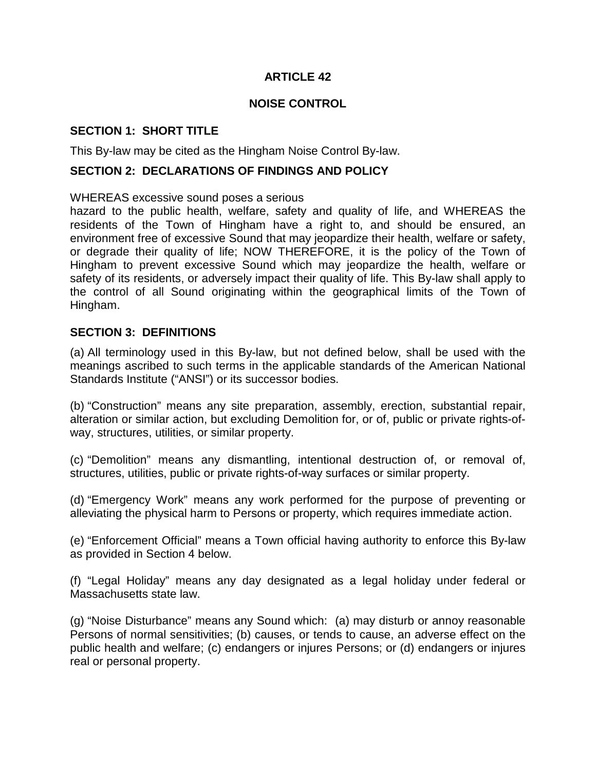# ARTICLE 42

## NOISE CONTROL

### SECTION 1: SHORT TITLE

This By-law may be cited as the Hingham Noise Control By-law.

### SECTION 2: DECLARATIONS OF FINDINGS AND POLICY

WHEREAS excessive sound poses a serious hazard to the public health, welfare, safety and quality of life, and WHEREAS the residents of the Town of Hingham have a right to, and should be ensured, an environment free of excessive Sound that may jeopardize their health, welfare or safety, or degrade their quality of life; NOW THEREFORE, it is the policy of the Town of Hingham to prevent excessive Sound which may jeopardize the health, welfare or safety of its residents, or adversely impact their quality of life. This By-law shall apply to the control of all Sound originating within the geographical limits of the Town of Hingham.

### SECTION 3: DEFINITIONS

(a) All terminology used in this By-law, but not defined below, shall be used with the meanings ascribed to such terms in the applicable standards of the American National Standards Institute ("ANSI") or its successor bodies.

(b) "Construction" means any site preparation, assembly, erection, substantial repair, alteration or similar action, but excluding Demolition for, or of, public or private rights-of-way, structures, utilities, or similar property.

(c) "Demolition" means any dismantling, intentional destruction of, or removal of, structures, utilities, public or private rights-of-way surfaces or similar property.

(d) "Emergency Work" means any work performed for the purpose of preventing or alleviating the physical harm to Persons or property, which requires immediate action.

(e) "Enforcement Official" means a Town official having authority to enforce this By-law as provided in Section 4 below.

(f) "Legal Holiday" means any day designated as a legal holiday under federal or Massachusetts state law.

(g) "Noise Disturbance" means any Sound which: (a) may disturb or annoy reasonable Persons of normal sensitivities; (b) causes, or tends to cause, an adverse effect on the public health and welfare; (c) endangers or injures Persons; or (d) endangers or injures real or personal property.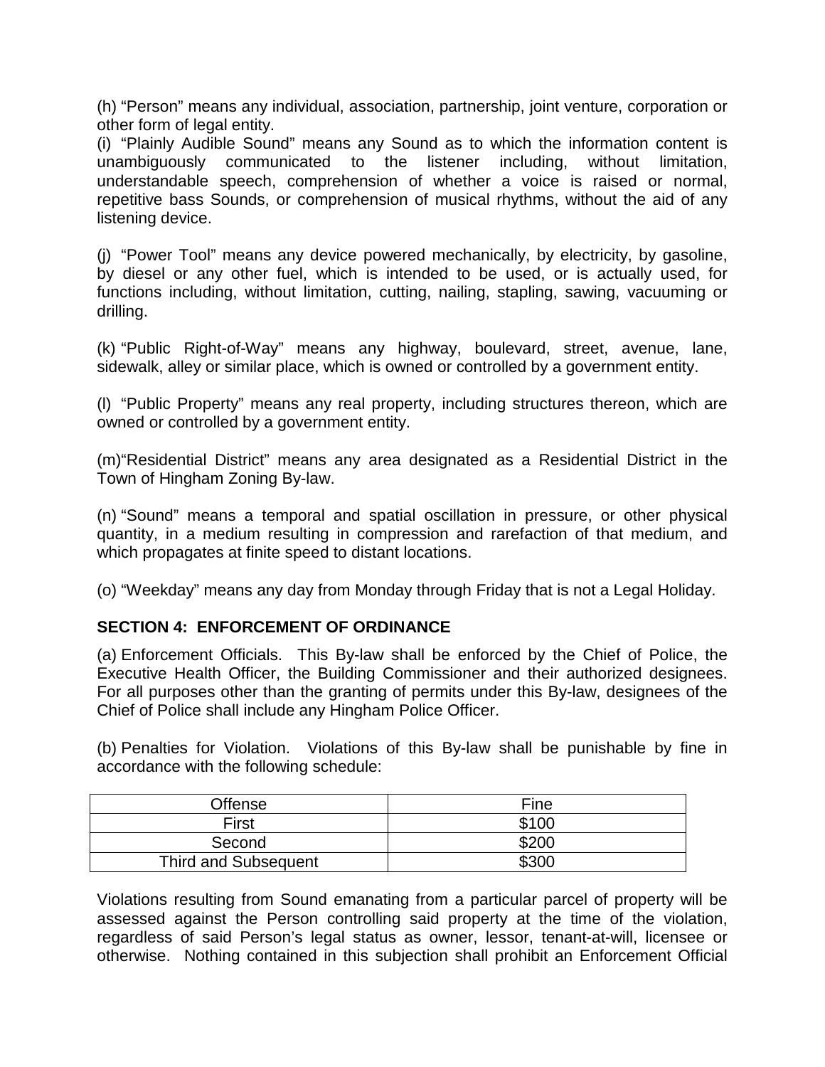(h) “Person” means any individual, association, partnership, joint venture, corporation or other form of legal entity.

(i) “Plainly Audible Sound” means any Sound as to which the information content is unambiguously communicated to the listener including, without limitation, understandable speech, comprehension of whether a voice is raised or normal, repetitive bass Sounds, or comprehension of musical rhythms, without the aid of any listening device.

(j) “Power Tool” means any device powered mechanically, by electricity, by gasoline, by diesel or any other fuel, which is intended to be used, or is actually used, for functions including, without limitation, cutting, nailing, stapling, sawing, vacuuming or drilling.

(k) “Public Right-of-Way” means any highway, boulevard, street, avenue, lane, sidewalk, alley or similar place, which is owned or controlled by a government entity.

(l) “Public Property” means any real property, including structures thereon, which are owned or controlled by a government entity.

(m)“Residential District” means any area designated as a Residential District in the Town of Hingham Zoning By-law.

(n) “Sound” means a temporal and spatial oscillation in pressure, or other physical quantity, in a medium resulting in compression and rarefaction of that medium, and which propagates at finite speed to distant locations.

(o) “Weekday” means any day from Monday through Friday that is not a Legal Holiday.

**SECTION 4: ENFORCEMENT OF ORDINANCE**

(a) Enforcement Officials. This By-law shall be enforced by the Chief of Police, the Executive Health Officer, the Building Commissioner and their authorized designees. For all purposes other than the granting of permits under this By-law, designees of the Chief of Police shall include any Hingham Police Officer.

(b) Penalties for Violation. Violations of this By-law shall be punishable by fine in accordance with the following schedule:

| Offense | Fine |
|---|---|
| First | $100 |
| Second | $200 |
| Third and Subsequent | $300 |

Violations resulting from Sound emanating from a particular parcel of property will be assessed against the Person controlling said property at the time of the violation, regardless of said Person’s legal status as owner, lessor, tenant-at-will, licensee or otherwise. Nothing contained in this subjection shall prohibit an Enforcement Official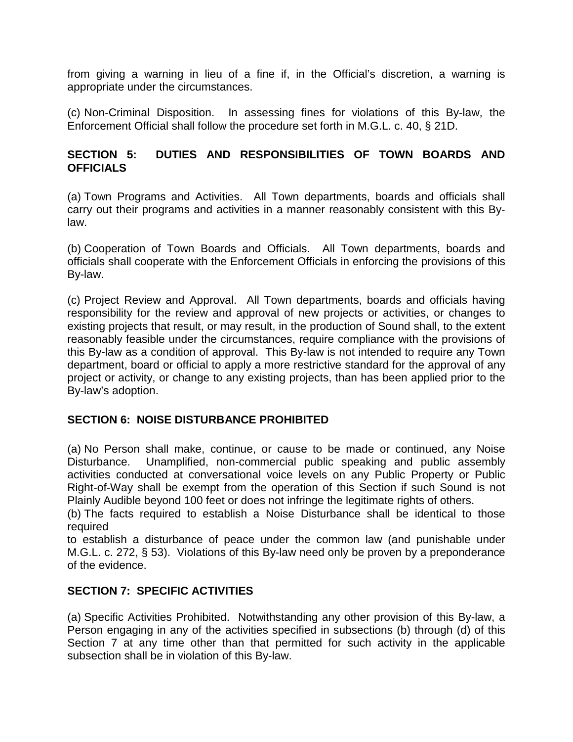from giving a warning in lieu of a fine if, in the Official's discretion, a warning is appropriate under the circumstances.

(c) Non-Criminal Disposition. In assessing fines for violations of this By-law, the Enforcement Official shall follow the procedure set forth in M.G.L. c. 40, § 21D.

## SECTION 5: DUTIES AND RESPONSIBILITIES OF TOWN BOARDS AND OFFICIALS

(a) Town Programs and Activities. All Town departments, boards and officials shall carry out their programs and activities in a manner reasonably consistent with this By-law.

(b) Cooperation of Town Boards and Officials. All Town departments, boards and officials shall cooperate with the Enforcement Officials in enforcing the provisions of this By-law.

(c) Project Review and Approval. All Town departments, boards and officials having responsibility for the review and approval of new projects or activities, or changes to existing projects that result, or may result, in the production of Sound shall, to the extent reasonably feasible under the circumstances, require compliance with the provisions of this By-law as a condition of approval. This By-law is not intended to require any Town department, board or official to apply a more restrictive standard for the approval of any project or activity, or change to any existing projects, than has been applied prior to the By-law's adoption.

## SECTION 6: NOISE DISTURBANCE PROHIBITED

(a) No Person shall make, continue, or cause to be made or continued, any Noise Disturbance. Unamplified, non-commercial public speaking and public assembly activities conducted at conversational voice levels on any Public Property or Public Right-of-Way shall be exempt from the operation of this Section if such Sound is not Plainly Audible beyond 100 feet or does not infringe the legitimate rights of others.

(b) The facts required to establish a Noise Disturbance shall be identical to those required to establish a disturbance of peace under the common law (and punishable under M.G.L. c. 272, § 53). Violations of this By-law need only be proven by a preponderance of the evidence.

## SECTION 7: SPECIFIC ACTIVITIES

(a) Specific Activities Prohibited. Notwithstanding any other provision of this By-law, a Person engaging in any of the activities specified in subsections (b) through (d) of this Section 7 at any time other than that permitted for such activity in the applicable subsection shall be in violation of this By-law.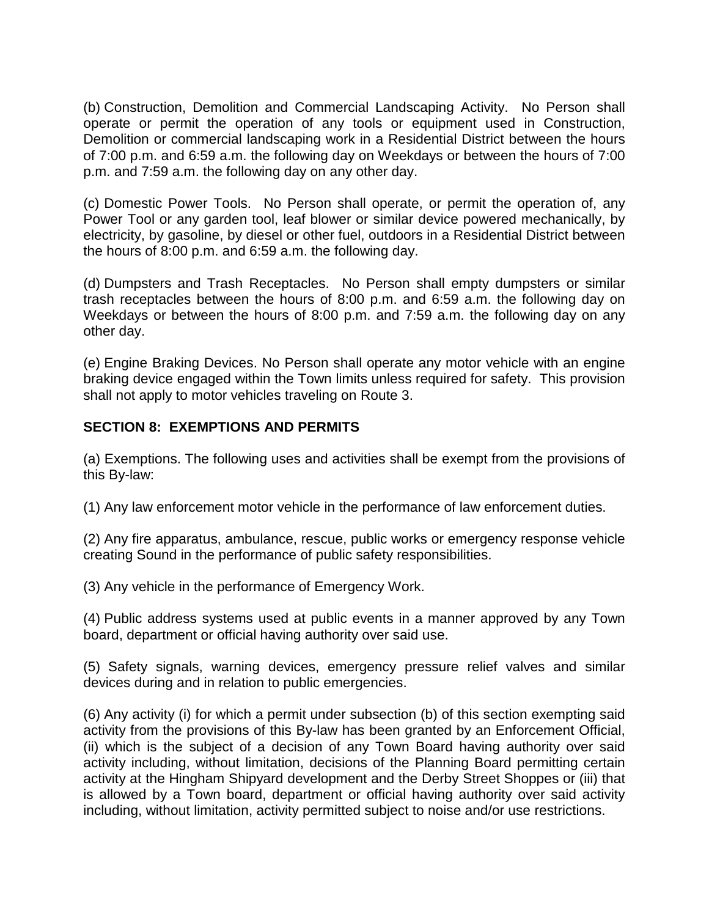(b) Construction, Demolition and Commercial Landscaping Activity. No Person shall operate or permit the operation of any tools or equipment used in Construction, Demolition or commercial landscaping work in a Residential District between the hours of 7:00 p.m. and 6:59 a.m. the following day on Weekdays or between the hours of 7:00 p.m. and 7:59 a.m. the following day on any other day.

(c) Domestic Power Tools. No Person shall operate, or permit the operation of, any Power Tool or any garden tool, leaf blower or similar device powered mechanically, by electricity, by gasoline, by diesel or other fuel, outdoors in a Residential District between the hours of 8:00 p.m. and 6:59 a.m. the following day.

(d) Dumpsters and Trash Receptacles. No Person shall empty dumpsters or similar trash receptacles between the hours of 8:00 p.m. and 6:59 a.m. the following day on Weekdays or between the hours of 8:00 p.m. and 7:59 a.m. the following day on any other day.

(e) Engine Braking Devices. No Person shall operate any motor vehicle with an engine braking device engaged within the Town limits unless required for safety. This provision shall not apply to motor vehicles traveling on Route 3.

**SECTION 8: EXEMPTIONS AND PERMITS**

(a) Exemptions. The following uses and activities shall be exempt from the provisions of this By-law:

(1) Any law enforcement motor vehicle in the performance of law enforcement duties.

(2) Any fire apparatus, ambulance, rescue, public works or emergency response vehicle creating Sound in the performance of public safety responsibilities.

(3) Any vehicle in the performance of Emergency Work.

(4) Public address systems used at public events in a manner approved by any Town board, department or official having authority over said use.

(5) Safety signals, warning devices, emergency pressure relief valves and similar devices during and in relation to public emergencies.

(6) Any activity (i) for which a permit under subsection (b) of this section exempting said activity from the provisions of this By-law has been granted by an Enforcement Official, (ii) which is the subject of a decision of any Town Board having authority over said activity including, without limitation, decisions of the Planning Board permitting certain activity at the Hingham Shipyard development and the Derby Street Shoppes or (iii) that is allowed by a Town board, department or official having authority over said activity including, without limitation, activity permitted subject to noise and/or use restrictions.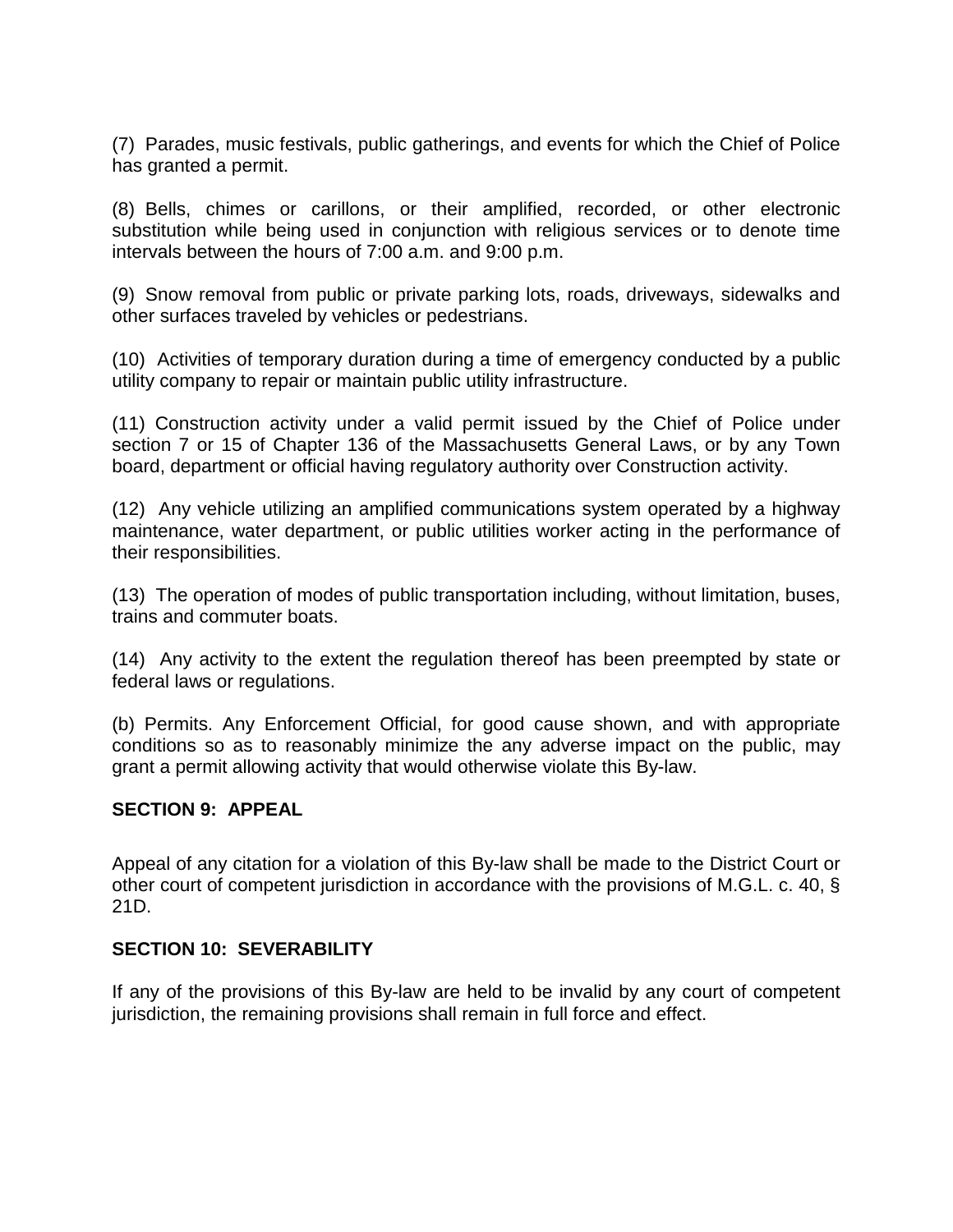(7) Parades, music festivals, public gatherings, and events for which the Chief of Police has granted a permit.

(8) Bells, chimes or carillons, or their amplified, recorded, or other electronic substitution while being used in conjunction with religious services or to denote time intervals between the hours of 7:00 a.m. and 9:00 p.m.

(9) Snow removal from public or private parking lots, roads, driveways, sidewalks and other surfaces traveled by vehicles or pedestrians.

(10) Activities of temporary duration during a time of emergency conducted by a public utility company to repair or maintain public utility infrastructure.

(11) Construction activity under a valid permit issued by the Chief of Police under section 7 or 15 of Chapter 136 of the Massachusetts General Laws, or by any Town board, department or official having regulatory authority over Construction activity.

(12) Any vehicle utilizing an amplified communications system operated by a highway maintenance, water department, or public utilities worker acting in the performance of their responsibilities.

(13) The operation of modes of public transportation including, without limitation, buses, trains and commuter boats.

(14) Any activity to the extent the regulation thereof has been preempted by state or federal laws or regulations.

(b) Permits. Any Enforcement Official, for good cause shown, and with appropriate conditions so as to reasonably minimize the any adverse impact on the public, may grant a permit allowing activity that would otherwise violate this By-law.

**SECTION 9: APPEAL**

Appeal of any citation for a violation of this By-law shall be made to the District Court or other court of competent jurisdiction in accordance with the provisions of M.G.L. c. 40, § 21D.

**SECTION 10: SEVERABILITY**

If any of the provisions of this By-law are held to be invalid by any court of competent jurisdiction, the remaining provisions shall remain in full force and effect.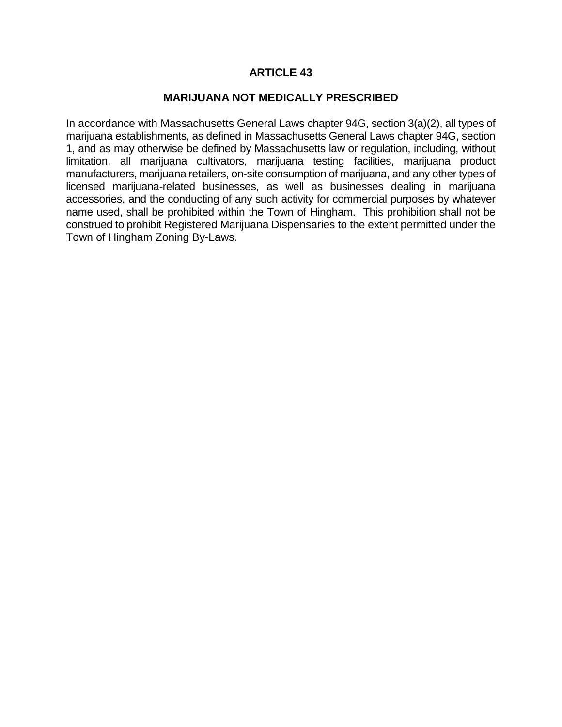# ARTICLE 43

## MARIJUANA NOT MEDICALLY PRESCRIBED

In accordance with Massachusetts General Laws chapter 94G, section 3(a)(2), all types of marijuana establishments, as defined in Massachusetts General Laws chapter 94G, section 1, and as may otherwise be defined by Massachusetts law or regulation, including, without limitation, all marijuana cultivators, marijuana testing facilities, marijuana product manufacturers, marijuana retailers, on-site consumption of marijuana, and any other types of licensed marijuana-related businesses, as well as businesses dealing in marijuana accessories, and the conducting of any such activity for commercial purposes by whatever name used, shall be prohibited within the Town of Hingham. This prohibition shall not be construed to prohibit Registered Marijuana Dispensaries to the extent permitted under the Town of Hingham Zoning By-Laws.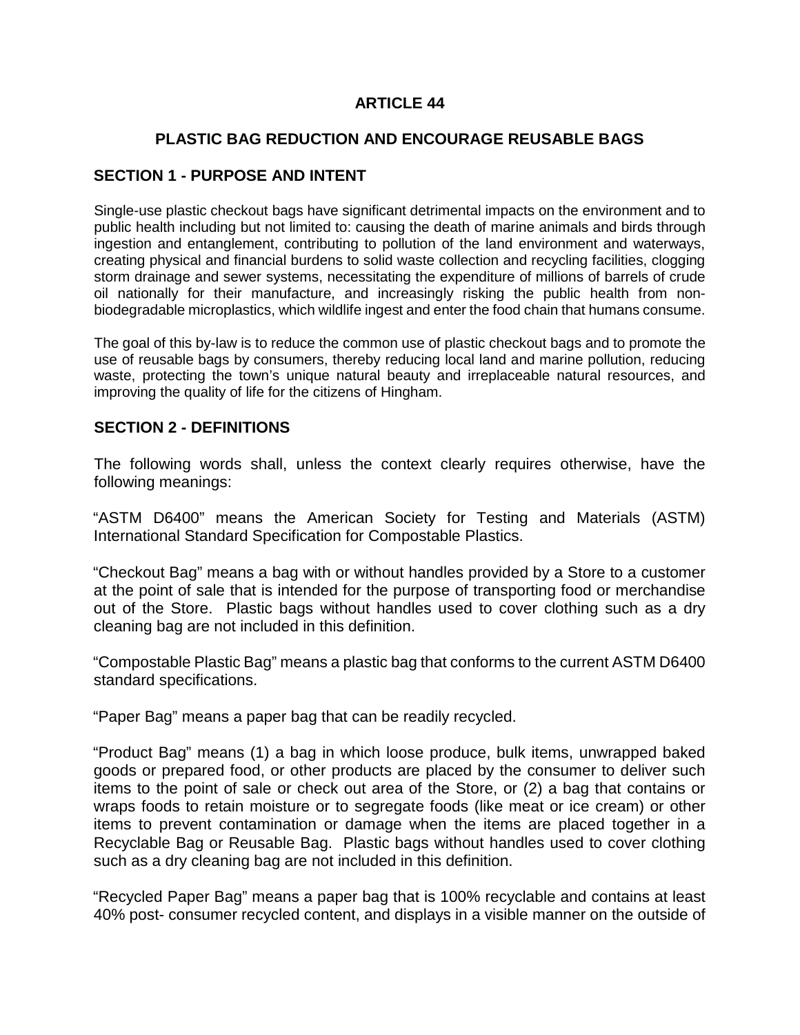# ARTICLE 44

## PLASTIC BAG REDUCTION AND ENCOURAGE REUSABLE BAGS

### SECTION 1 - PURPOSE AND INTENT

Single-use plastic checkout bags have significant detrimental impacts on the environment and to public health including but not limited to: causing the death of marine animals and birds through ingestion and entanglement, contributing to pollution of the land environment and waterways, creating physical and financial burdens to solid waste collection and recycling facilities, clogging storm drainage and sewer systems, necessitating the expenditure of millions of barrels of crude oil nationally for their manufacture, and increasingly risking the public health from non-biodegradable microplastics, which wildlife ingest and enter the food chain that humans consume.

The goal of this by-law is to reduce the common use of plastic checkout bags and to promote the use of reusable bags by consumers, thereby reducing local land and marine pollution, reducing waste, protecting the town's unique natural beauty and irreplaceable natural resources, and improving the quality of life for the citizens of Hingham.

### SECTION 2 - DEFINITIONS

The following words shall, unless the context clearly requires otherwise, have the following meanings:

"ASTM D6400" means the American Society for Testing and Materials (ASTM) International Standard Specification for Compostable Plastics.

"Checkout Bag" means a bag with or without handles provided by a Store to a customer at the point of sale that is intended for the purpose of transporting food or merchandise out of the Store. Plastic bags without handles used to cover clothing such as a dry cleaning bag are not included in this definition.

"Compostable Plastic Bag" means a plastic bag that conforms to the current ASTM D6400 standard specifications.

"Paper Bag" means a paper bag that can be readily recycled.

"Product Bag" means (1) a bag in which loose produce, bulk items, unwrapped baked goods or prepared food, or other products are placed by the consumer to deliver such items to the point of sale or check out area of the Store, or (2) a bag that contains or wraps foods to retain moisture or to segregate foods (like meat or ice cream) or other items to prevent contamination or damage when the items are placed together in a Recyclable Bag or Reusable Bag. Plastic bags without handles used to cover clothing such as a dry cleaning bag are not included in this definition.

"Recycled Paper Bag" means a paper bag that is 100% recyclable and contains at least 40% post- consumer recycled content, and displays in a visible manner on the outside of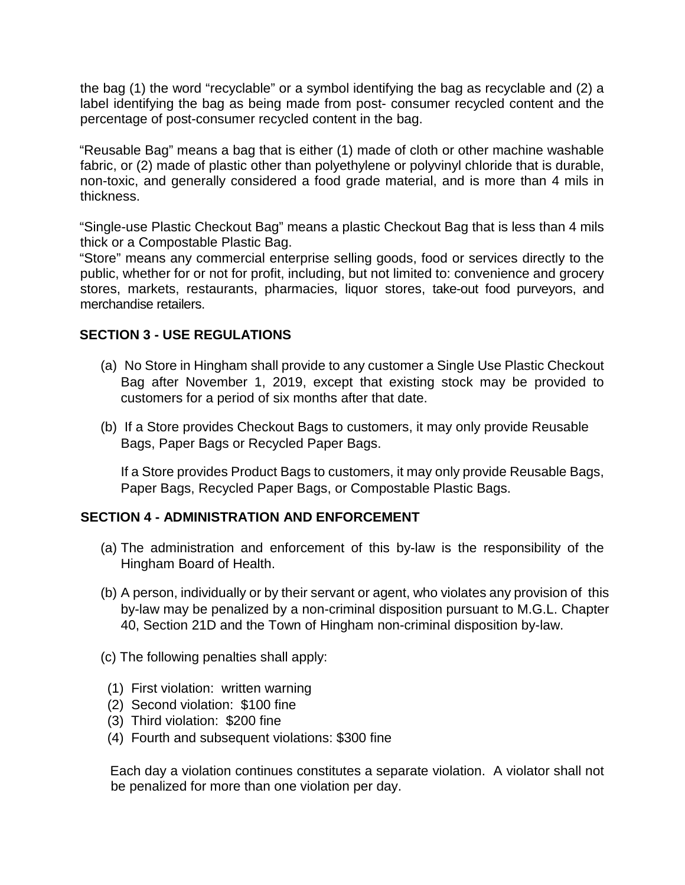the bag (1) the word "recyclable" or a symbol identifying the bag as recyclable and (2) a label identifying the bag as being made from post- consumer recycled content and the percentage of post-consumer recycled content in the bag.

"Reusable Bag" means a bag that is either (1) made of cloth or other machine washable fabric, or (2) made of plastic other than polyethylene or polyvinyl chloride that is durable, non-toxic, and generally considered a food grade material, and is more than 4 mils in thickness.

"Single-use Plastic Checkout Bag" means a plastic Checkout Bag that is less than 4 mils thick or a Compostable Plastic Bag.

"Store" means any commercial enterprise selling goods, food or services directly to the public, whether for or not for profit, including, but not limited to: convenience and grocery stores, markets, restaurants, pharmacies, liquor stores, take-out food purveyors, and merchandise retailers.

**SECTION 3 - USE REGULATIONS**

(a) No Store in Hingham shall provide to any customer a Single Use Plastic Checkout Bag after November 1, 2019, except that existing stock may be provided to customers for a period of six months after that date.

(b) If a Store provides Checkout Bags to customers, it may only provide Reusable Bags, Paper Bags or Recycled Paper Bags.

If a Store provides Product Bags to customers, it may only provide Reusable Bags, Paper Bags, Recycled Paper Bags, or Compostable Plastic Bags.

**SECTION 4 - ADMINISTRATION AND ENFORCEMENT**

(a) The administration and enforcement of this by-law is the responsibility of the Hingham Board of Health.

(b) A person, individually or by their servant or agent, who violates any provision of this by-law may be penalized by a non-criminal disposition pursuant to M.G.L. Chapter 40, Section 21D and the Town of Hingham non-criminal disposition by-law.

(c) The following penalties shall apply:

(1) First violation: written warning
(2) Second violation: $100 fine
(3) Third violation: $200 fine
(4) Fourth and subsequent violations: $300 fine

Each day a violation continues constitutes a separate violation. A violator shall not be penalized for more than one violation per day.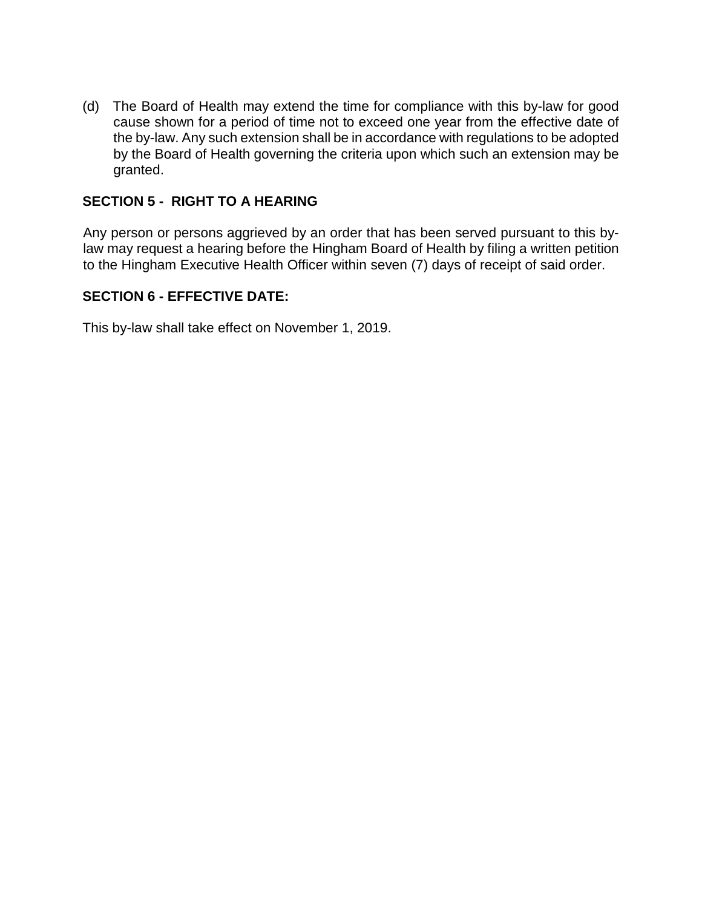(d) The Board of Health may extend the time for compliance with this by-law for good cause shown for a period of time not to exceed one year from the effective date of the by-law. Any such extension shall be in accordance with regulations to be adopted by the Board of Health governing the criteria upon which such an extension may be granted.

## SECTION 5 - RIGHT TO A HEARING

Any person or persons aggrieved by an order that has been served pursuant to this by-law may request a hearing before the Hingham Board of Health by filing a written petition to the Hingham Executive Health Officer within seven (7) days of receipt of said order.

## SECTION 6 - EFFECTIVE DATE:

This by-law shall take effect on November 1, 2019.